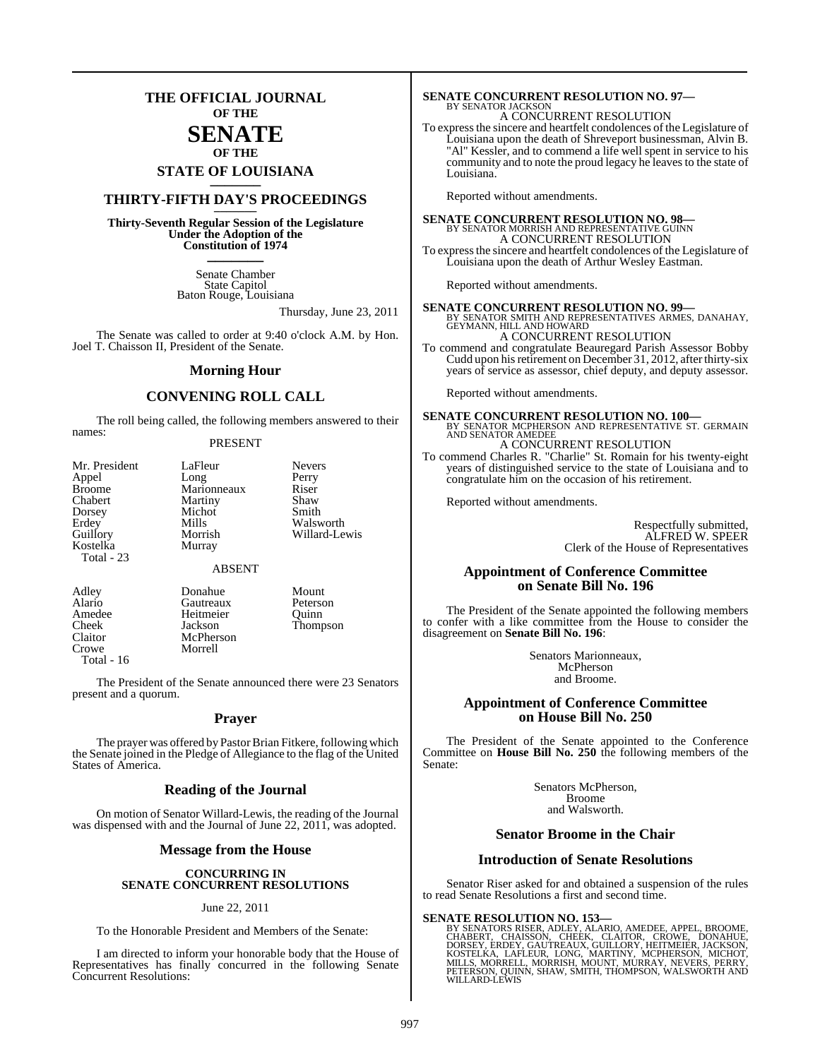# THE OFFICIAL JOURNAL OF THE SENATE OF THE STATE OF LOUISIANA

## THIRTY-FIFTH DAY'S PROCEEDINGS

**Thirty-Seventh Regular Session of the Legislature Under the Adoption of the Constitution of 1974**

Senate Chamber
State Capitol
Baton Rouge, Louisiana

Thursday, June 23, 2011

The Senate was called to order at 9:40 o'clock A.M. by Hon. Joel T. Chaisson II, President of the Senate.

## Morning Hour

## CONVENING ROLL CALL

The roll being called, the following members answered to their names:

PRESENT

| | | |
|---|---|---|
| Mr. President | LaFleur | Nevers |
| Appel | Long | Perry |
| Broome | Marionneaux | Riser |
| Chabert | Martiny | Shaw |
| Dorsey | Michot | Smith |
| Erdey | Mills | Walsworth |
| Guillory | Morrish | Willard-Lewis |
| Kostelka | Murray | |

Total - 23

ABSENT

| | | |
|---|---|---|
| Adley | Donahue | Mount |
| Alario | Gautreaux | Peterson |
| Amedee | Heitmeier | Quinn |
| Cheek | Jackson | Thompson |
| Claitor | McPherson | |
| Crowe | Morrell | |

Total - 16

The President of the Senate announced there were 23 Senators present and a quorum.

## Prayer

The prayer was offered by Pastor Brian Fitkere, following which the Senate joined in the Pledge of Allegiance to the flag of the United States of America.

## Reading of the Journal

On motion of Senator Willard-Lewis, the reading of the Journal was dispensed with and the Journal of June 22, 2011, was adopted.

## Message from the House

**CONCURRING IN SENATE CONCURRENT RESOLUTIONS**

June 22, 2011

To the Honorable President and Members of the Senate:

I am directed to inform your honorable body that the House of Representatives has finally concurred in the following Senate Concurrent Resolutions:

**SENATE CONCURRENT RESOLUTION NO. 97—**
BY SENATOR JACKSON
A CONCURRENT RESOLUTION
To express the sincere and heartfelt condolences of the Legislature of Louisiana upon the death of Shreveport businessman, Alvin B. "Al" Kessler, and to commend a life well spent in service to his community and to note the proud legacy he leaves to the state of Louisiana.

Reported without amendments.

**SENATE CONCURRENT RESOLUTION NO. 98—**
BY SENATOR MORRISH AND REPRESENTATIVE GUINN
A CONCURRENT RESOLUTION
To express the sincere and heartfelt condolences of the Legislature of Louisiana upon the death of Arthur Wesley Eastman.

Reported without amendments.

**SENATE CONCURRENT RESOLUTION NO. 99—**
BY SENATOR SMITH AND REPRESENTATIVES ARMES, DANAHAY, GEYMANN, HILL AND HOWARD
A CONCURRENT RESOLUTION
To commend and congratulate Beauregard Parish Assessor Bobby Cudd upon his retirement on December 31, 2012, after thirty-six years of service as assessor, chief deputy, and deputy assessor.

Reported without amendments.

**SENATE CONCURRENT RESOLUTION NO. 100—**
BY SENATOR MCPHERSON AND REPRESENTATIVE ST. GERMAIN AND SENATOR AMEDEE
A CONCURRENT RESOLUTION
To commend Charles R. "Charlie" St. Romain for his twenty-eight years of distinguished service to the state of Louisiana and to congratulate him on the occasion of his retirement.

Reported without amendments.

Respectfully submitted,
ALFRED W. SPEER
Clerk of the House of Representatives

## Appointment of Conference Committee on Senate Bill No. 196

The President of the Senate appointed the following members to confer with a like committee from the House to consider the disagreement on **Senate Bill No. 196**:

Senators Marionneaux,
McPherson
and Broome.

## Appointment of Conference Committee on House Bill No. 250

The President of the Senate appointed to the Conference Committee on **House Bill No. 250** the following members of the Senate:

Senators McPherson,
Broome
and Walsworth.

## Senator Broome in the Chair

## Introduction of Senate Resolutions

Senator Riser asked for and obtained a suspension of the rules to read Senate Resolutions a first and second time.

**SENATE RESOLUTION NO. 153—**
BY SENATORS RISER, ADLEY, ALARIO, AMEDEE, APPEL, BROOME, CHABERT, CHAISSON, CHEEK, CLAITOR, CROWE, DONAHUE, DORSEY, ERDEY, GAUTREAUX, GUILLORY, HEITMEIER, JACKSON, KOSTELKA, LAFLEUR, LONG, MARTINY, MCPHERSON, MICHOT, MILLS, MORRELL, MORRISH, MOUNT, MURRAY, NEVERS, PERRY, PETERSON, QUINN, SHAW, SMITH, THOMPSON, WALSWORTH AND WILLARD-LEWIS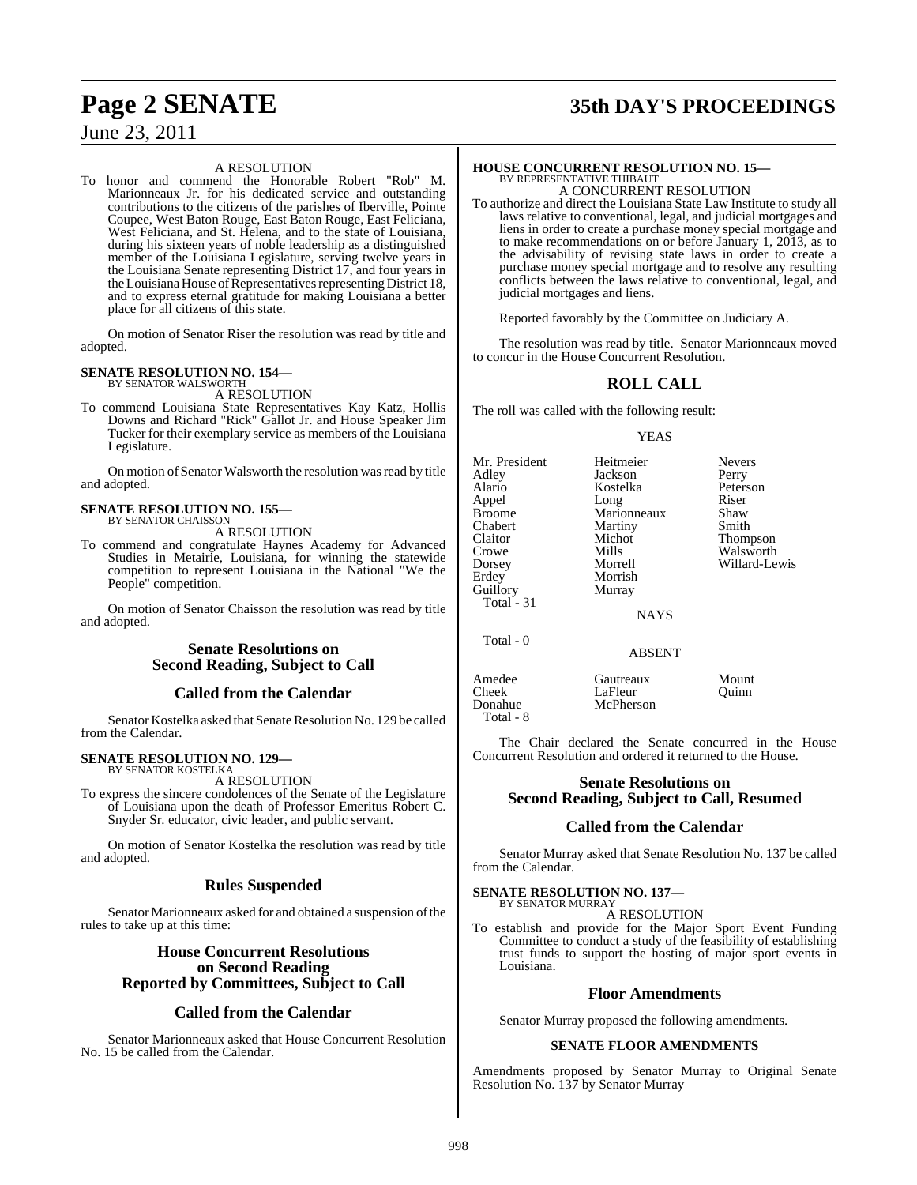A RESOLUTION

To honor and commend the Honorable Robert "Rob" M. Marionneaux Jr. for his dedicated service and outstanding contributions to the citizens of the parishes of Iberville, Pointe Coupee, West Baton Rouge, East Baton Rouge, East Feliciana, West Feliciana, and St. Helena, and to the state of Louisiana, during his sixteen years of noble leadership as a distinguished member of the Louisiana Legislature, serving twelve years in the Louisiana Senate representing District 17, and four years in the Louisiana House of Representatives representing District 18, and to express eternal gratitude for making Louisiana a better place for all citizens of this state.

On motion of Senator Riser the resolution was read by title and adopted.

**SENATE RESOLUTION NO. 154—**
BY SENATOR WALSWORTH

A RESOLUTION

To commend Louisiana State Representatives Kay Katz, Hollis Downs and Richard "Rick" Gallot Jr. and House Speaker Jim Tucker for their exemplary service as members of the Louisiana Legislature.

On motion of Senator Walsworth the resolution was read by title and adopted.

**SENATE RESOLUTION NO. 155—**
BY SENATOR CHAISSON

A RESOLUTION

To commend and congratulate Haynes Academy for Advanced Studies in Metairie, Louisiana, for winning the statewide competition to represent Louisiana in the National "We the People" competition.

On motion of Senator Chaisson the resolution was read by title and adopted.

## Senate Resolutions on Second Reading, Subject to Call

## Called from the Calendar

Senator Kostelka asked that Senate Resolution No. 129 be called from the Calendar.

**SENATE RESOLUTION NO. 129—**
BY SENATOR KOSTELKA

A RESOLUTION

To express the sincere condolences of the Senate of the Legislature of Louisiana upon the death of Professor Emeritus Robert C. Snyder Sr. educator, civic leader, and public servant.

On motion of Senator Kostelka the resolution was read by title and adopted.

## Rules Suspended

Senator Marionneaux asked for and obtained a suspension of the rules to take up at this time:

## House Concurrent Resolutions on Second Reading Reported by Committees, Subject to Call

## Called from the Calendar

Senator Marionneaux asked that House Concurrent Resolution No. 15 be called from the Calendar.

**HOUSE CONCURRENT RESOLUTION NO. 15—**
BY REPRESENTATIVE THIBAUT

A CONCURRENT RESOLUTION

To authorize and direct the Louisiana State Law Institute to study all laws relative to conventional, legal, and judicial mortgages and liens in order to create a purchase money special mortgage and to make recommendations on or before January 1, 2013, as to the advisability of revising state laws in order to create a purchase money special mortgage and to resolve any resulting conflicts between the laws relative to conventional, legal, and judicial mortgages and liens.

Reported favorably by the Committee on Judiciary A.

The resolution was read by title. Senator Marionneaux moved to concur in the House Concurrent Resolution.

## ROLL CALL

The roll was called with the following result:

YEAS

| | | |
|---|---|---|
| Mr. President | Heitmeier | Nevers |
| Adley | Jackson | Perry |
| Alario | Kostelka | Peterson |
| Appel | Long | Riser |
| Broome | Marionneaux | Shaw |
| Chabert | Martiny | Smith |
| Claitor | Michot | Thompson |
| Crowe | Mills | Walsworth |
| Dorsey | Morrell | Willard-Lewis |
| Erdey | Morrish | |
| Guillory | Murray | |

Total - 31

NAYS

Total - 0

ABSENT

| | | |
|---|---|---|
| Amedee | Gautreaux | Mount |
| Cheek | LaFleur | Quinn |
| Donahue | McPherson | |

Total - 8

The Chair declared the Senate concurred in the House Concurrent Resolution and ordered it returned to the House.

## Senate Resolutions on Second Reading, Subject to Call, Resumed

## Called from the Calendar

Senator Murray asked that Senate Resolution No. 137 be called from the Calendar.

**SENATE RESOLUTION NO. 137—**
BY SENATOR MURRAY

A RESOLUTION

To establish and provide for the Major Sport Event Funding Committee to conduct a study of the feasibility of establishing trust funds to support the hosting of major sport events in Louisiana.

## Floor Amendments

Senator Murray proposed the following amendments.

**SENATE FLOOR AMENDMENTS**

Amendments proposed by Senator Murray to Original Senate Resolution No. 137 by Senator Murray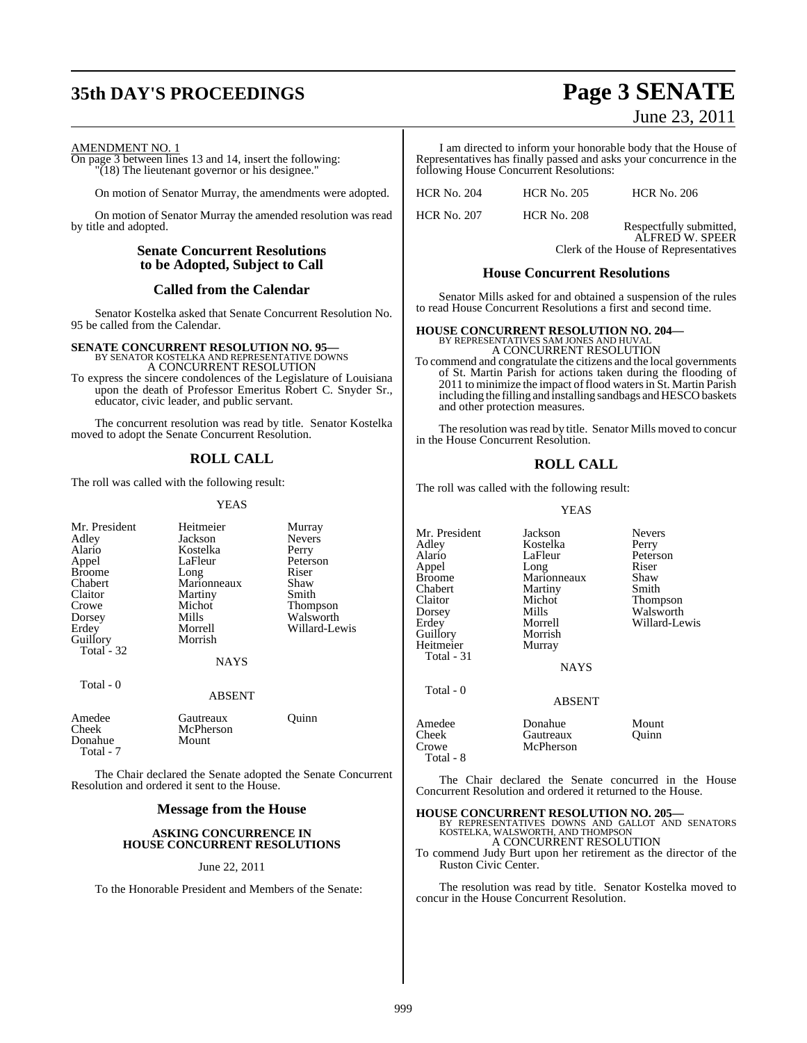AMENDMENT NO. 1

On page 3 between lines 13 and 14, insert the following:
"(18) The lieutenant governor or his designee."

On motion of Senator Murray, the amendments were adopted.

On motion of Senator Murray the amended resolution was read by title and adopted.

## Senate Concurrent Resolutions to be Adopted, Subject to Call

## Called from the Calendar

Senator Kostelka asked that Senate Concurrent Resolution No. 95 be called from the Calendar.

**SENATE CONCURRENT RESOLUTION NO. 95—**
BY SENATOR KOSTELKA AND REPRESENTATIVE DOWNS
A CONCURRENT RESOLUTION

To express the sincere condolences of the Legislature of Louisiana upon the death of Professor Emeritus Robert C. Snyder Sr., educator, civic leader, and public servant.

The concurrent resolution was read by title. Senator Kostelka moved to adopt the Senate Concurrent Resolution.

## ROLL CALL

The roll was called with the following result:

YEAS

| | | |
|---|---|---|
| Mr. President | Heitmeier | Murray |
| Adley | Jackson | Nevers |
| Alario | Kostelka | Perry |
| Appel | LaFleur | Peterson |
| Broome | Long | Riser |
| Chabert | Marionneaux | Shaw |
| Claitor | Martiny | Smith |
| Crowe | Michot | Thompson |
| Dorsey | Mills | Walsworth |
| Erdey | Morrell | Willard-Lewis |
| Guillory | Morrish | |

Total - 32

NAYS

Total - 0

ABSENT

| | | |
|---|---|---|
| Amedee | Gautreaux | Quinn |
| Cheek | McPherson | |
| Donahue | Mount | |

Total - 7

The Chair declared the Senate adopted the Senate Concurrent Resolution and ordered it sent to the House.

## Message from the House

**ASKING CONCURRENCE IN HOUSE CONCURRENT RESOLUTIONS**

June 22, 2011

To the Honorable President and Members of the Senate:

I am directed to inform your honorable body that the House of Representatives has finally passed and asks your concurrence in the following House Concurrent Resolutions:

| | | |
|---|---|---|
| HCR No. 204 | HCR No. 205 | HCR No. 206 |
| HCR No. 207 | HCR No. 208 | |

Respectfully submitted,
ALFRED W. SPEER
Clerk of the House of Representatives

## House Concurrent Resolutions

Senator Mills asked for and obtained a suspension of the rules to read House Concurrent Resolutions a first and second time.

**HOUSE CONCURRENT RESOLUTION NO. 204—**
BY REPRESENTATIVES SAM JONES AND HUVAL
A CONCURRENT RESOLUTION

To commend and congratulate the citizens and the local governments of St. Martin Parish for actions taken during the flooding of 2011 to minimize the impact of flood waters in St. Martin Parish including the filling and installing sandbags and HESCO baskets and other protection measures.

The resolution was read by title. Senator Mills moved to concur in the House Concurrent Resolution.

## ROLL CALL

The roll was called with the following result:

YEAS

| | | |
|---|---|---|
| Mr. President | Jackson | Nevers |
| Adley | Kostelka | Perry |
| Alario | LaFleur | Peterson |
| Appel | Long | Riser |
| Broome | Marionneaux | Shaw |
| Chabert | Martiny | Smith |
| Claitor | Michot | Thompson |
| Dorsey | Mills | Walsworth |
| Erdey | Morrell | Willard-Lewis |
| Guillory | Morrish | |
| Heitmeier | Murray | |

Total - 31

NAYS

Total - 0

ABSENT

| | | |
|---|---|---|
| Amedee | Donahue | Mount |
| Cheek | Gautreaux | Quinn |
| Crowe | McPherson | |

Total - 8

The Chair declared the Senate concurred in the House Concurrent Resolution and ordered it returned to the House.

**HOUSE CONCURRENT RESOLUTION NO. 205—**
BY REPRESENTATIVES DOWNS AND GALLOT AND SENATORS KOSTELKA, WALSWORTH, AND THOMPSON
A CONCURRENT RESOLUTION

To commend Judy Burt upon her retirement as the director of the Ruston Civic Center.

The resolution was read by title. Senator Kostelka moved to concur in the House Concurrent Resolution.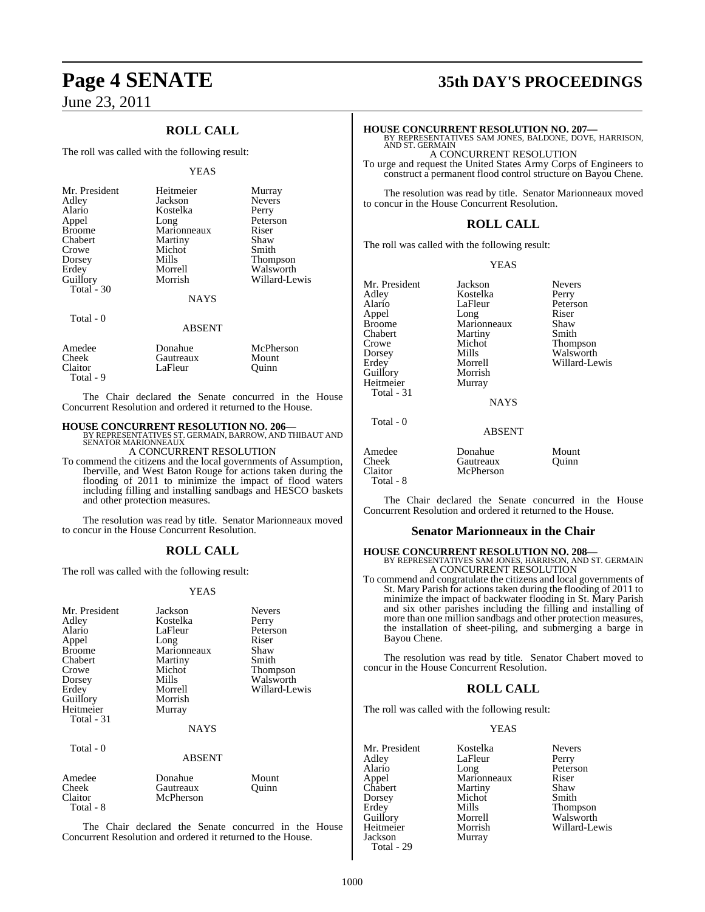## ROLL CALL

The roll was called with the following result:

YEAS

| | | |
|---|---|---|
| Mr. President | Heitmeier | Murray |
| Adley | Jackson | Nevers |
| Alario | Kostelka | Perry |
| Appel | Long | Peterson |
| Broome | Marionneaux | Riser |
| Chabert | Martiny | Shaw |
| Crowe | Michot | Smith |
| Dorsey | Mills | Thompson |
| Erdey | Morrell | Walsworth |
| Guillory | Morrish | Willard-Lewis |
| Total - 30 | | |

NAYS

Total - 0

ABSENT

| | | |
|---|---|---|
| Amedee | Donahue | McPherson |
| Cheek | Gautreaux | Mount |
| Claitor | LaFleur | Quinn |
| Total - 9 | | |

The Chair declared the Senate concurred in the House Concurrent Resolution and ordered it returned to the House.

**HOUSE CONCURRENT RESOLUTION NO. 206—**
BY REPRESENTATIVES ST. GERMAIN, BARROW, AND THIBAUT AND SENATOR MARIONNEAUX

A CONCURRENT RESOLUTION

To commend the citizens and the local governments of Assumption, Iberville, and West Baton Rouge for actions taken during the flooding of 2011 to minimize the impact of flood waters including filling and installing sandbags and HESCO baskets and other protection measures.

The resolution was read by title. Senator Marionneaux moved to concur in the House Concurrent Resolution.

## ROLL CALL

The roll was called with the following result:

YEAS

| | | |
|---|---|---|
| Mr. President | Jackson | Nevers |
| Adley | Kostelka | Perry |
| Alario | LaFleur | Peterson |
| Appel | Long | Riser |
| Broome | Marionneaux | Shaw |
| Chabert | Martiny | Smith |
| Crowe | Michot | Thompson |
| Dorsey | Mills | Walsworth |
| Erdey | Morrell | Willard-Lewis |
| Guillory | Morrish | |
| Heitmeier | Murray | |
| Total - 31 | | |

NAYS

Total - 0

ABSENT

| | | |
|---|---|---|
| Amedee | Donahue | Mount |
| Cheek | Gautreaux | Quinn |
| Claitor | McPherson | |
| Total - 8 | | |

The Chair declared the Senate concurred in the House Concurrent Resolution and ordered it returned to the House.

**HOUSE CONCURRENT RESOLUTION NO. 207—**
BY REPRESENTATIVES SAM JONES, BALDONE, DOVE, HARRISON, AND ST. GERMAIN

A CONCURRENT RESOLUTION

To urge and request the United States Army Corps of Engineers to construct a permanent flood control structure on Bayou Chene.

The resolution was read by title. Senator Marionneaux moved to concur in the House Concurrent Resolution.

## ROLL CALL

The roll was called with the following result:

YEAS

| | | |
|---|---|---|
| Mr. President | Jackson | Nevers |
| Adley | Kostelka | Perry |
| Alario | LaFleur | Peterson |
| Appel | Long | Riser |
| Broome | Marionneaux | Shaw |
| Chabert | Martiny | Smith |
| Crowe | Michot | Thompson |
| Dorsey | Mills | Walsworth |
| Erdey | Morrell | Willard-Lewis |
| Guillory | Morrish | |
| Heitmeier | Murray | |
| Total - 31 | | |

NAYS

Total - 0

ABSENT

| | | |
|---|---|---|
| Amedee | Donahue | Mount |
| Cheek | Gautreaux | Quinn |
| Claitor | McPherson | |
| Total - 8 | | |

The Chair declared the Senate concurred in the House Concurrent Resolution and ordered it returned to the House.

## Senator Marionneaux in the Chair

**HOUSE CONCURRENT RESOLUTION NO. 208—**
BY REPRESENTATIVES SAM JONES, HARRISON, AND ST. GERMAIN

A CONCURRENT RESOLUTION

To commend and congratulate the citizens and local governments of St. Mary Parish for actions taken during the flooding of 2011 to minimize the impact of backwater flooding in St. Mary Parish and six other parishes including the filling and installing of more than one million sandbags and other protection measures, the installation of sheet-piling, and submerging a barge in Bayou Chene.

The resolution was read by title. Senator Chabert moved to concur in the House Concurrent Resolution.

## ROLL CALL

The roll was called with the following result:

YEAS

| | | |
|---|---|---|
| Mr. President | Kostelka | Nevers |
| Adley | LaFleur | Perry |
| Alario | Long | Peterson |
| Appel | Marionneaux | Riser |
| Chabert | Martiny | Shaw |
| Dorsey | Michot | Smith |
| Erdey | Mills | Thompson |
| Guillory | Morrell | Walsworth |
| Heitmeier | Morrish | Willard-Lewis |
| Jackson | Murray | |
| Total - 29 | | |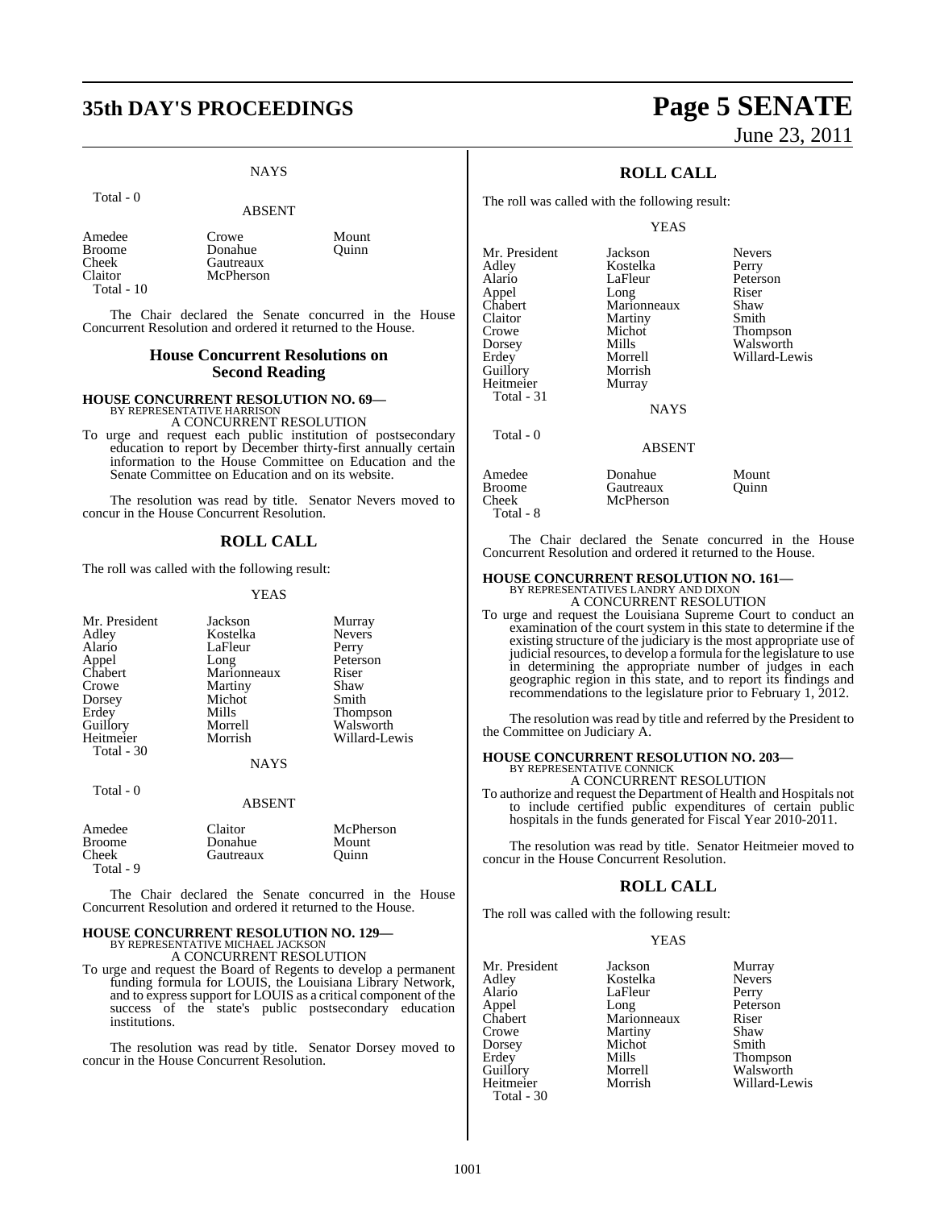NAYS

Total - 0

ABSENT

| | | |
|---|---|---|
| Amedee | Crowe | Mount |
| Broome | Donahue | Quinn |
| Cheek | Gautreaux | |
| Claitor | McPherson | |
| Total - 10 | | |

The Chair declared the Senate concurred in the House Concurrent Resolution and ordered it returned to the House.

## House Concurrent Resolutions on Second Reading

**HOUSE CONCURRENT RESOLUTION NO. 69—**
BY REPRESENTATIVE HARRISON
A CONCURRENT RESOLUTION

To urge and request each public institution of postsecondary education to report by December thirty-first annually certain information to the House Committee on Education and the Senate Committee on Education and on its website.

The resolution was read by title. Senator Nevers moved to concur in the House Concurrent Resolution.

## ROLL CALL

The roll was called with the following result:

YEAS

| | | |
|---|---|---|
| Mr. President | Jackson | Murray |
| Adley | Kostelka | Nevers |
| Alario | LaFleur | Perry |
| Appel | Long | Peterson |
| Chabert | Marionneaux | Riser |
| Crowe | Martiny | Shaw |
| Dorsey | Michot | Smith |
| Erdey | Mills | Thompson |
| Guillory | Morrell | Walsworth |
| Heitmeier | Morrish | Willard-Lewis |
| Total - 30 | | |

NAYS

Total - 0

ABSENT

| | | |
|---|---|---|
| Amedee | Claitor | McPherson |
| Broome | Donahue | Mount |
| Cheek | Gautreaux | Quinn |
| Total - 9 | | |

The Chair declared the Senate concurred in the House Concurrent Resolution and ordered it returned to the House.

**HOUSE CONCURRENT RESOLUTION NO. 129—**
BY REPRESENTATIVE MICHAEL JACKSON
A CONCURRENT RESOLUTION

To urge and request the Board of Regents to develop a permanent funding formula for LOUIS, the Louisiana Library Network, and to express support for LOUIS as a critical component of the success of the state's public postsecondary education institutions.

The resolution was read by title. Senator Dorsey moved to concur in the House Concurrent Resolution.

## ROLL CALL

The roll was called with the following result:

YEAS

| | | |
|---|---|---|
| Mr. President | Jackson | Nevers |
| Adley | Kostelka | Perry |
| Alario | LaFleur | Peterson |
| Appel | Long | Riser |
| Chabert | Marionneaux | Shaw |
| Claitor | Martiny | Smith |
| Crowe | Michot | Thompson |
| Dorsey | Mills | Walsworth |
| Erdey | Morrell | Willard-Lewis |
| Guillory | Morrish | |
| Heitmeier | Murray | |
| Total - 31 | | |

NAYS

Total - 0

ABSENT

| | | |
|---|---|---|
| Amedee | Donahue | Mount |
| Broome | Gautreaux | Quinn |
| Cheek | McPherson | |
| Total - 8 | | |

The Chair declared the Senate concurred in the House Concurrent Resolution and ordered it returned to the House.

**HOUSE CONCURRENT RESOLUTION NO. 161—**
BY REPRESENTATIVES LANDRY AND DIXON
A CONCURRENT RESOLUTION

To urge and request the Louisiana Supreme Court to conduct an examination of the court system in this state to determine if the existing structure of the judiciary is the most appropriate use of judicial resources, to develop a formula for the legislature to use in determining the appropriate number of judges in each geographic region in this state, and to report its findings and recommendations to the legislature prior to February 1, 2012.

The resolution was read by title and referred by the President to the Committee on Judiciary A.

**HOUSE CONCURRENT RESOLUTION NO. 203—**
BY REPRESENTATIVE CONNICK
A CONCURRENT RESOLUTION

To authorize and request the Department of Health and Hospitals not to include certified public expenditures of certain public hospitals in the funds generated for Fiscal Year 2010-2011.

The resolution was read by title. Senator Heitmeier moved to concur in the House Concurrent Resolution.

## ROLL CALL

The roll was called with the following result:

YEAS

| | | |
|---|---|---|
| Mr. President | Jackson | Murray |
| Adley | Kostelka | Nevers |
| Alario | LaFleur | Perry |
| Appel | Long | Peterson |
| Chabert | Marionneaux | Riser |
| Crowe | Martiny | Shaw |
| Dorsey | Michot | Smith |
| Erdey | Mills | Thompson |
| Guillory | Morrell | Walsworth |
| Heitmeier | Morrish | Willard-Lewis |
| Total - 30 | | |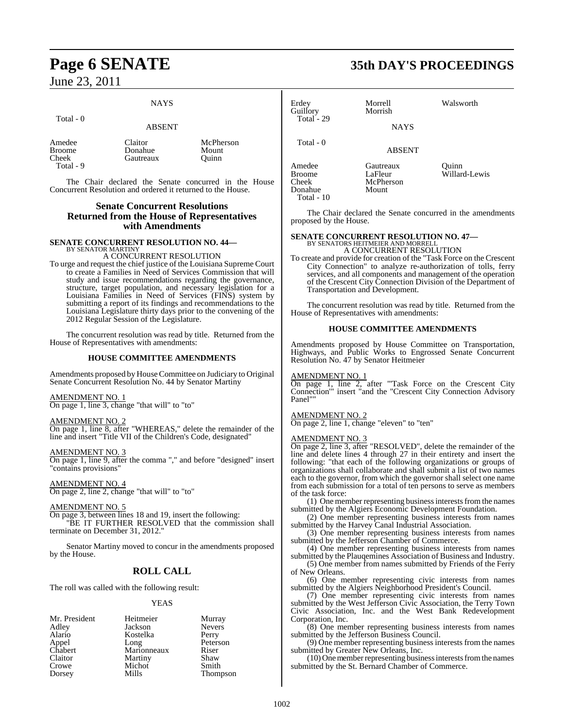NAYS

Total - 0

ABSENT

| | | |
|---|---|---|
| Amedee | Claitor | McPherson |
| Broome | Donahue | Mount |
| Cheek | Gautreaux | Quinn |
| Total - 9 | | |

The Chair declared the Senate concurred in the House Concurrent Resolution and ordered it returned to the House.

## Senate Concurrent Resolutions Returned from the House of Representatives with Amendments

**SENATE CONCURRENT RESOLUTION NO. 44—**
BY SENATOR MARTINY

A CONCURRENT RESOLUTION

To urge and request the chief justice of the Louisiana Supreme Court to create a Families in Need of Services Commission that will study and issue recommendations regarding the governance, structure, target population, and necessary legislation for a Louisiana Families in Need of Services (FINS) system by submitting a report of its findings and recommendations to the Louisiana Legislature thirty days prior to the convening of the 2012 Regular Session of the Legislature.

The concurrent resolution was read by title. Returned from the House of Representatives with amendments:

### HOUSE COMMITTEE AMENDMENTS

Amendments proposed by House Committee on Judiciary to Original Senate Concurrent Resolution No. 44 by Senator Martiny

AMENDMENT NO. 1
On page 1, line 3, change "that will" to "to"

AMENDMENT NO. 2
On page 1, line 8, after "WHEREAS," delete the remainder of the line and insert "Title VII of the Children's Code, designated"

AMENDMENT NO. 3
On page 1, line 9, after the comma "," and before "designed" insert "contains provisions"

AMENDMENT NO. 4
On page 2, line 2, change "that will" to "to"

AMENDMENT NO. 5
On page 3, between lines 18 and 19, insert the following:
"BE IT FURTHER RESOLVED that the commission shall terminate on December 31, 2012."

Senator Martiny moved to concur in the amendments proposed by the House.

## ROLL CALL

The roll was called with the following result:

YEAS

| | | |
|---|---|---|
| Mr. President | Heitmeier | Murray |
| Adley | Jackson | Nevers |
| Alario | Kostelka | Perry |
| Appel | Long | Peterson |
| Chabert | Marionneaux | Riser |
| Claitor | Martiny | Shaw |
| Crowe | Michot | Smith |
| Dorsey | Mills | Thompson |
| Erdey | Morrell | Walsworth |
| Guillory | Morrish | |
| Total - 29 | | |

NAYS

Total - 0

ABSENT

| | | |
|---|---|---|
| Amedee | Gautreaux | Quinn |
| Broome | LaFleur | Willard-Lewis |
| Cheek | McPherson | |
| Donahue | Mount | |
| Total - 10 | | |

The Chair declared the Senate concurred in the amendments proposed by the House.

**SENATE CONCURRENT RESOLUTION NO. 47—**
BY SENATORS HEITMEIER AND MORRELL

A CONCURRENT RESOLUTION

To create and provide for creation of the "Task Force on the Crescent City Connection" to analyze re-authorization of tolls, ferry services, and all components and management of the operation of the Crescent City Connection Division of the Department of Transportation and Development.

The concurrent resolution was read by title. Returned from the House of Representatives with amendments:

### HOUSE COMMITTEE AMENDMENTS

Amendments proposed by House Committee on Transportation, Highways, and Public Works to Engrossed Senate Concurrent Resolution No. 47 by Senator Heitmeier

AMENDMENT NO. 1
On page 1, line 2, after "'Task Force on the Crescent City Connection'" insert "and the "Crescent City Connection Advisory Panel""

AMENDMENT NO. 2
On page 2, line 1, change "eleven" to "ten"

AMENDMENT NO. 3
On page 2, line 3, after "RESOLVED", delete the remainder of the line and delete lines 4 through 27 in their entirety and insert the following: "that each of the following organizations or groups of organizations shall collaborate and shall submit a list of two names each to the governor, from which the governor shall select one name from each submission for a total of ten persons to serve as members of the task force:

(1) One member representing business interests from the names submitted by the Algiers Economic Development Foundation.

(2) One member representing business interests from names submitted by the Harvey Canal Industrial Association.

(3) One member representing business interests from names submitted by the Jefferson Chamber of Commerce.

(4) One member representing business interests from names submitted by the Plauqemines Association of Business and Industry.

(5) One member from names submitted by Friends of the Ferry of New Orleans.

(6) One member representing civic interests from names submitted by the Algiers Neighborhood President's Council.

(7) One member representing civic interests from names submitted by the West Jefferson Civic Association, the Terry Town Civic Association, Inc. and the West Bank Redevelopment Corporation, Inc.

(8) One member representing business interests from names submitted by the Jefferson Business Council.

(9) One member representing business interests from the names submitted by Greater New Orleans, Inc.

(10) One member representing business interests from the names submitted by the St. Bernard Chamber of Commerce.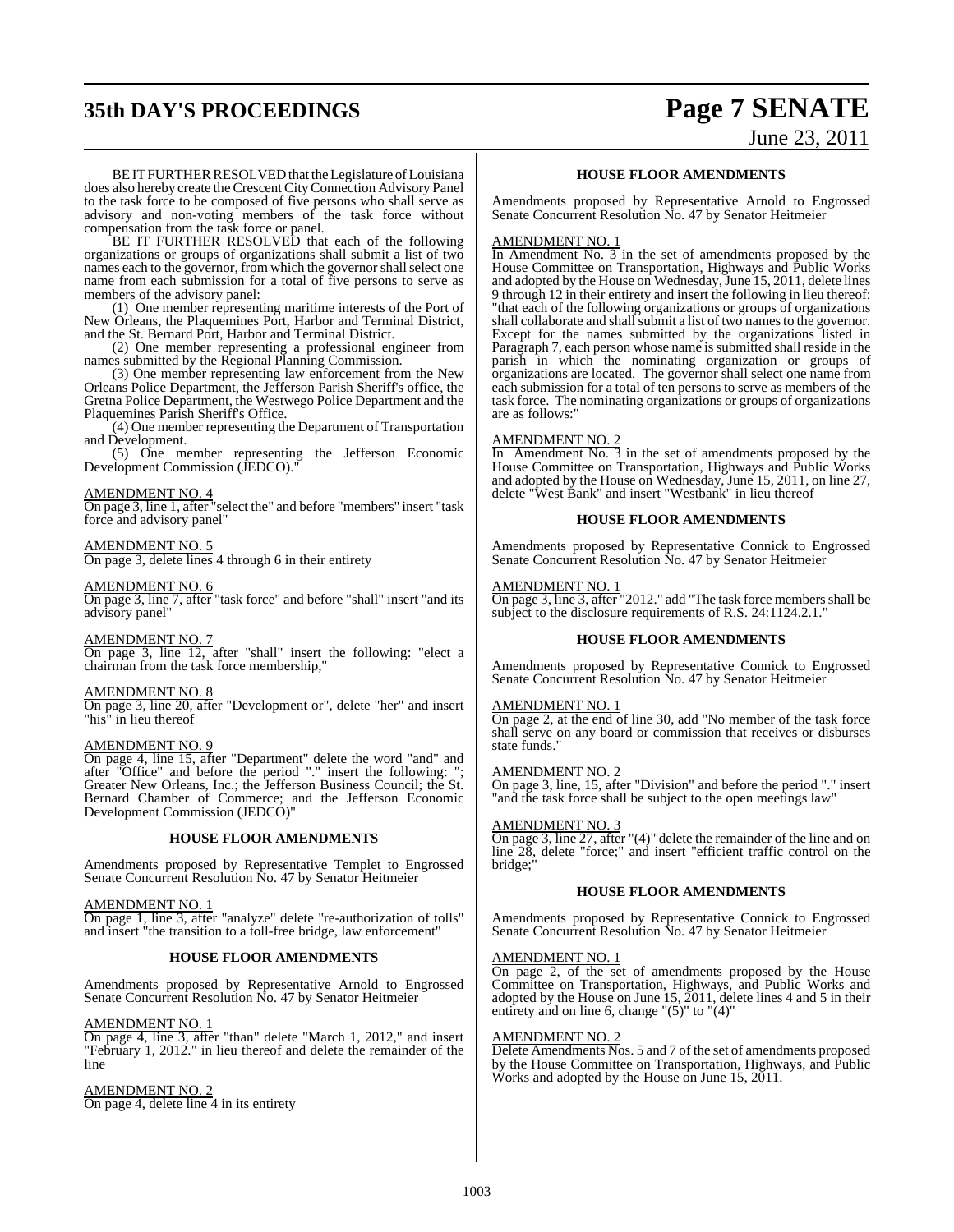BE IT FURTHER RESOLVED that the Legislature of Louisiana does also hereby create the Crescent City Connection Advisory Panel to the task force to be composed of five persons who shall serve as advisory and non-voting members of the task force without compensation from the task force or panel.

BE IT FURTHER RESOLVED that each of the following organizations or groups of organizations shall submit a list of two names each to the governor, from which the governor shall select one name from each submission for a total of five persons to serve as members of the advisory panel:

(1) One member representing maritime interests of the Port of New Orleans, the Plaquemines Port, Harbor and Terminal District, and the St. Bernard Port, Harbor and Terminal District.

(2) One member representing a professional engineer from names submitted by the Regional Planning Commission.

(3) One member representing law enforcement from the New Orleans Police Department, the Jefferson Parish Sheriff's office, the Gretna Police Department, the Westwego Police Department and the Plaquemines Parish Sheriff's Office.

(4) One member representing the Department of Transportation and Development.

(5) One member representing the Jefferson Economic Development Commission (JEDCO)."

AMENDMENT NO. 4
On page 3, line 1, after "select the" and before "members" insert "task force and advisory panel"

AMENDMENT NO. 5
On page 3, delete lines 4 through 6 in their entirety

AMENDMENT NO. 6
On page 3, line 7, after "task force" and before "shall" insert "and its advisory panel"

AMENDMENT NO. 7
On page 3, line 12, after "shall" insert the following: "elect a chairman from the task force membership,"

AMENDMENT NO. 8
On page 3, line 20, after "Development or", delete "her" and insert "his" in lieu thereof

AMENDMENT NO. 9
On page 4, line 15, after "Department" delete the word "and" and after "Office" and before the period "." insert the following: "; Greater New Orleans, Inc.; the Jefferson Business Council; the St. Bernard Chamber of Commerce; and the Jefferson Economic Development Commission (JEDCO)"

## HOUSE FLOOR AMENDMENTS

Amendments proposed by Representative Templet to Engrossed Senate Concurrent Resolution No. 47 by Senator Heitmeier

AMENDMENT NO. 1
On page 1, line 3, after "analyze" delete "re-authorization of tolls" and insert "the transition to a toll-free bridge, law enforcement"

## HOUSE FLOOR AMENDMENTS

Amendments proposed by Representative Arnold to Engrossed Senate Concurrent Resolution No. 47 by Senator Heitmeier

AMENDMENT NO. 1
On page 4, line 3, after "than" delete "March 1, 2012," and insert "February 1, 2012." in lieu thereof and delete the remainder of the line

AMENDMENT NO. 2
On page 4, delete line 4 in its entirety

## HOUSE FLOOR AMENDMENTS

Amendments proposed by Representative Arnold to Engrossed Senate Concurrent Resolution No. 47 by Senator Heitmeier

AMENDMENT NO. 1
In Amendment No. 3 in the set of amendments proposed by the House Committee on Transportation, Highways and Public Works and adopted by the House on Wednesday, June 15, 2011, delete lines 9 through 12 in their entirety and insert the following in lieu thereof: "that each of the following organizations or groups of organizations shall collaborate and shall submit a list of two names to the governor. Except for the names submitted by the organizations listed in Paragraph 7, each person whose name is submitted shall reside in the parish in which the nominating organization or groups of organizations are located. The governor shall select one name from each submission for a total of ten persons to serve as members of the task force. The nominating organizations or groups of organizations are as follows:"

AMENDMENT NO. 2
In Amendment No. 3 in the set of amendments proposed by the House Committee on Transportation, Highways and Public Works and adopted by the House on Wednesday, June 15, 2011, on line 27, delete "West Bank" and insert "Westbank" in lieu thereof

## HOUSE FLOOR AMENDMENTS

Amendments proposed by Representative Connick to Engrossed Senate Concurrent Resolution No. 47 by Senator Heitmeier

AMENDMENT NO. 1
On page 3, line 3, after "2012." add "The task force members shall be subject to the disclosure requirements of R.S. 24:1124.2.1."

## HOUSE FLOOR AMENDMENTS

Amendments proposed by Representative Connick to Engrossed Senate Concurrent Resolution No. 47 by Senator Heitmeier

AMENDMENT NO. 1
On page 2, at the end of line 30, add "No member of the task force shall serve on any board or commission that receives or disburses state funds."

AMENDMENT NO. 2
On page 3, line, 15, after "Division" and before the period "." insert "and the task force shall be subject to the open meetings law"

AMENDMENT NO. 3
On page 3, line 27, after "(4)" delete the remainder of the line and on line 28, delete "force;" and insert "efficient traffic control on the bridge;"

## HOUSE FLOOR AMENDMENTS

Amendments proposed by Representative Connick to Engrossed Senate Concurrent Resolution No. 47 by Senator Heitmeier

AMENDMENT NO. 1
On page 2, of the set of amendments proposed by the House Committee on Transportation, Highways, and Public Works and adopted by the House on June 15, 2011, delete lines 4 and 5 in their entirety and on line 6, change "(5)" to "(4)"

AMENDMENT NO. 2
Delete Amendments Nos. 5 and 7 of the set of amendments proposed by the House Committee on Transportation, Highways, and Public Works and adopted by the House on June 15, 2011.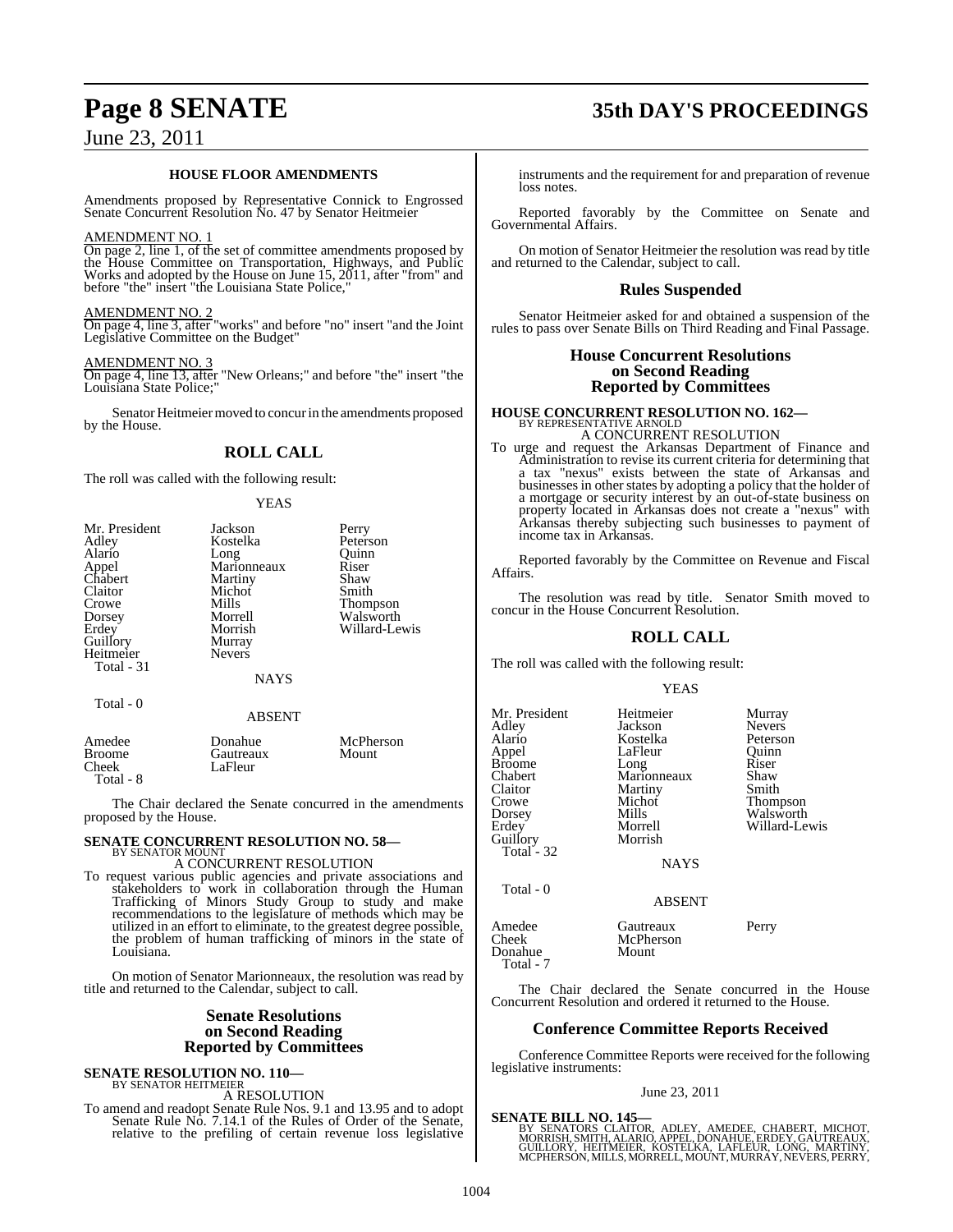### HOUSE FLOOR AMENDMENTS

Amendments proposed by Representative Connick to Engrossed Senate Concurrent Resolution No. 47 by Senator Heitmeier

AMENDMENT NO. 1

On page 2, line 1, of the set of committee amendments proposed by the House Committee on Transportation, Highways, and Public Works and adopted by the House on June 15, 2011, after "from" and before "the" insert "the Louisiana State Police,"

AMENDMENT NO. 2

On page 4, line 3, after "works" and before "no" insert "and the Joint Legislative Committee on the Budget"

AMENDMENT NO. 3

On page 4, line 13, after "New Orleans;" and before "the" insert "the Louisiana State Police;"

Senator Heitmeier moved to concur in the amendments proposed by the House.

## ROLL CALL

The roll was called with the following result:

YEAS

| | | |
|---|---|---|
| Mr. President | Jackson | Perry |
| Adley | Kostelka | Peterson |
| Alario | Long | Quinn |
| Appel | Marionneaux | Riser |
| Chabert | Martiny | Shaw |
| Claitor | Michot | Smith |
| Crowe | Mills | Thompson |
| Dorsey | Morrell | Walsworth |
| Erdey | Morrish | Willard-Lewis |
| Guillory | Murray | |
| Heitmeier | Nevers | |

Total - 31

NAYS

Total - 0

ABSENT

| | | |
|---|---|---|
| Amedee | Donahue | McPherson |
| Broome | Gautreaux | Mount |
| Cheek | LaFleur | |

Total - 8

The Chair declared the Senate concurred in the amendments proposed by the House.

**SENATE CONCURRENT RESOLUTION NO. 58—**
BY SENATOR MOUNT

A CONCURRENT RESOLUTION

To request various public agencies and private associations and stakeholders to work in collaboration through the Human Trafficking of Minors Study Group to study and make recommendations to the legislature of methods which may be utilized in an effort to eliminate, to the greatest degree possible, the problem of human trafficking of minors in the state of Louisiana.

On motion of Senator Marionneaux, the resolution was read by title and returned to the Calendar, subject to call.

## Senate Resolutions on Second Reading Reported by Committees

**SENATE RESOLUTION NO. 110—**
BY SENATOR HEITMEIER

A RESOLUTION

To amend and readopt Senate Rule Nos. 9.1 and 13.95 and to adopt Senate Rule No. 7.14.1 of the Rules of Order of the Senate, relative to the prefiling of certain revenue loss legislative instruments and the requirement for and preparation of revenue loss notes.

Reported favorably by the Committee on Senate and Governmental Affairs.

On motion of Senator Heitmeier the resolution was read by title and returned to the Calendar, subject to call.

## Rules Suspended

Senator Heitmeier asked for and obtained a suspension of the rules to pass over Senate Bills on Third Reading and Final Passage.

## House Concurrent Resolutions on Second Reading Reported by Committees

**HOUSE CONCURRENT RESOLUTION NO. 162—**
BY REPRESENTATIVE ARNOLD

A CONCURRENT RESOLUTION

To urge and request the Arkansas Department of Finance and Administration to revise its current criteria for determining that a tax "nexus" exists between the state of Arkansas and businesses in other states by adopting a policy that the holder of a mortgage or security interest by an out-of-state business on property located in Arkansas does not create a "nexus" with Arkansas thereby subjecting such businesses to payment of income tax in Arkansas.

Reported favorably by the Committee on Revenue and Fiscal Affairs.

The resolution was read by title. Senator Smith moved to concur in the House Concurrent Resolution.

## ROLL CALL

The roll was called with the following result:

YEAS

| | | |
|---|---|---|
| Mr. President | Heitmeier | Murray |
| Adley | Jackson | Nevers |
| Alario | Kostelka | Peterson |
| Appel | LaFleur | Quinn |
| Broome | Long | Riser |
| Chabert | Marionneaux | Shaw |
| Claitor | Martiny | Smith |
| Crowe | Michot | Thompson |
| Dorsey | Mills | Walsworth |
| Erdey | Morrell | Willard-Lewis |
| Guillory | Morrish | |

Total - 32

NAYS

Total - 0

ABSENT

| | | |
|---|---|---|
| Amedee | Gautreaux | Perry |
| Cheek | McPherson | |
| Donahue | Mount | |

Total - 7

The Chair declared the Senate concurred in the House Concurrent Resolution and ordered it returned to the House.

## Conference Committee Reports Received

Conference Committee Reports were received for the following legislative instruments:

June 23, 2011

**SENATE BILL NO. 145—**
BY SENATORS CLAITOR, ADLEY, AMEDEE, CHABERT, MICHOT, MORRISH, SMITH, ALARIO, APPEL, DONAHUE, ERDEY, GAUTREAUX, GUILLORY, HEITMEIER, KOSTELKA, LAFLEUR, LONG, MARTINY, MCPHERSON, MILLS, MORRELL, MOUNT, MURRAY, NEVERS, PERRY,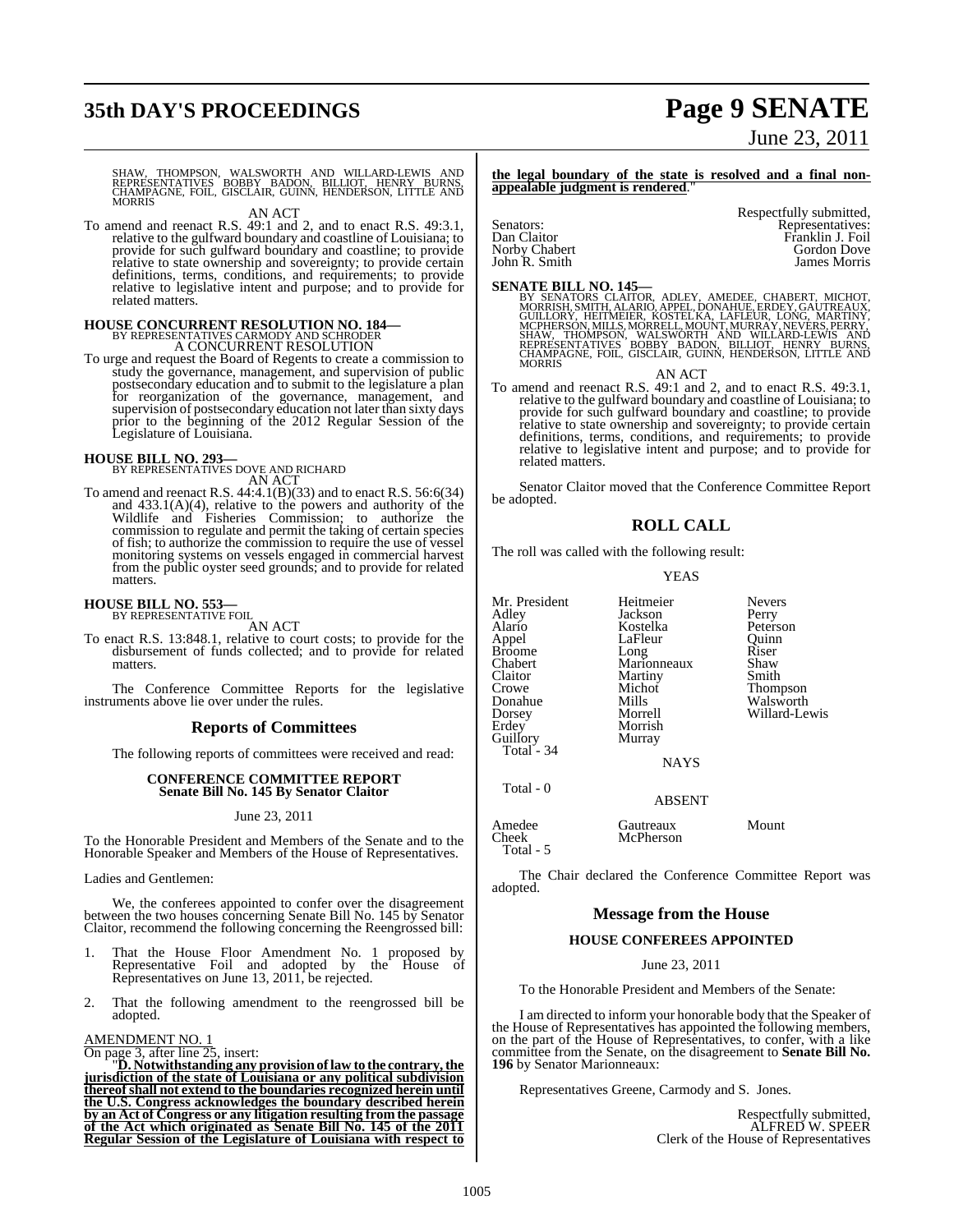SHAW, THOMPSON, WALSWORTH AND WILLARD-LEWIS AND REPRESENTATIVES BOBBY BADON, BILLIOT, HENRY BURNS, CHAMPAGNE, FOIL, GISCLAIR, GUINN, HENDERSON, LITTLE AND MORRIS

AN ACT

To amend and reenact R.S. 49:1 and 2, and to enact R.S. 49:3.1, relative to the gulfward boundary and coastline of Louisiana; to provide for such gulfward boundary and coastline; to provide relative to state ownership and sovereignty; to provide certain definitions, terms, conditions, and requirements; to provide relative to legislative intent and purpose; and to provide for related matters.

**HOUSE CONCURRENT RESOLUTION NO. 184—**
BY REPRESENTATIVES CARMODY AND SCHRODER
A CONCURRENT RESOLUTION

To urge and request the Board of Regents to create a commission to study the governance, management, and supervision of public postsecondary education and to submit to the legislature a plan for reorganization of the governance, management, and supervision of postsecondary education not later than sixty days prior to the beginning of the 2012 Regular Session of the Legislature of Louisiana.

**HOUSE BILL NO. 293—**
BY REPRESENTATIVES DOVE AND RICHARD
AN ACT

To amend and reenact R.S. 44:4.1(B)(33) and to enact R.S. 56:6(34) and 433.1(A)(4), relative to the powers and authority of the Wildlife and Fisheries Commission; to authorize the commission to regulate and permit the taking of certain species of fish; to authorize the commission to require the use of vessel monitoring systems on vessels engaged in commercial harvest from the public oyster seed grounds; and to provide for related matters.

**HOUSE BILL NO. 553—**
BY REPRESENTATIVE FOIL
AN ACT

To enact R.S. 13:848.1, relative to court costs; to provide for the disbursement of funds collected; and to provide for related matters.

The Conference Committee Reports for the legislative instruments above lie over under the rules.

## Reports of Committees

The following reports of committees were received and read:

### CONFERENCE COMMITTEE REPORT
### Senate Bill No. 145 By Senator Claitor

June 23, 2011

To the Honorable President and Members of the Senate and to the Honorable Speaker and Members of the House of Representatives.

Ladies and Gentlemen:

We, the conferees appointed to confer over the disagreement between the two houses concerning Senate Bill No. 145 by Senator Claitor, recommend the following concerning the Reengrossed bill:

1. That the House Floor Amendment No. 1 proposed by Representative Foil and adopted by the House of Representatives on June 13, 2011, be rejected.

2. That the following amendment to the reengrossed bill be adopted.

AMENDMENT NO. 1

On page 3, after line 25, insert:

"**D. Notwithstanding any provision of law to the contrary, the jurisdiction of the state of Louisiana or any political subdivision thereof shall not extend to the boundaries recognized herein until the U.S. Congress acknowledges the boundary described herein by an Act of Congress or any litigation resulting from the passage of the Act which originated as Senate Bill No. 145 of the 2011 Regular Session of the Legislature of Louisiana with respect to the legal boundary of the state is resolved and a final non-appealable judgment is rendered**."

Respectfully submitted,

| Senators: | Representatives: |
|---|---|
| Dan Claitor | Franklin J. Foil |
| Norby Chabert | Gordon Dove |
| John R. Smith | James Morris |

**SENATE BILL NO. 145—**
BY SENATORS CLAITOR, ADLEY, AMEDEE, CHABERT, MICHOT, MORRISH, SMITH, ALARIO, APPEL, DONAHUE, ERDEY, GAUTREAUX, GUILLORY, HEITMEIER, KOSTELKA, LAFLEUR, LONG, MARTINY, MCPHERSON, MILLS, MORRELL, MOUNT, MURRAY, NEVERS, PERRY, SHAW, THOMPSON, WALSWORTH AND WILLARD-LEWIS AND REPRESENTATIVES BOBBY BADON, BILLIOT, HENRY BURNS, CHAMPAGNE, FOIL, GISCLAIR, GUINN, HENDERSON, LITTLE AND MORRIS

AN ACT

To amend and reenact R.S. 49:1 and 2, and to enact R.S. 49:3.1, relative to the gulfward boundary and coastline of Louisiana; to provide for such gulfward boundary and coastline; to provide relative to state ownership and sovereignty; to provide certain definitions, terms, conditions, and requirements; to provide relative to legislative intent and purpose; and to provide for related matters.

Senator Claitor moved that the Conference Committee Report be adopted.

## ROLL CALL

The roll was called with the following result:

YEAS

| | | |
|---|---|---|
| Mr. President | Heitmeier | Nevers |
| Adley | Jackson | Perry |
| Alario | Kostelka | Peterson |
| Appel | LaFleur | Quinn |
| Broome | Long | Riser |
| Chabert | Marionneaux | Shaw |
| Claitor | Martiny | Smith |
| Crowe | Michot | Thompson |
| Donahue | Mills | Walsworth |
| Dorsey | Morrell | Willard-Lewis |
| Erdey | Morrish | |
| Guillory | Murray | |
| Total - 34 | | |

NAYS

Total - 0

ABSENT

| | | |
|---|---|---|
| Amedee | Gautreaux | Mount |
| Cheek | McPherson | |
| Total - 5 | | |

The Chair declared the Conference Committee Report was adopted.

## Message from the House

### HOUSE CONFEREES APPOINTED

June 23, 2011

To the Honorable President and Members of the Senate:

I am directed to inform your honorable body that the Speaker of the House of Representatives has appointed the following members, on the part of the House of Representatives, to confer, with a like committee from the Senate, on the disagreement to **Senate Bill No. 196** by Senator Marionneaux:

Representatives Greene, Carmody and S. Jones.

Respectfully submitted,
ALFRED W. SPEER
Clerk of the House of Representatives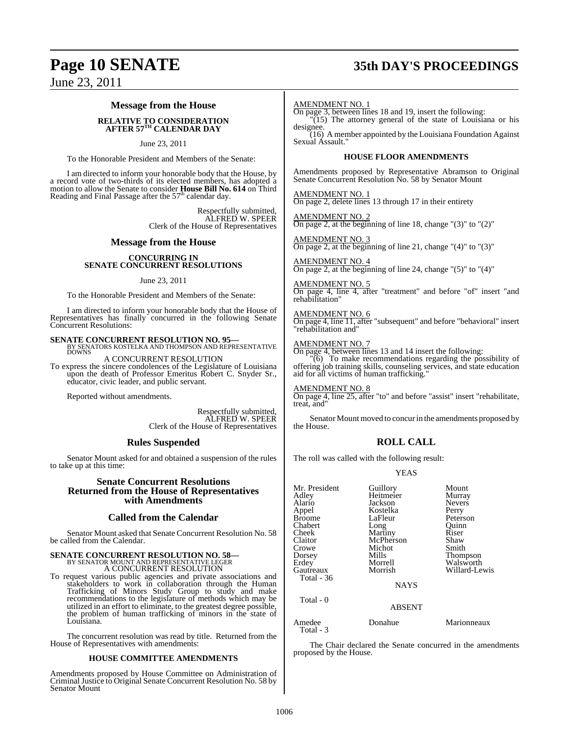## Message from the House

### RELATIVE TO CONSIDERATION AFTER 57TH CALENDAR DAY

June 23, 2011

To the Honorable President and Members of the Senate:

I am directed to inform your honorable body that the House, by a record vote of two-thirds of its elected members, has adopted a motion to allow the Senate to consider **House Bill No. 614** on Third Reading and Final Passage after the 57th calendar day.

Respectfully submitted,
ALFRED W. SPEER
Clerk of the House of Representatives

## Message from the House

### CONCURRING IN SENATE CONCURRENT RESOLUTIONS

June 23, 2011

To the Honorable President and Members of the Senate:

I am directed to inform your honorable body that the House of Representatives has finally concurred in the following Senate Concurrent Resolutions:

**SENATE CONCURRENT RESOLUTION NO. 95—**
BY SENATORS KOSTELKA AND THOMPSON AND REPRESENTATIVE DOWNS

A CONCURRENT RESOLUTION

To express the sincere condolences of the Legislature of Louisiana upon the death of Professor Emeritus Robert C. Snyder Sr., educator, civic leader, and public servant.

Reported without amendments.

Respectfully submitted,
ALFRED W. SPEER
Clerk of the House of Representatives

## Rules Suspended

Senator Mount asked for and obtained a suspension of the rules to take up at this time:

## Senate Concurrent Resolutions Returned from the House of Representatives with Amendments

## Called from the Calendar

Senator Mount asked that Senate Concurrent Resolution No. 58 be called from the Calendar.

**SENATE CONCURRENT RESOLUTION NO. 58—**
BY SENATOR MOUNT AND REPRESENTATIVE LEGER

A CONCURRENT RESOLUTION

To request various public agencies and private associations and stakeholders to work in collaboration through the Human Trafficking of Minors Study Group to study and make recommendations to the legislature of methods which may be utilized in an effort to eliminate, to the greatest degree possible, the problem of human trafficking of minors in the state of Louisiana.

The concurrent resolution was read by title. Returned from the House of Representatives with amendments:

### HOUSE COMMITTEE AMENDMENTS

Amendments proposed by House Committee on Administration of Criminal Justice to Original Senate Concurrent Resolution No. 58 by Senator Mount

AMENDMENT NO. 1
On page 3, between lines 18 and 19, insert the following:
"(15) The attorney general of the state of Louisiana or his designee.
(16) A member appointed by the Louisiana Foundation Against Sexual Assault."

### HOUSE FLOOR AMENDMENTS

Amendments proposed by Representative Abramson to Original Senate Concurrent Resolution No. 58 by Senator Mount

AMENDMENT NO. 1
On page 2, delete lines 13 through 17 in their entirety

AMENDMENT NO. 2
On page 2, at the beginning of line 18, change "(3)" to "(2)"

AMENDMENT NO. 3
On page 2, at the beginning of line 21, change "(4)" to "(3)"

AMENDMENT NO. 4
On page 2, at the beginning of line 24, change "(5)" to "(4)"

AMENDMENT NO. 5
On page 4, line 4, after "treatment" and before "of" insert "and rehabilitation"

AMENDMENT NO. 6
On page 4, line 11, after "subsequent" and before "behavioral" insert "rehabilitation and"

AMENDMENT NO. 7
On page 4, between lines 13 and 14 insert the following:
"(6) To make recommendations regarding the possibility of offering job training skills, counseling services, and state education aid for all victims of human trafficking."

AMENDMENT NO. 8
On page 4, line 25, after "to" and before "assist" insert "rehabilitate, treat, and"

Senator Mount moved to concur in the amendments proposed by the House.

## ROLL CALL

The roll was called with the following result:

YEAS

| | | |
|---|---|---|
| Mr. President | Guillory | Mount |
| Adley | Heitmeier | Murray |
| Alario | Jackson | Nevers |
| Appel | Kostelka | Perry |
| Broome | LaFleur | Peterson |
| Chabert | Long | Quinn |
| Cheek | Martiny | Riser |
| Claitor | McPherson | Shaw |
| Crowe | Michot | Smith |
| Dorsey | Mills | Thompson |
| Erdey | Morrell | Walsworth |
| Gautreaux | Morrish | Willard-Lewis |

Total - 36

NAYS

Total - 0

ABSENT

| | | |
|---|---|---|
| Amedee | Donahue | Marionneaux |

Total - 3

The Chair declared the Senate concurred in the amendments proposed by the House.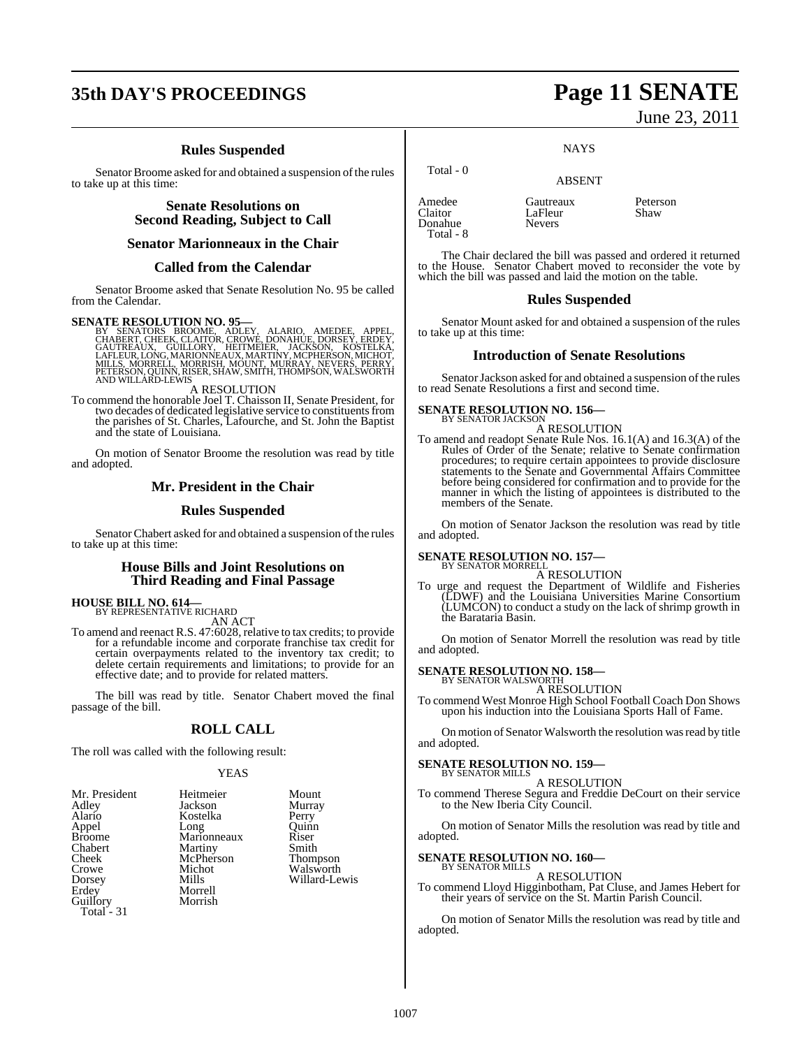## Rules Suspended

Senator Broome asked for and obtained a suspension of the rules to take up at this time:

## Senate Resolutions on Second Reading, Subject to Call

## Senator Marionneaux in the Chair

## Called from the Calendar

Senator Broome asked that Senate Resolution No. 95 be called from the Calendar.

**SENATE RESOLUTION NO. 95—**
BY SENATORS BROOME, ADLEY, ALARIO, AMEDEE, APPEL, CHABERT, CHEEK, CLAITOR, CROWE, DONAHUE, DORSEY, ERDEY, GAUTREAUX, GUILLORY, HEITMEIER, JACKSON, KOSTELKA, LAFLEUR, LONG, MARIONNEAUX, MARTINY, MCPHERSON, MICHOT, MILLS, MORRELL, MORRISH, MOUNT, MURRAY, NEVERS, PERRY, PETERSON, QUINN, RISER, SHAW, SMITH, THOMPSON, WALSWORTH AND WILLARD-LEWIS

A RESOLUTION

To commend the honorable Joel T. Chaisson II, Senate President, for two decades of dedicated legislative service to constituents from the parishes of St. Charles, Lafourche, and St. John the Baptist and the state of Louisiana.

On motion of Senator Broome the resolution was read by title and adopted.

## Mr. President in the Chair

## Rules Suspended

Senator Chabert asked for and obtained a suspension of the rules to take up at this time:

## House Bills and Joint Resolutions on Third Reading and Final Passage

**HOUSE BILL NO. 614—**
BY REPRESENTATIVE RICHARD

AN ACT

To amend and reenact R.S. 47:6028, relative to tax credits; to provide for a refundable income and corporate franchise tax credit for certain overpayments related to the inventory tax credit; to delete certain requirements and limitations; to provide for an effective date; and to provide for related matters.

The bill was read by title. Senator Chabert moved the final passage of the bill.

## ROLL CALL

The roll was called with the following result:

YEAS

| | | |
|---|---|---|
| Mr. President | Heitmeier | Mount |
| Adley | Jackson | Murray |
| Alario | Kostelka | Perry |
| Appel | Long | Quinn |
| Broome | Marionneaux | Riser |
| Chabert | Martiny | Smith |
| Cheek | McPherson | Thompson |
| Crowe | Michot | Walsworth |
| Dorsey | Mills | Willard-Lewis |
| Erdey | Morrell | |
| Guillory | Morrish | |

Total - 31

NAYS

Total - 0

ABSENT

| | | |
|---|---|---|
| Amedee | Gautreaux | Peterson |
| Claitor | LaFleur | Shaw |
| Donahue | Nevers | |

Total - 8

The Chair declared the bill was passed and ordered it returned to the House. Senator Chabert moved to reconsider the vote by which the bill was passed and laid the motion on the table.

## Rules Suspended

Senator Mount asked for and obtained a suspension of the rules to take up at this time:

## Introduction of Senate Resolutions

Senator Jackson asked for and obtained a suspension of the rules to read Senate Resolutions a first and second time.

**SENATE RESOLUTION NO. 156—**
BY SENATOR JACKSON

A RESOLUTION

To amend and readopt Senate Rule Nos. 16.1(A) and 16.3(A) of the Rules of Order of the Senate; relative to Senate confirmation procedures; to require certain appointees to provide disclosure statements to the Senate and Governmental Affairs Committee before being considered for confirmation and to provide for the manner in which the listing of appointees is distributed to the members of the Senate.

On motion of Senator Jackson the resolution was read by title and adopted.

**SENATE RESOLUTION NO. 157—**
BY SENATOR MORRELL

A RESOLUTION

To urge and request the Department of Wildlife and Fisheries (LDWF) and the Louisiana Universities Marine Consortium (LUMCON) to conduct a study on the lack of shrimp growth in the Barataria Basin.

On motion of Senator Morrell the resolution was read by title and adopted.

**SENATE RESOLUTION NO. 158—**
BY SENATOR WALSWORTH

A RESOLUTION

To commend West Monroe High School Football Coach Don Shows upon his induction into the Louisiana Sports Hall of Fame.

On motion of Senator Walsworth the resolution was read by title and adopted.

**SENATE RESOLUTION NO. 159—**
BY SENATOR MILLS

A RESOLUTION

To commend Therese Segura and Freddie DeCourt on their service to the New Iberia City Council.

On motion of Senator Mills the resolution was read by title and adopted.

**SENATE RESOLUTION NO. 160—**
BY SENATOR MILLS

A RESOLUTION

To commend Lloyd Higginbotham, Pat Cluse, and James Hebert for their years of service on the St. Martin Parish Council.

On motion of Senator Mills the resolution was read by title and adopted.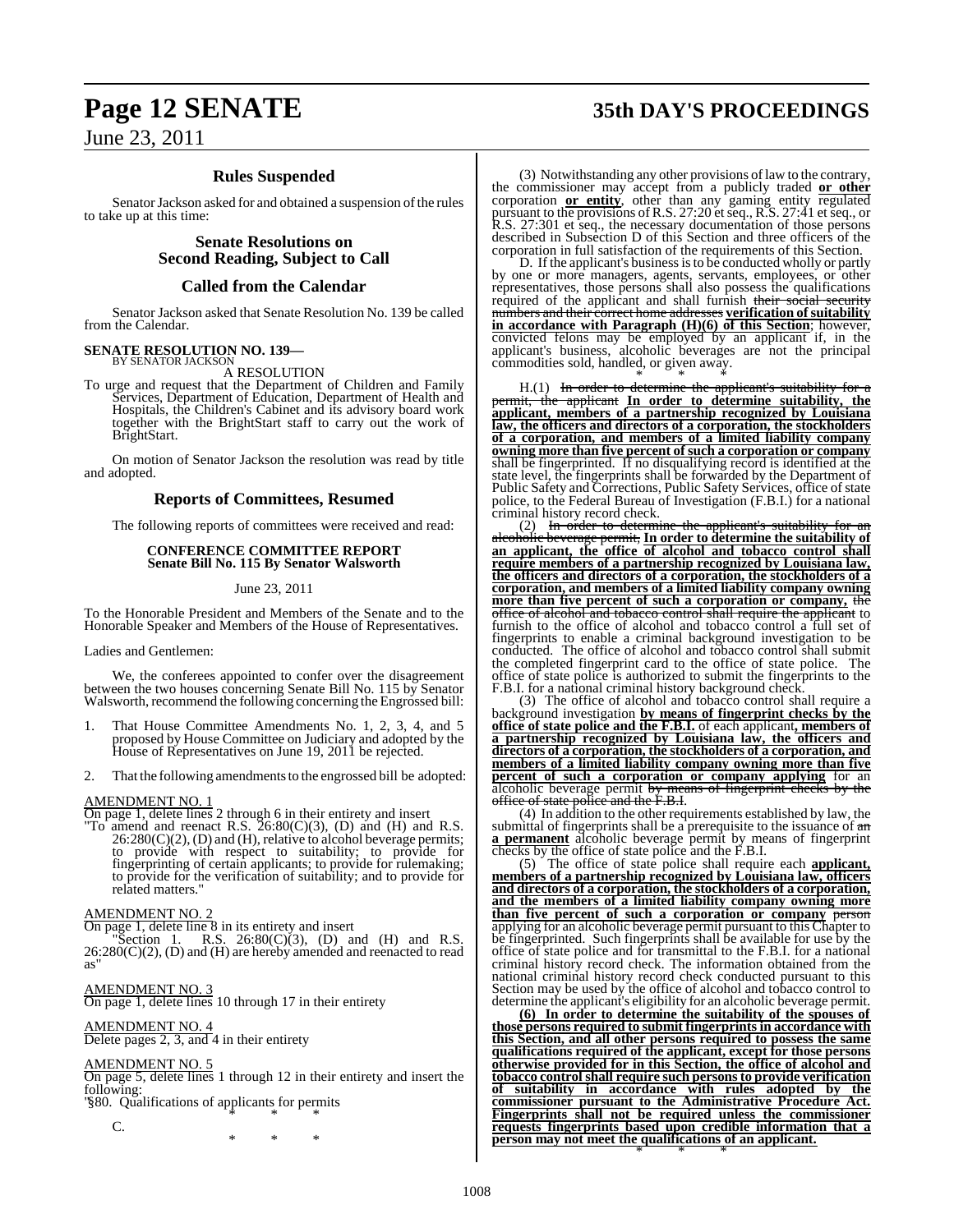## Rules Suspended

Senator Jackson asked for and obtained a suspension of the rules to take up at this time:

## Senate Resolutions on Second Reading, Subject to Call

## Called from the Calendar

Senator Jackson asked that Senate Resolution No. 139 be called from the Calendar.

**SENATE RESOLUTION NO. 139—**
BY SENATOR JACKSON

A RESOLUTION

To urge and request that the Department of Children and Family Services, Department of Education, Department of Health and Hospitals, the Children's Cabinet and its advisory board work together with the BrightStart staff to carry out the work of BrightStart.

On motion of Senator Jackson the resolution was read by title and adopted.

## Reports of Committees, Resumed

The following reports of committees were received and read:

**CONFERENCE COMMITTEE REPORT**
**Senate Bill No. 115 By Senator Walsworth**

June 23, 2011

To the Honorable President and Members of the Senate and to the Honorable Speaker and Members of the House of Representatives.

Ladies and Gentlemen:

We, the conferees appointed to confer over the disagreement between the two houses concerning Senate Bill No. 115 by Senator Walsworth, recommend the following concerning the Engrossed bill:

1. That House Committee Amendments No. 1, 2, 3, 4, and 5 proposed by House Committee on Judiciary and adopted by the House of Representatives on June 19, 2011 be rejected.

2. That the following amendments to the engrossed bill be adopted:

AMENDMENT NO. 1
On page 1, delete lines 2 through 6 in their entirety and insert
"To amend and reenact R.S. 26:80(C)(3), (D) and (H) and R.S. 26:280(C)(2), (D) and (H), relative to alcohol beverage permits; to provide with respect to suitability; to provide for fingerprinting of certain applicants; to provide for rulemaking; to provide for the verification of suitability; and to provide for related matters."

AMENDMENT NO. 2
On page 1, delete line 8 in its entirety and insert
"Section 1. R.S. 26:80(C)(3), (D) and (H) and R.S. 26:280(C)(2), (D) and (H) are hereby amended and reenacted to read as"

AMENDMENT NO. 3
On page 1, delete lines 10 through 17 in their entirety

AMENDMENT NO. 4
Delete pages 2, 3, and 4 in their entirety

AMENDMENT NO. 5
On page 5, delete lines 1 through 12 in their entirety and insert the following:
"§80. Qualifications of applicants for permits

\* \* \*

C.

\* \* \*

(3) Notwithstanding any other provisions of law to the contrary, the commissioner may accept from a publicly traded **or other** corporation **or entity**, other than any gaming entity regulated pursuant to the provisions of R.S. 27:20 et seq., R.S. 27:41 et seq., or R.S. 27:301 et seq., the necessary documentation of those persons described in Subsection D of this Section and three officers of the corporation in full satisfaction of the requirements of this Section.

D. If the applicant's business is to be conducted wholly or partly by one or more managers, agents, servants, employees, or other representatives, those persons shall also possess the qualifications required of the applicant and shall furnish ~~their social security numbers and their correct home addresses~~ **verification of suitability in accordance with Paragraph (H)(6) of this Section**; however, convicted felons may be employed by an applicant if, in the applicant's business, alcoholic beverages are not the principal commodities sold, handled, or given away.

\* \* \*

H.(1) ~~In order to determine the applicant's suitability for a permit, the applicant~~ **In order to determine suitability, the applicant, members of a partnership recognized by Louisiana law, the officers and directors of a corporation, the stockholders of a corporation, and members of a limited liability company owning more than five percent of such a corporation or company** shall be fingerprinted. If no disqualifying record is identified at the state level, the fingerprints shall be forwarded by the Department of Public Safety and Corrections, Public Safety Services, office of state police, to the Federal Bureau of Investigation (F.B.I.) for a national criminal history record check.

(2) ~~In order to determine the applicant's suitability for an alcoholic beverage permit,~~ **In order to determine the suitability of an applicant, the office of alcohol and tobacco control shall require members of a partnership recognized by Louisiana law, the officers and directors of a corporation, the stockholders of a corporation, and members of a limited liability company owning more than five percent of such a corporation or company,** ~~the office of alcohol and tobacco control shall require the applicant~~ to furnish to the office of alcohol and tobacco control a full set of fingerprints to enable a criminal background investigation to be conducted. The office of alcohol and tobacco control shall submit the completed fingerprint card to the office of state police. The office of state police is authorized to submit the fingerprints to the F.B.I. for a national criminal history background check.

(3) The office of alcohol and tobacco control shall require a background investigation **by means of fingerprint checks by the office of state police and the F.B.I.** of each applicant**, members of a partnership recognized by Louisiana law, the officers and directors of a corporation, the stockholders of a corporation, and members of a limited liability company owning more than five percent of such a corporation or company applying** for an alcoholic beverage permit ~~by means of fingerprint checks by the office of state police and the F.B.I.~~

(4) In addition to the other requirements established by law, the submittal of fingerprints shall be a prerequisite to the issuance of ~~an~~ **a permanent** alcoholic beverage permit by means of fingerprint checks by the office of state police and the F.B.I.

(5) The office of state police shall require each **applicant, members of a partnership recognized by Louisiana law, officers and directors of a corporation, the stockholders of a corporation, and the members of a limited liability company owning more than five percent of such a corporation or company** ~~person~~ applying for an alcoholic beverage permit pursuant to this Chapter to be fingerprinted. Such fingerprints shall be available for use by the office of state police and for transmittal to the F.B.I. for a national criminal history record check. The information obtained from the national criminal history record check conducted pursuant to this Section may be used by the office of alcohol and tobacco control to determine the applicant's eligibility for an alcoholic beverage permit.

**(6) In order to determine the suitability of the spouses of those persons required to submit fingerprints in accordance with this Section, and all other persons required to possess the same qualifications required of the applicant, except for those persons otherwise provided for in this Section, the office of alcohol and tobacco control shall require such persons to provide verification of suitability in accordance with rules adopted by the commissioner pursuant to the Administrative Procedure Act. Fingerprints shall not be required unless the commissioner requests fingerprints based upon credible information that a person may not meet the qualifications of an applicant.**

\* \* \*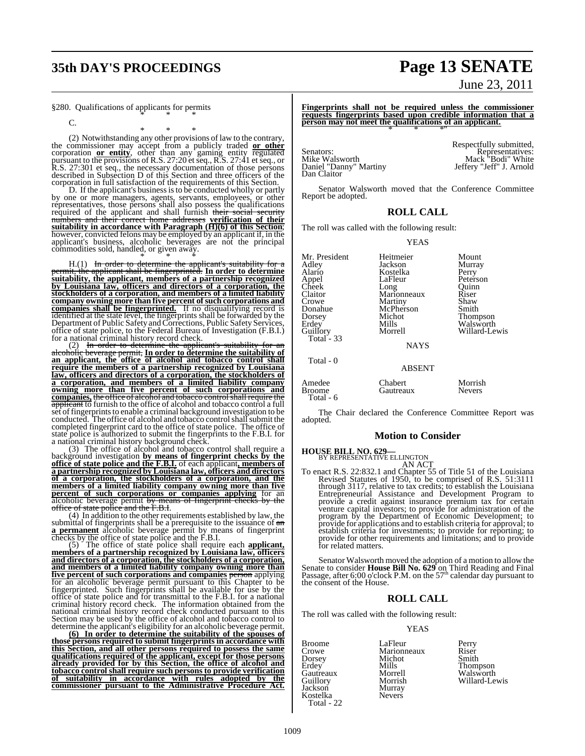§280. Qualifications of applicants for permits

\* \* \*

C.

\* \* \*

(2) Notwithstanding any other provisions of law to the contrary, the commissioner may accept from a publicly traded **or other** corporation **or entity**, other than any gaming entity regulated pursuant to the provisions of R.S. 27:20 et seq., R.S. 27:41 et seq., or R.S. 27:301 et seq., the necessary documentation of those persons described in Subsection D of this Section and three officers of the corporation in full satisfaction of the requirements of this Section.

D. If the applicant's business is to be conducted wholly or partly by one or more managers, agents, servants, employees, or other representatives, those persons shall also possess the qualifications required of the applicant and shall furnish ~~their social security numbers and their correct home addresses~~ **verification of their suitability in accordance with Paragraph (H)(6) of this Section**; however, convicted felons may be employed by an applicant if, in the applicant's business, alcoholic beverages are not the principal commodities sold, handled, or given away.

\* \* \*

H.(1) ~~In order to determine the applicant's suitability for a permit, the applicant shall be fingerprinted.~~ **In order to determine suitability, the applicant, members of a partnership recognized by Louisiana law, officers and directors of a corporation, the stockholders of a corporation, and members of a limited liability company owning more than five percent of such corporations and companies shall be fingerprinted.** If no disqualifying record is identified at the state level, the fingerprints shall be forwarded by the Department of Public Safety and Corrections, Public Safety Services, office of state police, to the Federal Bureau of Investigation (F.B.I.) for a national criminal history record check.

(2) ~~In order to determine the applicant's suitability for an alcoholic beverage permit,~~ **In order to determine the suitability of an applicant, the office of alcohol and tobacco control shall require the members of a partnership recognized by Louisiana law, officers and directors of a corporation, the stockholders of a corporation, and members of a limited liability company owning more than five percent of such corporations and companies,** ~~the office of alcohol and tobacco control shall require the applicant~~ to furnish to the office of alcohol and tobacco control a full set of fingerprints to enable a criminal background investigation to be conducted. The office of alcohol and tobacco control shall submit the completed fingerprint card to the office of state police. The office of state police is authorized to submit the fingerprints to the F.B.I. for a national criminal history background check.

(3) The office of alcohol and tobacco control shall require a background investigation **by means of fingerprint checks by the office of state police and the F.B.I.** of each applicant**, members of a partnership recognized by Louisiana law, officers and directors of a corporation, the stockholders of a corporation, and the members of a limited liability company owning more than five percent of such corporations or companies applying** for an alcoholic beverage permit ~~by means of fingerprint checks by the office of state police and the F.B.I.~~

(4) In addition to the other requirements established by law, the submittal of fingerprints shall be a prerequisite to the issuance of ~~an~~ **a permanent** alcoholic beverage permit by means of fingerprint checks by the office of state police and the F.B.I.

(5) The office of state police shall require each **applicant, members of a partnership recognized by Louisiana law, officers and directors of a corporation, the stockholders of a corporation, and members of a limited liability company owning more than five percent of such corporations and companies** ~~person~~ applying for an alcoholic beverage permit pursuant to this Chapter to be fingerprinted. Such fingerprints shall be available for use by the office of state police and for transmittal to the F.B.I. for a national criminal history record check. The information obtained from the national criminal history record check conducted pursuant to this Section may be used by the office of alcohol and tobacco control to determine the applicant's eligibility for an alcoholic beverage permit.

**(6) In order to determine the suitability of the spouses of those persons required to submit fingerprints in accordance with this Section, and all other persons required to possess the same qualifications required of the applicant, except for those persons already provided for by this Section, the office of alcohol and tobacco control shall require such persons to provide verification of suitability in accordance with rules adopted by the commissioner pursuant to the Administrative Procedure Act. Fingerprints shall not be required unless the commissioner requests fingerprints based upon credible information that a person may not meet the qualifications of an applicant.**

\* \* \*"

Respectfully submitted,

| Senators: | Representatives: |
|---|---|
| Mike Walsworth | Mack "Bodi" White |
| Daniel "Danny" Martiny | Jeffery "Jeff" J. Arnold |
| Dan Claitor | |

Senator Walsworth moved that the Conference Committee Report be adopted.

## ROLL CALL

The roll was called with the following result:

YEAS

| | | |
|---|---|---|
| Mr. President | Heitmeier | Mount |
| Adley | Jackson | Murray |
| Alario | Kostelka | Perry |
| Appel | LaFleur | Peterson |
| Cheek | Long | Quinn |
| Claitor | Marionneaux | Riser |
| Crowe | Martiny | Shaw |
| Donahue | McPherson | Smith |
| Dorsey | Michot | Thompson |
| Erdey | Mills | Walsworth |
| Guillory | Morrell | Willard-Lewis |

Total - 33

NAYS

Total - 0

ABSENT

| | | |
|---|---|---|
| Amedee | Chabert | Morrish |
| Broome | Gautreaux | Nevers |

Total - 6

The Chair declared the Conference Committee Report was adopted.

## Motion to Consider

**HOUSE BILL NO. 629—**
BY REPRESENTATIVE ELLINGTON

AN ACT

To enact R.S. 22:832.1 and Chapter 55 of Title 51 of the Louisiana Revised Statutes of 1950, to be comprised of R.S. 51:3111 through 3117, relative to tax credits; to establish the Louisiana Entrepreneurial Assistance and Development Program to provide a credit against insurance premium tax for certain venture capital investors; to provide for administration of the program by the Department of Economic Development; to provide for applications and to establish criteria for approval; to establish criteria for investments; to provide for reporting; to provide for other requirements and limitations; and to provide for related matters.

Senator Walsworth moved the adoption of a motion to allow the Senate to consider **House Bill No. 629** on Third Reading and Final Passage, after 6:00 o'clock P.M. on the 57th calendar day pursuant to the consent of the House.

## ROLL CALL

The roll was called with the following result:

YEAS

| | | |
|---|---|---|
| Broome | LaFleur | Perry |
| Crowe | Marionneaux | Riser |
| Dorsey | Michot | Smith |
| Erdey | Mills | Thompson |
| Gautreaux | Morrell | Walsworth |
| Guillory | Morrish | Willard-Lewis |
| Jackson | Murray | |
| Kostelka | Nevers | |

Total - 22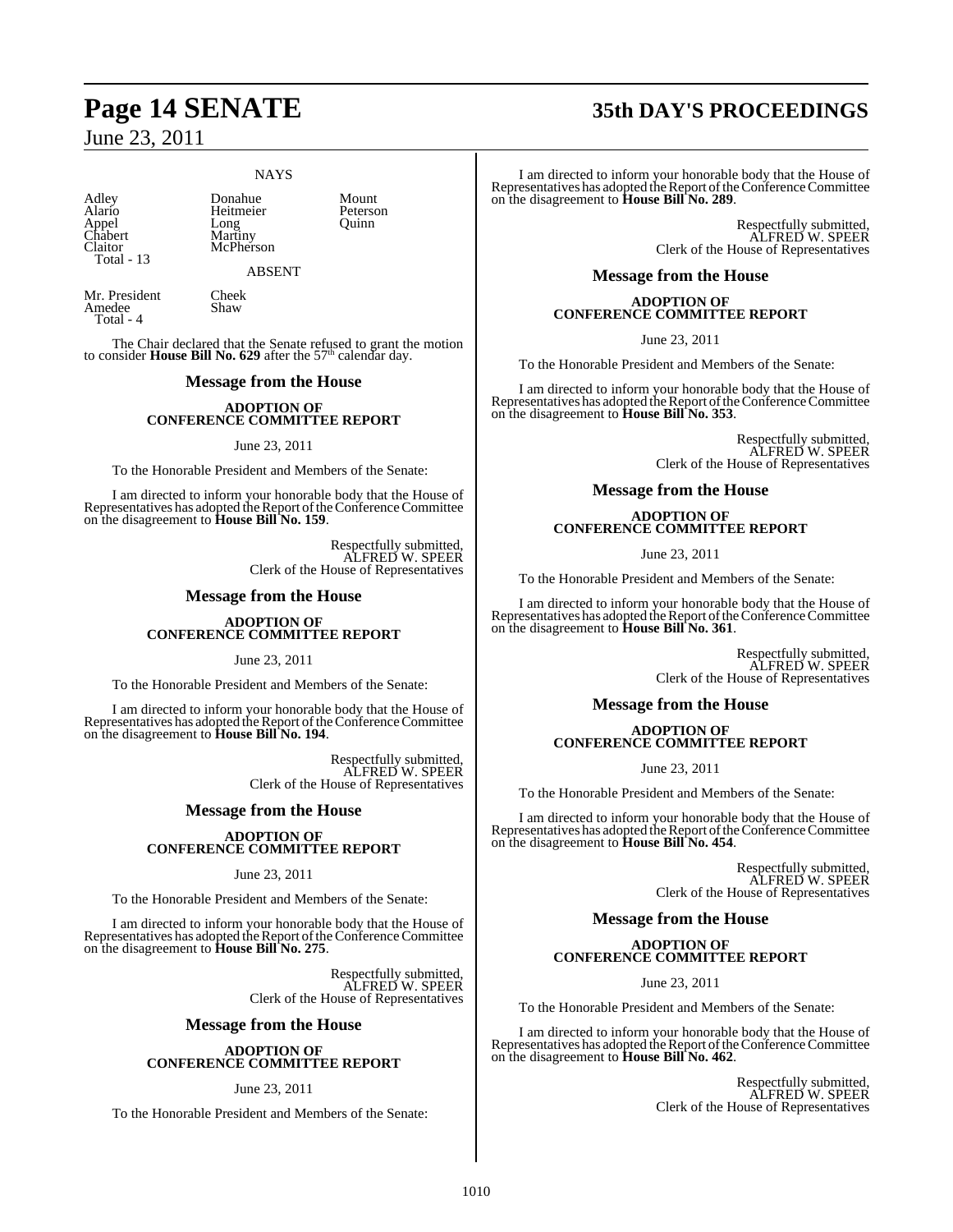### NAYS

| | | |
|---|---|---|
| Adley | Donahue | Mount |
| Alario | Heitmeier | Peterson |
| Appel | Long | Quinn |
| Chabert | Martiny | |
| Claitor | McPherson | |
| Total - 13 | | |

### ABSENT

| | |
|---|---|
| Mr. President | Cheek |
| Amedee | Shaw |
| Total - 4 | |

The Chair declared that the Senate refused to grant the motion to consider **House Bill No. 629** after the 57th calendar day.

## Message from the House

### ADOPTION OF CONFERENCE COMMITTEE REPORT

June 23, 2011

To the Honorable President and Members of the Senate:

I am directed to inform your honorable body that the House of Representatives has adopted the Report of the Conference Committee on the disagreement to **House Bill No. 159**.

Respectfully submitted,
ALFRED W. SPEER
Clerk of the House of Representatives

## Message from the House

### ADOPTION OF CONFERENCE COMMITTEE REPORT

June 23, 2011

To the Honorable President and Members of the Senate:

I am directed to inform your honorable body that the House of Representatives has adopted the Report of the Conference Committee on the disagreement to **House Bill No. 194**.

Respectfully submitted,
ALFRED W. SPEER
Clerk of the House of Representatives

## Message from the House

### ADOPTION OF CONFERENCE COMMITTEE REPORT

June 23, 2011

To the Honorable President and Members of the Senate:

I am directed to inform your honorable body that the House of Representatives has adopted the Report of the Conference Committee on the disagreement to **House Bill No. 275**.

Respectfully submitted,
ALFRED W. SPEER
Clerk of the House of Representatives

## Message from the House

### ADOPTION OF CONFERENCE COMMITTEE REPORT

June 23, 2011

To the Honorable President and Members of the Senate:

I am directed to inform your honorable body that the House of Representatives has adopted the Report of the Conference Committee on the disagreement to **House Bill No. 289**.

Respectfully submitted,
ALFRED W. SPEER
Clerk of the House of Representatives

## Message from the House

### ADOPTION OF CONFERENCE COMMITTEE REPORT

June 23, 2011

To the Honorable President and Members of the Senate:

I am directed to inform your honorable body that the House of Representatives has adopted the Report of the Conference Committee on the disagreement to **House Bill No. 353**.

Respectfully submitted,
ALFRED W. SPEER
Clerk of the House of Representatives

## Message from the House

### ADOPTION OF CONFERENCE COMMITTEE REPORT

June 23, 2011

To the Honorable President and Members of the Senate:

I am directed to inform your honorable body that the House of Representatives has adopted the Report of the Conference Committee on the disagreement to **House Bill No. 361**.

Respectfully submitted,
ALFRED W. SPEER
Clerk of the House of Representatives

## Message from the House

### ADOPTION OF CONFERENCE COMMITTEE REPORT

June 23, 2011

To the Honorable President and Members of the Senate:

I am directed to inform your honorable body that the House of Representatives has adopted the Report of the Conference Committee on the disagreement to **House Bill No. 454**.

Respectfully submitted,
ALFRED W. SPEER
Clerk of the House of Representatives

## Message from the House

### ADOPTION OF CONFERENCE COMMITTEE REPORT

June 23, 2011

To the Honorable President and Members of the Senate:

I am directed to inform your honorable body that the House of Representatives has adopted the Report of the Conference Committee on the disagreement to **House Bill No. 462**.

Respectfully submitted,
ALFRED W. SPEER
Clerk of the House of Representatives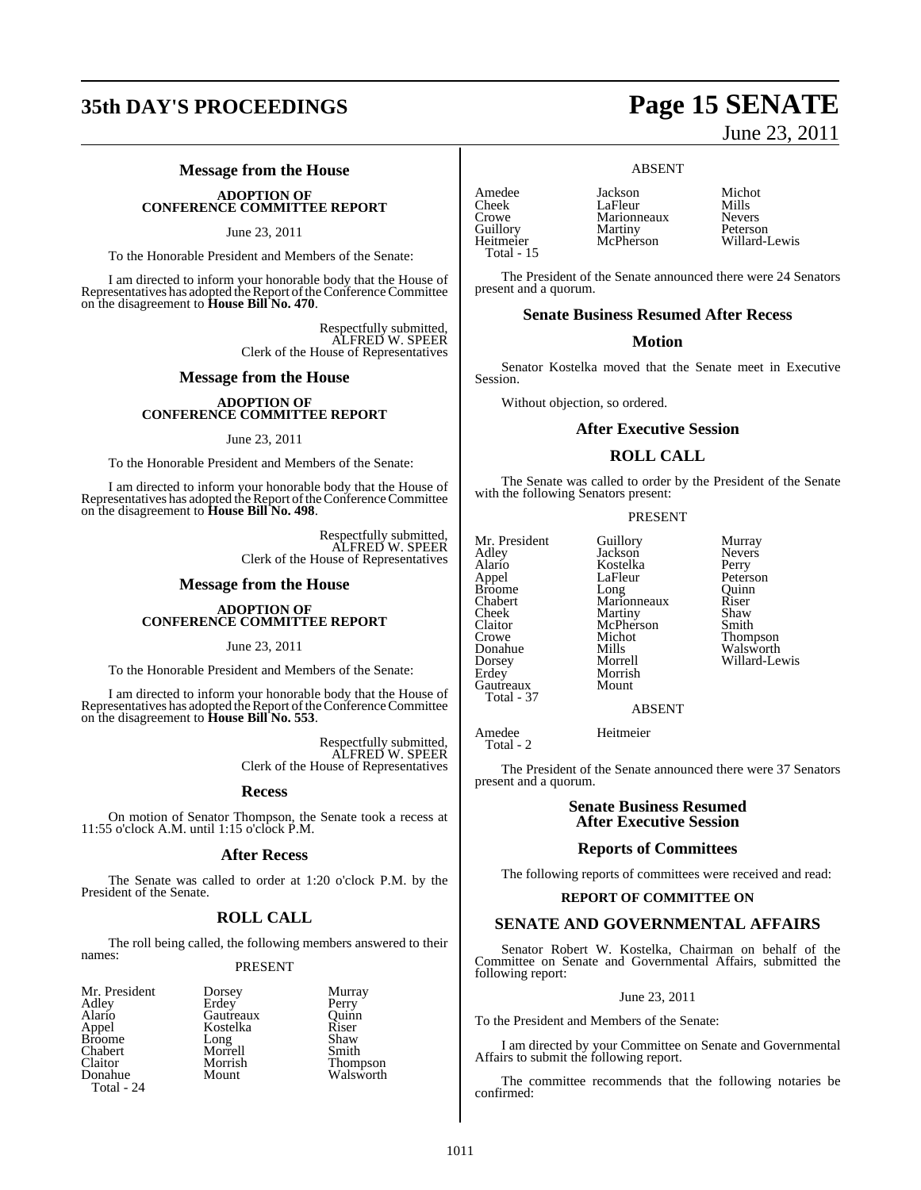### Message from the House

**ADOPTION OF CONFERENCE COMMITTEE REPORT**

June 23, 2011

To the Honorable President and Members of the Senate:

I am directed to inform your honorable body that the House of Representatives has adopted the Report of the Conference Committee on the disagreement to **House Bill No. 470**.

Respectfully submitted,
ALFRED W. SPEER
Clerk of the House of Representatives

### Message from the House

**ADOPTION OF CONFERENCE COMMITTEE REPORT**

June 23, 2011

To the Honorable President and Members of the Senate:

I am directed to inform your honorable body that the House of Representatives has adopted the Report of the Conference Committee on the disagreement to **House Bill No. 498**.

Respectfully submitted,
ALFRED W. SPEER
Clerk of the House of Representatives

### Message from the House

**ADOPTION OF CONFERENCE COMMITTEE REPORT**

June 23, 2011

To the Honorable President and Members of the Senate:

I am directed to inform your honorable body that the House of Representatives has adopted the Report of the Conference Committee on the disagreement to **House Bill No. 553**.

Respectfully submitted,
ALFRED W. SPEER
Clerk of the House of Representatives

### Recess

On motion of Senator Thompson, the Senate took a recess at 11:55 o'clock A.M. until 1:15 o'clock P.M.

### After Recess

The Senate was called to order at 1:20 o'clock P.M. by the President of the Senate.

## ROLL CALL

The roll being called, the following members answered to their names:

PRESENT

| | | |
|---|---|---|
| Mr. President | Dorsey | Murray |
| Adley | Erdey | Perry |
| Alario | Gautreaux | Quinn |
| Appel | Kostelka | Riser |
| Broome | Long | Shaw |
| Chabert | Morrell | Smith |
| Claitor | Morrish | Thompson |
| Donahue | Mount | Walsworth |
| Total - 24 | | |

ABSENT

| | | |
|---|---|---|
| Amedee | Jackson | Michot |
| Cheek | LaFleur | Mills |
| Crowe | Marionneaux | Nevers |
| Guillory | Martiny | Peterson |
| Heitmeier | McPherson | Willard-Lewis |
| Total - 15 | | |

The President of the Senate announced there were 24 Senators present and a quorum.

### Senate Business Resumed After Recess

### Motion

Senator Kostelka moved that the Senate meet in Executive Session.

Without objection, so ordered.

### After Executive Session

## ROLL CALL

The Senate was called to order by the President of the Senate with the following Senators present:

PRESENT

| | | |
|---|---|---|
| Mr. President | Guillory | Murray |
| Adley | Jackson | Nevers |
| Alario | Kostelka | Perry |
| Appel | LaFleur | Peterson |
| Broome | Long | Quinn |
| Chabert | Marionneaux | Riser |
| Cheek | Martiny | Shaw |
| Claitor | McPherson | Smith |
| Crowe | Michot | Thompson |
| Donahue | Mills | Walsworth |
| Dorsey | Morrell | Willard-Lewis |
| Erdey | Morrish | |
| Gautreaux | Mount | |
| Total - 37 | | |

ABSENT

| | |
|---|---|
| Amedee | Heitmeier |
| Total - 2 | |

The President of the Senate announced there were 37 Senators present and a quorum.

### Senate Business Resumed After Executive Session

### Reports of Committees

The following reports of committees were received and read:

**REPORT OF COMMITTEE ON**

## SENATE AND GOVERNMENTAL AFFAIRS

Senator Robert W. Kostelka, Chairman on behalf of the Committee on Senate and Governmental Affairs, submitted the following report:

June 23, 2011

To the President and Members of the Senate:

I am directed by your Committee on Senate and Governmental Affairs to submit the following report.

The committee recommends that the following notaries be confirmed: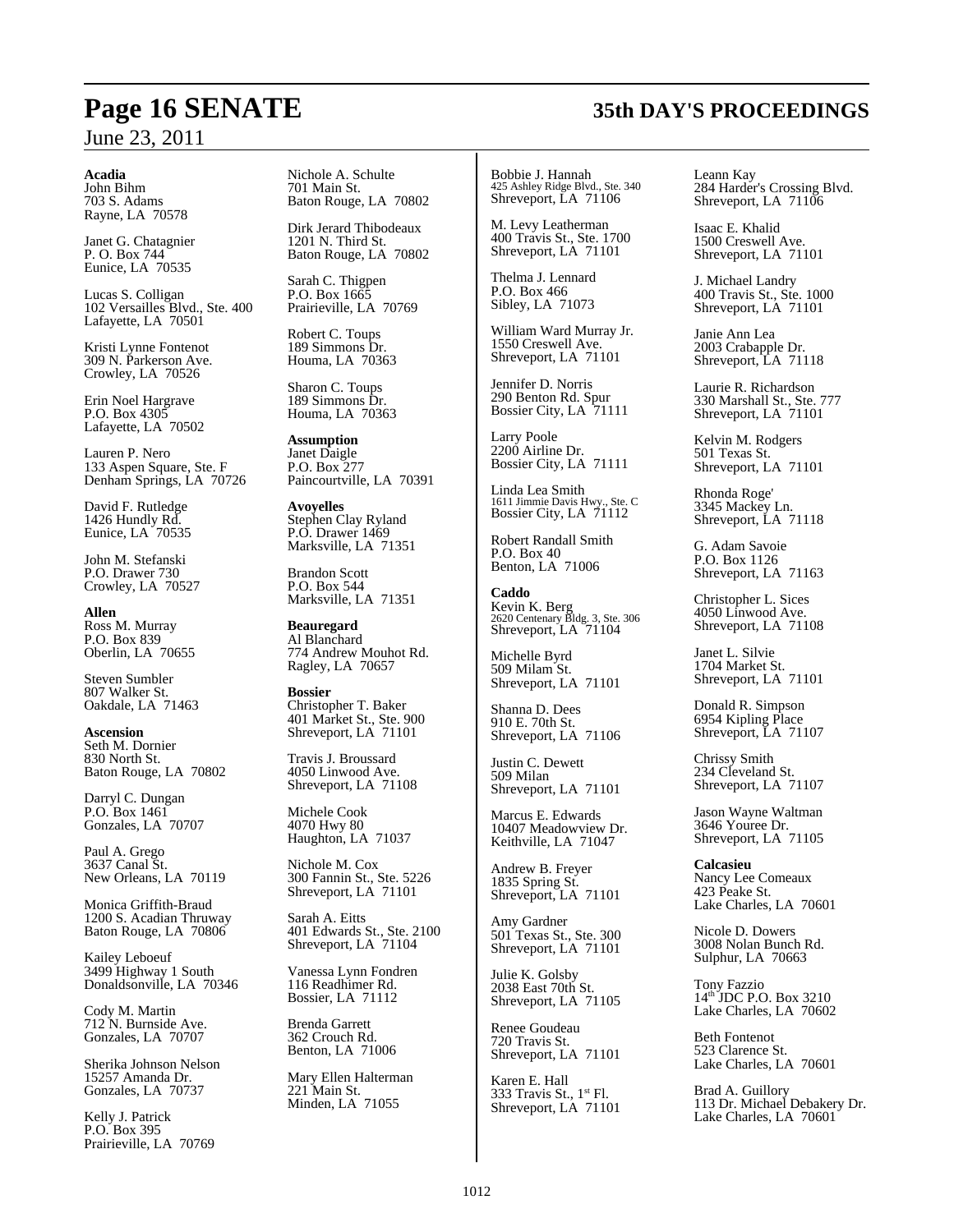**Acadia**

John Bihm
703 S. Adams
Rayne, LA 70578

Janet G. Chatagnier
P. O. Box 744
Eunice, LA 70535

Lucas S. Colligan
102 Versailles Blvd., Ste. 400
Lafayette, LA 70501

Kristi Lynne Fontenot
309 N. Parkerson Ave.
Crowley, LA 70526

Erin Noel Hargrave
P.O. Box 4305
Lafayette, LA 70502

Lauren P. Nero
133 Aspen Square, Ste. F
Denham Springs, LA 70726

David F. Rutledge
1426 Hundly Rd.
Eunice, LA 70535

John M. Stefanski
P.O. Drawer 730
Crowley, LA 70527

**Allen**

Ross M. Murray
P.O. Box 839
Oberlin, LA 70655

Steven Sumbler
807 Walker St.
Oakdale, LA 71463

**Ascension**

Seth M. Dornier
830 North St.
Baton Rouge, LA 70802

Darryl C. Dungan
P.O. Box 1461
Gonzales, LA 70707

Paul A. Grego
3637 Canal St.
New Orleans, LA 70119

Monica Griffith-Braud
1200 S. Acadian Thruway
Baton Rouge, LA 70806

Kailey Leboeuf
3499 Highway 1 South
Donaldsonville, LA 70346

Cody M. Martin
712 N. Burnside Ave.
Gonzales, LA 70707

Sherika Johnson Nelson
15257 Amanda Dr.
Gonzales, LA 70737

Kelly J. Patrick
P.O. Box 395
Prairieville, LA 70769

Nichole A. Schulte
701 Main St.
Baton Rouge, LA 70802

Dirk Jerard Thibodeaux
1201 N. Third St.
Baton Rouge, LA 70802

Sarah C. Thigpen
P.O. Box 1665
Prairieville, LA 70769

Robert C. Toups
189 Simmons Dr.
Houma, LA 70363

Sharon C. Toups
189 Simmons Dr.
Houma, LA 70363

**Assumption**

Janet Daigle
P.O. Box 277
Paincourtville, LA 70391

**Avoyelles**

Stephen Clay Ryland
P.O. Drawer 1469
Marksville, LA 71351

Brandon Scott
P.O. Box 544
Marksville, LA 71351

**Beauregard**

Al Blanchard
774 Andrew Mouhot Rd.
Ragley, LA 70657

**Bossier**

Christopher T. Baker
401 Market St., Ste. 900
Shreveport, LA 71101

Travis J. Broussard
4050 Linwood Ave.
Shreveport, LA 71108

Michele Cook
4070 Hwy 80
Haughton, LA 71037

Nichole M. Cox
300 Fannin St., Ste. 5226
Shreveport, LA 71101

Sarah A. Eitts
401 Edwards St., Ste. 2100
Shreveport, LA 71104

Vanessa Lynn Fondren
116 Readhimer Rd.
Bossier, LA 71112

Brenda Garrett
362 Crouch Rd.
Benton, LA 71006

Mary Ellen Halterman
221 Main St.
Minden, LA 71055

Bobbie J. Hannah
425 Ashley Ridge Blvd., Ste. 340
Shreveport, LA 71106

M. Levy Leatherman
400 Travis St., Ste. 1700
Shreveport, LA 71101

Thelma J. Lennard
P.O. Box 466
Sibley, LA 71073

William Ward Murray Jr.
1550 Creswell Ave.
Shreveport, LA 71101

Jennifer D. Norris
290 Benton Rd. Spur
Bossier City, LA 71111

Larry Poole
2200 Airline Dr.
Bossier City, LA 71111

Linda Lea Smith
1611 Jimmie Davis Hwy., Ste. C
Bossier City, LA 71112

Robert Randall Smith
P.O. Box 40
Benton, LA 71006

**Caddo**

Kevin K. Berg
2620 Centenary Bldg. 3, Ste. 306
Shreveport, LA 71104

Michelle Byrd
509 Milam St.
Shreveport, LA 71101

Shanna D. Dees
910 E. 70th St.
Shreveport, LA 71106

Justin C. Dewett
509 Milan
Shreveport, LA 71101

Marcus E. Edwards
10407 Meadowview Dr.
Keithville, LA 71047

Andrew B. Freyer
1835 Spring St.
Shreveport, LA 71101

Amy Gardner
501 Texas St., Ste. 300
Shreveport, LA 71101

Julie K. Golsby
2038 East 70th St.
Shreveport, LA 71105

Renee Goudeau
720 Travis St.
Shreveport, LA 71101

Karen E. Hall
333 Travis St., 1st Fl.
Shreveport, LA 71101

Leann Kay
284 Harder's Crossing Blvd.
Shreveport, LA 71106

Isaac E. Khalid
1500 Creswell Ave.
Shreveport, LA 71101

J. Michael Landry
400 Travis St., Ste. 1000
Shreveport, LA 71101

Janie Ann Lea
2003 Crabapple Dr.
Shreveport, LA 71118

Laurie R. Richardson
330 Marshall St., Ste. 777
Shreveport, LA 71101

Kelvin M. Rodgers
501 Texas St.
Shreveport, LA 71101

Rhonda Roge'
3345 Mackey Ln.
Shreveport, LA 71118

G. Adam Savoie
P.O. Box 1126
Shreveport, LA 71163

Christopher L. Sices
4050 Linwood Ave.
Shreveport, LA 71108

Janet L. Silvie
1704 Market St.
Shreveport, LA 71101

Donald R. Simpson
6954 Kipling Place
Shreveport, LA 71107

Chrissy Smith
234 Cleveland St.
Shreveport, LA 71107

Jason Wayne Waltman
3646 Youree Dr.
Shreveport, LA 71105

**Calcasieu**

Nancy Lee Comeaux
423 Peake St.
Lake Charles, LA 70601

Nicole D. Dowers
3008 Nolan Bunch Rd.
Sulphur, LA 70663

Tony Fazzio
14th JDC P.O. Box 3210
Lake Charles, LA 70602

Beth Fontenot
523 Clarence St.
Lake Charles, LA 70601

Brad A. Guillory
113 Dr. Michael Debakery Dr.
Lake Charles, LA 70601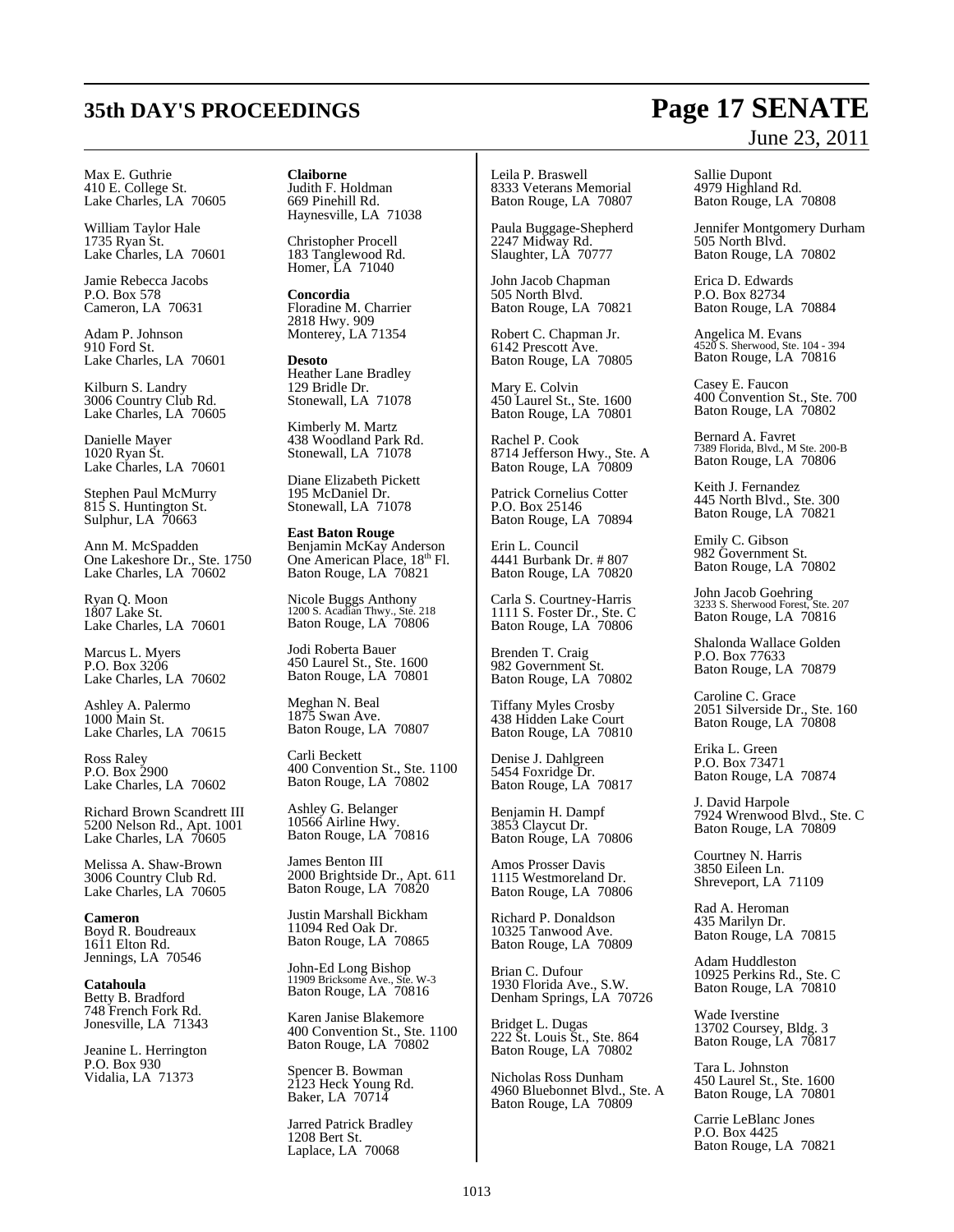Max E. Guthrie
410 E. College St.
Lake Charles, LA 70605

William Taylor Hale
1735 Ryan St.
Lake Charles, LA 70601

Jamie Rebecca Jacobs
P.O. Box 578
Cameron, LA 70631

Adam P. Johnson
910 Ford St.
Lake Charles, LA 70601

Kilburn S. Landry
3006 Country Club Rd.
Lake Charles, LA 70605

Danielle Mayer
1020 Ryan St.
Lake Charles, LA 70601

Stephen Paul McMurry
815 S. Huntington St.
Sulphur, LA 70663

Ann M. McSpadden
One Lakeshore Dr., Ste. 1750
Lake Charles, LA 70602

Ryan Q. Moon
1807 Lake St.
Lake Charles, LA 70601

Marcus L. Myers
P.O. Box 3206
Lake Charles, LA 70602

Ashley A. Palermo
1000 Main St.
Lake Charles, LA 70615

Ross Raley
P.O. Box 2900
Lake Charles, LA 70602

Richard Brown Scandrett III
5200 Nelson Rd., Apt. 1001
Lake Charles, LA 70605

Melissa A. Shaw-Brown
3006 Country Club Rd.
Lake Charles, LA 70605

**Cameron**
Boyd R. Boudreaux
1611 Elton Rd.
Jennings, LA 70546

**Catahoula**
Betty B. Bradford
748 French Fork Rd.
Jonesville, LA 71343

Jeanine L. Herrington
P.O. Box 930
Vidalia, LA 71373

**Claiborne**
Judith F. Holdman
669 Pinehill Rd.
Haynesville, LA 71038

Christopher Procell
183 Tanglewood Rd.
Homer, LA 71040

**Concordia**
Floradine M. Charrier
2818 Hwy. 909
Monterey, LA 71354

**Desoto**
Heather Lane Bradley
129 Bridle Dr.
Stonewall, LA 71078

Kimberly M. Martz
438 Woodland Park Rd.
Stonewall, LA 71078

Diane Elizabeth Pickett
195 McDaniel Dr.
Stonewall, LA 71078

**East Baton Rouge**
Benjamin McKay Anderson
One American Place, 18th Fl.
Baton Rouge, LA 70821

Nicole Buggs Anthony
1200 S. Acadian Thwy., Ste. 218
Baton Rouge, LA 70806

Jodi Roberta Bauer
450 Laurel St., Ste. 1600
Baton Rouge, LA 70801

Meghan N. Beal
1875 Swan Ave.
Baton Rouge, LA 70807

Carli Beckett
400 Convention St., Ste. 1100
Baton Rouge, LA 70802

Ashley G. Belanger
10566 Airline Hwy.
Baton Rouge, LA 70816

James Benton III
2000 Brightside Dr., Apt. 611
Baton Rouge, LA 70820

Justin Marshall Bickham
11094 Red Oak Dr.
Baton Rouge, LA 70865

John-Ed Long Bishop
11909 Bricksome Ave., Ste. W-3
Baton Rouge, LA 70816

Karen Janise Blakemore
400 Convention St., Ste. 1100
Baton Rouge, LA 70802

Spencer B. Bowman
2123 Heck Young Rd.
Baker, LA 70714

Jarred Patrick Bradley
1208 Bert St.
Laplace, LA 70068

Leila P. Braswell
8333 Veterans Memorial
Baton Rouge, LA 70807

Paula Buggage-Shepherd
2247 Midway Rd.
Slaughter, LA 70777

John Jacob Chapman
505 North Blvd.
Baton Rouge, LA 70821

Robert C. Chapman Jr.
6142 Prescott Ave.
Baton Rouge, LA 70805

Mary E. Colvin
450 Laurel St., Ste. 1600
Baton Rouge, LA 70801

Rachel P. Cook
8714 Jefferson Hwy., Ste. A
Baton Rouge, LA 70809

Patrick Cornelius Cotter
P.O. Box 25146
Baton Rouge, LA 70894

Erin L. Council
4441 Burbank Dr. # 807
Baton Rouge, LA 70820

Carla S. Courtney-Harris
1111 S. Foster Dr., Ste. C
Baton Rouge, LA 70806

Brenden T. Craig
982 Government St.
Baton Rouge, LA 70802

Tiffany Myles Crosby
438 Hidden Lake Court
Baton Rouge, LA 70810

Denise J. Dahlgreen
5454 Foxridge Dr.
Baton Rouge, LA 70817

Benjamin H. Dampf
3853 Claycut Dr.
Baton Rouge, LA 70806

Amos Prosser Davis
1115 Westmoreland Dr.
Baton Rouge, LA 70806

Richard P. Donaldson
10325 Tanwood Ave.
Baton Rouge, LA 70809

Brian C. Dufour
1930 Florida Ave., S.W.
Denham Springs, LA 70726

Bridget L. Dugas
222 St. Louis St., Ste. 864
Baton Rouge, LA 70802

Nicholas Ross Dunham
4960 Bluebonnet Blvd., Ste. A
Baton Rouge, LA 70809

Sallie Dupont
4979 Highland Rd.
Baton Rouge, LA 70808

Jennifer Montgomery Durham
505 North Blvd.
Baton Rouge, LA 70802

Erica D. Edwards
P.O. Box 82734
Baton Rouge, LA 70884

Angelica M. Evans
4520 S. Sherwood, Ste. 104 - 394
Baton Rouge, LA 70816

Casey E. Faucon
400 Convention St., Ste. 700
Baton Rouge, LA 70802

Bernard A. Favret
7389 Florida, Blvd., M Ste. 200-B
Baton Rouge, LA 70806

Keith J. Fernandez
445 North Blvd., Ste. 300
Baton Rouge, LA 70821

Emily C. Gibson
982 Government St.
Baton Rouge, LA 70802

John Jacob Goehring
3233 S. Sherwood Forest, Ste. 207
Baton Rouge, LA 70816

Shalonda Wallace Golden
P.O. Box 77633
Baton Rouge, LA 70879

Caroline C. Grace
2051 Silverside Dr., Ste. 160
Baton Rouge, LA 70808

Erika L. Green
P.O. Box 73471
Baton Rouge, LA 70874

J. David Harpole
7924 Wrenwood Blvd., Ste. C
Baton Rouge, LA 70809

Courtney N. Harris
3850 Eileen Ln.
Shreveport, LA 71109

Rad A. Heroman
435 Marilyn Dr.
Baton Rouge, LA 70815

Adam Huddleston
10925 Perkins Rd., Ste. C
Baton Rouge, LA 70810

Wade Iverstine
13702 Coursey, Bldg. 3
Baton Rouge, LA 70817

Tara L. Johnston
450 Laurel St., Ste. 1600
Baton Rouge, LA 70801

Carrie LeBlanc Jones
P.O. Box 4425
Baton Rouge, LA 70821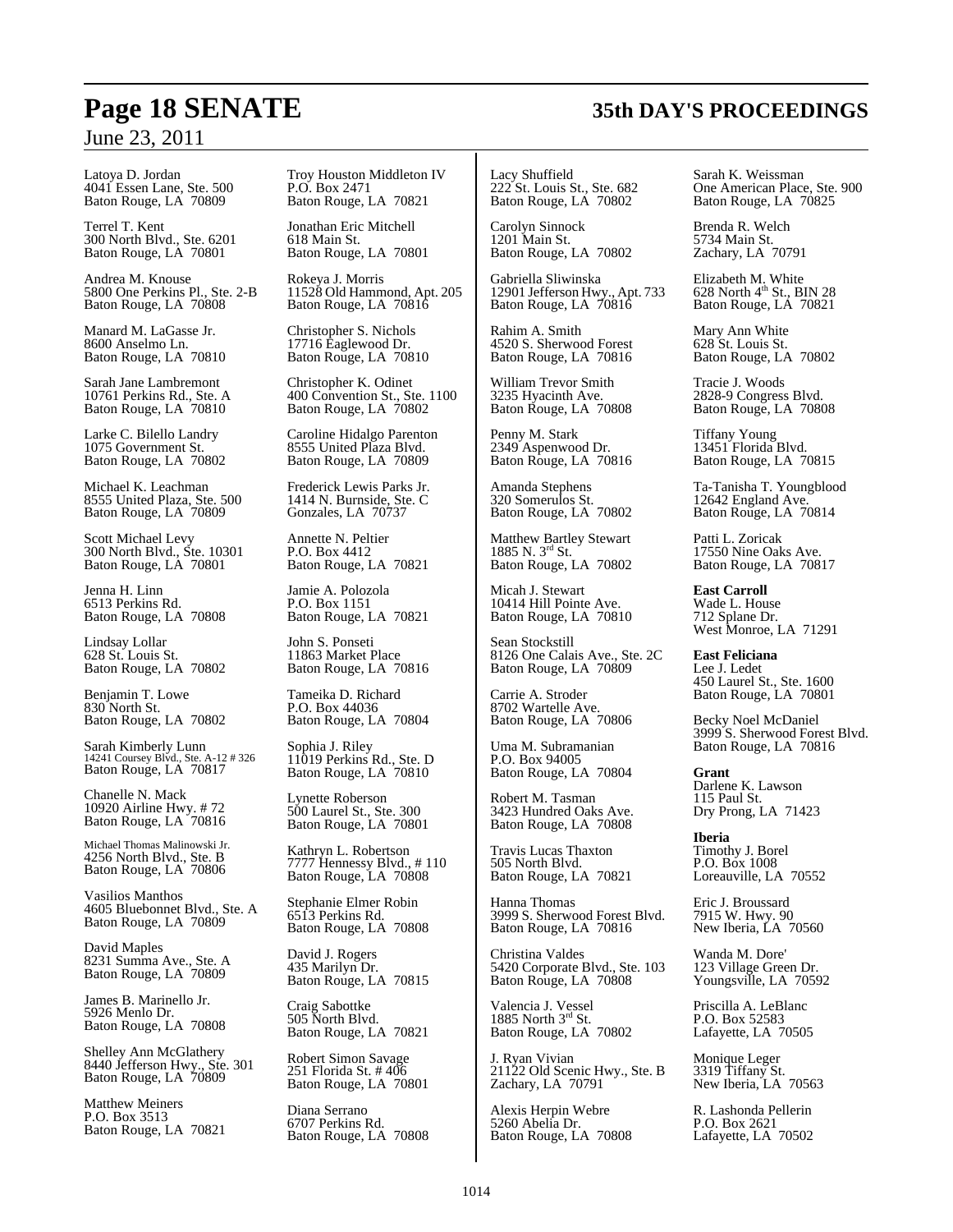Latoya D. Jordan
4041 Essen Lane, Ste. 500
Baton Rouge, LA 70809

Terrel T. Kent
300 North Blvd., Ste. 6201
Baton Rouge, LA 70801

Andrea M. Knouse
5800 One Perkins Pl., Ste. 2-B
Baton Rouge, LA 70808

Manard M. LaGasse Jr.
8600 Anselmo Ln.
Baton Rouge, LA 70810

Sarah Jane Lambremont
10761 Perkins Rd., Ste. A
Baton Rouge, LA 70810

Larke C. Bilello Landry
1075 Government St.
Baton Rouge, LA 70802

Michael K. Leachman
8555 United Plaza, Ste. 500
Baton Rouge, LA 70809

Scott Michael Levy
300 North Blvd., Ste. 10301
Baton Rouge, LA 70801

Jenna H. Linn
6513 Perkins Rd.
Baton Rouge, LA 70808

Lindsay Lollar
628 St. Louis St.
Baton Rouge, LA 70802

Benjamin T. Lowe
830 North St.
Baton Rouge, LA 70802

Sarah Kimberly Lunn
14241 Coursey Blvd., Ste. A-12 # 326
Baton Rouge, LA 70817

Chanelle N. Mack
10920 Airline Hwy. # 72
Baton Rouge, LA 70816

Michael Thomas Malinowski Jr.
4256 North Blvd., Ste. B
Baton Rouge, LA 70806

Vasilios Manthos
4605 Bluebonnet Blvd., Ste. A
Baton Rouge, LA 70809

David Maples
8231 Summa Ave., Ste. A
Baton Rouge, LA 70809

James B. Marinello Jr.
5926 Menlo Dr.
Baton Rouge, LA 70808

Shelley Ann McGlathery
8440 Jefferson Hwy., Ste. 301
Baton Rouge, LA 70809

Matthew Meiners
P.O. Box 3513
Baton Rouge, LA 70821

Troy Houston Middleton IV
P.O. Box 2471
Baton Rouge, LA 70821

Jonathan Eric Mitchell
618 Main St.
Baton Rouge, LA 70801

Rokeya J. Morris
11528 Old Hammond, Apt. 205
Baton Rouge, LA 70816

Christopher S. Nichols
17716 Eaglewood Dr.
Baton Rouge, LA 70810

Christopher K. Odinet
400 Convention St., Ste. 1100
Baton Rouge, LA 70802

Caroline Hidalgo Parenton
8555 United Plaza Blvd.
Baton Rouge, LA 70809

Frederick Lewis Parks Jr.
1414 N. Burnside, Ste. C
Gonzales, LA 70737

Annette N. Peltier
P.O. Box 4412
Baton Rouge, LA 70821

Jamie A. Polozola
P.O. Box 1151
Baton Rouge, LA 70821

John S. Ponseti
11863 Market Place
Baton Rouge, LA 70816

Tameika D. Richard
P.O. Box 44036
Baton Rouge, LA 70804

Sophia J. Riley
11019 Perkins Rd., Ste. D
Baton Rouge, LA 70810

Lynette Roberson
500 Laurel St., Ste. 300
Baton Rouge, LA 70801

Kathryn L. Robertson
7777 Hennessy Blvd., # 110
Baton Rouge, LA 70808

Stephanie Elmer Robin
6513 Perkins Rd.
Baton Rouge, LA 70808

David J. Rogers
435 Marilyn Dr.
Baton Rouge, LA 70815

Craig Sabottke
505 North Blvd.
Baton Rouge, LA 70821

Robert Simon Savage
251 Florida St. # 406
Baton Rouge, LA 70801

Diana Serrano
6707 Perkins Rd.
Baton Rouge, LA 70808

Lacy Shuffield
222 St. Louis St., Ste. 682
Baton Rouge, LA 70802

Carolyn Sinnock
1201 Main St.
Baton Rouge, LA 70802

Gabriella Sliwinska
12901 Jefferson Hwy., Apt. 733
Baton Rouge, LA 70816

Rahim A. Smith
4520 S. Sherwood Forest
Baton Rouge, LA 70816

William Trevor Smith
3235 Hyacinth Ave.
Baton Rouge, LA 70808

Penny M. Stark
2349 Aspenwood Dr.
Baton Rouge, LA 70816

Amanda Stephens
320 Somerulos St.
Baton Rouge, LA 70802

Matthew Bartley Stewart
1885 N. 3rd St.
Baton Rouge, LA 70802

Micah J. Stewart
10414 Hill Pointe Ave.
Baton Rouge, LA 70810

Sean Stockstill
8126 One Calais Ave., Ste. 2C
Baton Rouge, LA 70809

Carrie A. Stroder
8702 Wartelle Ave.
Baton Rouge, LA 70806

Uma M. Subramanian
P.O. Box 94005
Baton Rouge, LA 70804

Robert M. Tasman
3423 Hundred Oaks Ave.
Baton Rouge, LA 70808

Travis Lucas Thaxton
505 North Blvd.
Baton Rouge, LA 70821

Hanna Thomas
3999 S. Sherwood Forest Blvd.
Baton Rouge, LA 70816

Christina Valdes
5420 Corporate Blvd., Ste. 103
Baton Rouge, LA 70808

Valencia J. Vessel
1885 North 3rd St.
Baton Rouge, LA 70802

J. Ryan Vivian
21122 Old Scenic Hwy., Ste. B
Zachary, LA 70791

Alexis Herpin Webre
5260 Abelia Dr.
Baton Rouge, LA 70808

Sarah K. Weissman
One American Place, Ste. 900
Baton Rouge, LA 70825

Brenda R. Welch
5734 Main St.
Zachary, LA 70791

Elizabeth M. White
628 North 4th St., BIN 28
Baton Rouge, LA 70821

Mary Ann White
628 St. Louis St.
Baton Rouge, LA 70802

Tracie J. Woods
2828-9 Congress Blvd.
Baton Rouge, LA 70808

Tiffany Young
13451 Florida Blvd.
Baton Rouge, LA 70815

Ta-Tanisha T. Youngblood
12642 England Ave.
Baton Rouge, LA 70814

Patti L. Zoricak
17550 Nine Oaks Ave.
Baton Rouge, LA 70817

**East Carroll**
Wade L. House
712 Splane Dr.
West Monroe, LA 71291

**East Feliciana**
Lee J. Ledet
450 Laurel St., Ste. 1600
Baton Rouge, LA 70801

Becky Noel McDaniel
3999 S. Sherwood Forest Blvd.
Baton Rouge, LA 70816

**Grant**
Darlene K. Lawson
115 Paul St.
Dry Prong, LA 71423

**Iberia**
Timothy J. Borel
P.O. Box 1008
Loreauville, LA 70552

Eric J. Broussard
7915 W. Hwy. 90
New Iberia, LA 70560

Wanda M. Dore'
123 Village Green Dr.
Youngsville, LA 70592

Priscilla A. LeBlanc
P.O. Box 52583
Lafayette, LA 70505

Monique Leger
3319 Tiffany St.
New Iberia, LA 70563

R. Lashonda Pellerin
P.O. Box 2621
Lafayette, LA 70502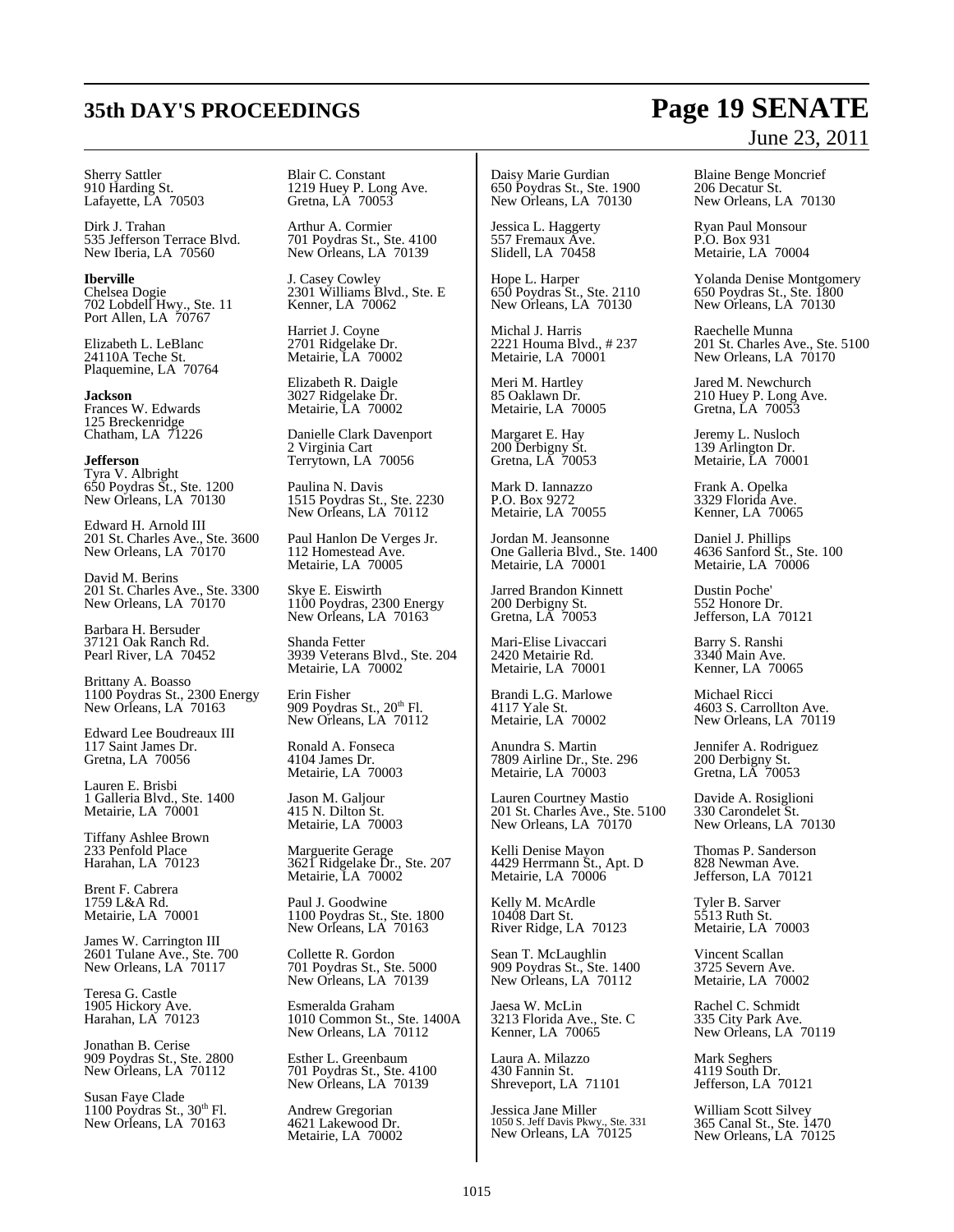Sherry Sattler
910 Harding St.
Lafayette, LA 70503

Dirk J. Trahan
535 Jefferson Terrace Blvd.
New Iberia, LA 70560

**Iberville**
Chelsea Dogie
702 Lobdell Hwy., Ste. 11
Port Allen, LA 70767

Elizabeth L. LeBlanc
24110A Teche St.
Plaquemine, LA 70764

**Jackson**
Frances W. Edwards
125 Breckenridge
Chatham, LA 71226

**Jefferson**
Tyra V. Albright
650 Poydras St., Ste. 1200
New Orleans, LA 70130

Edward H. Arnold III
201 St. Charles Ave., Ste. 3600
New Orleans, LA 70170

David M. Berins
201 St. Charles Ave., Ste. 3300
New Orleans, LA 70170

Barbara H. Bersuder
37121 Oak Ranch Rd.
Pearl River, LA 70452

Brittany A. Boasso
1100 Poydras St., 2300 Energy
New Orleans, LA 70163

Edward Lee Boudreaux III
117 Saint James Dr.
Gretna, LA 70056

Lauren E. Brisbi
1 Galleria Blvd., Ste. 1400
Metairie, LA 70001

Tiffany Ashlee Brown
233 Penfold Place
Harahan, LA 70123

Brent F. Cabrera
1759 L&A Rd.
Metairie, LA 70001

James W. Carrington III
2601 Tulane Ave., Ste. 700
New Orleans, LA 70117

Teresa G. Castle
1905 Hickory Ave.
Harahan, LA 70123

Jonathan B. Cerise
909 Poydras St., Ste. 2800
New Orleans, LA 70112

Susan Faye Clade
1100 Poydras St., 30th Fl.
New Orleans, LA 70163

Blair C. Constant
1219 Huey P. Long Ave.
Gretna, LA 70053

Arthur A. Cormier
701 Poydras St., Ste. 4100
New Orleans, LA 70139

J. Casey Cowley
2301 Williams Blvd., Ste. E
Kenner, LA 70062

Harriet J. Coyne
2701 Ridgelake Dr.
Metairie, LA 70002

Elizabeth R. Daigle
3027 Ridgelake Dr.
Metairie, LA 70002

Danielle Clark Davenport
2 Virginia Cart
Terrytown, LA 70056

Paulina N. Davis
1515 Poydras St., Ste. 2230
New Orleans, LA 70112

Paul Hanlon De Verges Jr.
112 Homestead Ave.
Metairie, LA 70005

Skye E. Eiswirth
1100 Poydras, 2300 Energy
New Orleans, LA 70163

Shanda Fetter
3939 Veterans Blvd., Ste. 204
Metairie, LA 70002

Erin Fisher
909 Poydras St., 20th Fl.
New Orleans, LA 70112

Ronald A. Fonseca
4104 James Dr.
Metairie, LA 70003

Jason M. Galjour
415 N. Dilton St.
Metairie, LA 70003

Marguerite Gerage
3621 Ridgelake Dr., Ste. 207
Metairie, LA 70002

Paul J. Goodwine
1100 Poydras St., Ste. 1800
New Orleans, LA 70163

Collette R. Gordon
701 Poydras St., Ste. 5000
New Orleans, LA 70139

Esmeralda Graham
1010 Common St., Ste. 1400A
New Orleans, LA 70112

Esther L. Greenbaum
701 Poydras St., Ste. 4100
New Orleans, LA 70139

Andrew Gregorian
4621 Lakewood Dr.
Metairie, LA 70002

Daisy Marie Gurdian
650 Poydras St., Ste. 1900
New Orleans, LA 70130

Jessica L. Haggerty
557 Fremaux Ave.
Slidell, LA 70458

Hope L. Harper
650 Poydras St., Ste. 2110
New Orleans, LA 70130

Michal J. Harris
2221 Houma Blvd., # 237
Metairie, LA 70001

Meri M. Hartley
85 Oaklawn Dr.
Metairie, LA 70005

Margaret E. Hay
200 Derbigny St.
Gretna, LA 70053

Mark D. Iannazzo
P.O. Box 9272
Metairie, LA 70055

Jordan M. Jeansonne
One Galleria Blvd., Ste. 1400
Metairie, LA 70001

Jarred Brandon Kinnett
200 Derbigny St.
Gretna, LA 70053

Mari-Elise Livaccari
2420 Metairie Rd.
Metairie, LA 70001

Brandi L.G. Marlowe
4117 Yale St.
Metairie, LA 70002

Anundra S. Martin
7809 Airline Dr., Ste. 296
Metairie, LA 70003

Lauren Courtney Mastio
201 St. Charles Ave., Ste. 5100
New Orleans, LA 70170

Kelli Denise Mayon
4429 Herrmann St., Apt. D
Metairie, LA 70006

Kelly M. McArdle
10408 Dart St.
River Ridge, LA 70123

Sean T. McLaughlin
909 Poydras St., Ste. 1400
New Orleans, LA 70112

Jaesa W. McLin
3213 Florida Ave., Ste. C
Kenner, LA 70065

Laura A. Milazzo
430 Fannin St.
Shreveport, LA 71101

Jessica Jane Miller
1050 S. Jeff Davis Pkwy., Ste. 331
New Orleans, LA 70125

Blaine Benge Moncrief
206 Decatur St.
New Orleans, LA 70130

Ryan Paul Monsour
P.O. Box 931
Metairie, LA 70004

Yolanda Denise Montgomery
650 Poydras St., Ste. 1800
New Orleans, LA 70130

Raechelle Munna
201 St. Charles Ave., Ste. 5100
New Orleans, LA 70170

Jared M. Newchurch
210 Huey P. Long Ave.
Gretna, LA 70053

Jeremy L. Nusloch
139 Arlington Dr.
Metairie, LA 70001

Frank A. Opelka
3329 Florida Ave.
Kenner, LA 70065

Daniel J. Phillips
4636 Sanford St., Ste. 100
Metairie, LA 70006

Dustin Poche'
552 Honore Dr.
Jefferson, LA 70121

Barry S. Ranshi
3340 Main Ave.
Kenner, LA 70065

Michael Ricci
4603 S. Carrollton Ave.
New Orleans, LA 70119

Jennifer A. Rodriguez
200 Derbigny St.
Gretna, LA 70053

Davide A. Rosiglioni
330 Carondelet St.
New Orleans, LA 70130

Thomas P. Sanderson
828 Newman Ave.
Jefferson, LA 70121

Tyler B. Sarver
5513 Ruth St.
Metairie, LA 70003

Vincent Scallan
3725 Severn Ave.
Metairie, LA 70002

Rachel C. Schmidt
335 City Park Ave.
New Orleans, LA 70119

Mark Seghers
4119 South Dr.
Jefferson, LA 70121

William Scott Silvey
365 Canal St., Ste. 1470
New Orleans, LA 70125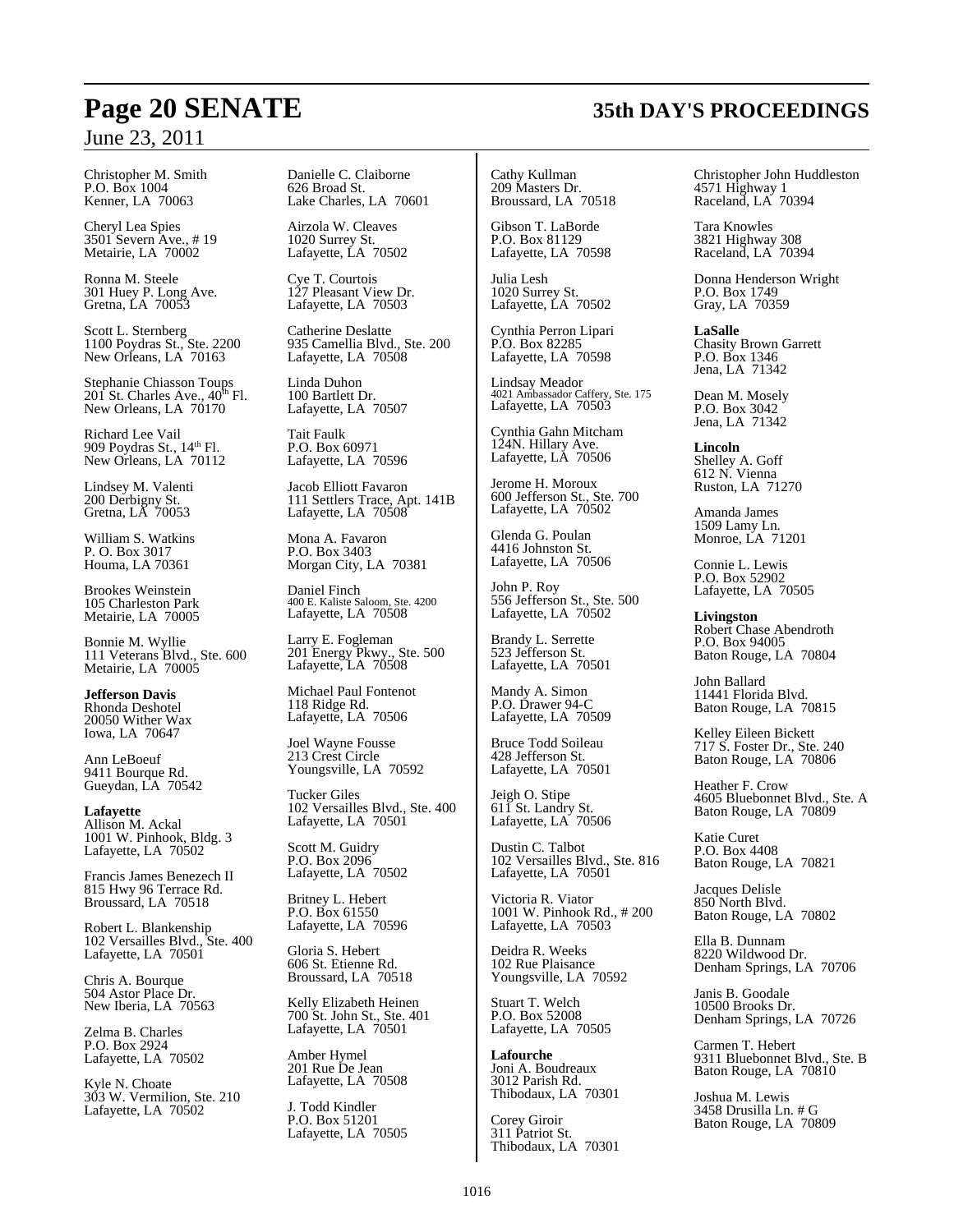Christopher M. Smith
P.O. Box 1004
Kenner, LA 70063

Cheryl Lea Spies
3501 Severn Ave., # 19
Metairie, LA 70002

Ronna M. Steele
301 Huey P. Long Ave.
Gretna, LA 70053

Scott L. Sternberg
1100 Poydras St., Ste. 2200
New Orleans, LA 70163

Stephanie Chiasson Toups
201 St. Charles Ave., 40th Fl.
New Orleans, LA 70170

Richard Lee Vail
909 Poydras St., 14th Fl.
New Orleans, LA 70112

Lindsey M. Valenti
200 Derbigny St.
Gretna, LA 70053

William S. Watkins
P. O. Box 3017
Houma, LA 70361

Brookes Weinstein
105 Charleston Park
Metairie, LA 70005

Bonnie M. Wyllie
111 Veterans Blvd., Ste. 600
Metairie, LA 70005

**Jefferson Davis**
Rhonda Deshotel
20050 Wither Wax
Iowa, LA 70647

Ann LeBoeuf
9411 Bourque Rd.
Gueydan, LA 70542

**Lafayette**
Allison M. Ackal
1001 W. Pinhook, Bldg. 3
Lafayette, LA 70502

Francis James Benezech II
815 Hwy 96 Terrace Rd.
Broussard, LA 70518

Robert L. Blankenship
102 Versailles Blvd., Ste. 400
Lafayette, LA 70501

Chris A. Bourque
504 Astor Place Dr.
New Iberia, LA 70563

Zelma B. Charles
P.O. Box 2924
Lafayette, LA 70502

Kyle N. Choate
303 W. Vermilion, Ste. 210
Lafayette, LA 70502

Danielle C. Claiborne
626 Broad St.
Lake Charles, LA 70601

Airzola W. Cleaves
1020 Surrey St.
Lafayette, LA 70502

Cye T. Courtois
127 Pleasant View Dr.
Lafayette, LA 70503

Catherine Deslatte
935 Camellia Blvd., Ste. 200
Lafayette, LA 70508

Linda Duhon
100 Bartlett Dr.
Lafayette, LA 70507

Tait Faulk
P.O. Box 60971
Lafayette, LA 70596

Jacob Elliott Favaron
111 Settlers Trace, Apt. 141B
Lafayette, LA 70508

Mona A. Favaron
P.O. Box 3403
Morgan City, LA 70381

Daniel Finch
400 E. Kaliste Saloom, Ste. 4200
Lafayette, LA 70508

Larry E. Fogleman
201 Energy Pkwy., Ste. 500
Lafayette, LA 70508

Michael Paul Fontenot
118 Ridge Rd.
Lafayette, LA 70506

Joel Wayne Fousse
213 Crest Circle
Youngsville, LA 70592

Tucker Giles
102 Versailles Blvd., Ste. 400
Lafayette, LA 70501

Scott M. Guidry
P.O. Box 2096
Lafayette, LA 70502

Britney L. Hebert
P.O. Box 61550
Lafayette, LA 70596

Gloria S. Hebert
606 St. Etienne Rd.
Broussard, LA 70518

Kelly Elizabeth Heinen
700 St. John St., Ste. 401
Lafayette, LA 70501

Amber Hymel
201 Rue De Jean
Lafayette, LA 70508

J. Todd Kindler
P.O. Box 51201
Lafayette, LA 70505

Cathy Kullman
209 Masters Dr.
Broussard, LA 70518

Gibson T. LaBorde
P.O. Box 81129
Lafayette, LA 70598

Julia Lesh
1020 Surrey St.
Lafayette, LA 70502

Cynthia Perron Lipari
P.O. Box 82285
Lafayette, LA 70598

Lindsay Meador
4021 Ambassador Caffery, Ste. 175
Lafayette, LA 70503

Cynthia Gahn Mitcham
124N. Hillary Ave.
Lafayette, LA 70506

Jerome H. Moroux
600 Jefferson St., Ste. 700
Lafayette, LA 70502

Glenda G. Poulan
4416 Johnston St.
Lafayette, LA 70506

John P. Roy
556 Jefferson St., Ste. 500
Lafayette, LA 70502

Brandy L. Serrette
523 Jefferson St.
Lafayette, LA 70501

Mandy A. Simon
P.O. Drawer 94-C
Lafayette, LA 70509

Bruce Todd Soileau
428 Jefferson St.
Lafayette, LA 70501

Jeigh O. Stipe
611 St. Landry St.
Lafayette, LA 70506

Dustin C. Talbot
102 Versailles Blvd., Ste. 816
Lafayette, LA 70501

Victoria R. Viator
1001 W. Pinhook Rd., # 200
Lafayette, LA 70503

Deidra R. Weeks
102 Rue Plaisance
Youngsville, LA 70592

Stuart T. Welch
P.O. Box 52008
Lafayette, LA 70505

**Lafourche**
Joni A. Boudreaux
3012 Parish Rd.
Thibodaux, LA 70301

Corey Giroir
311 Patriot St.
Thibodaux, LA 70301

Christopher John Huddleston
4571 Highway 1
Raceland, LA 70394

Tara Knowles
3821 Highway 308
Raceland, LA 70394

Donna Henderson Wright
P.O. Box 1749
Gray, LA 70359

**LaSalle**
Chasity Brown Garrett
P.O. Box 1346
Jena, LA 71342

Dean M. Mosely
P.O. Box 3042
Jena, LA 71342

**Lincoln**
Shelley A. Goff
612 N. Vienna
Ruston, LA 71270

Amanda James
1509 Lamy Ln.
Monroe, LA 71201

Connie L. Lewis
P.O. Box 52902
Lafayette, LA 70505

**Livingston**
Robert Chase Abendroth
P.O. Box 94005
Baton Rouge, LA 70804

John Ballard
11441 Florida Blvd.
Baton Rouge, LA 70815

Kelley Eileen Bickett
717 S. Foster Dr., Ste. 240
Baton Rouge, LA 70806

Heather F. Crow
4605 Bluebonnet Blvd., Ste. A
Baton Rouge, LA 70809

Katie Curet
P.O. Box 4408
Baton Rouge, LA 70821

Jacques Delisle
850 North Blvd.
Baton Rouge, LA 70802

Ella B. Dunnam
8220 Wildwood Dr.
Denham Springs, LA 70706

Janis B. Goodale
10500 Brooks Dr.
Denham Springs, LA 70726

Carmen T. Hebert
9311 Bluebonnet Blvd., Ste. B
Baton Rouge, LA 70810

Joshua M. Lewis
3458 Drusilla Ln. # G
Baton Rouge, LA 70809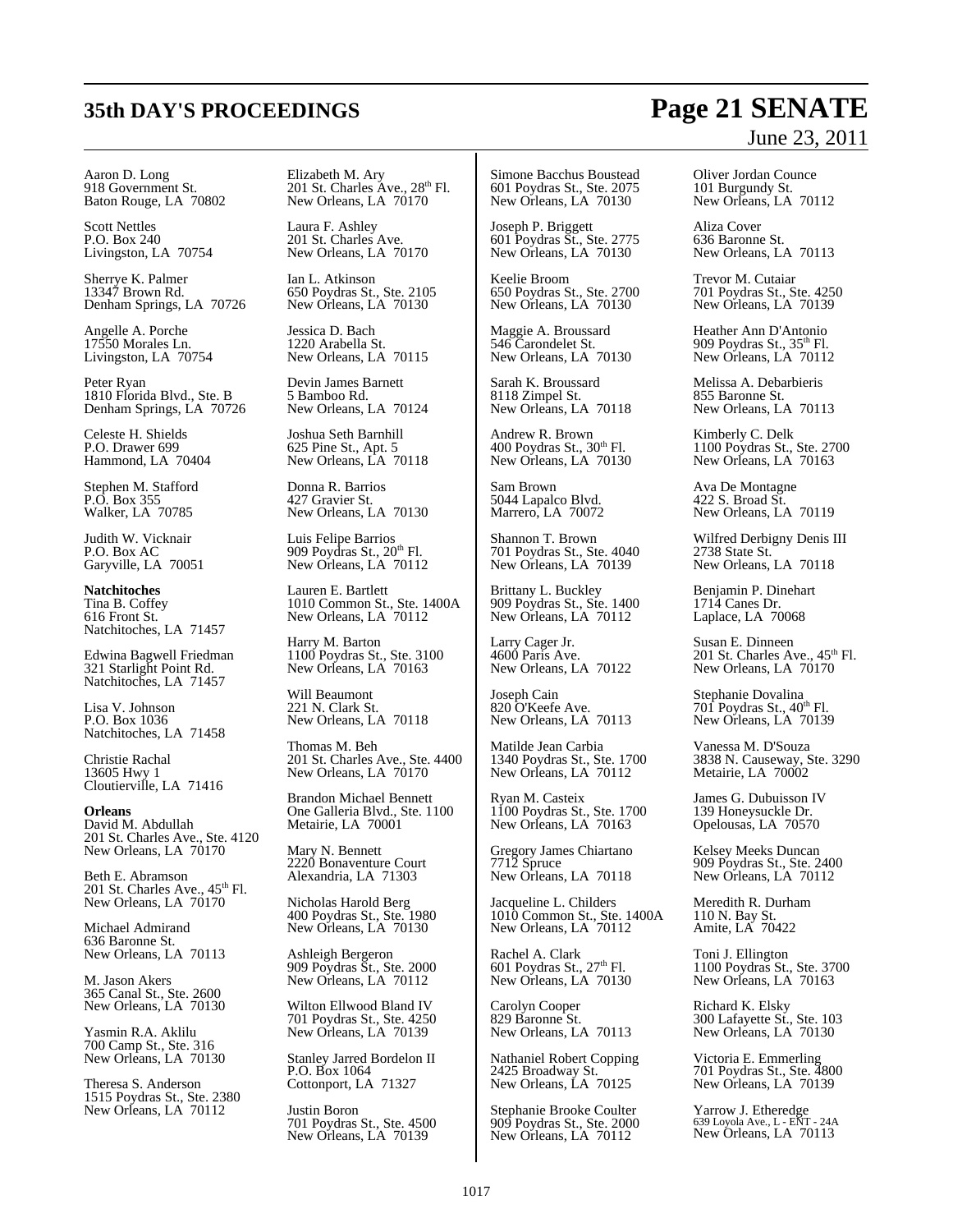Aaron D. Long
918 Government St.
Baton Rouge, LA 70802

Scott Nettles
P.O. Box 240
Livingston, LA 70754

Sherrye K. Palmer
13347 Brown Rd.
Denham Springs, LA 70726

Angelle A. Porche
17550 Morales Ln.
Livingston, LA 70754

Peter Ryan
1810 Florida Blvd., Ste. B
Denham Springs, LA 70726

Celeste H. Shields
P.O. Drawer 699
Hammond, LA 70404

Stephen M. Stafford
P.O. Box 355
Walker, LA 70785

Judith W. Vicknair
P.O. Box AC
Garyville, LA 70051

**Natchitoches**
Tina B. Coffey
616 Front St.
Natchitoches, LA 71457

Edwina Bagwell Friedman
321 Starlight Point Rd.
Natchitoches, LA 71457

Lisa V. Johnson
P.O. Box 1036
Natchitoches, LA 71458

Christie Rachal
13605 Hwy 1
Cloutierville, LA 71416

**Orleans**
David M. Abdullah
201 St. Charles Ave., Ste. 4120
New Orleans, LA 70170

Beth E. Abramson
201 St. Charles Ave., 45th Fl.
New Orleans, LA 70170

Michael Admirand
636 Baronne St.
New Orleans, LA 70113

M. Jason Akers
365 Canal St., Ste. 2600
New Orleans, LA 70130

Yasmin R.A. Aklilu
700 Camp St., Ste. 316
New Orleans, LA 70130

Theresa S. Anderson
1515 Poydras St., Ste. 2380
New Orleans, LA 70112

Elizabeth M. Ary
201 St. Charles Ave., 28th Fl.
New Orleans, LA 70170

Laura F. Ashley
201 St. Charles Ave.
New Orleans, LA 70170

Ian L. Atkinson
650 Poydras St., Ste. 2105
New Orleans, LA 70130

Jessica D. Bach
1220 Arabella St.
New Orleans, LA 70115

Devin James Barnett
5 Bamboo Rd.
New Orleans, LA 70124

Joshua Seth Barnhill
625 Pine St., Apt. 5
New Orleans, LA 70118

Donna R. Barrios
427 Gravier St.
New Orleans, LA 70130

Luis Felipe Barrios
909 Poydras St., 20th Fl.
New Orleans, LA 70112

Lauren E. Bartlett
1010 Common St., Ste. 1400A
New Orleans, LA 70112

Harry M. Barton
1100 Poydras St., Ste. 3100
New Orleans, LA 70163

Will Beaumont
221 N. Clark St.
New Orleans, LA 70118

Thomas M. Beh
201 St. Charles Ave., Ste. 4400
New Orleans, LA 70170

Brandon Michael Bennett
One Galleria Blvd., Ste. 1100
Metairie, LA 70001

Mary N. Bennett
2220 Bonaventure Court
Alexandria, LA 71303

Nicholas Harold Berg
400 Poydras St., Ste. 1980
New Orleans, LA 70130

Ashleigh Bergeron
909 Poydras St., Ste. 2000
New Orleans, LA 70112

Wilton Ellwood Bland IV
701 Poydras St., Ste. 4250
New Orleans, LA 70139

Stanley Jarred Bordelon II
P.O. Box 1064
Cottonport, LA 71327

Justin Boron
701 Poydras St., Ste. 4500
New Orleans, LA 70139

Simone Bacchus Boustead
601 Poydras St., Ste. 2075
New Orleans, LA 70130

Joseph P. Briggett
601 Poydras St., Ste. 2775
New Orleans, LA 70130

Keelie Broom
650 Poydras St., Ste. 2700
New Orleans, LA 70130

Maggie A. Broussard
546 Carondelet St.
New Orleans, LA 70130

Sarah K. Broussard
8118 Zimpel St.
New Orleans, LA 70118

Andrew R. Brown
400 Poydras St., 30th Fl.
New Orleans, LA 70130

Sam Brown
5044 Lapalco Blvd.
Marrero, LA 70072

Shannon T. Brown
701 Poydras St., Ste. 4040
New Orleans, LA 70139

Brittany L. Buckley
909 Poydras St., Ste. 1400
New Orleans, LA 70112

Larry Cager Jr.
4600 Paris Ave.
New Orleans, LA 70122

Joseph Cain
820 O'Keefe Ave.
New Orleans, LA 70113

Matilde Jean Carbia
1340 Poydras St., Ste. 1700
New Orleans, LA 70112

Ryan M. Casteix
1100 Poydras St., Ste. 1700
New Orleans, LA 70163

Gregory James Chiartano
7712 Spruce
New Orleans, LA 70118

Jacqueline L. Childers
1010 Common St., Ste. 1400A
New Orleans, LA 70112

Rachel A. Clark
601 Poydras St., 27th Fl.
New Orleans, LA 70130

Carolyn Cooper
829 Baronne St.
New Orleans, LA 70113

Nathaniel Robert Copping
2425 Broadway St.
New Orleans, LA 70125

Stephanie Brooke Coulter
909 Poydras St., Ste. 2000
New Orleans, LA 70112

Oliver Jordan Counce
101 Burgundy St.
New Orleans, LA 70112

Aliza Cover
636 Baronne St.
New Orleans, LA 70113

Trevor M. Cutaiar
701 Poydras St., Ste. 4250
New Orleans, LA 70139

Heather Ann D'Antonio
909 Poydras St., 35th Fl.
New Orleans, LA 70112

Melissa A. Debarbieris
855 Baronne St.
New Orleans, LA 70113

Kimberly C. Delk
1100 Poydras St., Ste. 2700
New Orleans, LA 70163

Ava De Montagne
422 S. Broad St.
New Orleans, LA 70119

Wilfred Derbigny Denis III
2738 State St.
New Orleans, LA 70118

Benjamin P. Dinehart
1714 Canes Dr.
Laplace, LA 70068

Susan E. Dinneen
201 St. Charles Ave., 45th Fl.
New Orleans, LA 70170

Stephanie Dovalina
701 Poydras St., 40th Fl.
New Orleans, LA 70139

Vanessa M. D'Souza
3838 N. Causeway, Ste. 3290
Metairie, LA 70002

James G. Dubuisson IV
139 Honeysuckle Dr.
Opelousas, LA 70570

Kelsey Meeks Duncan
909 Poydras St., Ste. 2400
New Orleans, LA 70112

Meredith R. Durham
110 N. Bay St.
Amite, LA 70422

Toni J. Ellington
1100 Poydras St., Ste. 3700
New Orleans, LA 70163

Richard K. Elsky
300 Lafayette St., Ste. 103
New Orleans, LA 70130

Victoria E. Emmerling
701 Poydras St., Ste. 4800
New Orleans, LA 70139

Yarrow J. Etheredge
639 Loyola Ave., L - ENT - 24A
New Orleans, LA 70113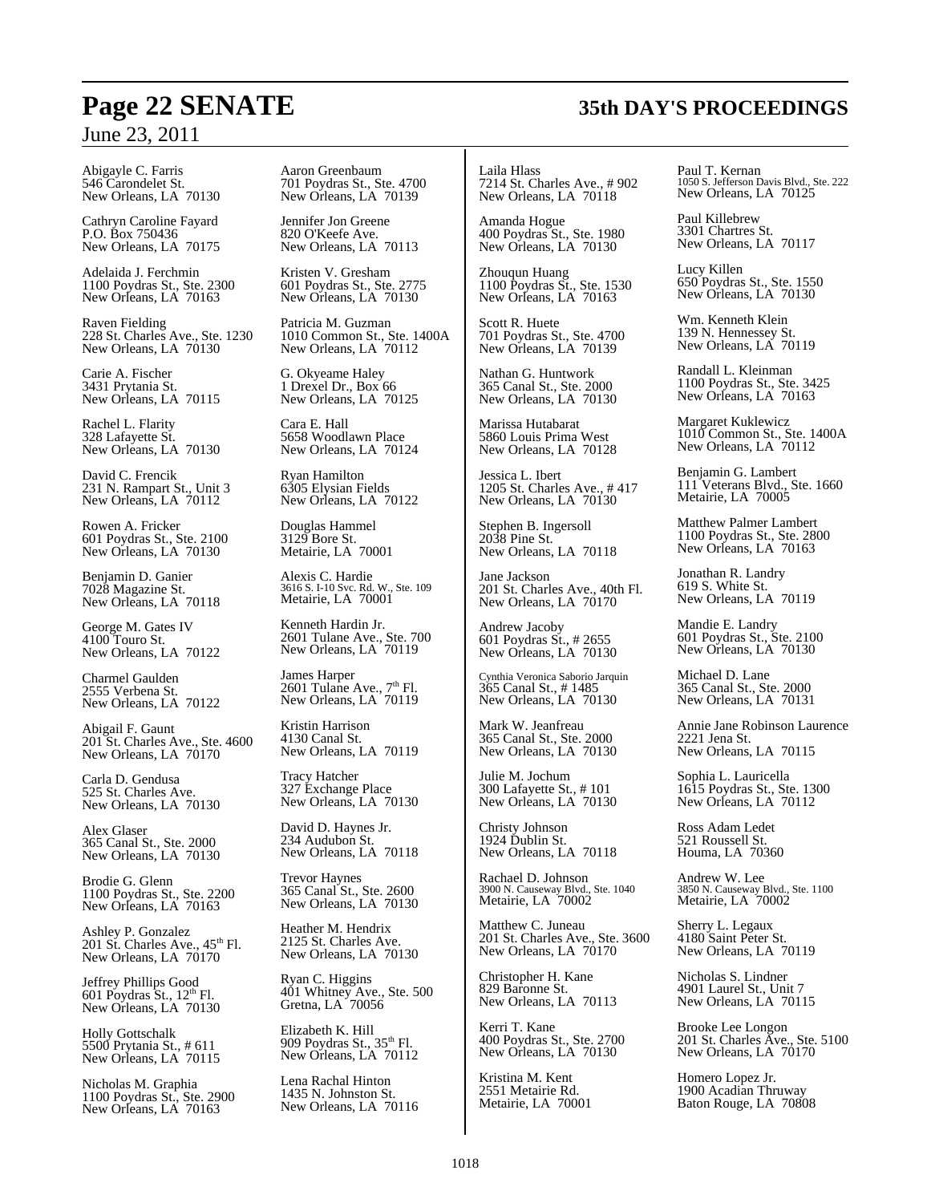Abigayle C. Farris
546 Carondelet St.
New Orleans, LA 70130

Cathryn Caroline Fayard
P.O. Box 750436
New Orleans, LA 70175

Adelaida J. Ferchmin
1100 Poydras St., Ste. 2300
New Orleans, LA 70163

Raven Fielding
228 St. Charles Ave., Ste. 1230
New Orleans, LA 70130

Carie A. Fischer
3431 Prytania St.
New Orleans, LA 70115

Rachel L. Flarity
328 Lafayette St.
New Orleans, LA 70130

David C. Frencik
231 N. Rampart St., Unit 3
New Orleans, LA 70112

Rowen A. Fricker
601 Poydras St., Ste. 2100
New Orleans, LA 70130

Benjamin D. Ganier
7028 Magazine St.
New Orleans, LA 70118

George M. Gates IV
4100 Touro St.
New Orleans, LA 70122

Charmel Gaulden
2555 Verbena St.
New Orleans, LA 70122

Abigail F. Gaunt
201 St. Charles Ave., Ste. 4600
New Orleans, LA 70170

Carla D. Gendusa
525 St. Charles Ave.
New Orleans, LA 70130

Alex Glaser
365 Canal St., Ste. 2000
New Orleans, LA 70130

Brodie G. Glenn
1100 Poydras St., Ste. 2200
New Orleans, LA 70163

Ashley P. Gonzalez
201 St. Charles Ave., 45th Fl.
New Orleans, LA 70170

Jeffrey Phillips Good
601 Poydras St., 12th Fl.
New Orleans, LA 70130

Holly Gottschalk
5500 Prytania St., # 611
New Orleans, LA 70115

Nicholas M. Graphia
1100 Poydras St., Ste. 2900
New Orleans, LA 70163

Aaron Greenbaum
701 Poydras St., Ste. 4700
New Orleans, LA 70139

Jennifer Jon Greene
820 O'Keefe Ave.
New Orleans, LA 70113

Kristen V. Gresham
601 Poydras St., Ste. 2775
New Orleans, LA 70130

Patricia M. Guzman
1010 Common St., Ste. 1400A
New Orleans, LA 70112

G. Okyeame Haley
1 Drexel Dr., Box 66
New Orleans, LA 70125

Cara E. Hall
5658 Woodlawn Place
New Orleans, LA 70124

Ryan Hamilton
6305 Elysian Fields
New Orleans, LA 70122

Douglas Hammel
3129 Bore St.
Metairie, LA 70001

Alexis C. Hardie
3616 S. I-10 Svc. Rd. W., Ste. 109
Metairie, LA 70001

Kenneth Hardin Jr.
2601 Tulane Ave., Ste. 700
New Orleans, LA 70119

James Harper
2601 Tulane Ave., 7th Fl.
New Orleans, LA 70119

Kristin Harrison
4130 Canal St.
New Orleans, LA 70119

Tracy Hatcher
327 Exchange Place
New Orleans, LA 70130

David D. Haynes Jr.
234 Audubon St.
New Orleans, LA 70118

Trevor Haynes
365 Canal St., Ste. 2600
New Orleans, LA 70130

Heather M. Hendrix
2125 St. Charles Ave.
New Orleans, LA 70130

Ryan C. Higgins
401 Whitney Ave., Ste. 500
Gretna, LA 70056

Elizabeth K. Hill
909 Poydras St., 35th Fl.
New Orleans, LA 70112

Lena Rachal Hinton
1435 N. Johnston St.
New Orleans, LA 70116

Laila Hlass
7214 St. Charles Ave., # 902
New Orleans, LA 70118

Amanda Hogue
400 Poydras St., Ste. 1980
New Orleans, LA 70130

Zhouqun Huang
1100 Poydras St., Ste. 1530
New Orleans, LA 70163

Scott R. Huete
701 Poydras St., Ste. 4700
New Orleans, LA 70139

Nathan G. Huntwork
365 Canal St., Ste. 2000
New Orleans, LA 70130

Marissa Hutabarat
5860 Louis Prima West
New Orleans, LA 70128

Jessica L. Ibert
1205 St. Charles Ave., # 417
New Orleans, LA 70130

Stephen B. Ingersoll
2038 Pine St.
New Orleans, LA 70118

Jane Jackson
201 St. Charles Ave., 40th Fl.
New Orleans, LA 70170

Andrew Jacoby
601 Poydras St., # 2655
New Orleans, LA 70130

Cynthia Veronica Saborio Jarquin
365 Canal St., # 1485
New Orleans, LA 70130

Mark W. Jeanfreau
365 Canal St., Ste. 2000
New Orleans, LA 70130

Julie M. Jochum
300 Lafayette St., # 101
New Orleans, LA 70130

Christy Johnson
1924 Dublin St.
New Orleans, LA 70118

Rachael D. Johnson
3900 N. Causeway Blvd., Ste. 1040
Metairie, LA 70002

Matthew C. Juneau
201 St. Charles Ave., Ste. 3600
New Orleans, LA 70170

Christopher H. Kane
829 Baronne St.
New Orleans, LA 70113

Kerri T. Kane
400 Poydras St., Ste. 2700
New Orleans, LA 70130

Kristina M. Kent
2551 Metairie Rd.
Metairie, LA 70001

Paul T. Kernan
1050 S. Jefferson Davis Blvd., Ste. 222
New Orleans, LA 70125

Paul Killebrew
3301 Chartres St.
New Orleans, LA 70117

Lucy Killen
650 Poydras St., Ste. 1550
New Orleans, LA 70130

Wm. Kenneth Klein
139 N. Hennessey St.
New Orleans, LA 70119

Randall L. Kleinman
1100 Poydras St., Ste. 3425
New Orleans, LA 70163

Margaret Kuklewicz
1010 Common St., Ste. 1400A
New Orleans, LA 70112

Benjamin G. Lambert
111 Veterans Blvd., Ste. 1660
Metairie, LA 70005

Matthew Palmer Lambert
1100 Poydras St., Ste. 2800
New Orleans, LA 70163

Jonathan R. Landry
619 S. White St.
New Orleans, LA 70119

Mandie E. Landry
601 Poydras St., Ste. 2100
New Orleans, LA 70130

Michael D. Lane
365 Canal St., Ste. 2000
New Orleans, LA 70131

Annie Jane Robinson Laurence
2221 Jena St.
New Orleans, LA 70115

Sophia L. Lauricella
1615 Poydras St., Ste. 1300
New Orleans, LA 70112

Ross Adam Ledet
521 Roussell St.
Houma, LA 70360

Andrew W. Lee
3850 N. Causeway Blvd., Ste. 1100
Metairie, LA 70002

Sherry L. Legaux
4180 Saint Peter St.
New Orleans, LA 70119

Nicholas S. Lindner
4901 Laurel St., Unit 7
New Orleans, LA 70115

Brooke Lee Longon
201 St. Charles Ave., Ste. 5100
New Orleans, LA 70170

Homero Lopez Jr.
1900 Acadian Thruway
Baton Rouge, LA 70808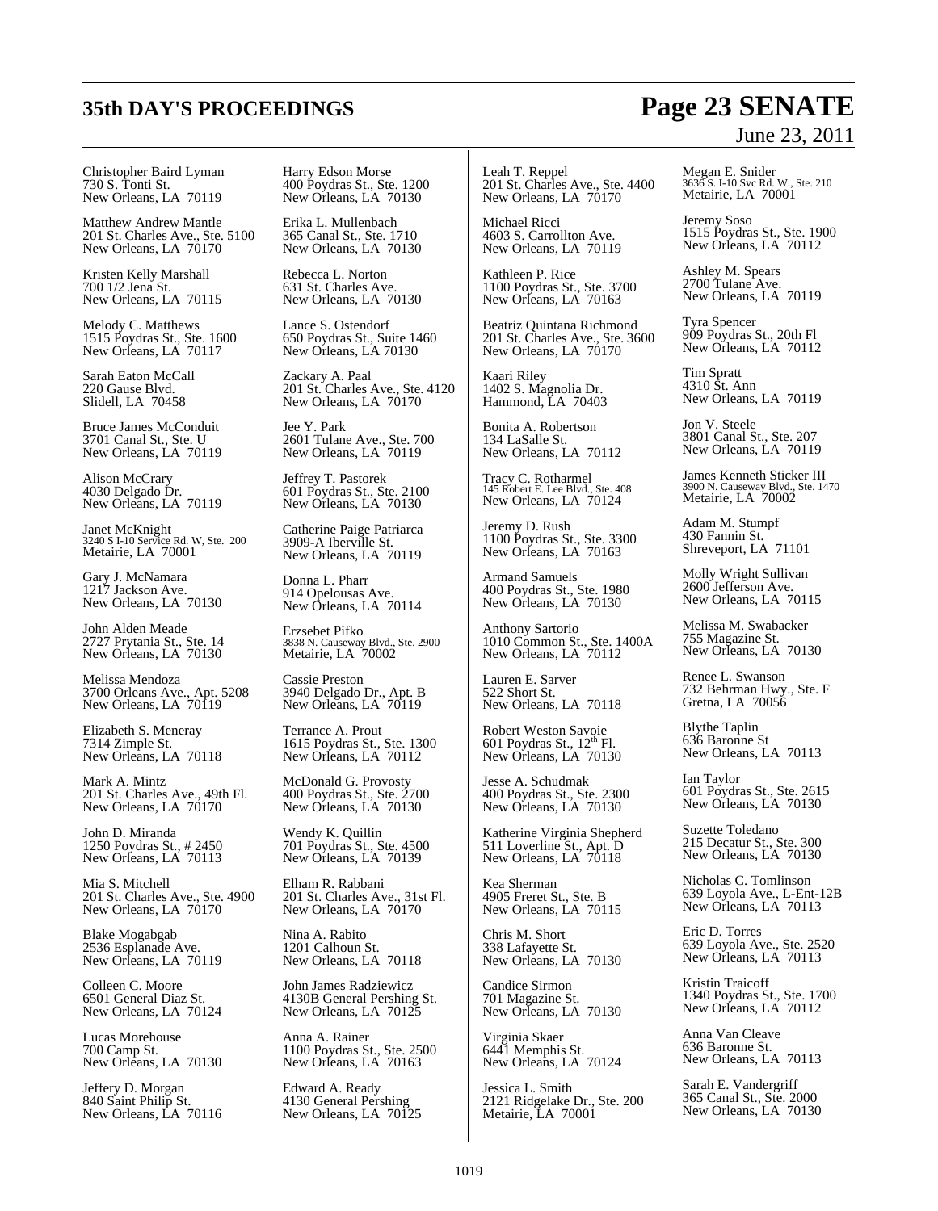Christopher Baird Lyman
730 S. Tonti St.
New Orleans, LA 70119

Matthew Andrew Mantle
201 St. Charles Ave., Ste. 5100
New Orleans, LA 70170

Kristen Kelly Marshall
700 1/2 Jena St.
New Orleans, LA 70115

Melody C. Matthews
1515 Poydras St., Ste. 1600
New Orleans, LA 70117

Sarah Eaton McCall
220 Gause Blvd.
Slidell, LA 70458

Bruce James McConduit
3701 Canal St., Ste. U
New Orleans, LA 70119

Alison McCrary
4030 Delgado Dr.
New Orleans, LA 70119

Janet McKnight
3240 S I-10 Service Rd. W, Ste. 200
Metairie, LA 70001

Gary J. McNamara
1217 Jackson Ave.
New Orleans, LA 70130

John Alden Meade
2727 Prytania St., Ste. 14
New Orleans, LA 70130

Melissa Mendoza
3700 Orleans Ave., Apt. 5208
New Orleans, LA 70119

Elizabeth S. Meneray
7314 Zimple St.
New Orleans, LA 70118

Mark A. Mintz
201 St. Charles Ave., 49th Fl.
New Orleans, LA 70170

John D. Miranda
1250 Poydras St., # 2450
New Orleans, LA 70113

Mia S. Mitchell
201 St. Charles Ave., Ste. 4900
New Orleans, LA 70170

Blake Mogabgab
2536 Esplanade Ave.
New Orleans, LA 70119

Colleen C. Moore
6501 General Diaz St.
New Orleans, LA 70124

Lucas Morehouse
700 Camp St.
New Orleans, LA 70130

Jeffery D. Morgan
840 Saint Philip St.
New Orleans, LA 70116

Harry Edson Morse
400 Poydras St., Ste. 1200
New Orleans, LA 70130

Erika L. Mullenbach
365 Canal St., Ste. 1710
New Orleans, LA 70130

Rebecca L. Norton
631 St. Charles Ave.
New Orleans, LA 70130

Lance S. Ostendorf
650 Poydras St., Suite 1460
New Orleans, LA 70130

Zackary A. Paal
201 St. Charles Ave., Ste. 4120
New Orleans, LA 70170

Jee Y. Park
2601 Tulane Ave., Ste. 700
New Orleans, LA 70119

Jeffrey T. Pastorek
601 Poydras St., Ste. 2100
New Orleans, LA 70130

Catherine Paige Patriarca
3909-A Iberville St.
New Orleans, LA 70119

Donna L. Pharr
914 Opelousas Ave.
New Orleans, LA 70114

Erzsebet Pifko
3838 N. Causeway Blvd., Ste. 2900
Metairie, LA 70002

Cassie Preston
3940 Delgado Dr., Apt. B
New Orleans, LA 70119

Terrance A. Prout
1615 Poydras St., Ste. 1300
New Orleans, LA 70112

McDonald G. Provosty
400 Poydras St., Ste. 2700
New Orleans, LA 70130

Wendy K. Quillin
701 Poydras St., Ste. 4500
New Orleans, LA 70139

Elham R. Rabbani
201 St. Charles Ave., 31st Fl.
New Orleans, LA 70170

Nina A. Rabito
1201 Calhoun St.
New Orleans, LA 70118

John James Radziewicz
4130B General Pershing St.
New Orleans, LA 70125

Anna A. Rainer
1100 Poydras St., Ste. 2500
New Orleans, LA 70163

Edward A. Ready
4130 General Pershing
New Orleans, LA 70125

Leah T. Reppel
201 St. Charles Ave., Ste. 4400
New Orleans, LA 70170

Michael Ricci
4603 S. Carrollton Ave.
New Orleans, LA 70119

Kathleen P. Rice
1100 Poydras St., Ste. 3700
New Orleans, LA 70163

Beatriz Quintana Richmond
201 St. Charles Ave., Ste. 3600
New Orleans, LA 70170

Kaari Riley
1402 S. Magnolia Dr.
Hammond, LA 70403

Bonita A. Robertson
134 LaSalle St.
New Orleans, LA 70112

Tracy C. Rotharmel
145 Robert E. Lee Blvd., Ste. 408
New Orleans, LA 70124

Jeremy D. Rush
1100 Poydras St., Ste. 3300
New Orleans, LA 70163

Armand Samuels
400 Poydras St., Ste. 1980
New Orleans, LA 70130

Anthony Sartorio
1010 Common St., Ste. 1400A
New Orleans, LA 70112

Lauren E. Sarver
522 Short St.
New Orleans, LA 70118

Robert Weston Savoie
601 Poydras St., 12th Fl.
New Orleans, LA 70130

Jesse A. Schudmak
400 Poydras St., Ste. 2300
New Orleans, LA 70130

Katherine Virginia Shepherd
511 Loverline St., Apt. D
New Orleans, LA 70118

Kea Sherman
4905 Freret St., Ste. B
New Orleans, LA 70115

Chris M. Short
338 Lafayette St.
New Orleans, LA 70130

Candice Sirmon
701 Magazine St.
New Orleans, LA 70130

Virginia Skaer
6441 Memphis St.
New Orleans, LA 70124

Jessica L. Smith
2121 Ridgelake Dr., Ste. 200
Metairie, LA 70001

Megan E. Snider
3636 S. I-10 Svc Rd. W., Ste. 210
Metairie, LA 70001

Jeremy Soso
1515 Poydras St., Ste. 1900
New Orleans, LA 70112

Ashley M. Spears
2700 Tulane Ave.
New Orleans, LA 70119

Tyra Spencer
909 Poydras St., 20th Fl
New Orleans, LA 70112

Tim Spratt
4310 St. Ann
New Orleans, LA 70119

Jon V. Steele
3801 Canal St., Ste. 207
New Orleans, LA 70119

James Kenneth Sticker III
3900 N. Causeway Blvd., Ste. 1470
Metairie, LA 70002

Adam M. Stumpf
430 Fannin St.
Shreveport, LA 71101

Molly Wright Sullivan
2600 Jefferson Ave.
New Orleans, LA 70115

Melissa M. Swabacker
755 Magazine St.
New Orleans, LA 70130

Renee L. Swanson
732 Behrman Hwy., Ste. F
Gretna, LA 70056

Blythe Taplin
636 Baronne St
New Orleans, LA 70113

Ian Taylor
601 Poydras St., Ste. 2615
New Orleans, LA 70130

Suzette Toledano
215 Decatur St., Ste. 300
New Orleans, LA 70130

Nicholas C. Tomlinson
639 Loyola Ave., L-Ent-12B
New Orleans, LA 70113

Eric D. Torres
639 Loyola Ave., Ste. 2520
New Orleans, LA 70113

Kristin Traicoff
1340 Poydras St., Ste. 1700
New Orleans, LA 70112

Anna Van Cleave
636 Baronne St.
New Orleans, LA 70113

Sarah E. Vandergriff
365 Canal St., Ste. 2000
New Orleans, LA 70130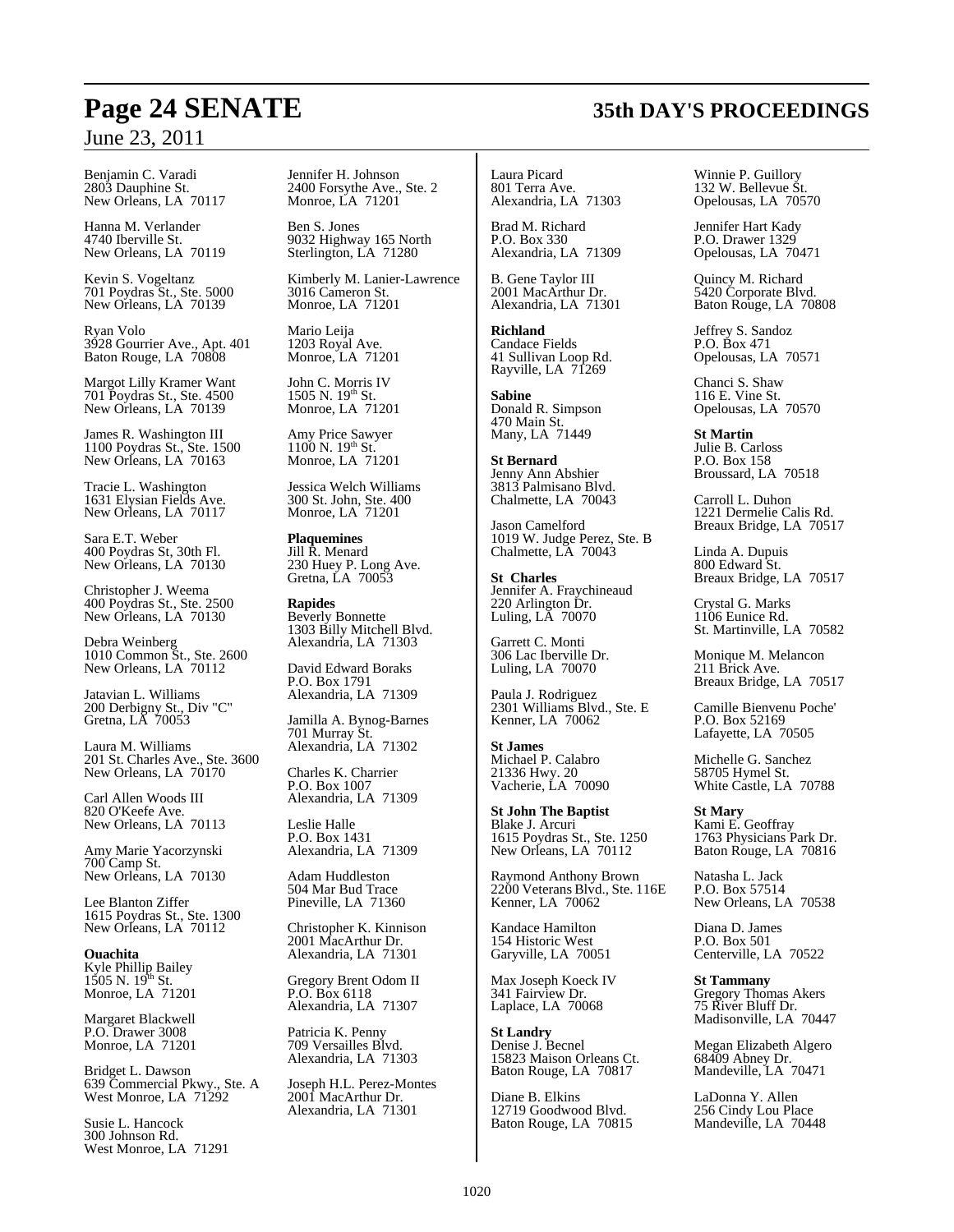Benjamin C. Varadi
2803 Dauphine St.
New Orleans, LA 70117

Hanna M. Verlander
4740 Iberville St.
New Orleans, LA 70119

Kevin S. Vogeltanz
701 Poydras St., Ste. 5000
New Orleans, LA 70139

Ryan Volo
3928 Gourrier Ave., Apt. 401
Baton Rouge, LA 70808

Margot Lilly Kramer Want
701 Poydras St., Ste. 4500
New Orleans, LA 70139

James R. Washington III
1100 Poydras St., Ste. 1500
New Orleans, LA 70163

Tracie L. Washington
1631 Elysian Fields Ave.
New Orleans, LA 70117

Sara E.T. Weber
400 Poydras St, 30th Fl.
New Orleans, LA 70130

Christopher J. Weema
400 Poydras St., Ste. 2500
New Orleans, LA 70130

Debra Weinberg
1010 Common St., Ste. 2600
New Orleans, LA 70112

Jatavian L. Williams
200 Derbigny St., Div "C"
Gretna, LA 70053

Laura M. Williams
201 St. Charles Ave., Ste. 3600
New Orleans, LA 70170

Carl Allen Woods III
820 O'Keefe Ave.
New Orleans, LA 70113

Amy Marie Yacorzynski
700 Camp St.
New Orleans, LA 70130

Lee Blanton Ziffer
1615 Poydras St., Ste. 1300
New Orleans, LA 70112

**Ouachita**
Kyle Phillip Bailey
1505 N. 19th St.
Monroe, LA 71201

Margaret Blackwell
P.O. Drawer 3008
Monroe, LA 71201

Bridget L. Dawson
639 Commercial Pkwy., Ste. A
West Monroe, LA 71292

Susie L. Hancock
300 Johnson Rd.
West Monroe, LA 71291

Jennifer H. Johnson
2400 Forsythe Ave., Ste. 2
Monroe, LA 71201

Ben S. Jones
9032 Highway 165 North
Sterlington, LA 71280

Kimberly M. Lanier-Lawrence
3016 Cameron St.
Monroe, LA 71201

Mario Leija
1203 Royal Ave.
Monroe, LA 71201

John C. Morris IV
1505 N. 19th St.
Monroe, LA 71201

Amy Price Sawyer
1100 N. 19th St.
Monroe, LA 71201

Jessica Welch Williams
300 St. John, Ste. 400
Monroe, LA 71201

**Plaquemines**
Jill R. Menard
230 Huey P. Long Ave.
Gretna, LA 70053

**Rapides**
Beverly Bonnette
1303 Billy Mitchell Blvd.
Alexandria, LA 71303

David Edward Boraks
P.O. Box 1791
Alexandria, LA 71309

Jamilla A. Bynog-Barnes
701 Murray St.
Alexandria, LA 71302

Charles K. Charrier
P.O. Box 1007
Alexandria, LA 71309

Leslie Halle
P.O. Box 1431
Alexandria, LA 71309

Adam Huddleston
504 Mar Bud Trace
Pineville, LA 71360

Christopher K. Kinnison
2001 MacArthur Dr.
Alexandria, LA 71301

Gregory Brent Odom II
P.O. Box 6118
Alexandria, LA 71307

Patricia K. Penny
709 Versailles Blvd.
Alexandria, LA 71303

Joseph H.L. Perez-Montes
2001 MacArthur Dr.
Alexandria, LA 71301

Laura Picard
801 Terra Ave.
Alexandria, LA 71303

Brad M. Richard
P.O. Box 330
Alexandria, LA 71309

B. Gene Taylor III
2001 MacArthur Dr.
Alexandria, LA 71301

**Richland**
Candace Fields
41 Sullivan Loop Rd.
Rayville, LA 71269

**Sabine**
Donald R. Simpson
470 Main St.
Many, LA 71449

**St Bernard**
Jenny Ann Abshier
3813 Palmisano Blvd.
Chalmette, LA 70043

Jason Camelford
1019 W. Judge Perez, Ste. B
Chalmette, LA 70043

**St Charles**
Jennifer A. Fraychineaud
220 Arlington Dr.
Luling, LA 70070

Garrett C. Monti
306 Lac Iberville Dr.
Luling, LA 70070

Paula J. Rodriguez
2301 Williams Blvd., Ste. E
Kenner, LA 70062

**St James**
Michael P. Calabro
21336 Hwy. 20
Vacherie, LA 70090

**St John The Baptist**
Blake J. Arcuri
1615 Poydras St., Ste. 1250
New Orleans, LA 70112

Raymond Anthony Brown
2200 Veterans Blvd., Ste. 116E
Kenner, LA 70062

Kandace Hamilton
154 Historic West
Garyville, LA 70051

Max Joseph Koeck IV
341 Fairview Dr.
Laplace, LA 70068

**St Landry**
Denise J. Becnel
15823 Maison Orleans Ct.
Baton Rouge, LA 70817

Diane B. Elkins
12719 Goodwood Blvd.
Baton Rouge, LA 70815

Winnie P. Guillory
132 W. Bellevue St.
Opelousas, LA 70570

Jennifer Hart Kady
P.O. Drawer 1329
Opelousas, LA 70471

Quincy M. Richard
5420 Corporate Blvd.
Baton Rouge, LA 70808

Jeffrey S. Sandoz
P.O. Box 471
Opelousas, LA 70571

Chanci S. Shaw
116 E. Vine St.
Opelousas, LA 70570

**St Martin**
Julie B. Carloss
P.O. Box 158
Broussard, LA 70518

Carroll L. Duhon
1221 Dermelie Calis Rd.
Breaux Bridge, LA 70517

Linda A. Dupuis
800 Edward St.
Breaux Bridge, LA 70517

Crystal G. Marks
1106 Eunice Rd.
St. Martinville, LA 70582

Monique M. Melancon
211 Brick Ave.
Breaux Bridge, LA 70517

Camille Bienvenu Poche'
P.O. Box 52169
Lafayette, LA 70505

Michelle G. Sanchez
58705 Hymel St.
White Castle, LA 70788

**St Mary**
Kami E. Geoffray
1763 Physicians Park Dr.
Baton Rouge, LA 70816

Natasha L. Jack
P.O. Box 57514
New Orleans, LA 70538

Diana D. James
P.O. Box 501
Centerville, LA 70522

**St Tammany**
Gregory Thomas Akers
75 River Bluff Dr.
Madisonville, LA 70447

Megan Elizabeth Algero
68409 Abney Dr.
Mandeville, LA 70471

LaDonna Y. Allen
256 Cindy Lou Place
Mandeville, LA 70448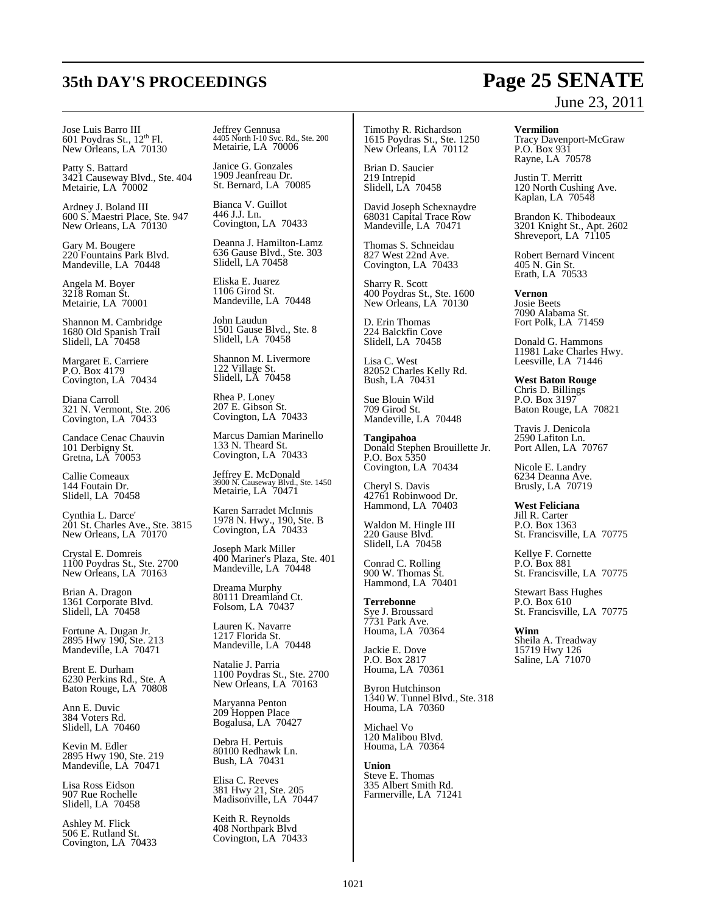Jose Luis Barro III
601 Poydras St., 12th Fl.
New Orleans, LA 70130

Patty S. Battard
3421 Causeway Blvd., Ste. 404
Metairie, LA 70002

Ardney J. Boland III
600 S. Maestri Place, Ste. 947
New Orleans, LA 70130

Gary M. Bougere
220 Fountains Park Blvd.
Mandeville, LA 70448

Angela M. Boyer
3218 Roman St.
Metairie, LA 70001

Shannon M. Cambridge
1680 Old Spanish Trail
Slidell, LA 70458

Margaret E. Carriere
P.O. Box 4179
Covington, LA 70434

Diana Carroll
321 N. Vermont, Ste. 206
Covington, LA 70433

Candace Cenac Chauvin
101 Derbigny St.
Gretna, LA 70053

Callie Comeaux
144 Foutain Dr.
Slidell, LA 70458

Cynthia L. Darce'
201 St. Charles Ave., Ste. 3815
New Orleans, LA 70170

Crystal E. Domreis
1100 Poydras St., Ste. 2700
New Orleans, LA 70163

Brian A. Dragon
1361 Corporate Blvd.
Slidell, LA 70458

Fortune A. Dugan Jr.
2895 Hwy 190, Ste. 213
Mandeville, LA 70471

Brent E. Durham
6230 Perkins Rd., Ste. A
Baton Rouge, LA 70808

Ann E. Duvic
384 Voters Rd.
Slidell, LA 70460

Kevin M. Edler
2895 Hwy 190, Ste. 219
Mandeville, LA 70471

Lisa Ross Eidson
907 Rue Rochelle
Slidell, LA 70458

Ashley M. Flick
506 E. Rutland St.
Covington, LA 70433

Jeffrey Gennusa
4405 North I-10 Svc. Rd., Ste. 200
Metairie, LA 70006

Janice G. Gonzales
1909 Jeanfreau Dr.
St. Bernard, LA 70085

Bianca V. Guillot
446 J.J. Ln.
Covington, LA 70433

Deanna J. Hamilton-Lamz
636 Gause Blvd., Ste. 303
Slidell, LA 70458

Eliska E. Juarez
1106 Girod St.
Mandeville, LA 70448

John Laudun
1501 Gause Blvd., Ste. 8
Slidell, LA 70458

Shannon M. Livermore
122 Village St.
Slidell, LA 70458

Rhea P. Loney
207 E. Gibson St.
Covington, LA 70433

Marcus Damian Marinello
133 N. Theard St.
Covington, LA 70433

Jeffrey E. McDonald
3900 N. Causeway Blvd., Ste. 1450
Metairie, LA 70471

Karen Sarradet McInnis
1978 N. Hwy., 190, Ste. B
Covington, LA 70433

Joseph Mark Miller
400 Mariner's Plaza, Ste. 401
Mandeville, LA 70448

Dreama Murphy
80111 Dreamland Ct.
Folsom, LA 70437

Lauren K. Navarre
1217 Florida St.
Mandeville, LA 70448

Natalie J. Parria
1100 Poydras St., Ste. 2700
New Orleans, LA 70163

Maryanna Penton
209 Hoppen Place
Bogalusa, LA 70427

Debra H. Pertuis
80100 Redhawk Ln.
Bush, LA 70431

Elisa C. Reeves
381 Hwy 21, Ste. 205
Madisonville, LA 70447

Keith R. Reynolds
408 Northpark Blvd
Covington, LA 70433

Timothy R. Richardson
1615 Poydras St., Ste. 1250
New Orleans, LA 70112

Brian D. Saucier
219 Intrepid
Slidell, LA 70458

David Joseph Schexnaydre
68031 Capital Trace Row
Mandeville, LA 70471

Thomas S. Schneidau
827 West 22nd Ave.
Covington, LA 70433

Sharry R. Scott
400 Poydras St., Ste. 1600
New Orleans, LA 70130

D. Erin Thomas
224 Balckfin Cove
Slidell, LA 70458

Lisa C. West
82052 Charles Kelly Rd.
Bush, LA 70431

Sue Blouin Wild
709 Girod St.
Mandeville, LA 70448

**Tangipahoa**
Donald Stephen Brouillette Jr.
P.O. Box 5350
Covington, LA 70434

Cheryl S. Davis
42761 Robinwood Dr.
Hammond, LA 70403

Waldon M. Hingle III
220 Gause Blvd.
Slidell, LA 70458

Conrad C. Rolling
900 W. Thomas St.
Hammond, LA 70401

**Terrebonne**
Sye J. Broussard
7731 Park Ave.
Houma, LA 70364

Jackie E. Dove
P.O. Box 2817
Houma, LA 70361

Byron Hutchinson
1340 W. Tunnel Blvd., Ste. 318
Houma, LA 70360

Michael Vo
120 Malibou Blvd.
Houma, LA 70364

**Union**
Steve E. Thomas
335 Albert Smith Rd.
Farmerville, LA 71241

**Vermilion**
Tracy Davenport-McGraw
P.O. Box 931
Rayne, LA 70578

Justin T. Merritt
120 North Cushing Ave.
Kaplan, LA 70548

Brandon K. Thibodeaux
3201 Knight St., Apt. 2602
Shreveport, LA 71105

Robert Bernard Vincent
405 N. Gin St.
Erath, LA 70533

**Vernon**
Josie Beets
7090 Alabama St.
Fort Polk, LA 71459

Donald G. Hammons
11981 Lake Charles Hwy.
Leesville, LA 71446

**West Baton Rouge**
Chris D. Billings
P.O. Box 3197
Baton Rouge, LA 70821

Travis J. Denicola
2590 Lafiton Ln.
Port Allen, LA 70767

Nicole E. Landry
6234 Deanna Ave.
Brusly, LA 70719

**West Feliciana**
Jill R. Carter
P.O. Box 1363
St. Francisville, LA 70775

Kellye F. Cornette
P.O. Box 881
St. Francisville, LA 70775

Stewart Bass Hughes
P.O. Box 610
St. Francisville, LA 70775

**Winn**
Sheila A. Treadway
15719 Hwy 126
Saline, LA 71070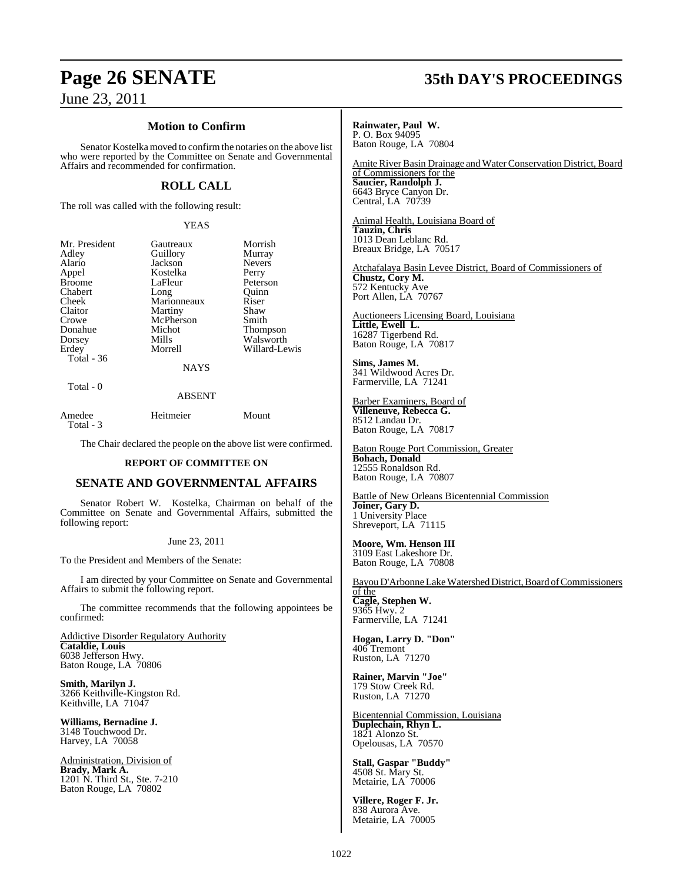## Motion to Confirm

Senator Kostelka moved to confirm the notaries on the above list who were reported by the Committee on Senate and Governmental Affairs and recommended for confirmation.

## ROLL CALL

The roll was called with the following result:

YEAS

| | | |
|---|---|---|
| Mr. President | Gautreaux | Morrish |
| Adley | Guillory | Murray |
| Alario | Jackson | Nevers |
| Appel | Kostelka | Perry |
| Broome | LaFleur | Peterson |
| Chabert | Long | Quinn |
| Cheek | Marionneaux | Riser |
| Claitor | Martiny | Shaw |
| Crowe | McPherson | Smith |
| Donahue | Michot | Thompson |
| Dorsey | Mills | Walsworth |
| Erdey | Morrell | Willard-Lewis |

Total - 36

NAYS

Total - 0

ABSENT

| | | |
|---|---|---|
| Amedee | Heitmeier | Mount |

Total - 3

The Chair declared the people on the above list were confirmed.

## REPORT OF COMMITTEE ON

## SENATE AND GOVERNMENTAL AFFAIRS

Senator Robert W. Kostelka, Chairman on behalf of the Committee on Senate and Governmental Affairs, submitted the following report:

June 23, 2011

To the President and Members of the Senate:

I am directed by your Committee on Senate and Governmental Affairs to submit the following report.

The committee recommends that the following appointees be confirmed:

Addictive Disorder Regulatory Authority
**Cataldie, Louis**
6038 Jefferson Hwy.
Baton Rouge, LA 70806

**Smith, Marilyn J.**
3266 Keithville-Kingston Rd.
Keithville, LA 71047

**Williams, Bernadine J.**
3148 Touchwood Dr.
Harvey, LA 70058

Administration, Division of
**Brady, Mark A.**
1201 N. Third St., Ste. 7-210
Baton Rouge, LA 70802

**Rainwater, Paul W.**
P. O. Box 94095
Baton Rouge, LA 70804

Amite River Basin Drainage and Water Conservation District, Board of Commissioners for the
**Saucier, Randolph J.**
6643 Bryce Canyon Dr.
Central, LA 70739

Animal Health, Louisiana Board of
**Tauzin, Chris**
1013 Dean Leblanc Rd.
Breaux Bridge, LA 70517

Atchafalaya Basin Levee District, Board of Commissioners of
**Chustz, Cory M.**
572 Kentucky Ave
Port Allen, LA 70767

Auctioneers Licensing Board, Louisiana
**Little, Ewell L.**
16287 Tigerbend Rd.
Baton Rouge, LA 70817

**Sims, James M.**
341 Wildwood Acres Dr.
Farmerville, LA 71241

Barber Examiners, Board of
**Villeneuve, Rebecca G.**
8512 Landau Dr.
Baton Rouge, LA 70817

Baton Rouge Port Commission, Greater
**Bohach, Donald**
12555 Ronaldson Rd.
Baton Rouge, LA 70807

Battle of New Orleans Bicentennial Commission
**Joiner, Gary D.**
1 University Place
Shreveport, LA 71115

**Moore, Wm. Henson III**
3109 East Lakeshore Dr.
Baton Rouge, LA 70808

Bayou D'Arbonne Lake Watershed District, Board of Commissioners of the
**Cagle, Stephen W.**
9365 Hwy. 2
Farmerville, LA 71241

**Hogan, Larry D. "Don"**
406 Tremont
Ruston, LA 71270

**Rainer, Marvin "Joe"**
179 Stow Creek Rd.
Ruston, LA 71270

Bicentennial Commission, Louisiana
**Duplechain, Rhyn L.**
1821 Alonzo St.
Opelousas, LA 70570

**Stall, Gaspar "Buddy"**
4508 St. Mary St.
Metairie, LA 70006

**Villere, Roger F. Jr.**
838 Aurora Ave.
Metairie, LA 70005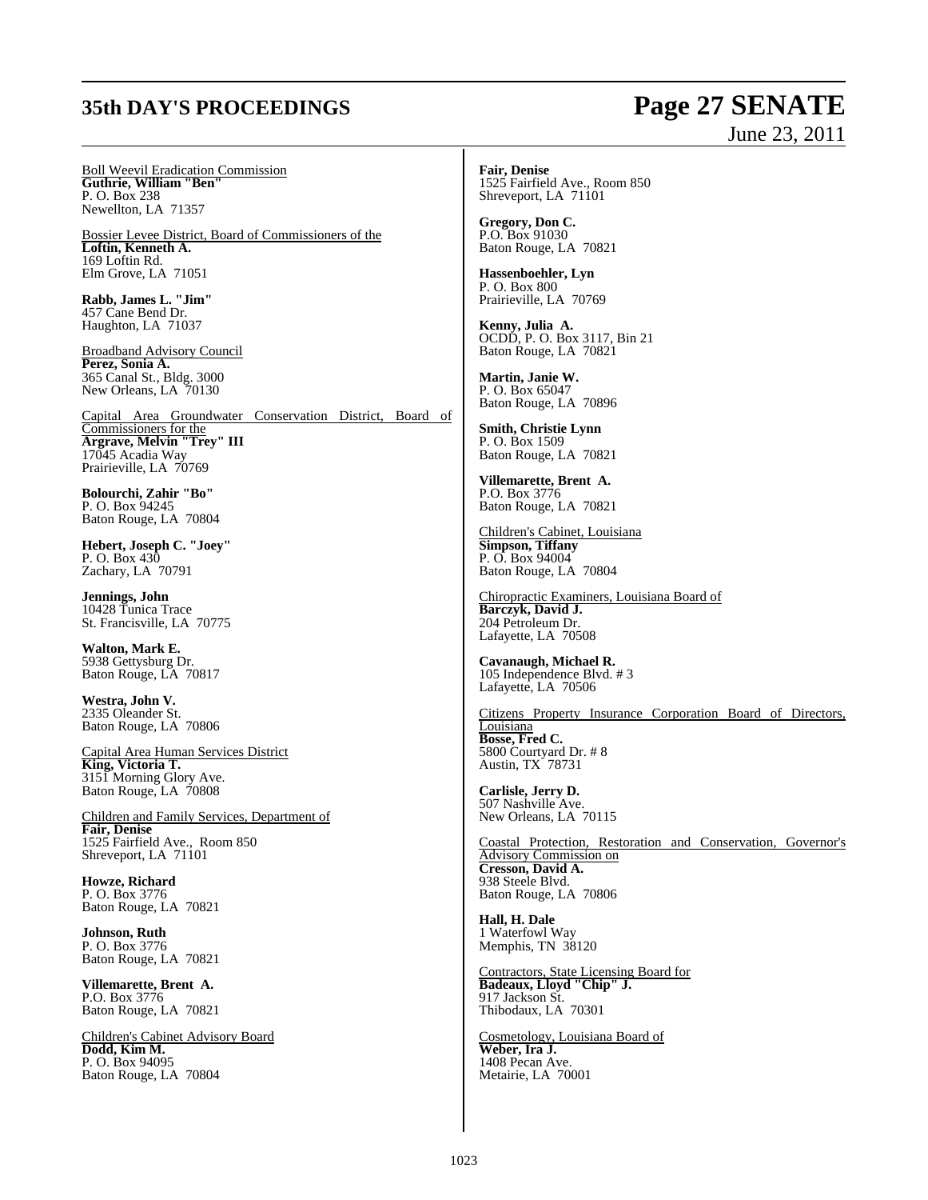Boll Weevil Eradication Commission
**Guthrie, William "Ben"**
P. O. Box 238
Newellton, LA 71357

Bossier Levee District, Board of Commissioners of the
**Loftin, Kenneth A.**
169 Loftin Rd.
Elm Grove, LA 71051

**Rabb, James L. "Jim"**
457 Cane Bend Dr.
Haughton, LA 71037

Broadband Advisory Council
**Perez, Sonia A.**
365 Canal St., Bldg. 3000
New Orleans, LA 70130

Capital Area Groundwater Conservation District, Board of Commissioners for the
**Argrave, Melvin "Trey" III**
17045 Acadia Way
Prairieville, LA 70769

**Bolourchi, Zahir "Bo"**
P. O. Box 94245
Baton Rouge, LA 70804

**Hebert, Joseph C. "Joey"**
P. O. Box 430
Zachary, LA 70791

**Jennings, John**
10428 Tunica Trace
St. Francisville, LA 70775

**Walton, Mark E.**
5938 Gettysburg Dr.
Baton Rouge, LA 70817

**Westra, John V.**
2335 Oleander St.
Baton Rouge, LA 70806

Capital Area Human Services District
**King, Victoria T.**
3151 Morning Glory Ave.
Baton Rouge, LA 70808

Children and Family Services, Department of
**Fair, Denise**
1525 Fairfield Ave., Room 850
Shreveport, LA 71101

**Howze, Richard**
P. O. Box 3776
Baton Rouge, LA 70821

**Johnson, Ruth**
P. O. Box 3776
Baton Rouge, LA 70821

**Villemarette, Brent A.**
P.O. Box 3776
Baton Rouge, LA 70821

Children's Cabinet Advisory Board
**Dodd, Kim M.**
P. O. Box 94095
Baton Rouge, LA 70804

**Fair, Denise**
1525 Fairfield Ave., Room 850
Shreveport, LA 71101

**Gregory, Don C.**
P.O. Box 91030
Baton Rouge, LA 70821

**Hassenboehler, Lyn**
P. O. Box 800
Prairieville, LA 70769

**Kenny, Julia A.**
OCDD, P. O. Box 3117, Bin 21
Baton Rouge, LA 70821

**Martin, Janie W.**
P. O. Box 65047
Baton Rouge, LA 70896

**Smith, Christie Lynn**
P. O. Box 1509
Baton Rouge, LA 70821

**Villemarette, Brent A.**
P.O. Box 3776
Baton Rouge, LA 70821

Children's Cabinet, Louisiana
**Simpson, Tiffany**
P. O. Box 94004
Baton Rouge, LA 70804

Chiropractic Examiners, Louisiana Board of
**Barczyk, David J.**
204 Petroleum Dr.
Lafayette, LA 70508

**Cavanaugh, Michael R.**
105 Independence Blvd. # 3
Lafayette, LA 70506

Citizens Property Insurance Corporation Board of Directors, Louisiana
**Bosse, Fred C.**
5800 Courtyard Dr. # 8
Austin, TX 78731

**Carlisle, Jerry D.**
507 Nashville Ave.
New Orleans, LA 70115

Coastal Protection, Restoration and Conservation, Governor's Advisory Commission on
**Cresson, David A.**
938 Steele Blvd.
Baton Rouge, LA 70806

**Hall, H. Dale**
1 Waterfowl Way
Memphis, TN 38120

Contractors, State Licensing Board for
**Badeaux, Lloyd "Chip" J.**
917 Jackson St.
Thibodaux, LA 70301

Cosmetology, Louisiana Board of
**Weber, Ira J.**
1408 Pecan Ave.
Metairie, LA 70001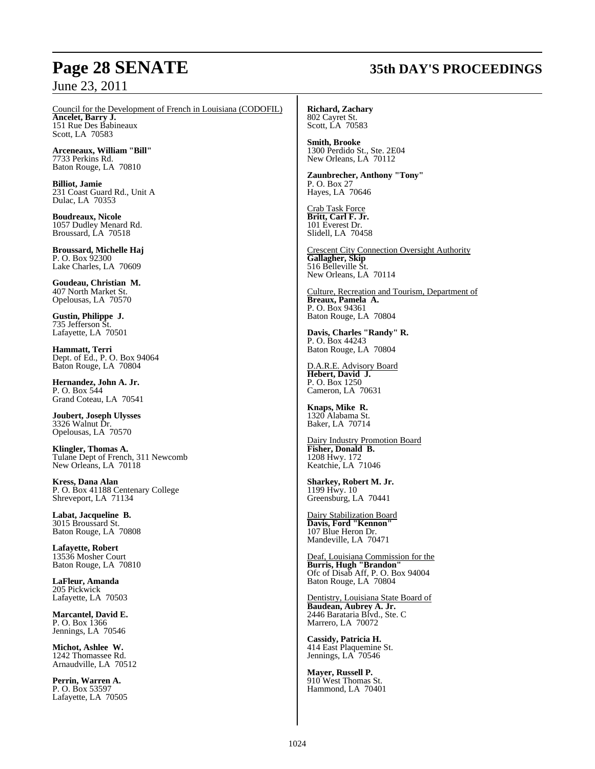Council for the Development of French in Louisiana (CODOFIL)

**Ancelet, Barry J.**
151 Rue Des Babineaux
Scott, LA 70583

**Arceneaux, William "Bill"**
7733 Perkins Rd.
Baton Rouge, LA 70810

**Billiot, Jamie**
231 Coast Guard Rd., Unit A
Dulac, LA 70353

**Boudreaux, Nicole**
1057 Dudley Menard Rd.
Broussard, LA 70518

**Broussard, Michelle Haj**
P. O. Box 92300
Lake Charles, LA 70609

**Goudeau, Christian M.**
407 North Market St.
Opelousas, LA 70570

**Gustin, Philippe J.**
735 Jefferson St.
Lafayette, LA 70501

**Hammatt, Terri**
Dept. of Ed., P. O. Box 94064
Baton Rouge, LA 70804

**Hernandez, John A. Jr.**
P. O. Box 544
Grand Coteau, LA 70541

**Joubert, Joseph Ulysses**
3326 Walnut Dr.
Opelousas, LA 70570

**Klingler, Thomas A.**
Tulane Dept of French, 311 Newcomb
New Orleans, LA 70118

**Kress, Dana Alan**
P. O. Box 41188 Centenary College
Shreveport, LA 71134

**Labat, Jacqueline B.**
3015 Broussard St.
Baton Rouge, LA 70808

**Lafayette, Robert**
13536 Mosher Court
Baton Rouge, LA 70810

**LaFleur, Amanda**
205 Pickwick
Lafayette, LA 70503

**Marcantel, David E.**
P. O. Box 1366
Jennings, LA 70546

**Michot, Ashlee W.**
1242 Thomassee Rd.
Arnaudville, LA 70512

**Perrin, Warren A.**
P. O. Box 53597
Lafayette, LA 70505

**Richard, Zachary**
802 Cayret St.
Scott, LA 70583

**Smith, Brooke**
1300 Perdido St., Ste. 2E04
New Orleans, LA 70112

**Zaunbrecher, Anthony "Tony"**
P. O. Box 27
Hayes, LA 70646

Crab Task Force

**Britt, Carl F. Jr.**
101 Everest Dr.
Slidell, LA 70458

Crescent City Connection Oversight Authority

**Gallagher, Skip**
516 Belleville St.
New Orleans, LA 70114

Culture, Recreation and Tourism, Department of

**Breaux, Pamela A.**
P. O. Box 94361
Baton Rouge, LA 70804

**Davis, Charles "Randy" R.**
P. O. Box 44243
Baton Rouge, LA 70804

D.A.R.E. Advisory Board

**Hebert, David J.**
P. O. Box 1250
Cameron, LA 70631

**Knaps, Mike R.**
1320 Alabama St.
Baker, LA 70714

Dairy Industry Promotion Board

**Fisher, Donald B.**
1208 Hwy. 172
Keatchie, LA 71046

**Sharkey, Robert M. Jr.**
1199 Hwy. 10
Greensburg, LA 70441

Dairy Stabilization Board

**Davis, Ford "Kennon"**
107 Blue Heron Dr.
Mandeville, LA 70471

Deaf, Louisiana Commission for the

**Burris, Hugh "Brandon"**
Ofc of Disab Aff, P. O. Box 94004
Baton Rouge, LA 70804

Dentistry, Louisiana State Board of

**Baudean, Aubrey A. Jr.**
2446 Barataria Blvd., Ste. C
Marrero, LA 70072

**Cassidy, Patricia H.**
414 East Plaquemine St.
Jennings, LA 70546

**Mayer, Russell P.**
910 West Thomas St.
Hammond, LA 70401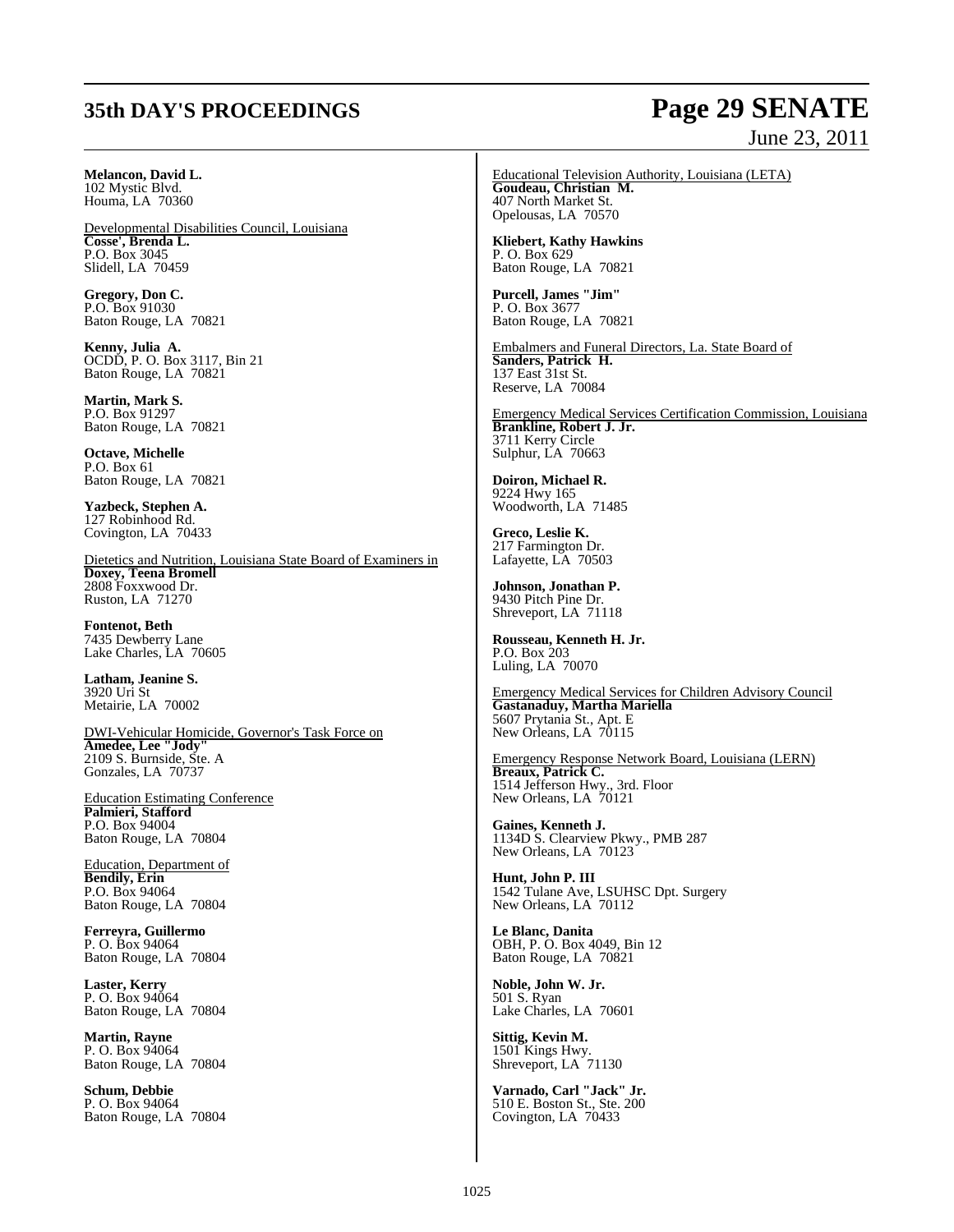**Melancon, David L.**
102 Mystic Blvd.
Houma, LA 70360

Developmental Disabilities Council, Louisiana

**Cosse', Brenda L.**
P.O. Box 3045
Slidell, LA 70459

**Gregory, Don C.**
P.O. Box 91030
Baton Rouge, LA 70821

**Kenny, Julia A.**
OCDD, P. O. Box 3117, Bin 21
Baton Rouge, LA 70821

**Martin, Mark S.**
P.O. Box 91297
Baton Rouge, LA 70821

**Octave, Michelle**
P.O. Box 61
Baton Rouge, LA 70821

**Yazbeck, Stephen A.**
127 Robinhood Rd.
Covington, LA 70433

Dietetics and Nutrition, Louisiana State Board of Examiners in

**Doxey, Teena Bromell**
2808 Foxxwood Dr.
Ruston, LA 71270

**Fontenot, Beth**
7435 Dewberry Lane
Lake Charles, LA 70605

**Latham, Jeanine S.**
3920 Uri St
Metairie, LA 70002

DWI-Vehicular Homicide, Governor's Task Force on

**Amedee, Lee "Jody"**
2109 S. Burnside, Ste. A
Gonzales, LA 70737

Education Estimating Conference

**Palmieri, Stafford**
P.O. Box 94004
Baton Rouge, LA 70804

Education, Department of

**Bendily, Erin**
P.O. Box 94064
Baton Rouge, LA 70804

**Ferreyra, Guillermo**
P. O. Box 94064
Baton Rouge, LA 70804

**Laster, Kerry**
P. O. Box 94064
Baton Rouge, LA 70804

**Martin, Rayne**
P. O. Box 94064
Baton Rouge, LA 70804

**Schum, Debbie**
P. O. Box 94064
Baton Rouge, LA 70804

Educational Television Authority, Louisiana (LETA)

**Goudeau, Christian M.**
407 North Market St.
Opelousas, LA 70570

**Kliebert, Kathy Hawkins**
P. O. Box 629
Baton Rouge, LA 70821

**Purcell, James "Jim"**
P. O. Box 3677
Baton Rouge, LA 70821

Embalmers and Funeral Directors, La. State Board of

**Sanders, Patrick H.**
137 East 31st St.
Reserve, LA 70084

Emergency Medical Services Certification Commission, Louisiana

**Brankline, Robert J. Jr.**
3711 Kerry Circle
Sulphur, LA 70663

**Doiron, Michael R.**
9224 Hwy 165
Woodworth, LA 71485

**Greco, Leslie K.**
217 Farmington Dr.
Lafayette, LA 70503

**Johnson, Jonathan P.**
9430 Pitch Pine Dr.
Shreveport, LA 71118

**Rousseau, Kenneth H. Jr.**
P.O. Box 203
Luling, LA 70070

Emergency Medical Services for Children Advisory Council

**Gastanaduy, Martha Mariella**
5607 Prytania St., Apt. E
New Orleans, LA 70115

Emergency Response Network Board, Louisiana (LERN)

**Breaux, Patrick C.**
1514 Jefferson Hwy., 3rd. Floor
New Orleans, LA 70121

**Gaines, Kenneth J.**
1134D S. Clearview Pkwy., PMB 287
New Orleans, LA 70123

**Hunt, John P. III**
1542 Tulane Ave, LSUHSC Dpt. Surgery
New Orleans, LA 70112

**Le Blanc, Danita**
OBH, P. O. Box 4049, Bin 12
Baton Rouge, LA 70821

**Noble, John W. Jr.**
501 S. Ryan
Lake Charles, LA 70601

**Sittig, Kevin M.**
1501 Kings Hwy.
Shreveport, LA 71130

**Varnado, Carl "Jack" Jr.**
510 E. Boston St., Ste. 200
Covington, LA 70433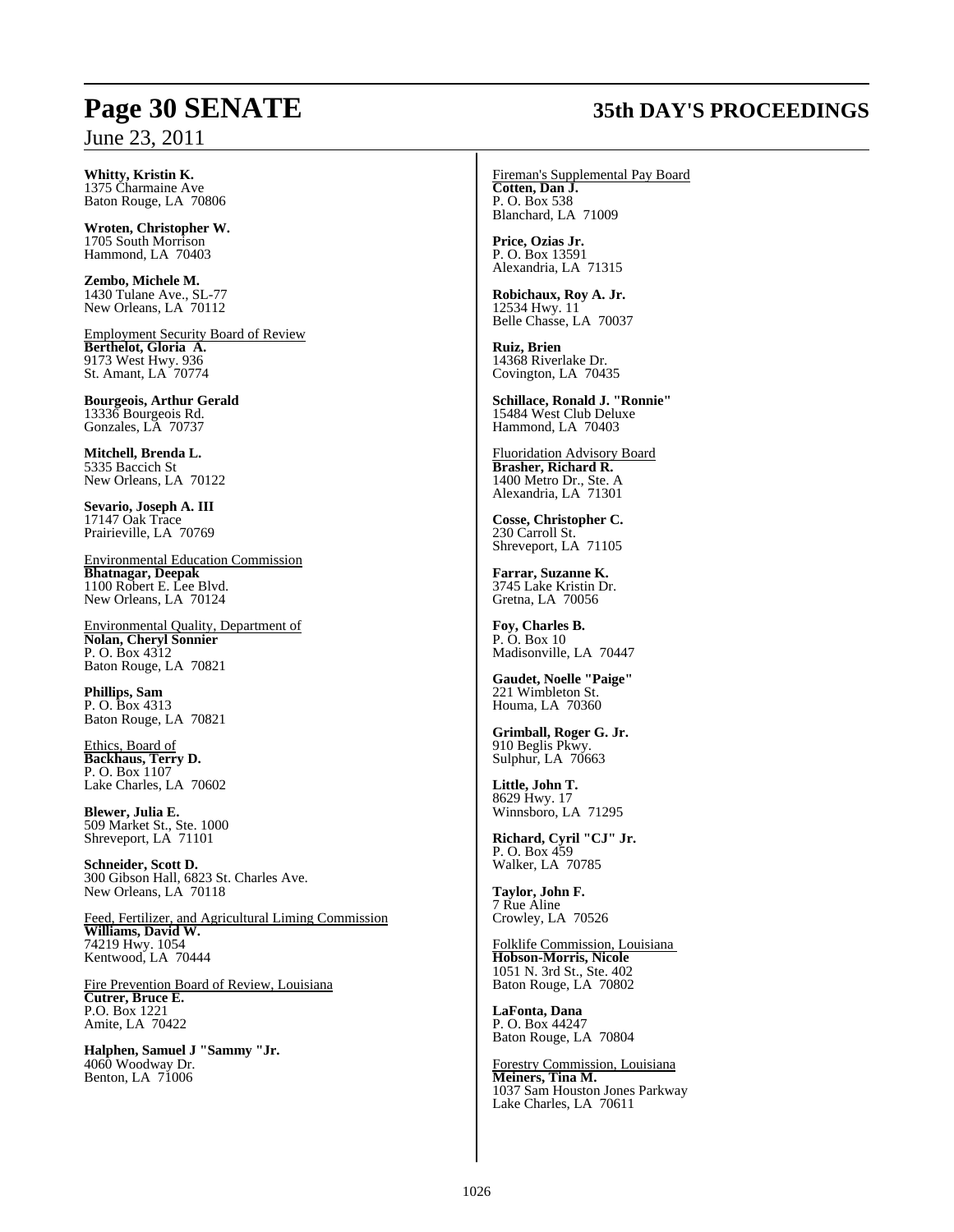**Whitty, Kristin K.**
1375 Charmaine Ave
Baton Rouge, LA 70806

**Wroten, Christopher W.**
1705 South Morrison
Hammond, LA 70403

**Zembo, Michele M.**
1430 Tulane Ave., SL-77
New Orleans, LA 70112

Employment Security Board of Review

**Berthelot, Gloria A.**
9173 West Hwy. 936
St. Amant, LA 70774

**Bourgeois, Arthur Gerald**
13336 Bourgeois Rd.
Gonzales, LA 70737

**Mitchell, Brenda L.**
5335 Baccich St
New Orleans, LA 70122

**Sevario, Joseph A. III**
17147 Oak Trace
Prairieville, LA 70769

Environmental Education Commission

**Bhatnagar, Deepak**
1100 Robert E. Lee Blvd.
New Orleans, LA 70124

Environmental Quality, Department of

**Nolan, Cheryl Sonnier**
P. O. Box 4312
Baton Rouge, LA 70821

**Phillips, Sam**
P. O. Box 4313
Baton Rouge, LA 70821

Ethics, Board of

**Backhaus, Terry D.**
P. O. Box 1107
Lake Charles, LA 70602

**Blewer, Julia E.**
509 Market St., Ste. 1000
Shreveport, LA 71101

**Schneider, Scott D.**
300 Gibson Hall, 6823 St. Charles Ave.
New Orleans, LA 70118

Feed, Fertilizer, and Agricultural Liming Commission

**Williams, David W.**
74219 Hwy. 1054
Kentwood, LA 70444

Fire Prevention Board of Review, Louisiana

**Cutrer, Bruce E.**
P.O. Box 1221
Amite, LA 70422

**Halphen, Samuel J "Sammy "Jr.**
4060 Woodway Dr.
Benton, LA 71006

Fireman's Supplemental Pay Board

**Cotten, Dan J.**
P. O. Box 538
Blanchard, LA 71009

**Price, Ozias Jr.**
P. O. Box 13591
Alexandria, LA 71315

**Robichaux, Roy A. Jr.**
12534 Hwy. 11
Belle Chasse, LA 70037

**Ruiz, Brien**
14368 Riverlake Dr.
Covington, LA 70435

**Schillace, Ronald J. "Ronnie"**
15484 West Club Deluxe
Hammond, LA 70403

Fluoridation Advisory Board

**Brasher, Richard R.**
1400 Metro Dr., Ste. A
Alexandria, LA 71301

**Cosse, Christopher C.**
230 Carroll St.
Shreveport, LA 71105

**Farrar, Suzanne K.**
3745 Lake Kristin Dr.
Gretna, LA 70056

**Foy, Charles B.**
P. O. Box 10
Madisonville, LA 70447

**Gaudet, Noelle "Paige"**
221 Wimbleton St.
Houma, LA 70360

**Grimball, Roger G. Jr.**
910 Beglis Pkwy.
Sulphur, LA 70663

**Little, John T.**
8629 Hwy. 17
Winnsboro, LA 71295

**Richard, Cyril "CJ" Jr.**
P. O. Box 459
Walker, LA 70785

**Taylor, John F.**
7 Rue Aline
Crowley, LA 70526

Folklife Commission, Louisiana

**Hobson-Morris, Nicole**
1051 N. 3rd St., Ste. 402
Baton Rouge, LA 70802

**LaFonta, Dana**
P. O. Box 44247
Baton Rouge, LA 70804

Forestry Commission, Louisiana

**Meiners, Tina M.**
1037 Sam Houston Jones Parkway
Lake Charles, LA 70611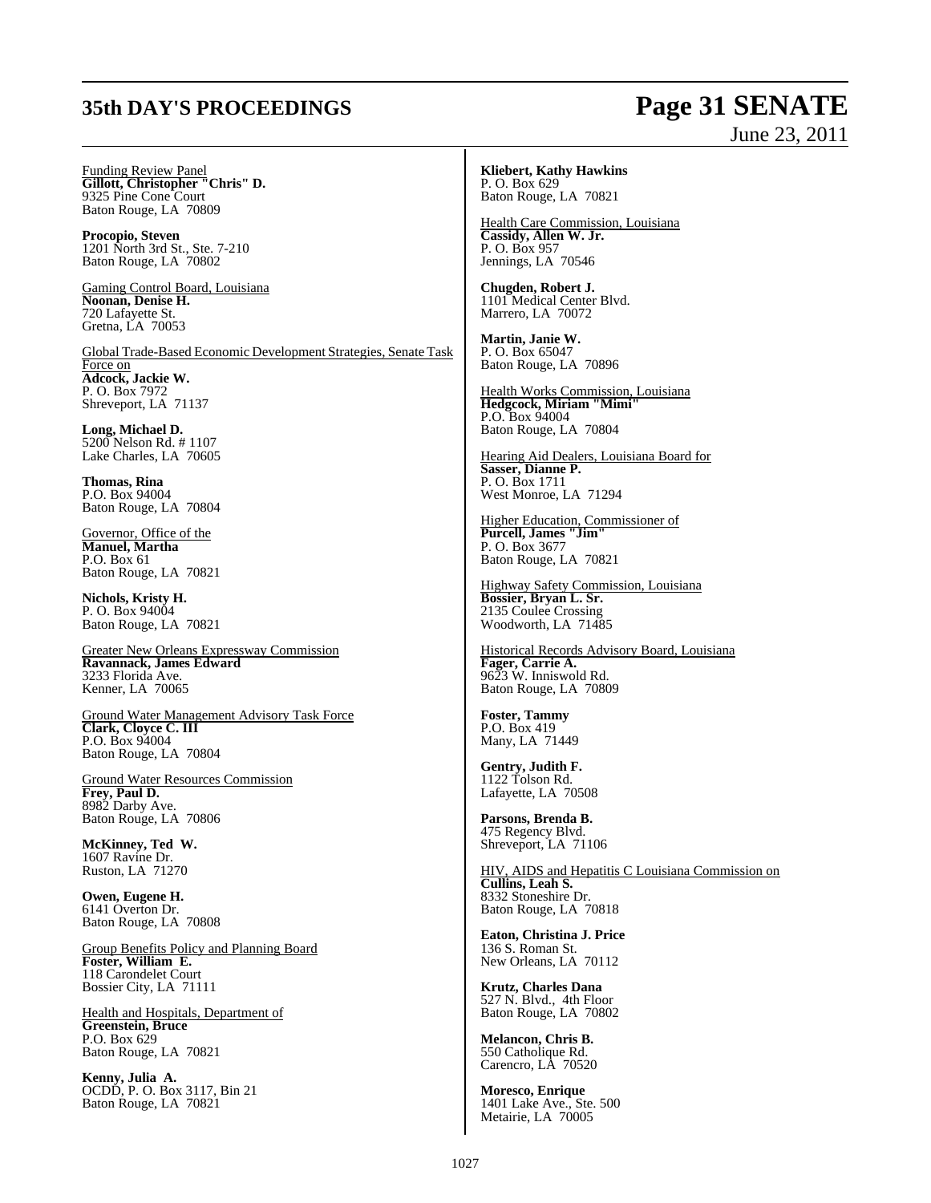Funding Review Panel

**Gillott, Christopher "Chris" D.**
9325 Pine Cone Court
Baton Rouge, LA 70809

**Procopio, Steven**
1201 North 3rd St., Ste. 7-210
Baton Rouge, LA 70802

Gaming Control Board, Louisiana

**Noonan, Denise H.**
720 Lafayette St.
Gretna, LA 70053

Global Trade-Based Economic Development Strategies, Senate Task Force on

**Adcock, Jackie W.**
P. O. Box 7972
Shreveport, LA 71137

**Long, Michael D.**
5200 Nelson Rd. # 1107
Lake Charles, LA 70605

**Thomas, Rina**
P.O. Box 94004
Baton Rouge, LA 70804

Governor, Office of the

**Manuel, Martha**
P.O. Box 61
Baton Rouge, LA 70821

**Nichols, Kristy H.**
P. O. Box 94004
Baton Rouge, LA 70821

Greater New Orleans Expressway Commission

**Ravannack, James Edward**
3233 Florida Ave.
Kenner, LA 70065

Ground Water Management Advisory Task Force

**Clark, Cloyce C. III**
P.O. Box 94004
Baton Rouge, LA 70804

Ground Water Resources Commission

**Frey, Paul D.**
8982 Darby Ave.
Baton Rouge, LA 70806

**McKinney, Ted W.**
1607 Ravine Dr.
Ruston, LA 71270

**Owen, Eugene H.**
6141 Overton Dr.
Baton Rouge, LA 70808

Group Benefits Policy and Planning Board

**Foster, William E.**
118 Carondelet Court
Bossier City, LA 71111

Health and Hospitals, Department of

**Greenstein, Bruce**
P.O. Box 629
Baton Rouge, LA 70821

**Kenny, Julia A.**
OCDD, P. O. Box 3117, Bin 21
Baton Rouge, LA 70821

**Kliebert, Kathy Hawkins**
P. O. Box 629
Baton Rouge, LA 70821

Health Care Commission, Louisiana

**Cassidy, Allen W. Jr.**
P. O. Box 957
Jennings, LA 70546

**Chugden, Robert J.**
1101 Medical Center Blvd.
Marrero, LA 70072

**Martin, Janie W.**
P. O. Box 65047
Baton Rouge, LA 70896

Health Works Commission, Louisiana

**Hedgcock, Miriam "Mimi"**
P.O. Box 94004
Baton Rouge, LA 70804

Hearing Aid Dealers, Louisiana Board for

**Sasser, Dianne P.**
P. O. Box 1711
West Monroe, LA 71294

Higher Education, Commissioner of

**Purcell, James "Jim"**
P. O. Box 3677
Baton Rouge, LA 70821

Highway Safety Commission, Louisiana

**Bossier, Bryan L. Sr.**
2135 Coulee Crossing
Woodworth, LA 71485

Historical Records Advisory Board, Louisiana

**Fager, Carrie A.**
9623 W. Inniswold Rd.
Baton Rouge, LA 70809

**Foster, Tammy**
P.O. Box 419
Many, LA 71449

**Gentry, Judith F.**
1122 Tolson Rd.
Lafayette, LA 70508

**Parsons, Brenda B.**
475 Regency Blvd.
Shreveport, LA 71106

HIV, AIDS and Hepatitis C Louisiana Commission on

**Cullins, Leah S.**
8332 Stoneshire Dr.
Baton Rouge, LA 70818

**Eaton, Christina J. Price**
136 S. Roman St.
New Orleans, LA 70112

**Krutz, Charles Dana**
527 N. Blvd., 4th Floor
Baton Rouge, LA 70802

**Melancon, Chris B.**
550 Catholique Rd.
Carencro, LA 70520

**Moresco, Enrique**
1401 Lake Ave., Ste. 500
Metairie, LA 70005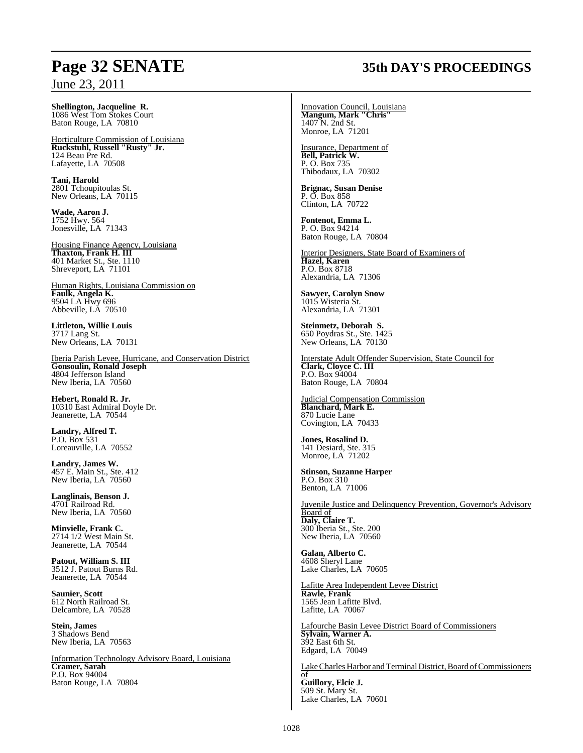**Shellington, Jacqueline R.**
1086 West Tom Stokes Court
Baton Rouge, LA 70810

Horticulture Commission of Louisiana
**Ruckstuhl, Russell "Rusty" Jr.**
124 Beau Pre Rd.
Lafayette, LA 70508

**Tani, Harold**
2801 Tchoupitoulas St.
New Orleans, LA 70115

**Wade, Aaron J.**
1752 Hwy. 564
Jonesville, LA 71343

Housing Finance Agency, Louisiana
**Thaxton, Frank H. III**
401 Market St., Ste. 1110
Shreveport, LA 71101

Human Rights, Louisiana Commission on
**Faulk, Angela K.**
9504 LA Hwy 696
Abbeville, LA 70510

**Littleton, Willie Louis**
3717 Lang St.
New Orleans, LA 70131

Iberia Parish Levee, Hurricane, and Conservation District
**Gonsoulin, Ronald Joseph**
4804 Jefferson Island
New Iberia, LA 70560

**Hebert, Ronald R. Jr.**
10310 East Admiral Doyle Dr.
Jeanerette, LA 70544

**Landry, Alfred T.**
P.O. Box 531
Loreauville, LA 70552

**Landry, James W.**
457 E. Main St., Ste. 412
New Iberia, LA 70560

**Langlinais, Benson J.**
4701 Railroad Rd.
New Iberia, LA 70560

**Minvielle, Frank C.**
2714 1/2 West Main St.
Jeanerette, LA 70544

**Patout, William S. III**
3512 J. Patout Burns Rd.
Jeanerette, LA 70544

**Saunier, Scott**
612 North Railroad St.
Delcambre, LA 70528

**Stein, James**
3 Shadows Bend
New Iberia, LA 70563

Information Technology Advisory Board, Louisiana
**Cramer, Sarah**
P.O. Box 94004
Baton Rouge, LA 70804

Innovation Council, Louisiana
**Mangum, Mark "Chris"**
1407 N. 2nd St.
Monroe, LA 71201

Insurance, Department of
**Bell, Patrick W.**
P. O. Box 735
Thibodaux, LA 70302

**Brignac, Susan Denise**
P. O. Box 858
Clinton, LA 70722

**Fontenot, Emma L.**
P. O. Box 94214
Baton Rouge, LA 70804

Interior Designers, State Board of Examiners of
**Hazel, Karen**
P.O. Box 8718
Alexandria, LA 71306

**Sawyer, Carolyn Snow**
1015 Wisteria St.
Alexandria, LA 71301

**Steinmetz, Deborah S.**
650 Poydras St., Ste. 1425
New Orleans, LA 70130

Interstate Adult Offender Supervision, State Council for
**Clark, Cloyce C. III**
P.O. Box 94004
Baton Rouge, LA 70804

Judicial Compensation Commission
**Blanchard, Mark E.**
870 Lucie Lane
Covington, LA 70433

**Jones, Rosalind D.**
141 Desiard, Ste. 315
Monroe, LA 71202

**Stinson, Suzanne Harper**
P.O. Box 310
Benton, LA 71006

Juvenile Justice and Delinquency Prevention, Governor's Advisory Board of
**Daly, Claire T.**
300 Iberia St., Ste. 200
New Iberia, LA 70560

**Galan, Alberto C.**
4608 Sheryl Lane
Lake Charles, LA 70605

Lafitte Area Independent Levee District
**Rawle, Frank**
1565 Jean Lafitte Blvd.
Lafitte, LA 70067

Lafourche Basin Levee District Board of Commissioners
**Sylvain, Warner A.**
392 East 6th St.
Edgard, LA 70049

Lake Charles Harbor and Terminal District, Board of Commissioners of
**Guillory, Elcie J.**
509 St. Mary St.
Lake Charles, LA 70601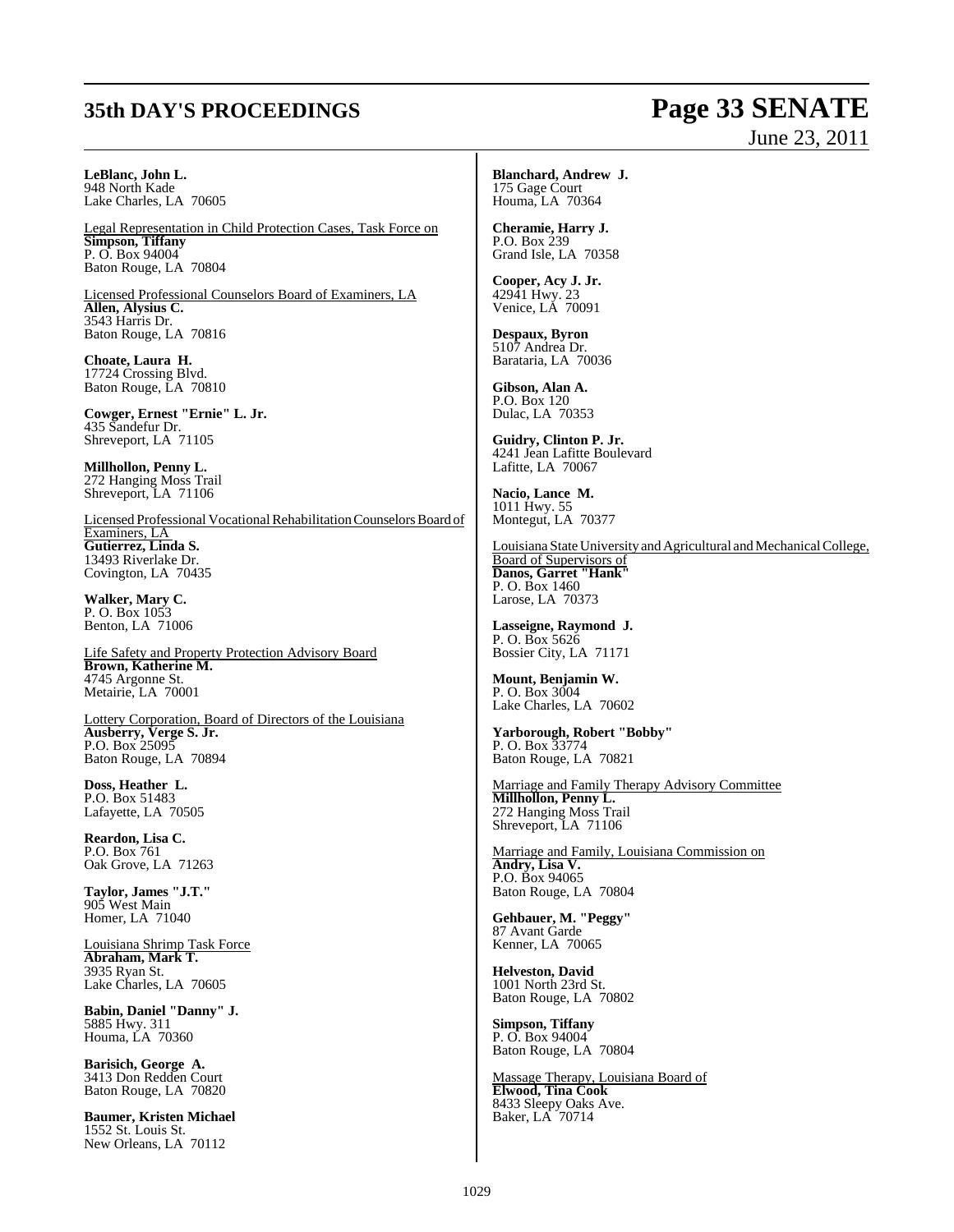**LeBlanc, John L.**
948 North Kade
Lake Charles, LA 70605

Legal Representation in Child Protection Cases, Task Force on

**Simpson, Tiffany**
P. O. Box 94004
Baton Rouge, LA 70804

Licensed Professional Counselors Board of Examiners, LA

**Allen, Alysius C.**
3543 Harris Dr.
Baton Rouge, LA 70816

**Choate, Laura H.**
17724 Crossing Blvd.
Baton Rouge, LA 70810

**Cowger, Ernest "Ernie" L. Jr.**
435 Sandefur Dr.
Shreveport, LA 71105

**Millhollon, Penny L.**
272 Hanging Moss Trail
Shreveport, LA 71106

Licensed Professional Vocational Rehabilitation Counselors Board of Examiners, LA

**Gutierrez, Linda S.**
13493 Riverlake Dr.
Covington, LA 70435

**Walker, Mary C.**
P. O. Box 1053
Benton, LA 71006

Life Safety and Property Protection Advisory Board

**Brown, Katherine M.**
4745 Argonne St.
Metairie, LA 70001

Lottery Corporation, Board of Directors of the Louisiana

**Ausberry, Verge S. Jr.**
P.O. Box 25095
Baton Rouge, LA 70894

**Doss, Heather L.**
P.O. Box 51483
Lafayette, LA 70505

**Reardon, Lisa C.**
P.O. Box 761
Oak Grove, LA 71263

**Taylor, James "J.T."**
905 West Main
Homer, LA 71040

Louisiana Shrimp Task Force

**Abraham, Mark T.**
3935 Ryan St.
Lake Charles, LA 70605

**Babin, Daniel "Danny" J.**
5885 Hwy. 311
Houma, LA 70360

**Barisich, George A.**
3413 Don Redden Court
Baton Rouge, LA 70820

**Baumer, Kristen Michael**
1552 St. Louis St.
New Orleans, LA 70112

**Blanchard, Andrew J.**
175 Gage Court
Houma, LA 70364

**Cheramie, Harry J.**
P.O. Box 239
Grand Isle, LA 70358

**Cooper, Acy J. Jr.**
42941 Hwy. 23
Venice, LA 70091

**Despaux, Byron**
5107 Andrea Dr.
Barataria, LA 70036

**Gibson, Alan A.**
P.O. Box 120
Dulac, LA 70353

**Guidry, Clinton P. Jr.**
4241 Jean Lafitte Boulevard
Lafitte, LA 70067

**Nacio, Lance M.**
1011 Hwy. 55
Montegut, LA 70377

Louisiana State University and Agricultural and Mechanical College, Board of Supervisors of

**Danos, Garret "Hank"**
P. O. Box 1460
Larose, LA 70373

**Lasseigne, Raymond J.**
P. O. Box 5626
Bossier City, LA 71171

**Mount, Benjamin W.**
P. O. Box 3004
Lake Charles, LA 70602

**Yarborough, Robert "Bobby"**
P. O. Box 33774
Baton Rouge, LA 70821

Marriage and Family Therapy Advisory Committee

**Millhollon, Penny L.**
272 Hanging Moss Trail
Shreveport, LA 71106

Marriage and Family, Louisiana Commission on

**Andry, Lisa V.**
P.O. Box 94065
Baton Rouge, LA 70804

**Gehbauer, M. "Peggy"**
87 Avant Garde
Kenner, LA 70065

**Helveston, David**
1001 North 23rd St.
Baton Rouge, LA 70802

**Simpson, Tiffany**
P. O. Box 94004
Baton Rouge, LA 70804

Massage Therapy, Louisiana Board of

**Elwood, Tina Cook**
8433 Sleepy Oaks Ave.
Baker, LA 70714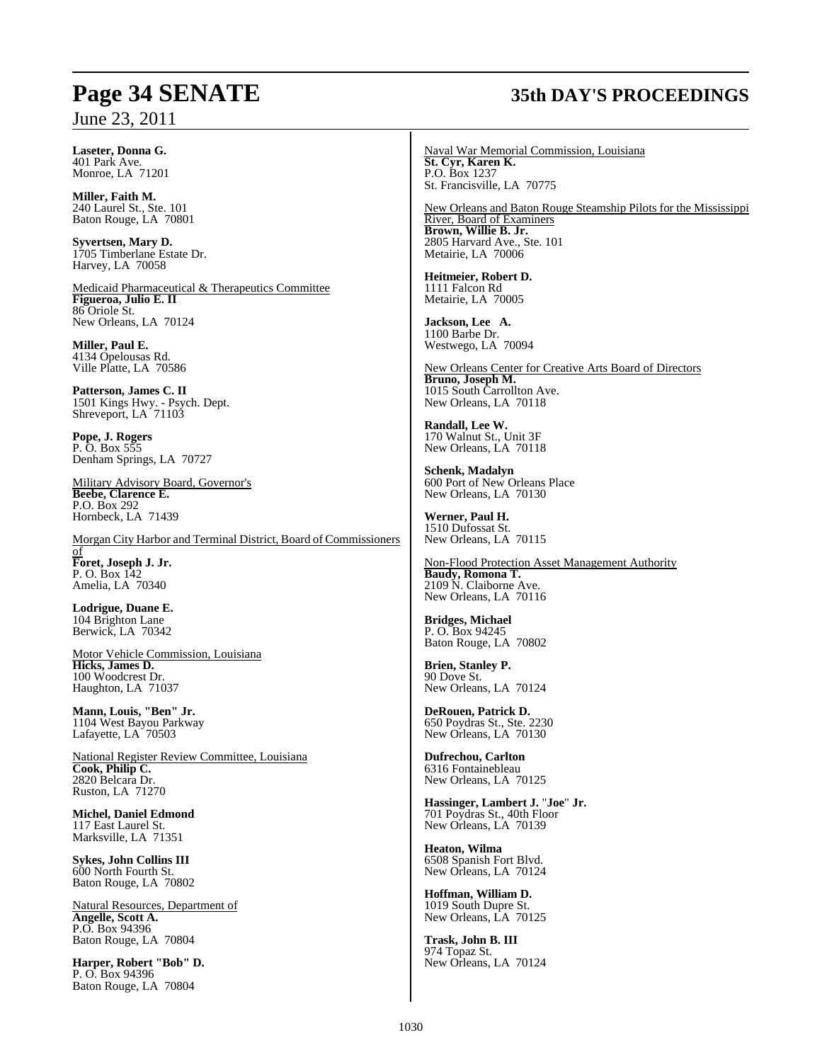**Laseter, Donna G.**
401 Park Ave.
Monroe, LA 71201

**Miller, Faith M.**
240 Laurel St., Ste. 101
Baton Rouge, LA 70801

**Syvertsen, Mary D.**
1705 Timberlane Estate Dr.
Harvey, LA 70058

Medicaid Pharmaceutical & Therapeutics Committee
**Figueroa, Julio E. II**
86 Oriole St.
New Orleans, LA 70124

**Miller, Paul E.**
4134 Opelousas Rd.
Ville Platte, LA 70586

**Patterson, James C. II**
1501 Kings Hwy. - Psych. Dept.
Shreveport, LA 71103

**Pope, J. Rogers**
P. O. Box 555
Denham Springs, LA 70727

Military Advisory Board, Governor's
**Beebe, Clarence E.**
P.O. Box 292
Hornbeck, LA 71439

Morgan City Harbor and Terminal District, Board of Commissioners of
**Foret, Joseph J. Jr.**
P. O. Box 142
Amelia, LA 70340

**Lodrigue, Duane E.**
104 Brighton Lane
Berwick, LA 70342

Motor Vehicle Commission, Louisiana
**Hicks, James D.**
100 Woodcrest Dr.
Haughton, LA 71037

**Mann, Louis, "Ben" Jr.**
1104 West Bayou Parkway
Lafayette, LA 70503

National Register Review Committee, Louisiana
**Cook, Philip C.**
2820 Belcara Dr.
Ruston, LA 71270

**Michel, Daniel Edmond**
117 East Laurel St.
Marksville, LA 71351

**Sykes, John Collins III**
600 North Fourth St.
Baton Rouge, LA 70802

Natural Resources, Department of
**Angelle, Scott A.**
P.O. Box 94396
Baton Rouge, LA 70804

**Harper, Robert "Bob" D.**
P. O. Box 94396
Baton Rouge, LA 70804

Naval War Memorial Commission, Louisiana
**St. Cyr, Karen K.**
P.O. Box 1237
St. Francisville, LA 70775

New Orleans and Baton Rouge Steamship Pilots for the Mississippi River, Board of Examiners
**Brown, Willie B. Jr.**
2805 Harvard Ave., Ste. 101
Metairie, LA 70006

**Heitmeier, Robert D.**
1111 Falcon Rd
Metairie, LA 70005

**Jackson, Lee A.**
1100 Barbe Dr.
Westwego, LA 70094

New Orleans Center for Creative Arts Board of Directors
**Bruno, Joseph M.**
1015 South Carrollton Ave.
New Orleans, LA 70118

**Randall, Lee W.**
170 Walnut St., Unit 3F
New Orleans, LA 70118

**Schenk, Madalyn**
600 Port of New Orleans Place
New Orleans, LA 70130

**Werner, Paul H.**
1510 Dufossat St.
New Orleans, LA 70115

Non-Flood Protection Asset Management Authority
**Baudy, Romona T.**
2109 N. Claiborne Ave.
New Orleans, LA 70116

**Bridges, Michael**
P. O. Box 94245
Baton Rouge, LA 70802

**Brien, Stanley P.**
90 Dove St.
New Orleans, LA 70124

**DeRouen, Patrick D.**
650 Poydras St., Ste. 2230
New Orleans, LA 70130

**Dufrechou, Carlton**
6316 Fontainebleau
New Orleans, LA 70125

**Hassinger, Lambert J. "Joe" Jr.**
701 Poydras St., 40th Floor
New Orleans, LA 70139

**Heaton, Wilma**
6508 Spanish Fort Blvd.
New Orleans, LA 70124

**Hoffman, William D.**
1019 South Dupre St.
New Orleans, LA 70125

**Trask, John B. III**
974 Topaz St.
New Orleans, LA 70124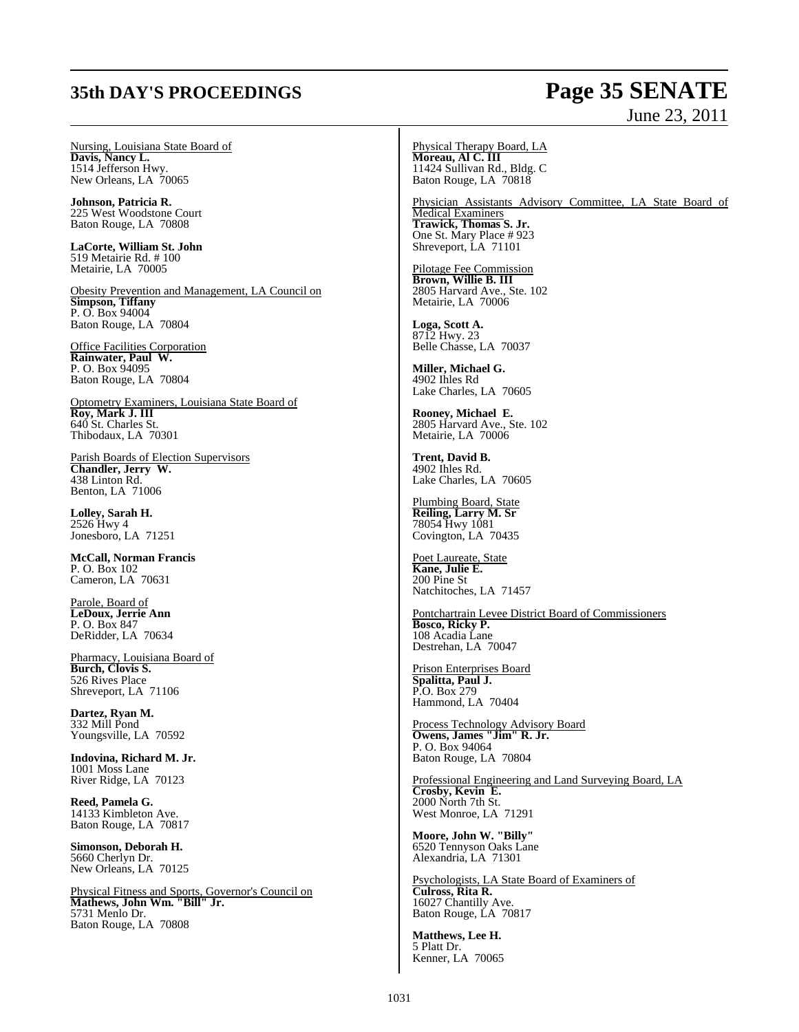Nursing, Louisiana State Board of
**Davis, Nancy L.**
1514 Jefferson Hwy.
New Orleans, LA 70065

**Johnson, Patricia R.**
225 West Woodstone Court
Baton Rouge, LA 70808

**LaCorte, William St. John**
519 Metairie Rd. # 100
Metairie, LA 70005

Obesity Prevention and Management, LA Council on
**Simpson, Tiffany**
P. O. Box 94004
Baton Rouge, LA 70804

Office Facilities Corporation
**Rainwater, Paul W.**
P. O. Box 94095
Baton Rouge, LA 70804

Optometry Examiners, Louisiana State Board of
**Roy, Mark J. III**
640 St. Charles St.
Thibodaux, LA 70301

Parish Boards of Election Supervisors
**Chandler, Jerry W.**
438 Linton Rd.
Benton, LA 71006

**Lolley, Sarah H.**
2526 Hwy 4
Jonesboro, LA 71251

**McCall, Norman Francis**
P. O. Box 102
Cameron, LA 70631

Parole, Board of
**LeDoux, Jerrie Ann**
P. O. Box 847
DeRidder, LA 70634

Pharmacy, Louisiana Board of
**Burch, Clovis S.**
526 Rives Place
Shreveport, LA 71106

**Dartez, Ryan M.**
332 Mill Pond
Youngsville, LA 70592

**Indovina, Richard M. Jr.**
1001 Moss Lane
River Ridge, LA 70123

**Reed, Pamela G.**
14133 Kimbleton Ave.
Baton Rouge, LA 70817

**Simonson, Deborah H.**
5660 Cherlyn Dr.
New Orleans, LA 70125

Physical Fitness and Sports, Governor's Council on
**Mathews, John Wm. "Bill" Jr.**
5731 Menlo Dr.
Baton Rouge, LA 70808

Physical Therapy Board, LA
**Moreau, Al C. III**
11424 Sullivan Rd., Bldg. C
Baton Rouge, LA 70818

Physician Assistants Advisory Committee, LA State Board of Medical Examiners
**Trawick, Thomas S. Jr.**
One St. Mary Place # 923
Shreveport, LA 71101

Pilotage Fee Commission
**Brown, Willie B. III**
2805 Harvard Ave., Ste. 102
Metairie, LA 70006

**Loga, Scott A.**
8712 Hwy. 23
Belle Chasse, LA 70037

**Miller, Michael G.**
4902 Ihles Rd
Lake Charles, LA 70605

**Rooney, Michael E.**
2805 Harvard Ave., Ste. 102
Metairie, LA 70006

**Trent, David B.**
4902 Ihles Rd.
Lake Charles, LA 70605

Plumbing Board, State
**Reiling, Larry M. Sr**
78054 Hwy 1081
Covington, LA 70435

Poet Laureate, State
**Kane, Julie E.**
200 Pine St
Natchitoches, LA 71457

Pontchartrain Levee District Board of Commissioners
**Bosco, Ricky P.**
108 Acadia Lane
Destrehan, LA 70047

Prison Enterprises Board
**Spalitta, Paul J.**
P.O. Box 279
Hammond, LA 70404

Process Technology Advisory Board
**Owens, James "Jim" R. Jr.**
P. O. Box 94064
Baton Rouge, LA 70804

Professional Engineering and Land Surveying Board, LA
**Crosby, Kevin E.**
2000 North 7th St.
West Monroe, LA 71291

**Moore, John W. "Billy"**
6520 Tennyson Oaks Lane
Alexandria, LA 71301

Psychologists, LA State Board of Examiners of
**Culross, Rita R.**
16027 Chantilly Ave.
Baton Rouge, LA 70817

**Matthews, Lee H.**
5 Platt Dr.
Kenner, LA 70065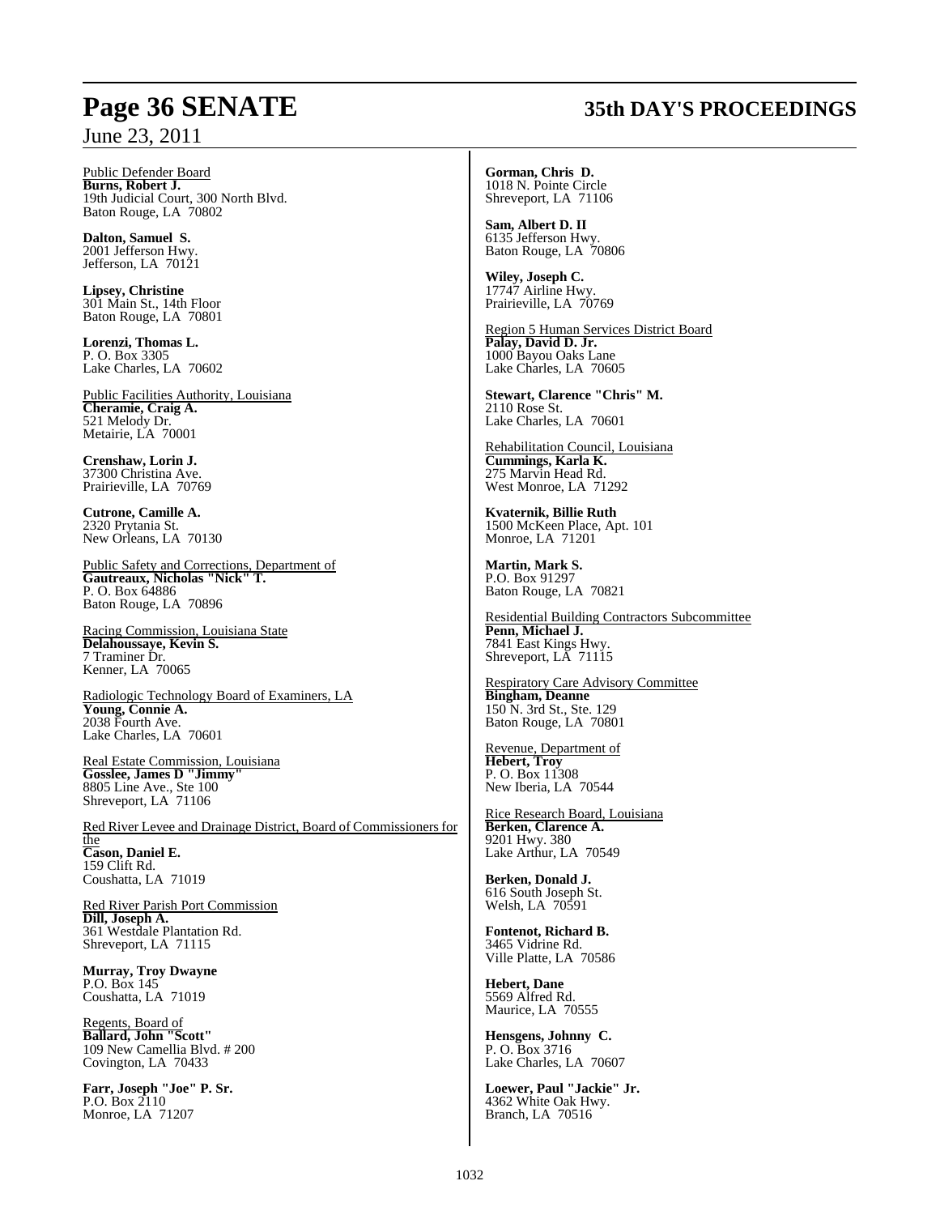Public Defender Board
**Burns, Robert J.**
19th Judicial Court, 300 North Blvd.
Baton Rouge, LA 70802

**Dalton, Samuel S.**
2001 Jefferson Hwy.
Jefferson, LA 70121

**Lipsey, Christine**
301 Main St., 14th Floor
Baton Rouge, LA 70801

**Lorenzi, Thomas L.**
P. O. Box 3305
Lake Charles, LA 70602

Public Facilities Authority, Louisiana
**Cheramie, Craig A.**
521 Melody Dr.
Metairie, LA 70001

**Crenshaw, Lorin J.**
37300 Christina Ave.
Prairieville, LA 70769

**Cutrone, Camille A.**
2320 Prytania St.
New Orleans, LA 70130

Public Safety and Corrections, Department of
**Gautreaux, Nicholas "Nick" T.**
P. O. Box 64886
Baton Rouge, LA 70896

Racing Commission, Louisiana State
**Delahoussaye, Kevin S.**
7 Traminer Dr.
Kenner, LA 70065

Radiologic Technology Board of Examiners, LA
**Young, Connie A.**
2038 Fourth Ave.
Lake Charles, LA 70601

Real Estate Commission, Louisiana
**Gosslee, James D "Jimmy"**
8805 Line Ave., Ste 100
Shreveport, LA 71106

Red River Levee and Drainage District, Board of Commissioners for the
**Cason, Daniel E.**
159 Clift Rd.
Coushatta, LA 71019

Red River Parish Port Commission
**Dill, Joseph A.**
361 Westdale Plantation Rd.
Shreveport, LA 71115

**Murray, Troy Dwayne**
P.O. Box 145
Coushatta, LA 71019

Regents, Board of
**Ballard, John "Scott"**
109 New Camellia Blvd. # 200
Covington, LA 70433

**Farr, Joseph "Joe" P. Sr.**
P.O. Box 2110
Monroe, LA 71207

**Gorman, Chris D.**
1018 N. Pointe Circle
Shreveport, LA 71106

**Sam, Albert D. II**
6135 Jefferson Hwy.
Baton Rouge, LA 70806

**Wiley, Joseph C.**
17747 Airline Hwy.
Prairieville, LA 70769

Region 5 Human Services District Board
**Palay, David D. Jr.**
1000 Bayou Oaks Lane
Lake Charles, LA 70605

**Stewart, Clarence "Chris" M.**
2110 Rose St.
Lake Charles, LA 70601

Rehabilitation Council, Louisiana
**Cummings, Karla K.**
275 Marvin Head Rd.
West Monroe, LA 71292

**Kvaternik, Billie Ruth**
1500 McKeen Place, Apt. 101
Monroe, LA 71201

**Martin, Mark S.**
P.O. Box 91297
Baton Rouge, LA 70821

Residential Building Contractors Subcommittee
**Penn, Michael J.**
7841 East Kings Hwy.
Shreveport, LA 71115

Respiratory Care Advisory Committee
**Bingham, Deanne**
150 N. 3rd St., Ste. 129
Baton Rouge, LA 70801

Revenue, Department of
**Hebert, Troy**
P. O. Box 11308
New Iberia, LA 70544

Rice Research Board, Louisiana
**Berken, Clarence A.**
9201 Hwy. 380
Lake Arthur, LA 70549

**Berken, Donald J.**
616 South Joseph St.
Welsh, LA 70591

**Fontenot, Richard B.**
3465 Vidrine Rd.
Ville Platte, LA 70586

**Hebert, Dane**
5569 Alfred Rd.
Maurice, LA 70555

**Hensgens, Johnny C.**
P. O. Box 3716
Lake Charles, LA 70607

**Loewer, Paul "Jackie" Jr.**
4362 White Oak Hwy.
Branch, LA 70516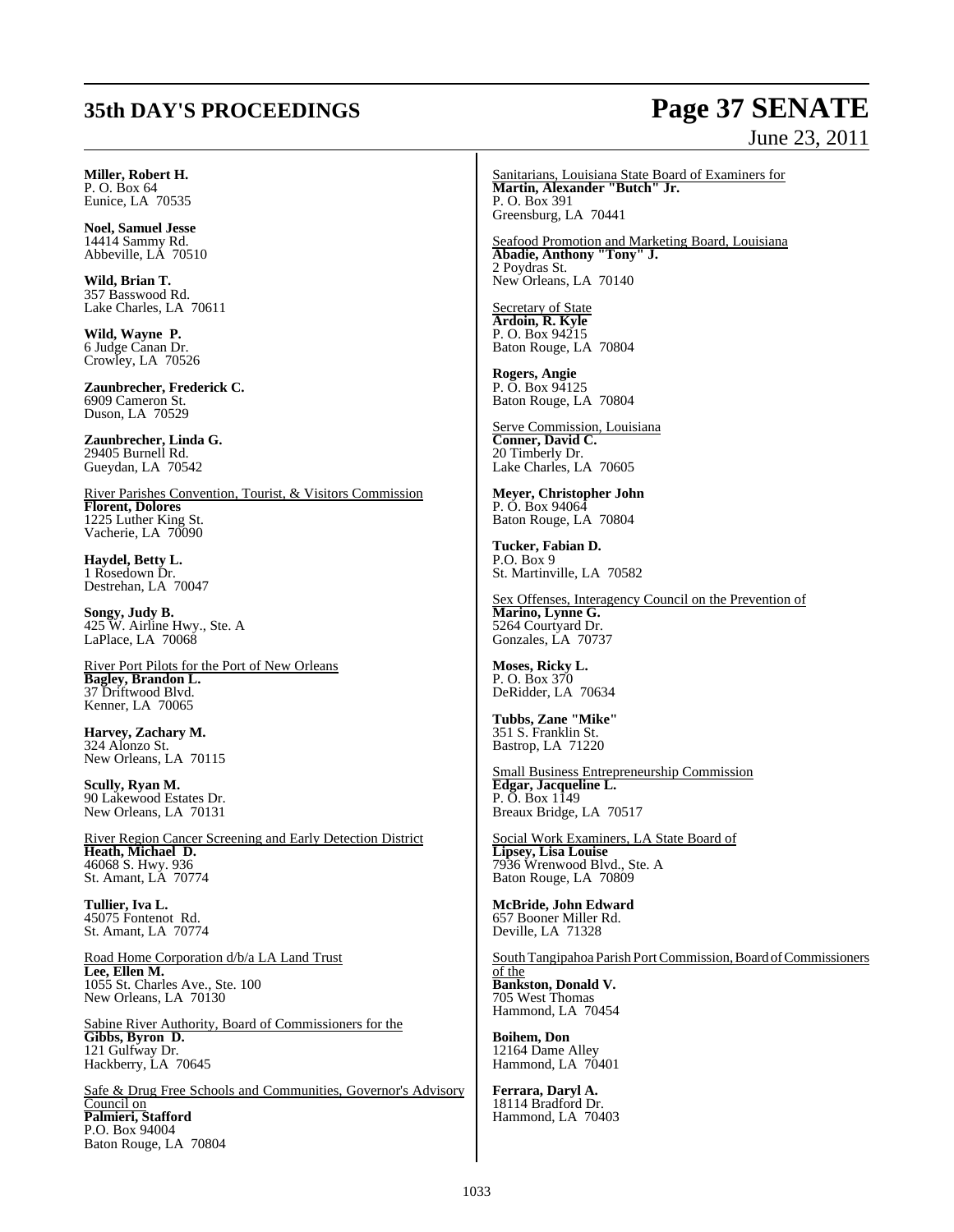**Miller, Robert H.**
P. O. Box 64
Eunice, LA 70535

**Noel, Samuel Jesse**
14414 Sammy Rd.
Abbeville, LA 70510

**Wild, Brian T.**
357 Basswood Rd.
Lake Charles, LA 70611

**Wild, Wayne P.**
6 Judge Canan Dr.
Crowley, LA 70526

**Zaunbrecher, Frederick C.**
6909 Cameron St.
Duson, LA 70529

**Zaunbrecher, Linda G.**
29405 Burnell Rd.
Gueydan, LA 70542

River Parishes Convention, Tourist, & Visitors Commission
**Florent, Dolores**
1225 Luther King St.
Vacherie, LA 70090

**Haydel, Betty L.**
1 Rosedown Dr.
Destrehan, LA 70047

**Songy, Judy B.**
425 W. Airline Hwy., Ste. A
LaPlace, LA 70068

River Port Pilots for the Port of New Orleans
**Bagley, Brandon L.**
37 Driftwood Blvd.
Kenner, LA 70065

**Harvey, Zachary M.**
324 Alonzo St.
New Orleans, LA 70115

**Scully, Ryan M.**
90 Lakewood Estates Dr.
New Orleans, LA 70131

River Region Cancer Screening and Early Detection District
**Heath, Michael D.**
46068 S. Hwy. 936
St. Amant, LA 70774

**Tullier, Iva L.**
45075 Fontenot Rd.
St. Amant, LA 70774

Road Home Corporation d/b/a LA Land Trust
**Lee, Ellen M.**
1055 St. Charles Ave., Ste. 100
New Orleans, LA 70130

Sabine River Authority, Board of Commissioners for the
**Gibbs, Byron D.**
121 Gulfway Dr.
Hackberry, LA 70645

Safe & Drug Free Schools and Communities, Governor's Advisory Council on
**Palmieri, Stafford**
P.O. Box 94004
Baton Rouge, LA 70804

Sanitarians, Louisiana State Board of Examiners for
**Martin, Alexander "Butch" Jr.**
P. O. Box 391
Greensburg, LA 70441

Seafood Promotion and Marketing Board, Louisiana
**Abadie, Anthony "Tony" J.**
2 Poydras St.
New Orleans, LA 70140

Secretary of State
**Ardoin, R. Kyle**
P. O. Box 94215
Baton Rouge, LA 70804

**Rogers, Angie**
P. O. Box 94125
Baton Rouge, LA 70804

Serve Commission, Louisiana
**Conner, David C.**
20 Timberly Dr.
Lake Charles, LA 70605

**Meyer, Christopher John**
P. O. Box 94064
Baton Rouge, LA 70804

**Tucker, Fabian D.**
P.O. Box 9
St. Martinville, LA 70582

Sex Offenses, Interagency Council on the Prevention of
**Marino, Lynne G.**
5264 Courtyard Dr.
Gonzales, LA 70737

**Moses, Ricky L.**
P. O. Box 370
DeRidder, LA 70634

**Tubbs, Zane "Mike"**
351 S. Franklin St.
Bastrop, LA 71220

Small Business Entrepreneurship Commission
**Edgar, Jacqueline L.**
P. O. Box 1149
Breaux Bridge, LA 70517

Social Work Examiners, LA State Board of
**Lipsey, Lisa Louise**
7936 Wrenwood Blvd., Ste. A
Baton Rouge, LA 70809

**McBride, John Edward**
657 Booner Miller Rd.
Deville, LA 71328

South Tangipahoa Parish Port Commission, Board of Commissioners of the
**Bankston, Donald V.**
705 West Thomas
Hammond, LA 70454

**Boihem, Don**
12164 Dame Alley
Hammond, LA 70401

**Ferrara, Daryl A.**
18114 Bradford Dr.
Hammond, LA 70403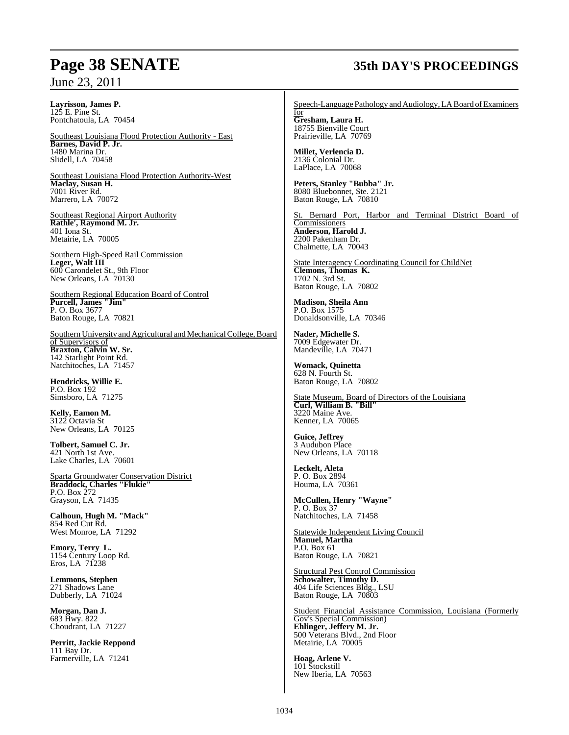**Layrisson, James P.**
125 E. Pine St.
Pontchatoula, LA 70454

Southeast Louisiana Flood Protection Authority - East
**Barnes, David P. Jr.**
1480 Marina Dr.
Slidell, LA 70458

Southeast Louisiana Flood Protection Authority-West
**Maclay, Susan H.**
7001 River Rd.
Marrero, LA 70072

Southeast Regional Airport Authority
**Rathle', Raymond M. Jr.**
401 Iona St.
Metairie, LA 70005

Southern High-Speed Rail Commission
**Leger, Walt III**
600 Carondelet St., 9th Floor
New Orleans, LA 70130

Southern Regional Education Board of Control
**Purcell, James "Jim"**
P. O. Box 3677
Baton Rouge, LA 70821

Southern University and Agricultural and Mechanical College, Board of Supervisors of
**Braxton, Calvin W. Sr.**
142 Starlight Point Rd.
Natchitoches, LA 71457

**Hendricks, Willie E.**
P.O. Box 192
Simsboro, LA 71275

**Kelly, Eamon M.**
3122 Octavia St
New Orleans, LA 70125

**Tolbert, Samuel C. Jr.**
421 North 1st Ave.
Lake Charles, LA 70601

Sparta Groundwater Conservation District
**Braddock, Charles "Flukie"**
P.O. Box 272
Grayson, LA 71435

**Calhoun, Hugh M. "Mack"**
854 Red Cut Rd.
West Monroe, LA 71292

**Emory, Terry L.**
1154 Century Loop Rd.
Eros, LA 71238

**Lemmons, Stephen**
271 Shadows Lane
Dubberly, LA 71024

**Morgan, Dan J.**
683 Hwy. 822
Choudrant, LA 71227

**Perritt, Jackie Reppond**
111 Bay Dr.
Farmerville, LA 71241

Speech-Language Pathology and Audiology, LA Board of Examiners for
**Gresham, Laura H.**
18755 Bienville Court
Prairieville, LA 70769

**Millet, Verlencia D.**
2136 Colonial Dr.
LaPlace, LA 70068

**Peters, Stanley "Bubba" Jr.**
8080 Bluebonnet, Ste. 2121
Baton Rouge, LA 70810

St. Bernard Port, Harbor and Terminal District Board of Commissioners
**Anderson, Harold J.**
2200 Pakenham Dr.
Chalmette, LA 70043

State Interagency Coordinating Council for ChildNet
**Clemons, Thomas K.**
1702 N. 3rd St.
Baton Rouge, LA 70802

**Madison, Sheila Ann**
P.O. Box 1575
Donaldsonville, LA 70346

**Nader, Michelle S.**
7009 Edgewater Dr.
Mandeville, LA 70471

**Womack, Quinetta**
628 N. Fourth St.
Baton Rouge, LA 70802

State Museum, Board of Directors of the Louisiana
**Curl, William B. "Bill"**
3220 Maine Ave.
Kenner, LA 70065

**Guice, Jeffrey**
3 Audubon Place
New Orleans, LA 70118

**Leckelt, Aleta**
P. O. Box 2894
Houma, LA 70361

**McCullen, Henry "Wayne"**
P. O. Box 37
Natchitoches, LA 71458

Statewide Independent Living Council
**Manuel, Martha**
P.O. Box 61
Baton Rouge, LA 70821

Structural Pest Control Commission
**Schowalter, Timothy D.**
404 Life Sciences Bldg., LSU
Baton Rouge, LA 70803

Student Financial Assistance Commission, Louisiana (Formerly Gov's Special Commission)
**Ehlinger, Jeffery M. Jr.**
500 Veterans Blvd., 2nd Floor
Metairie, LA 70005

**Hoag, Arlene V.**
101 Stockstill
New Iberia, LA 70563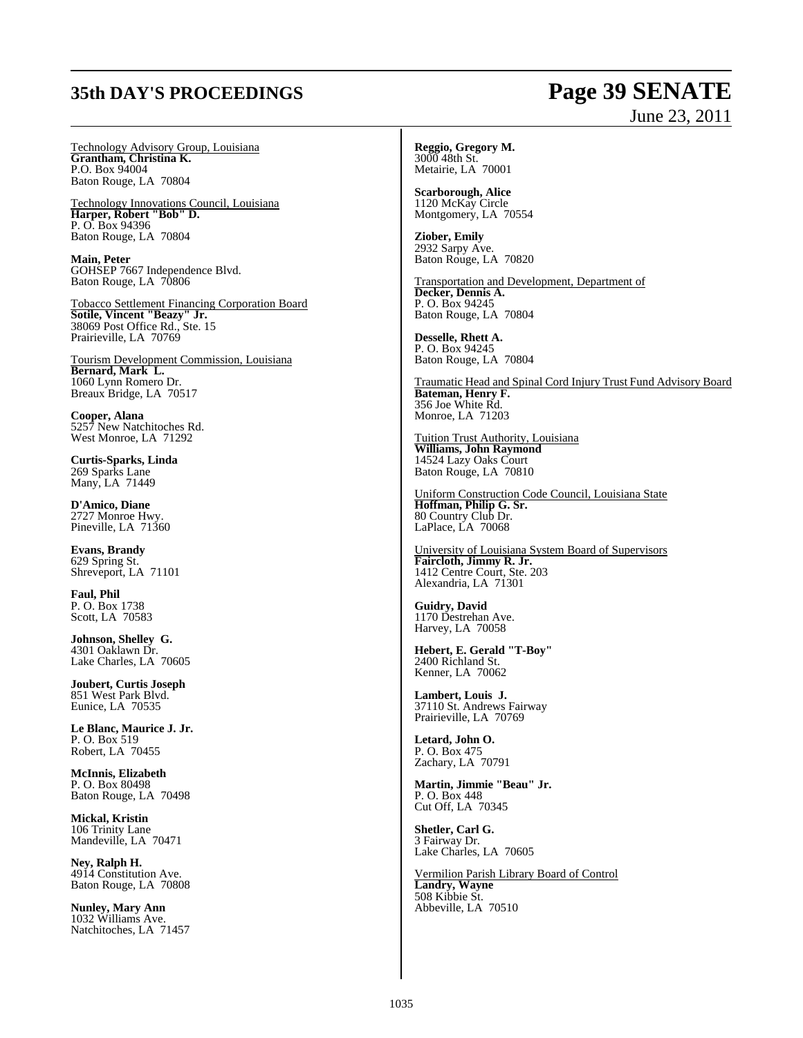Technology Advisory Group, Louisiana
**Grantham, Christina K.**
P.O. Box 94004
Baton Rouge, LA 70804

Technology Innovations Council, Louisiana
**Harper, Robert "Bob" D.**
P. O. Box 94396
Baton Rouge, LA 70804

**Main, Peter**
GOHSEP 7667 Independence Blvd.
Baton Rouge, LA 70806

Tobacco Settlement Financing Corporation Board
**Sotile, Vincent "Beazy" Jr.**
38069 Post Office Rd., Ste. 15
Prairieville, LA 70769

Tourism Development Commission, Louisiana
**Bernard, Mark L.**
1060 Lynn Romero Dr.
Breaux Bridge, LA 70517

**Cooper, Alana**
5257 New Natchitoches Rd.
West Monroe, LA 71292

**Curtis-Sparks, Linda**
269 Sparks Lane
Many, LA 71449

**D'Amico, Diane**
2727 Monroe Hwy.
Pineville, LA 71360

**Evans, Brandy**
629 Spring St.
Shreveport, LA 71101

**Faul, Phil**
P. O. Box 1738
Scott, LA 70583

**Johnson, Shelley G.**
4301 Oaklawn Dr.
Lake Charles, LA 70605

**Joubert, Curtis Joseph**
851 West Park Blvd.
Eunice, LA 70535

**Le Blanc, Maurice J. Jr.**
P. O. Box 519
Robert, LA 70455

**McInnis, Elizabeth**
P. O. Box 80498
Baton Rouge, LA 70498

**Mickal, Kristin**
106 Trinity Lane
Mandeville, LA 70471

**Ney, Ralph H.**
4914 Constitution Ave.
Baton Rouge, LA 70808

**Nunley, Mary Ann**
1032 Williams Ave.
Natchitoches, LA 71457

**Reggio, Gregory M.**
3000 48th St.
Metairie, LA 70001

**Scarborough, Alice**
1120 McKay Circle
Montgomery, LA 70554

**Ziober, Emily**
2932 Sarpy Ave.
Baton Rouge, LA 70820

Transportation and Development, Department of
**Decker, Dennis A.**
P. O. Box 94245
Baton Rouge, LA 70804

**Desselle, Rhett A.**
P. O. Box 94245
Baton Rouge, LA 70804

Traumatic Head and Spinal Cord Injury Trust Fund Advisory Board
**Bateman, Henry F.**
356 Joe White Rd.
Monroe, LA 71203

Tuition Trust Authority, Louisiana
**Williams, John Raymond**
14524 Lazy Oaks Court
Baton Rouge, LA 70810

Uniform Construction Code Council, Louisiana State
**Hoffman, Philip G. Sr.**
80 Country Club Dr.
LaPlace, LA 70068

University of Louisiana System Board of Supervisors
**Faircloth, Jimmy R. Jr.**
1412 Centre Court, Ste. 203
Alexandria, LA 71301

**Guidry, David**
1170 Destrehan Ave.
Harvey, LA 70058

**Hebert, E. Gerald "T-Boy"**
2400 Richland St.
Kenner, LA 70062

**Lambert, Louis J.**
37110 St. Andrews Fairway
Prairieville, LA 70769

**Letard, John O.**
P. O. Box 475
Zachary, LA 70791

**Martin, Jimmie "Beau" Jr.**
P. O. Box 448
Cut Off, LA 70345

**Shetler, Carl G.**
3 Fairway Dr.
Lake Charles, LA 70605

Vermilion Parish Library Board of Control
**Landry, Wayne**
508 Kibbie St.
Abbeville, LA 70510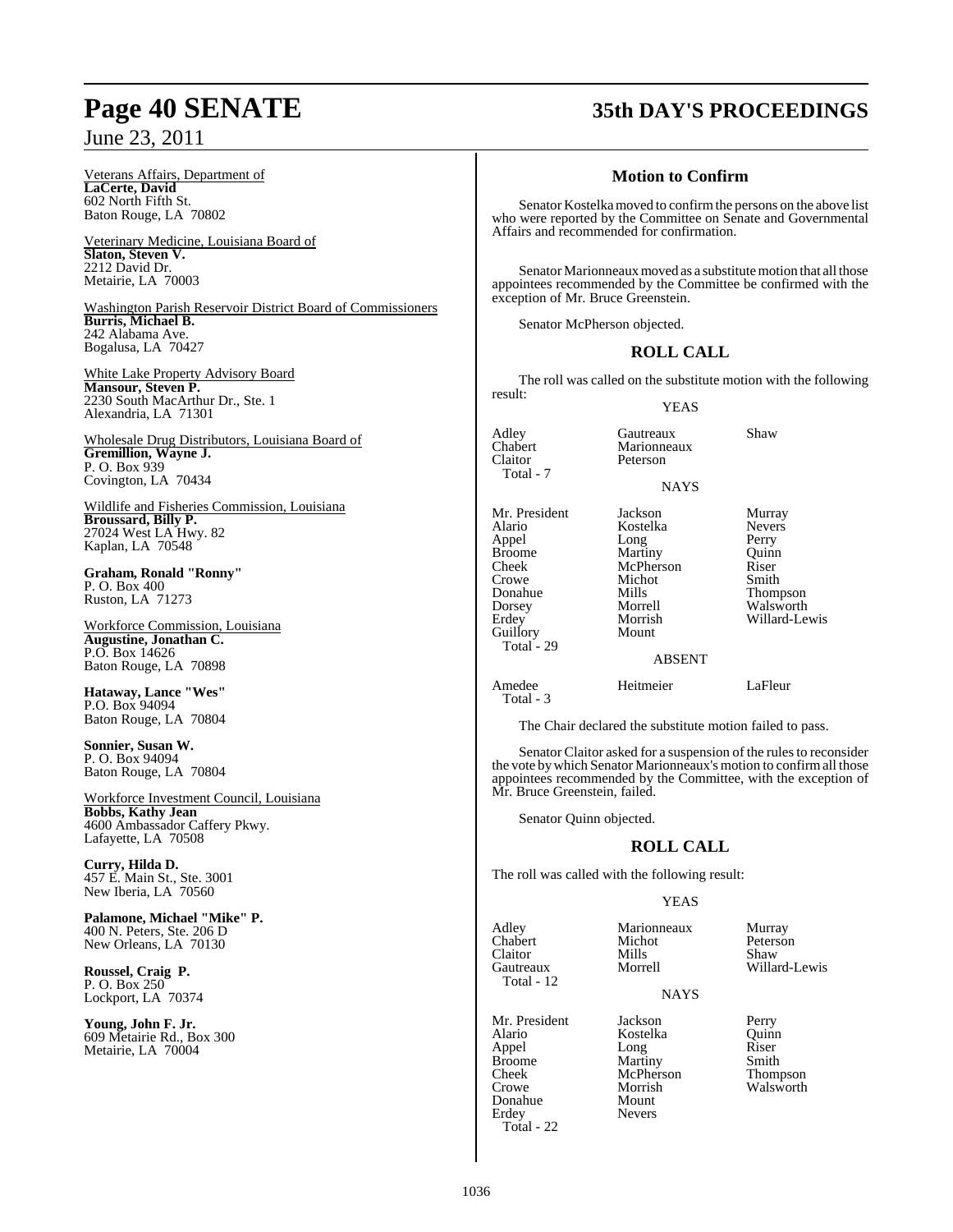Veterans Affairs, Department of
**LaCerte, David**
602 North Fifth St.
Baton Rouge, LA 70802

Veterinary Medicine, Louisiana Board of
**Slaton, Steven V.**
2212 David Dr.
Metairie, LA 70003

Washington Parish Reservoir District Board of Commissioners
**Burris, Michael B.**
242 Alabama Ave.
Bogalusa, LA 70427

White Lake Property Advisory Board
**Mansour, Steven P.**
2230 South MacArthur Dr., Ste. 1
Alexandria, LA 71301

Wholesale Drug Distributors, Louisiana Board of
**Gremillion, Wayne J.**
P. O. Box 939
Covington, LA 70434

Wildlife and Fisheries Commission, Louisiana
**Broussard, Billy P.**
27024 West LA Hwy. 82
Kaplan, LA 70548

**Graham, Ronald "Ronny"**
P. O. Box 400
Ruston, LA 71273

Workforce Commission, Louisiana
**Augustine, Jonathan C.**
P.O. Box 14626
Baton Rouge, LA 70898

**Hataway, Lance "Wes"**
P.O. Box 94094
Baton Rouge, LA 70804

**Sonnier, Susan W.**
P. O. Box 94094
Baton Rouge, LA 70804

Workforce Investment Council, Louisiana
**Bobbs, Kathy Jean**
4600 Ambassador Caffery Pkwy.
Lafayette, LA 70508

**Curry, Hilda D.**
457 E. Main St., Ste. 3001
New Iberia, LA 70560

**Palamone, Michael "Mike" P.**
400 N. Peters, Ste. 206 D
New Orleans, LA 70130

**Roussel, Craig P.**
P. O. Box 250
Lockport, LA 70374

**Young, John F. Jr.**
609 Metairie Rd., Box 300
Metairie, LA 70004

## Motion to Confirm

Senator Kostelka moved to confirm the persons on the above list who were reported by the Committee on Senate and Governmental Affairs and recommended for confirmation.

Senator Marionneaux moved as a substitute motion that all those appointees recommended by the Committee be confirmed with the exception of Mr. Bruce Greenstein.

Senator McPherson objected.

## ROLL CALL

The roll was called on the substitute motion with the following result:

YEAS

| | | |
|---|---|---|
| Adley | Gautreaux | Shaw |
| Chabert | Marionneaux | |
| Claitor | Peterson | |
| Total - 7 | | |

NAYS

| | | |
|---|---|---|
| Mr. President | Jackson | Murray |
| Alario | Kostelka | Nevers |
| Appel | Long | Perry |
| Broome | Martiny | Quinn |
| Cheek | McPherson | Riser |
| Crowe | Michot | Smith |
| Donahue | Mills | Thompson |
| Dorsey | Morrell | Walsworth |
| Erdey | Morrish | Willard-Lewis |
| Guillory | Mount | |
| Total - 29 | | |

ABSENT

| | | |
|---|---|---|
| Amedee | Heitmeier | LaFleur |
| Total - 3 | | |

The Chair declared the substitute motion failed to pass.

Senator Claitor asked for a suspension of the rules to reconsider the vote by which Senator Marionneaux's motion to confirm all those appointees recommended by the Committee, with the exception of Mr. Bruce Greenstein, failed.

Senator Quinn objected.

## ROLL CALL

The roll was called with the following result:

YEAS

| | | |
|---|---|---|
| Adley | Marionneaux | Murray |
| Chabert | Michot | Peterson |
| Claitor | Mills | Shaw |
| Gautreaux | Morrell | Willard-Lewis |
| Total - 12 | | |

NAYS

| | | |
|---|---|---|
| Mr. President | Jackson | Perry |
| Alario | Kostelka | Quinn |
| Appel | Long | Riser |
| Broome | Martiny | Smith |
| Cheek | McPherson | Thompson |
| Crowe | Morrish | Walsworth |
| Donahue | Mount | |
| Erdey | Nevers | |
| Total - 22 | | |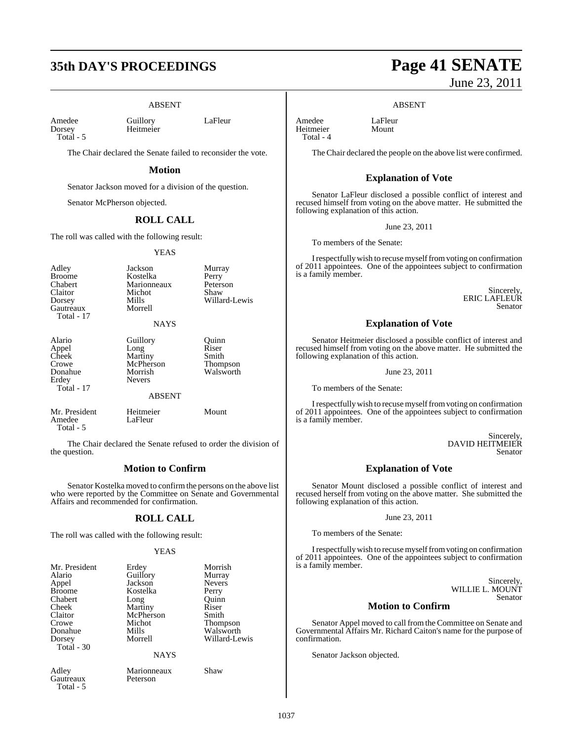ABSENT

| | | |
|---|---|---|
| Amedee | Guillory | LaFleur |
| Dorsey | Heitmeier | |
| Total - 5 | | |

The Chair declared the Senate failed to reconsider the vote.

## Motion

Senator Jackson moved for a division of the question.

Senator McPherson objected.

## ROLL CALL

The roll was called with the following result:

YEAS

| | | |
|---|---|---|
| Adley | Jackson | Murray |
| Broome | Kostelka | Perry |
| Chabert | Marionneaux | Peterson |
| Claitor | Michot | Shaw |
| Dorsey | Mills | Willard-Lewis |
| Gautreaux | Morrell | |
| Total - 17 | | |

NAYS

| | | |
|---|---|---|
| Alario | Guillory | Quinn |
| Appel | Long | Riser |
| Cheek | Martiny | Smith |
| Crowe | McPherson | Thompson |
| Donahue | Morrish | Walsworth |
| Erdey | Nevers | |
| Total - 17 | | |

ABSENT

| | | |
|---|---|---|
| Mr. President | Heitmeier | Mount |
| Amedee | LaFleur | |
| Total - 5 | | |

The Chair declared the Senate refused to order the division of the question.

## Motion to Confirm

Senator Kostelka moved to confirm the persons on the above list who were reported by the Committee on Senate and Governmental Affairs and recommended for confirmation.

## ROLL CALL

The roll was called with the following result:

YEAS

| | | |
|---|---|---|
| Mr. President | Erdey | Morrish |
| Alario | Guillory | Murray |
| Appel | Jackson | Nevers |
| Broome | Kostelka | Perry |
| Chabert | Long | Quinn |
| Cheek | Martiny | Riser |
| Claitor | McPherson | Smith |
| Crowe | Michot | Thompson |
| Donahue | Mills | Walsworth |
| Dorsey | Morrell | Willard-Lewis |
| Total - 30 | | |

NAYS

| | | |
|---|---|---|
| Adley | Marionneaux | Shaw |
| Gautreaux | Peterson | |
| Total - 5 | | |

ABSENT

| | |
|---|---|
| Amedee | LaFleur |
| Heitmeier | Mount |
| Total - 4 | |

The Chair declared the people on the above list were confirmed.

## Explanation of Vote

Senator LaFleur disclosed a possible conflict of interest and recused himself from voting on the above matter. He submitted the following explanation of this action.

June 23, 2011

To members of the Senate:

I respectfully wish to recuse myself from voting on confirmation of 2011 appointees. One of the appointees subject to confirmation is a family member.

Sincerely,
ERIC LAFLEUR
Senator

## Explanation of Vote

Senator Heitmeier disclosed a possible conflict of interest and recused himself from voting on the above matter. He submitted the following explanation of this action.

June 23, 2011

To members of the Senate:

I respectfully wish to recuse myself from voting on confirmation of 2011 appointees. One of the appointees subject to confirmation is a family member.

Sincerely,
DAVID HEITMEIER
Senator

## Explanation of Vote

Senator Mount disclosed a possible conflict of interest and recused herself from voting on the above matter. She submitted the following explanation of this action.

June 23, 2011

To members of the Senate:

I respectfully wish to recuse myself from voting on confirmation of 2011 appointees. One of the appointees subject to confirmation is a family member.

Sincerely,
WILLIE L. MOUNT
Senator

## Motion to Confirm

Senator Appel moved to call from the Committee on Senate and Governmental Affairs Mr. Richard Caiton's name for the purpose of confirmation.

Senator Jackson objected.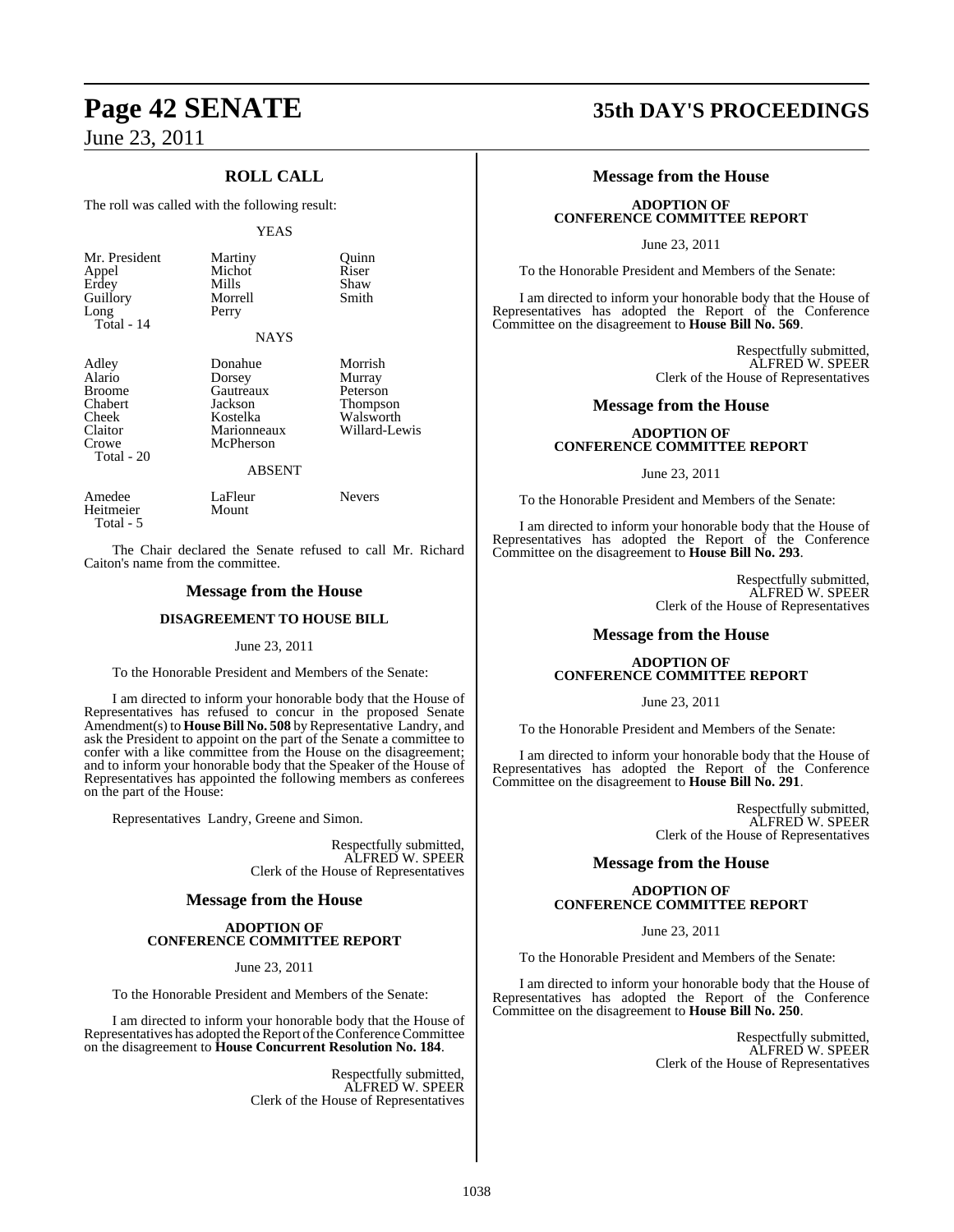## ROLL CALL

The roll was called with the following result:

YEAS

| | | |
|---|---|---|
| Mr. President | Martiny | Quinn |
| Appel | Michot | Riser |
| Erdey | Mills | Shaw |
| Guillory | Morrell | Smith |
| Long | Perry | |

Total - 14

NAYS

| | | |
|---|---|---|
| Adley | Donahue | Morrish |
| Alario | Dorsey | Murray |
| Broome | Gautreaux | Peterson |
| Chabert | Jackson | Thompson |
| Cheek | Kostelka | Walsworth |
| Claitor | Marionneaux | Willard-Lewis |
| Crowe | McPherson | |

Total - 20

ABSENT

| | | |
|---|---|---|
| Amedee | LaFleur | Nevers |
| Heitmeier | Mount | |

Total - 5

The Chair declared the Senate refused to call Mr. Richard Caiton's name from the committee.

### Message from the House

**DISAGREEMENT TO HOUSE BILL**

June 23, 2011

To the Honorable President and Members of the Senate:

I am directed to inform your honorable body that the House of Representatives has refused to concur in the proposed Senate Amendment(s) to **House Bill No. 508** by Representative Landry, and ask the President to appoint on the part of the Senate a committee to confer with a like committee from the House on the disagreement; and to inform your honorable body that the Speaker of the House of Representatives has appointed the following members as conferees on the part of the House:

Representatives Landry, Greene and Simon.

Respectfully submitted,
ALFRED W. SPEER
Clerk of the House of Representatives

### Message from the House

**ADOPTION OF CONFERENCE COMMITTEE REPORT**

June 23, 2011

To the Honorable President and Members of the Senate:

I am directed to inform your honorable body that the House of Representatives has adopted the Report of the Conference Committee on the disagreement to **House Concurrent Resolution No. 184**.

Respectfully submitted,
ALFRED W. SPEER
Clerk of the House of Representatives

### Message from the House

**ADOPTION OF CONFERENCE COMMITTEE REPORT**

June 23, 2011

To the Honorable President and Members of the Senate:

I am directed to inform your honorable body that the House of Representatives has adopted the Report of the Conference Committee on the disagreement to **House Bill No. 569**.

Respectfully submitted,
ALFRED W. SPEER
Clerk of the House of Representatives

### Message from the House

**ADOPTION OF CONFERENCE COMMITTEE REPORT**

June 23, 2011

To the Honorable President and Members of the Senate:

I am directed to inform your honorable body that the House of Representatives has adopted the Report of the Conference Committee on the disagreement to **House Bill No. 293**.

Respectfully submitted,
ALFRED W. SPEER
Clerk of the House of Representatives

### Message from the House

**ADOPTION OF CONFERENCE COMMITTEE REPORT**

June 23, 2011

To the Honorable President and Members of the Senate:

I am directed to inform your honorable body that the House of Representatives has adopted the Report of the Conference Committee on the disagreement to **House Bill No. 291**.

Respectfully submitted,
ALFRED W. SPEER
Clerk of the House of Representatives

### Message from the House

**ADOPTION OF CONFERENCE COMMITTEE REPORT**

June 23, 2011

To the Honorable President and Members of the Senate:

I am directed to inform your honorable body that the House of Representatives has adopted the Report of the Conference Committee on the disagreement to **House Bill No. 250**.

Respectfully submitted,
ALFRED W. SPEER
Clerk of the House of Representatives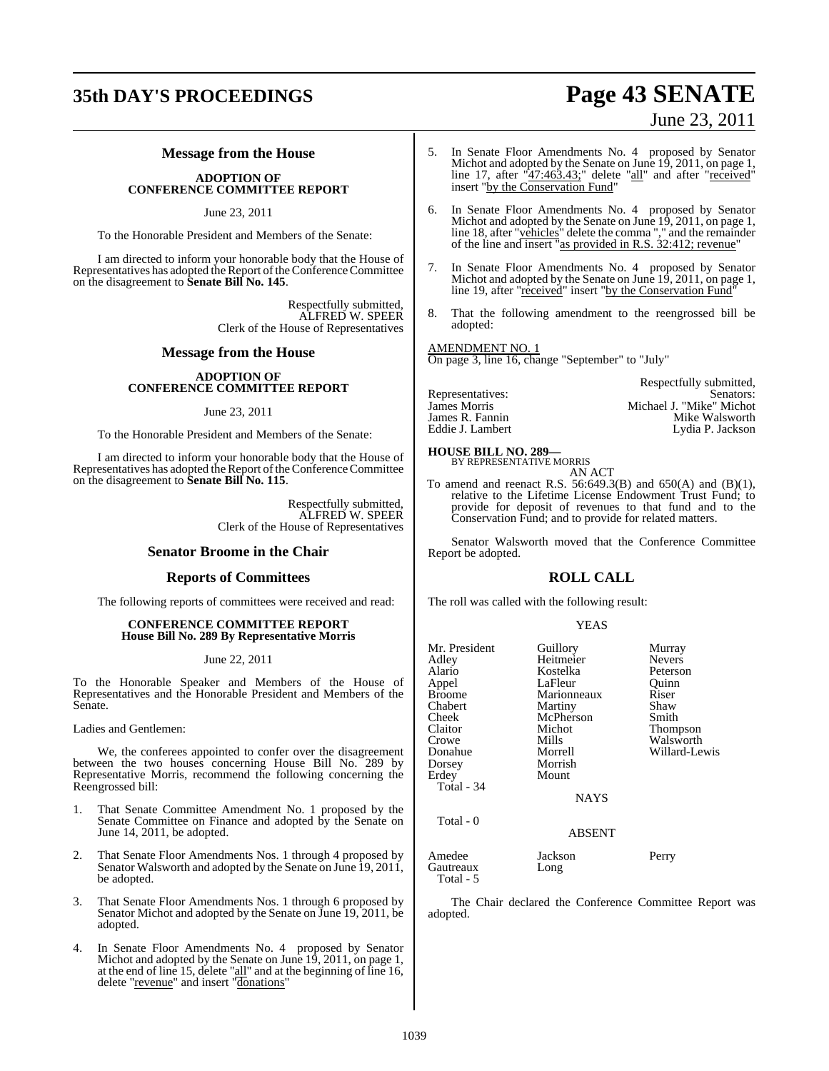## Message from the House

### ADOPTION OF CONFERENCE COMMITTEE REPORT

June 23, 2011

To the Honorable President and Members of the Senate:

I am directed to inform your honorable body that the House of Representatives has adopted the Report of the Conference Committee on the disagreement to **Senate Bill No. 145**.

Respectfully submitted,
ALFRED W. SPEER
Clerk of the House of Representatives

## Message from the House

### ADOPTION OF CONFERENCE COMMITTEE REPORT

June 23, 2011

To the Honorable President and Members of the Senate:

I am directed to inform your honorable body that the House of Representatives has adopted the Report of the Conference Committee on the disagreement to **Senate Bill No. 115**.

Respectfully submitted,
ALFRED W. SPEER
Clerk of the House of Representatives

## Senator Broome in the Chair

## Reports of Committees

The following reports of committees were received and read:

### CONFERENCE COMMITTEE REPORT
### House Bill No. 289 By Representative Morris

June 22, 2011

To the Honorable Speaker and Members of the House of Representatives and the Honorable President and Members of the Senate.

Ladies and Gentlemen:

We, the conferees appointed to confer over the disagreement between the two houses concerning House Bill No. 289 by Representative Morris, recommend the following concerning the Reengrossed bill:

1. That Senate Committee Amendment No. 1 proposed by the Senate Committee on Finance and adopted by the Senate on June 14, 2011, be adopted.

2. That Senate Floor Amendments Nos. 1 through 4 proposed by Senator Walsworth and adopted by the Senate on June 19, 2011, be adopted.

3. That Senate Floor Amendments Nos. 1 through 6 proposed by Senator Michot and adopted by the Senate on June 19, 2011, be adopted.

4. In Senate Floor Amendments No. 4 proposed by Senator Michot and adopted by the Senate on June 19, 2011, on page 1, at the end of line 15, delete "all" and at the beginning of line 16, delete "revenue" and insert "donations"

5. In Senate Floor Amendments No. 4 proposed by Senator Michot and adopted by the Senate on June 19, 2011, on page 1, line 17, after "47:463.43;" delete "all" and after "received" insert "by the Conservation Fund"

6. In Senate Floor Amendments No. 4 proposed by Senator Michot and adopted by the Senate on June 19, 2011, on page 1, line 18, after "vehicles" delete the comma "," and the remainder of the line and insert "as provided in R.S. 32:412; revenue"

7. In Senate Floor Amendments No. 4 proposed by Senator Michot and adopted by the Senate on June 19, 2011, on page 1, line 19, after "received" insert "by the Conservation Fund"

8. That the following amendment to the reengrossed bill be adopted:

AMENDMENT NO. 1
On page 3, line 16, change "September" to "July"

Respectfully submitted,

| Representatives: | Senators: |
|---|---|
| James Morris | Michael J. "Mike" Michot |
| James R. Fannin | Mike Walsworth |
| Eddie J. Lambert | Lydia P. Jackson |

**HOUSE BILL NO. 289—**
BY REPRESENTATIVE MORRIS

AN ACT

To amend and reenact R.S. 56:649.3(B) and 650(A) and (B)(1), relative to the Lifetime License Endowment Trust Fund; to provide for deposit of revenues to that fund and to the Conservation Fund; and to provide for related matters.

Senator Walsworth moved that the Conference Committee Report be adopted.

## ROLL CALL

The roll was called with the following result:

YEAS

| | | |
|---|---|---|
| Mr. President | Guillory | Murray |
| Adley | Heitmeier | Nevers |
| Alario | Kostelka | Peterson |
| Appel | LaFleur | Quinn |
| Broome | Marionneaux | Riser |
| Chabert | Martiny | Shaw |
| Cheek | McPherson | Smith |
| Claitor | Michot | Thompson |
| Crowe | Mills | Walsworth |
| Donahue | Morrell | Willard-Lewis |
| Dorsey | Morrish | |
| Erdey | Mount | |

Total - 34

NAYS

Total - 0

ABSENT

| | | |
|---|---|---|
| Amedee | Jackson | Perry |
| Gautreaux | Long | |

Total - 5

The Chair declared the Conference Committee Report was adopted.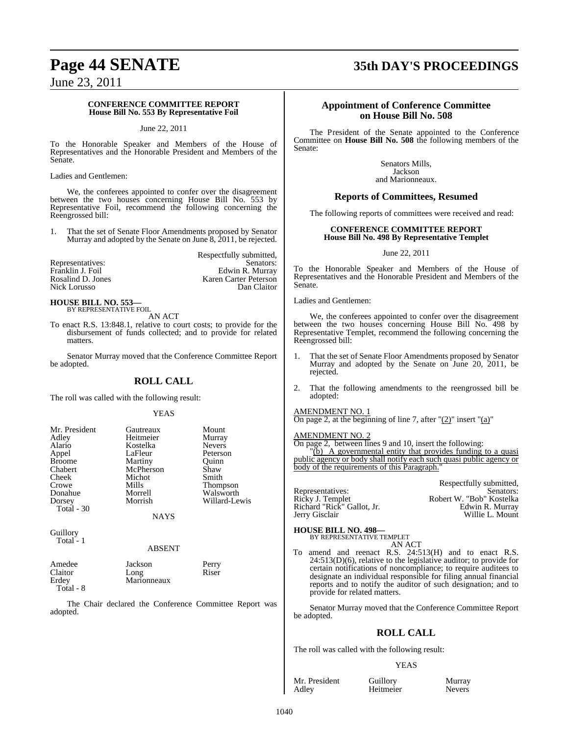**CONFERENCE COMMITTEE REPORT**
**House Bill No. 553 By Representative Foil**

June 22, 2011

To the Honorable Speaker and Members of the House of Representatives and the Honorable President and Members of the Senate.

Ladies and Gentlemen:

We, the conferees appointed to confer over the disagreement between the two houses concerning House Bill No. 553 by Representative Foil, recommend the following concerning the Reengrossed bill:

1. That the set of Senate Floor Amendments proposed by Senator Murray and adopted by the Senate on June 8, 2011, be rejected.

Respectfully submitted,

| Representatives: | Senators: |
|---|---|
| Franklin J. Foil | Edwin R. Murray |
| Rosalind D. Jones | Karen Carter Peterson |
| Nick Lorusso | Dan Claitor |

**HOUSE BILL NO. 553—**
BY REPRESENTATIVE FOIL

AN ACT

To enact R.S. 13:848.1, relative to court costs; to provide for the disbursement of funds collected; and to provide for related matters.

Senator Murray moved that the Conference Committee Report be adopted.

## ROLL CALL

The roll was called with the following result:

YEAS

| | | |
|---|---|---|
| Mr. President | Gautreaux | Mount |
| Adley | Heitmeier | Murray |
| Alario | Kostelka | Nevers |
| Appel | LaFleur | Peterson |
| Broome | Martiny | Quinn |
| Chabert | McPherson | Shaw |
| Cheek | Michot | Smith |
| Crowe | Mills | Thompson |
| Donahue | Morrell | Walsworth |
| Dorsey | Morrish | Willard-Lewis |

Total - 30

NAYS

Guillory

Total - 1

ABSENT

| | | |
|---|---|---|
| Amedee | Jackson | Perry |
| Claitor | Long | Riser |
| Erdey | Marionneaux | |

Total - 8

The Chair declared the Conference Committee Report was adopted.

## Appointment of Conference Committee on House Bill No. 508

The President of the Senate appointed to the Conference Committee on **House Bill No. 508** the following members of the Senate:

Senators Mills,
Jackson
and Marionneaux.

## Reports of Committees, Resumed

The following reports of committees were received and read:

**CONFERENCE COMMITTEE REPORT**
**House Bill No. 498 By Representative Templet**

June 22, 2011

To the Honorable Speaker and Members of the House of Representatives and the Honorable President and Members of the Senate.

Ladies and Gentlemen:

We, the conferees appointed to confer over the disagreement between the two houses concerning House Bill No. 498 by Representative Templet, recommend the following concerning the Reengrossed bill:

1. That the set of Senate Floor Amendments proposed by Senator Murray and adopted by the Senate on June 20, 2011, be rejected.

2. That the following amendments to the reengrossed bill be adopted:

AMENDMENT NO. 1

On page 2, at the beginning of line 7, after "(2)" insert "(a)"

AMENDMENT NO. 2

On page 2, between lines 9 and 10, insert the following:

"(b) A governmental entity that provides funding to a quasi public agency or body shall notify each such quasi public agency or body of the requirements of this Paragraph."

Respectfully submitted,

| Representatives: | Senators: |
|---|---|
| Ricky J. Templet | Robert W. "Bob" Kostelka |
| Richard "Rick" Gallot, Jr. | Edwin R. Murray |
| Jerry Gisclair | Willie L. Mount |

**HOUSE BILL NO. 498—**
BY REPRESENTATIVE TEMPLET

AN ACT

To amend and reenact R.S. 24:513(H) and to enact R.S. 24:513(D)(6), relative to the legislative auditor; to provide for certain notifications of noncompliance; to require auditees to designate an individual responsible for filing annual financial reports and to notify the auditor of such designation; and to provide for related matters.

Senator Murray moved that the Conference Committee Report be adopted.

## ROLL CALL

The roll was called with the following result:

YEAS

| | | |
|---|---|---|
| Mr. President | Guillory | Murray |
| Adley | Heitmeier | Nevers |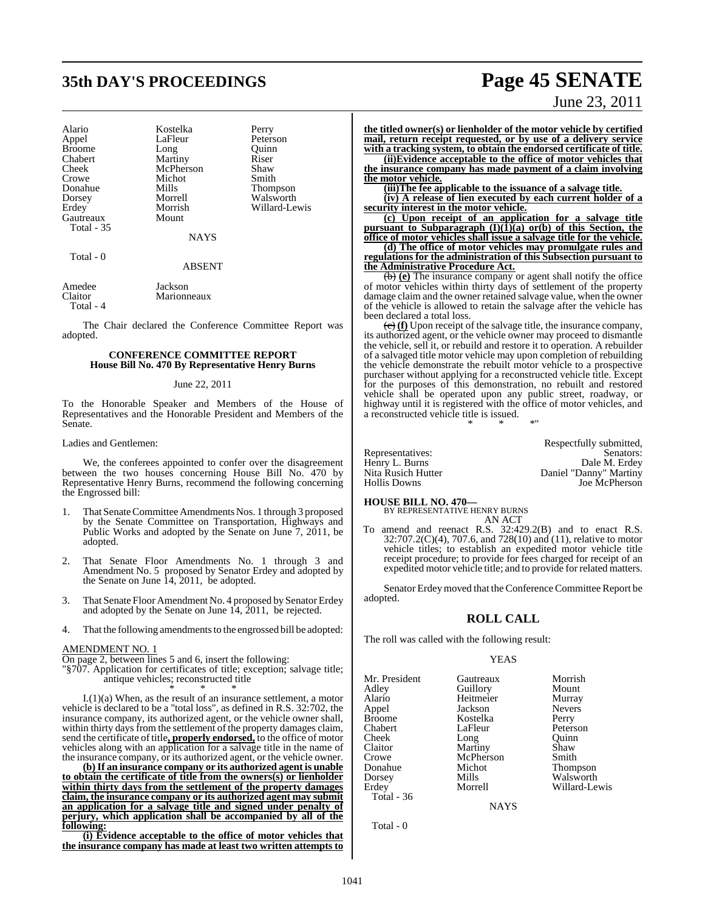| | | |
|---|---|---|
| Alario | Kostelka | Perry |
| Appel | LaFleur | Peterson |
| Broome | Long | Quinn |
| Chabert | Martiny | Riser |
| Cheek | McPherson | Shaw |
| Crowe | Michot | Smith |
| Donahue | Mills | Thompson |
| Dorsey | Morrell | Walsworth |
| Erdey | Morrish | Willard-Lewis |
| Gautreaux | Mount | |
| Total - 35 | | |

NAYS

Total - 0

ABSENT

| | |
|---|---|
| Amedee | Jackson |
| Claitor | Marionneaux |
| Total - 4 | |

The Chair declared the Conference Committee Report was adopted.

## CONFERENCE COMMITTEE REPORT
### House Bill No. 470 By Representative Henry Burns

June 22, 2011

To the Honorable Speaker and Members of the House of Representatives and the Honorable President and Members of the Senate.

Ladies and Gentlemen:

We, the conferees appointed to confer over the disagreement between the two houses concerning House Bill No. 470 by Representative Henry Burns, recommend the following concerning the Engrossed bill:

1. That Senate Committee Amendments Nos. 1 through 3 proposed by the Senate Committee on Transportation, Highways and Public Works and adopted by the Senate on June 7, 2011, be adopted.

2. That Senate Floor Amendments No. 1 through 3 and Amendment No. 5 proposed by Senator Erdey and adopted by the Senate on June 14, 2011, be adopted.

3. That Senate Floor Amendment No. 4 proposed by Senator Erdey and adopted by the Senate on June 14, 2011, be rejected.

4. That the following amendments to the engrossed bill be adopted:

AMENDMENT NO. 1

On page 2, between lines 5 and 6, insert the following:

"§707. Application for certificates of title; exception; salvage title; antique vehicles; reconstructed title

\* \* \*

I.(1)(a) When, as the result of an insurance settlement, a motor vehicle is declared to be a "total loss", as defined in R.S. 32:702, the insurance company, its authorized agent, or the vehicle owner shall, within thirty days from the settlement of the property damages claim, send the certificate of title**, properly endorsed,** to the office of motor vehicles along with an application for a salvage title in the name of the insurance company, or its authorized agent, or the vehicle owner.

**(b) If an insurance company or its authorized agent is unable to obtain the certificate of title from the owners(s) or lienholder within thirty days from the settlement of the property damages claim, the insurance company or its authorized agent may submit an application for a salvage title and signed under penalty of perjury, which application shall be accompanied by all of the following:**

**(i) Evidence acceptable to the office of motor vehicles that the insurance company has made at least two written attempts to the titled owner(s) or lienholder of the motor vehicle by certified mail, return receipt requested, or by use of a delivery service with a tracking system, to obtain the endorsed certificate of title.**

**(ii)Evidence acceptable to the office of motor vehicles that the insurance company has made payment of a claim involving the motor vehicle.**

**(iii)The fee applicable to the issuance of a salvage title.**

**(iv) A release of lien executed by each current holder of a security interest in the motor vehicle.**

**(c) Upon receipt of an application for a salvage title pursuant to Subparagraph (I)(1)(a) or(b) of this Section, the office of motor vehicles shall issue a salvage title for the vehicle.**

**(d) The office of motor vehicles may promulgate rules and regulations for the administration of this Subsection pursuant to the Administrative Procedure Act.**

~~(b)~~ **(e)** The insurance company or agent shall notify the office of motor vehicles within thirty days of settlement of the property damage claim and the owner retained salvage value, when the owner of the vehicle is allowed to retain the salvage after the vehicle has been declared a total loss.

~~(c)~~ **(f)** Upon receipt of the salvage title, the insurance company, its authorized agent, or the vehicle owner may proceed to dismantle the vehicle, sell it, or rebuild and restore it to operation. A rebuilder of a salvaged title motor vehicle may upon completion of rebuilding the vehicle demonstrate the rebuilt motor vehicle to a prospective purchaser without applying for a reconstructed vehicle title. Except for the purposes of this demonstration, no rebuilt and restored vehicle shall be operated upon any public street, roadway, or highway until it is registered with the office of motor vehicles, and a reconstructed vehicle title is issued.

\* \* \*"

Respectfully submitted,

| Representatives: | Senators: |
|---|---|
| Henry L. Burns | Dale M. Erdey |
| Nita Rusich Hutter | Daniel "Danny" Martiny |
| Hollis Downs | Joe McPherson |

**HOUSE BILL NO. 470—**
BY REPRESENTATIVE HENRY BURNS
AN ACT

To amend and reenact R.S. 32:429.2(B) and to enact R.S. 32:707.2(C)(4), 707.6, and 728(10) and (11), relative to motor vehicle titles; to establish an expedited motor vehicle title receipt procedure; to provide for fees charged for receipt of an expedited motor vehicle title; and to provide for related matters.

Senator Erdey moved that the Conference Committee Report be adopted.

## ROLL CALL

The roll was called with the following result:

YEAS

| | | |
|---|---|---|
| Mr. President | Gautreaux | Morrish |
| Adley | Guillory | Mount |
| Alario | Heitmeier | Murray |
| Appel | Jackson | Nevers |
| Broome | Kostelka | Perry |
| Chabert | LaFleur | Peterson |
| Cheek | Long | Quinn |
| Claitor | Martiny | Shaw |
| Crowe | McPherson | Smith |
| Donahue | Michot | Thompson |
| Dorsey | Mills | Walsworth |
| Erdey | Morrell | Willard-Lewis |
| Total - 36 | | |

NAYS

Total - 0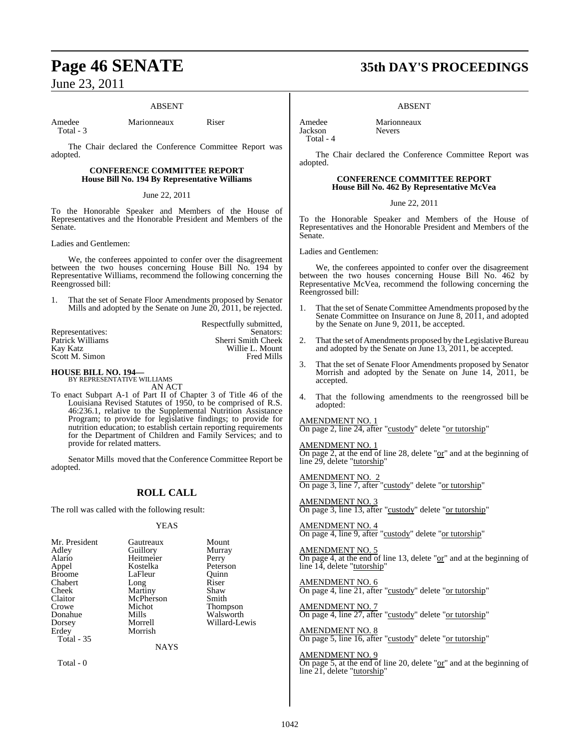ABSENT

| | | |
|---|---|---|
| Amedee | Marionneaux | Riser |
| Total - 3 | | |

The Chair declared the Conference Committee Report was adopted.

**CONFERENCE COMMITTEE REPORT**
**House Bill No. 194 By Representative Williams**

June 22, 2011

To the Honorable Speaker and Members of the House of Representatives and the Honorable President and Members of the Senate.

Ladies and Gentlemen:

We, the conferees appointed to confer over the disagreement between the two houses concerning House Bill No. 194 by Representative Williams, recommend the following concerning the Reengrossed bill:

1. That the set of Senate Floor Amendments proposed by Senator Mills and adopted by the Senate on June 20, 2011, be rejected.

Respectfully submitted,

| Representatives: | Senators: |
|---|---|
| Patrick Williams | Sherri Smith Cheek |
| Kay Katz | Willie L. Mount |
| Scott M. Simon | Fred Mills |

**HOUSE BILL NO. 194—**
BY REPRESENTATIVE WILLIAMS
AN ACT

To enact Subpart A-1 of Part II of Chapter 3 of Title 46 of the Louisiana Revised Statutes of 1950, to be comprised of R.S. 46:236.1, relative to the Supplemental Nutrition Assistance Program; to provide for legislative findings; to provide for nutrition education; to establish certain reporting requirements for the Department of Children and Family Services; and to provide for related matters.

Senator Mills moved that the Conference Committee Report be adopted.

## ROLL CALL

The roll was called with the following result:

YEAS

| | | |
|---|---|---|
| Mr. President | Gautreaux | Mount |
| Adley | Guillory | Murray |
| Alario | Heitmeier | Perry |
| Appel | Kostelka | Peterson |
| Broome | LaFleur | Quinn |
| Chabert | Long | Riser |
| Cheek | Martiny | Shaw |
| Claitor | McPherson | Smith |
| Crowe | Michot | Thompson |
| Donahue | Mills | Walsworth |
| Dorsey | Morrell | Willard-Lewis |
| Erdey | Morrish | |
| Total - 35 | | |

NAYS

Total - 0

ABSENT

| | |
|---|---|
| Amedee | Marionneaux |
| Jackson | Nevers |
| Total - 4 | |

The Chair declared the Conference Committee Report was adopted.

**CONFERENCE COMMITTEE REPORT**
**House Bill No. 462 By Representative McVea**

June 22, 2011

To the Honorable Speaker and Members of the House of Representatives and the Honorable President and Members of the Senate.

Ladies and Gentlemen:

We, the conferees appointed to confer over the disagreement between the two houses concerning House Bill No. 462 by Representative McVea, recommend the following concerning the Reengrossed bill:

1. That the set of Senate Committee Amendments proposed by the Senate Committee on Insurance on June 8, 2011, and adopted by the Senate on June 9, 2011, be accepted.
2. That the set of Amendments proposed by the Legislative Bureau and adopted by the Senate on June 13, 2011, be accepted.
3. That the set of Senate Floor Amendments proposed by Senator Morrish and adopted by the Senate on June 14, 2011, be accepted.
4. That the following amendments to the reengrossed bill be adopted:

AMENDMENT NO. 1
On page 2, line 24, after "custody" delete "or tutorship"

AMENDMENT NO. 1
On page 2, at the end of line 28, delete "or" and at the beginning of line 29, delete "tutorship"

AMENDMENT NO. 2
On page 3, line 7, after "custody" delete "or tutorship"

AMENDMENT NO. 3
On page 3, line 13, after "custody" delete "or tutorship"

AMENDMENT NO. 4
On page 4, line 9, after "custody" delete "or tutorship"

AMENDMENT NO. 5
On page 4, at the end of line 13, delete "or" and at the beginning of line 14, delete "tutorship"

AMENDMENT NO. 6
On page 4, line 21, after "custody" delete "or tutorship"

AMENDMENT NO. 7
On page 4, line 27, after "custody" delete "or tutorship"

AMENDMENT NO. 8
On page 5, line 16, after "custody" delete "or tutorship"

AMENDMENT NO. 9
On page 5, at the end of line 20, delete "or" and at the beginning of line 21, delete "tutorship"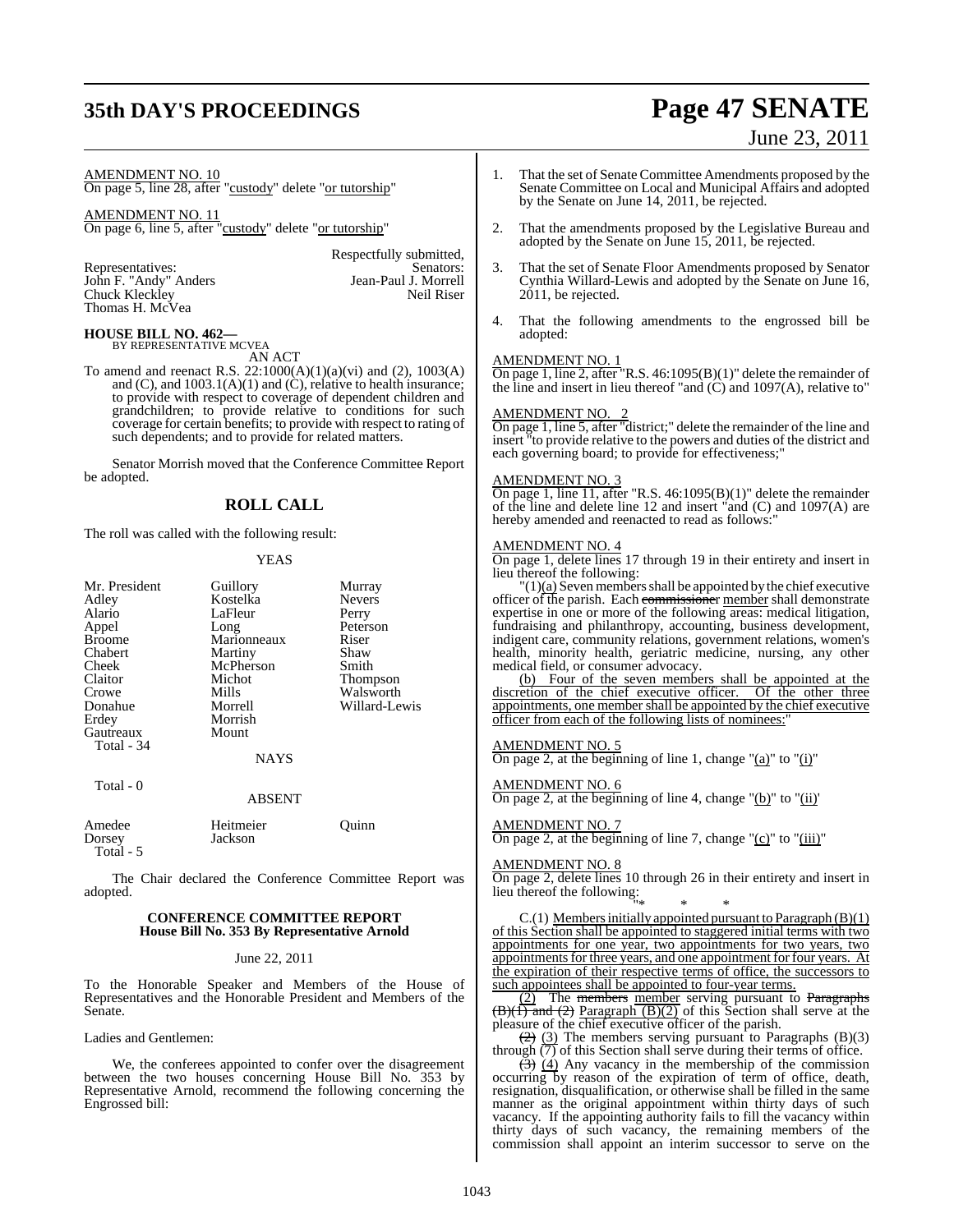AMENDMENT NO. 10

On page 5, line 28, after "custody" delete "or tutorship"

AMENDMENT NO. 11

On page 6, line 5, after "custody" delete "or tutorship"

Respectfully submitted,

| Representatives: | Senators: |
|---|---|
| John F. "Andy" Anders | Jean-Paul J. Morrell |
| Chuck Kleckley | Neil Riser |
| Thomas H. McVea | |

**HOUSE BILL NO. 462—**
BY REPRESENTATIVE MCVEA
AN ACT

To amend and reenact R.S. 22:1000(A)(1)(a)(vi) and (2), 1003(A) and (C), and 1003.1(A)(1) and (C), relative to health insurance; to provide with respect to coverage of dependent children and grandchildren; to provide relative to conditions for such coverage for certain benefits; to provide with respect to rating of such dependents; and to provide for related matters.

Senator Morrish moved that the Conference Committee Report be adopted.

## ROLL CALL

The roll was called with the following result:

YEAS

| | | |
|---|---|---|
| Mr. President | Guillory | Murray |
| Adley | Kostelka | Nevers |
| Alario | LaFleur | Perry |
| Appel | Long | Peterson |
| Broome | Marionneaux | Riser |
| Chabert | Martiny | Shaw |
| Cheek | McPherson | Smith |
| Claitor | Michot | Thompson |
| Crowe | Mills | Walsworth |
| Donahue | Morrell | Willard-Lewis |
| Erdey | Morrish | |
| Gautreaux | Mount | |

Total - 34

NAYS

Total - 0

ABSENT

| | | |
|---|---|---|
| Amedee | Heitmeier | Quinn |
| Dorsey | Jackson | |

Total - 5

The Chair declared the Conference Committee Report was adopted.

### CONFERENCE COMMITTEE REPORT
### House Bill No. 353 By Representative Arnold

June 22, 2011

To the Honorable Speaker and Members of the House of Representatives and the Honorable President and Members of the Senate.

Ladies and Gentlemen:

We, the conferees appointed to confer over the disagreement between the two houses concerning House Bill No. 353 by Representative Arnold, recommend the following concerning the Engrossed bill:

1. That the set of Senate Committee Amendments proposed by the Senate Committee on Local and Municipal Affairs and adopted by the Senate on June 14, 2011, be rejected.

2. That the amendments proposed by the Legislative Bureau and adopted by the Senate on June 15, 2011, be rejected.

3. That the set of Senate Floor Amendments proposed by Senator Cynthia Willard-Lewis and adopted by the Senate on June 16, 2011, be rejected.

4. That the following amendments to the engrossed bill be adopted:

AMENDMENT NO. 1

On page 1, line 2, after "R.S. 46:1095(B)(1)" delete the remainder of the line and insert in lieu thereof "and (C) and 1097(A), relative to"

AMENDMENT NO. 2

On page 1, line 5, after "district;" delete the remainder of the line and insert "to provide relative to the powers and duties of the district and each governing board; to provide for effectiveness;"

AMENDMENT NO. 3

On page 1, line 11, after "R.S. 46:1095(B)(1)" delete the remainder of the line and delete line 12 and insert "and (C) and 1097(A) are hereby amended and reenacted to read as follows:"

AMENDMENT NO. 4

On page 1, delete lines 17 through 19 in their entirety and insert in lieu thereof the following:

"(1)(a) Seven members shall be appointed by the chief executive officer of the parish. Each ~~commissioner~~ member shall demonstrate expertise in one or more of the following areas: medical litigation, fundraising and philanthropy, accounting, business development, indigent care, community relations, government relations, women's health, minority health, geriatric medicine, nursing, any other medical field, or consumer advocacy.

(b) Four of the seven members shall be appointed at the discretion of the chief executive officer. Of the other three appointments, one member shall be appointed by the chief executive officer from each of the following lists of nominees:"

AMENDMENT NO. 5

On page 2, at the beginning of line 1, change "(a)" to "(i)"

AMENDMENT NO. 6

On page 2, at the beginning of line 4, change "(b)" to "(ii)'

AMENDMENT NO. 7

On page 2, at the beginning of line 7, change "(c)" to "(iii)"

AMENDMENT NO. 8

On page 2, delete lines 10 through 26 in their entirety and insert in lieu thereof the following:

"* * *

C.(1) Members initially appointed pursuant to Paragraph (B)(1) of this Section shall be appointed to staggered initial terms with two appointments for one year, two appointments for two years, two appointments for three years, and one appointment for four years. At the expiration of their respective terms of office, the successors to such appointees shall be appointed to four-year terms.

(2) The ~~members~~ member serving pursuant to ~~Paragraphs (B)(1) and (2)~~ Paragraph (B)(2) of this Section shall serve at the pleasure of the chief executive officer of the parish.

~~(2)~~ (3) The members serving pursuant to Paragraphs (B)(3) through (7) of this Section shall serve during their terms of office.

~~(3)~~ (4) Any vacancy in the membership of the commission occurring by reason of the expiration of term of office, death, resignation, disqualification, or otherwise shall be filled in the same manner as the original appointment within thirty days of such vacancy. If the appointing authority fails to fill the vacancy within thirty days of such vacancy, the remaining members of the commission shall appoint an interim successor to serve on the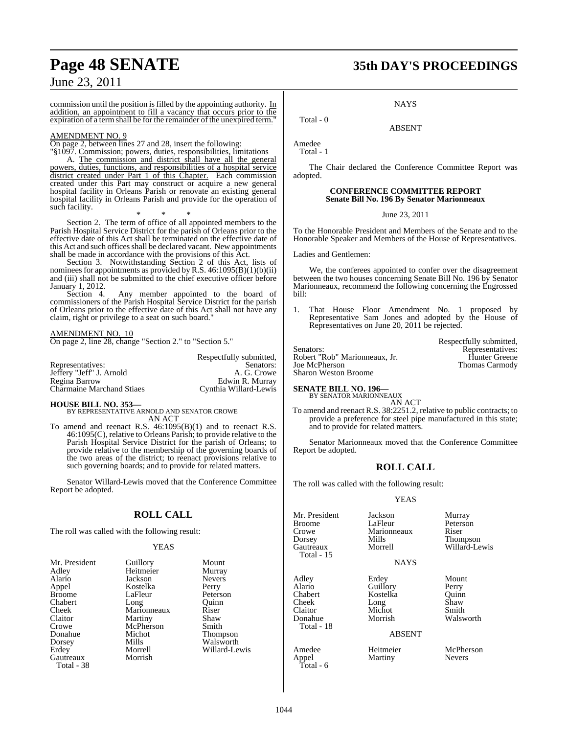commission until the position is filled by the appointing authority. In addition, an appointment to fill a vacancy that occurs prior to the expiration of a term shall be for the remainder of the unexpired term."

AMENDMENT NO. 9

On page 2, between lines 27 and 28, insert the following:

"§1097. Commission; powers, duties, responsibilities, limitations

A. The commission and district shall have all the general powers, duties, functions, and responsibilities of a hospital service district created under Part 1 of this Chapter. Each commission created under this Part may construct or acquire a new general hospital facility in Orleans Parish or renovate an existing general hospital facility in Orleans Parish and provide for the operation of such facility.

\* \* \*

Section 2. The term of office of all appointed members to the Parish Hospital Service District for the parish of Orleans prior to the effective date of this Act shall be terminated on the effective date of this Act and such offices shall be declared vacant. New appointments shall be made in accordance with the provisions of this Act.

Section 3. Notwithstanding Section 2 of this Act, lists of nominees for appointments as provided by R.S. 46:1095(B)(1)(b)(ii) and (iii) shall not be submitted to the chief executive officer before January 1, 2012.

Section 4. Any member appointed to the board of commissioners of the Parish Hospital Service District for the parish of Orleans prior to the effective date of this Act shall not have any claim, right or privilege to a seat on such board."

AMENDMENT NO. 10

On page 2, line 28, change "Section 2." to "Section 5."

Respectfully submitted,

| Representatives: | Senators: |
|---|---|
| Jeffery "Jeff" J. Arnold | A. G. Crowe |
| Regina Barrow | Edwin R. Murray |
| Charmaine Marchand Stiaes | Cynthia Willard-Lewis |

**HOUSE BILL NO. 353—**
BY REPRESENTATIVE ARNOLD AND SENATOR CROWE
AN ACT

To amend and reenact R.S. 46:1095(B)(1) and to reenact R.S. 46:1095(C), relative to Orleans Parish; to provide relative to the Parish Hospital Service District for the parish of Orleans; to provide relative to the membership of the governing boards of the two areas of the district; to reenact provisions relative to such governing boards; and to provide for related matters.

Senator Willard-Lewis moved that the Conference Committee Report be adopted.

## ROLL CALL

The roll was called with the following result:

YEAS

| | | |
|---|---|---|
| Mr. President | Guillory | Mount |
| Adley | Heitmeier | Murray |
| Alario | Jackson | Nevers |
| Appel | Kostelka | Perry |
| Broome | LaFleur | Peterson |
| Chabert | Long | Quinn |
| Cheek | Marionneaux | Riser |
| Claitor | Martiny | Shaw |
| Crowe | McPherson | Smith |
| Donahue | Michot | Thompson |
| Dorsey | Mills | Walsworth |
| Erdey | Morrell | Willard-Lewis |
| Gautreaux | Morrish | |

Total - 38

NAYS

Total - 0

ABSENT

Amedee

Total - 1

The Chair declared the Conference Committee Report was adopted.

### CONFERENCE COMMITTEE REPORT
### Senate Bill No. 196 By Senator Marionneaux

June 23, 2011

To the Honorable President and Members of the Senate and to the Honorable Speaker and Members of the House of Representatives.

Ladies and Gentlemen:

We, the conferees appointed to confer over the disagreement between the two houses concerning Senate Bill No. 196 by Senator Marionneaux, recommend the following concerning the Engrossed bill:

1. That House Floor Amendment No. 1 proposed by Representative Sam Jones and adopted by the House of Representatives on June 20, 2011 be rejected.

Respectfully submitted,

| Senators: | Representatives: |
|---|---|
| Robert "Rob" Marionneaux, Jr. | Hunter Greene |
| Joe McPherson | Thomas Carmody |
| Sharon Weston Broome | |

**SENATE BILL NO. 196—**
BY SENATOR MARIONNEAUX
AN ACT

To amend and reenact R.S. 38:2251.2, relative to public contracts; to provide a preference for steel pipe manufactured in this state; and to provide for related matters.

Senator Marionneaux moved that the Conference Committee Report be adopted.

## ROLL CALL

The roll was called with the following result:

YEAS

| | | |
|---|---|---|
| Mr. President | Jackson | Murray |
| Broome | LaFleur | Peterson |
| Crowe | Marionneaux | Riser |
| Dorsey | Mills | Thompson |
| Gautreaux | Morrell | Willard-Lewis |

Total - 15

NAYS

| | | |
|---|---|---|
| Adley | Erdey | Mount |
| Alario | Guillory | Perry |
| Chabert | Kostelka | Quinn |
| Cheek | Long | Shaw |
| Claitor | Michot | Smith |
| Donahue | Morrish | Walsworth |

Total - 18

ABSENT

| | | |
|---|---|---|
| Amedee | Heitmeier | McPherson |
| Appel | Martiny | Nevers |

Total - 6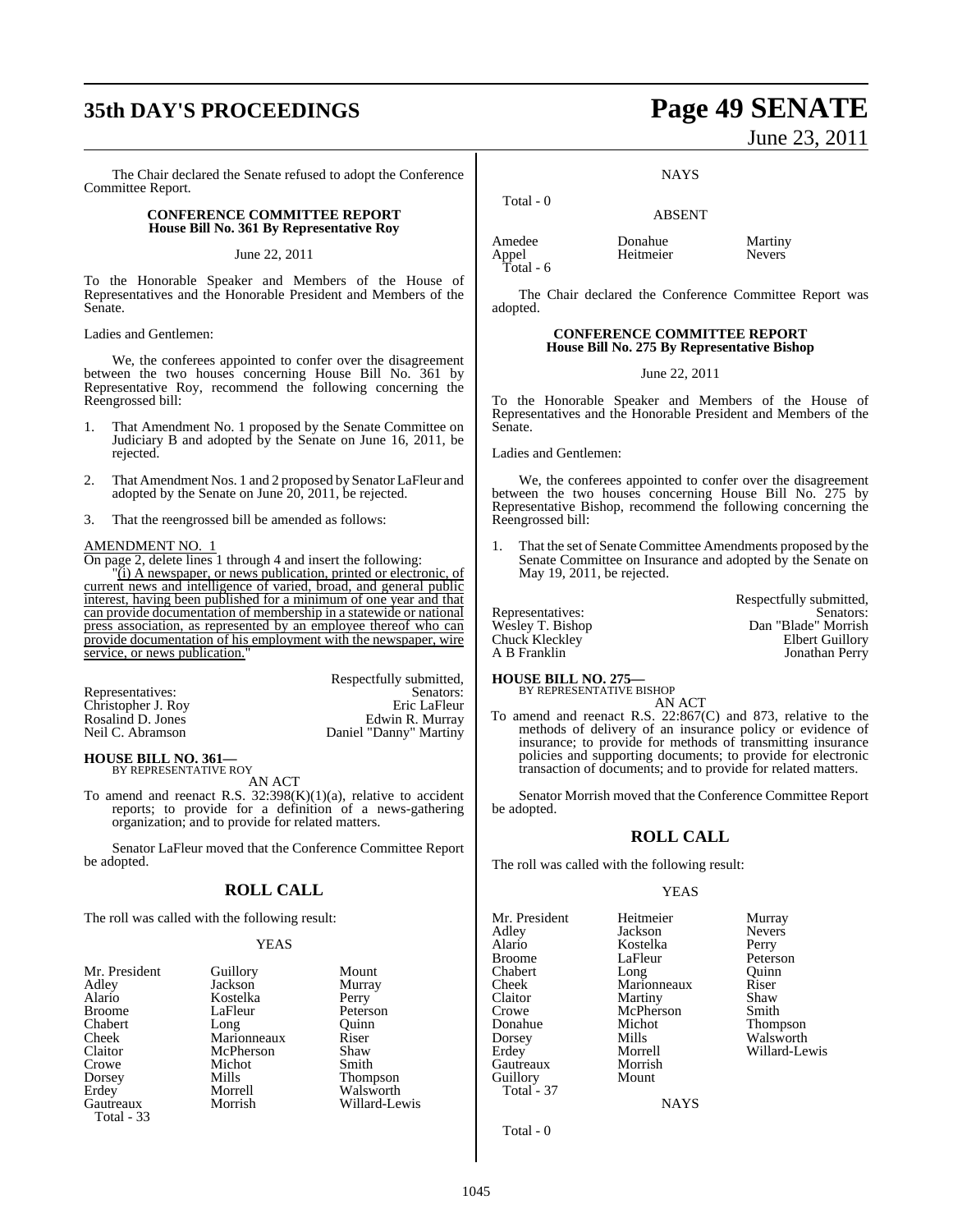The Chair declared the Senate refused to adopt the Conference Committee Report.

### CONFERENCE COMMITTEE REPORT
### House Bill No. 361 By Representative Roy

June 22, 2011

To the Honorable Speaker and Members of the House of Representatives and the Honorable President and Members of the Senate.

Ladies and Gentlemen:

We, the conferees appointed to confer over the disagreement between the two houses concerning House Bill No. 361 by Representative Roy, recommend the following concerning the Reengrossed bill:

1. That Amendment No. 1 proposed by the Senate Committee on Judiciary B and adopted by the Senate on June 16, 2011, be rejected.

2. That Amendment Nos. 1 and 2 proposed by Senator LaFleur and adopted by the Senate on June 20, 2011, be rejected.

3. That the reengrossed bill be amended as follows:

AMENDMENT NO. 1

On page 2, delete lines 1 through 4 and insert the following:

"(i) A newspaper, or news publication, printed or electronic, of current news and intelligence of varied, broad, and general public interest, having been published for a minimum of one year and that can provide documentation of membership in a statewide or national press association, as represented by an employee thereof who can provide documentation of his employment with the newspaper, wire service, or news publication."

Respectfully submitted,

| Representatives: | Senators: |
|---|---|
| Christopher J. Roy | Eric LaFleur |
| Rosalind D. Jones | Edwin R. Murray |
| Neil C. Abramson | Daniel "Danny" Martiny |

**HOUSE BILL NO. 361—**
BY REPRESENTATIVE ROY

AN ACT

To amend and reenact R.S. 32:398(K)(1)(a), relative to accident reports; to provide for a definition of a news-gathering organization; and to provide for related matters.

Senator LaFleur moved that the Conference Committee Report be adopted.

## ROLL CALL

The roll was called with the following result:

YEAS

| | | |
|---|---|---|
| Mr. President | Guillory | Mount |
| Adley | Jackson | Murray |
| Alario | Kostelka | Perry |
| Broome | LaFleur | Peterson |
| Chabert | Long | Quinn |
| Cheek | Marionneaux | Riser |
| Claitor | McPherson | Shaw |
| Crowe | Michot | Smith |
| Dorsey | Mills | Thompson |
| Erdey | Morrell | Walsworth |
| Gautreaux | Morrish | Willard-Lewis |

Total - 33

NAYS

Total - 0

ABSENT

| | | |
|---|---|---|
| Amedee | Donahue | Martiny |
| Appel | Heitmeier | Nevers |

Total - 6

The Chair declared the Conference Committee Report was adopted.

### CONFERENCE COMMITTEE REPORT
### House Bill No. 275 By Representative Bishop

June 22, 2011

To the Honorable Speaker and Members of the House of Representatives and the Honorable President and Members of the Senate.

Ladies and Gentlemen:

We, the conferees appointed to confer over the disagreement between the two houses concerning House Bill No. 275 by Representative Bishop, recommend the following concerning the Reengrossed bill:

1. That the set of Senate Committee Amendments proposed by the Senate Committee on Insurance and adopted by the Senate on May 19, 2011, be rejected.

Respectfully submitted,

| Representatives: | Senators: |
|---|---|
| Wesley T. Bishop | Dan "Blade" Morrish |
| Chuck Kleckley | Elbert Guillory |
| A B Franklin | Jonathan Perry |

**HOUSE BILL NO. 275—**
BY REPRESENTATIVE BISHOP

AN ACT

To amend and reenact R.S. 22:867(C) and 873, relative to the methods of delivery of an insurance policy or evidence of insurance; to provide for methods of transmitting insurance policies and supporting documents; to provide for electronic transaction of documents; and to provide for related matters.

Senator Morrish moved that the Conference Committee Report be adopted.

## ROLL CALL

The roll was called with the following result:

YEAS

| | | |
|---|---|---|
| Mr. President | Heitmeier | Murray |
| Adley | Jackson | Nevers |
| Alario | Kostelka | Perry |
| Broome | LaFleur | Peterson |
| Chabert | Long | Quinn |
| Cheek | Marionneaux | Riser |
| Claitor | Martiny | Shaw |
| Crowe | McPherson | Smith |
| Donahue | Michot | Thompson |
| Dorsey | Mills | Walsworth |
| Erdey | Morrell | Willard-Lewis |
| Gautreaux | Morrish | |
| Guillory | Mount | |

Total - 37

NAYS

Total - 0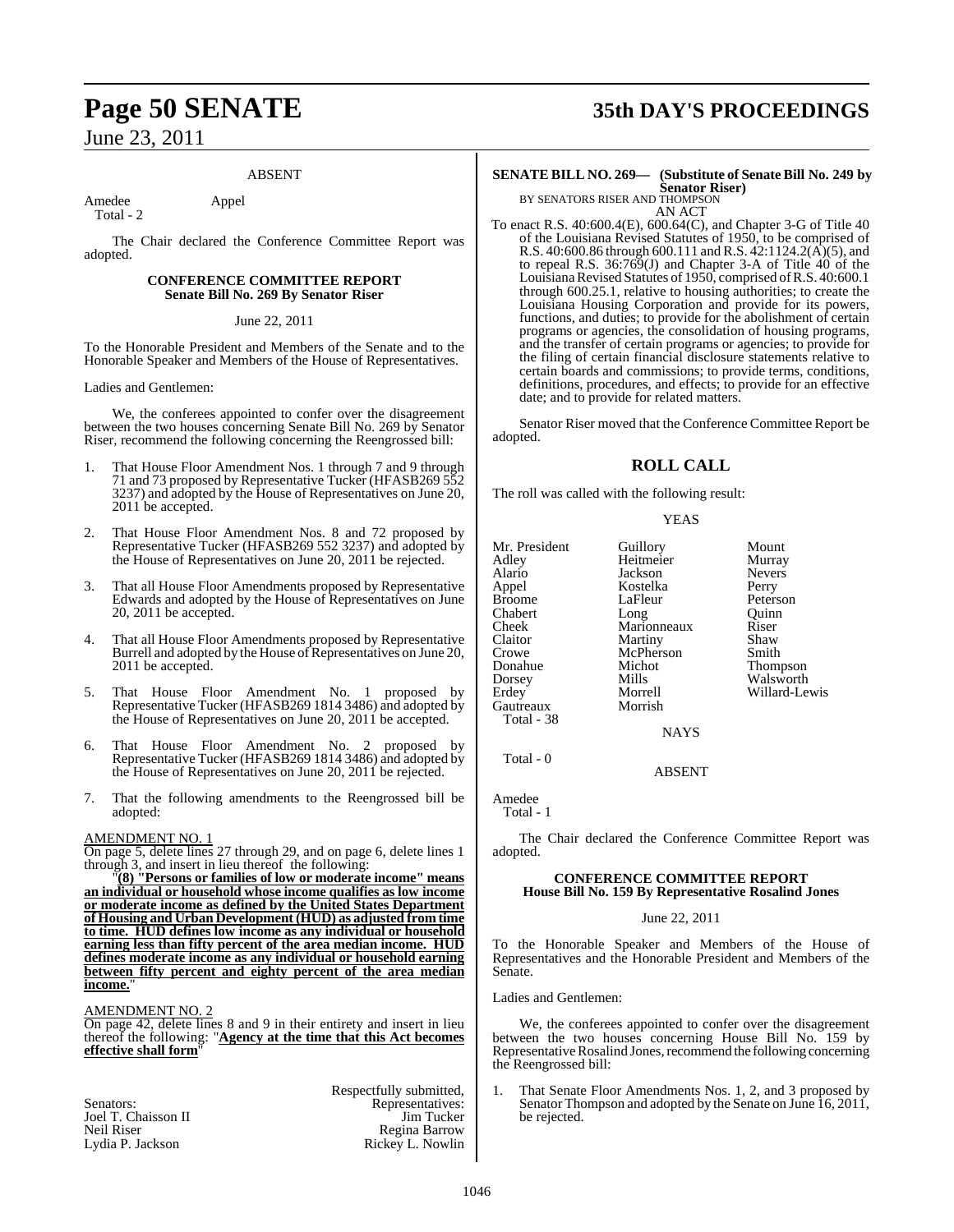ABSENT

| | |
|---|---|
| Amedee | Appel |
| Total - 2 | |

The Chair declared the Conference Committee Report was adopted.

### CONFERENCE COMMITTEE REPORT
### Senate Bill No. 269 By Senator Riser

June 22, 2011

To the Honorable President and Members of the Senate and to the Honorable Speaker and Members of the House of Representatives.

Ladies and Gentlemen:

We, the conferees appointed to confer over the disagreement between the two houses concerning Senate Bill No. 269 by Senator Riser, recommend the following concerning the Reengrossed bill:

1. That House Floor Amendment Nos. 1 through 7 and 9 through 71 and 73 proposed by Representative Tucker (HFASB269 552 3237) and adopted by the House of Representatives on June 20, 2011 be accepted.

2. That House Floor Amendment Nos. 8 and 72 proposed by Representative Tucker (HFASB269 552 3237) and adopted by the House of Representatives on June 20, 2011 be rejected.

3. That all House Floor Amendments proposed by Representative Edwards and adopted by the House of Representatives on June 20, 2011 be accepted.

4. That all House Floor Amendments proposed by Representative Burrell and adopted by the House of Representatives on June 20, 2011 be accepted.

5. That House Floor Amendment No. 1 proposed by Representative Tucker (HFASB269 1814 3486) and adopted by the House of Representatives on June 20, 2011 be accepted.

6. That House Floor Amendment No. 2 proposed by Representative Tucker (HFASB269 1814 3486) and adopted by the House of Representatives on June 20, 2011 be rejected.

7. That the following amendments to the Reengrossed bill be adopted:

AMENDMENT NO. 1

On page 5, delete lines 27 through 29, and on page 6, delete lines 1 through 3, and insert in lieu thereof the following:

"**(8) "Persons or families of low or moderate income" means an individual or household whose income qualifies as low income or moderate income as defined by the United States Department of Housing and Urban Development (HUD) as adjusted from time to time. HUD defines low income as any individual or household earning less than fifty percent of the area median income. HUD defines moderate income as any individual or household earning between fifty percent and eighty percent of the area median income.**"

AMENDMENT NO. 2

On page 42, delete lines 8 and 9 in their entirety and insert in lieu thereof the following: "**Agency at the time that this Act becomes effective shall form**"

Respectfully submitted,

| Senators: | Representatives: |
|---|---|
| Joel T. Chaisson II | Jim Tucker |
| Neil Riser | Regina Barrow |
| Lydia P. Jackson | Rickey L. Nowlin |

**SENATE BILL NO. 269— (Substitute of Senate Bill No. 249 by Senator Riser)**
BY SENATORS RISER AND THOMPSON
AN ACT

To enact R.S. 40:600.4(E), 600.64(C), and Chapter 3-G of Title 40 of the Louisiana Revised Statutes of 1950, to be comprised of R.S. 40:600.86 through 600.111 and R.S. 42:1124.2(A)(5), and to repeal R.S. 36:769(J) and Chapter 3-A of Title 40 of the Louisiana Revised Statutes of 1950, comprised of R.S. 40:600.1 through 600.25.1, relative to housing authorities; to create the Louisiana Housing Corporation and provide for its powers, functions, and duties; to provide for the abolishment of certain programs or agencies, the consolidation of housing programs, and the transfer of certain programs or agencies; to provide for the filing of certain financial disclosure statements relative to certain boards and commissions; to provide terms, conditions, definitions, procedures, and effects; to provide for an effective date; and to provide for related matters.

Senator Riser moved that the Conference Committee Report be adopted.

## ROLL CALL

The roll was called with the following result:

YEAS

| | | |
|---|---|---|
| Mr. President | Guillory | Mount |
| Adley | Heitmeier | Murray |
| Alario | Jackson | Nevers |
| Appel | Kostelka | Perry |
| Broome | LaFleur | Peterson |
| Chabert | Long | Quinn |
| Cheek | Marionneaux | Riser |
| Claitor | Martiny | Shaw |
| Crowe | McPherson | Smith |
| Donahue | Michot | Thompson |
| Dorsey | Mills | Walsworth |
| Erdey | Morrell | Willard-Lewis |
| Gautreaux | Morrish | |
| Total - 38 | | |

NAYS

Total - 0

ABSENT

Amedee
Total - 1

The Chair declared the Conference Committee Report was adopted.

### CONFERENCE COMMITTEE REPORT
### House Bill No. 159 By Representative Rosalind Jones

June 22, 2011

To the Honorable Speaker and Members of the House of Representatives and the Honorable President and Members of the Senate.

Ladies and Gentlemen:

We, the conferees appointed to confer over the disagreement between the two houses concerning House Bill No. 159 by Representative Rosalind Jones, recommend the following concerning the Reengrossed bill:

1. That Senate Floor Amendments Nos. 1, 2, and 3 proposed by Senator Thompson and adopted by the Senate on June 16, 2011, be rejected.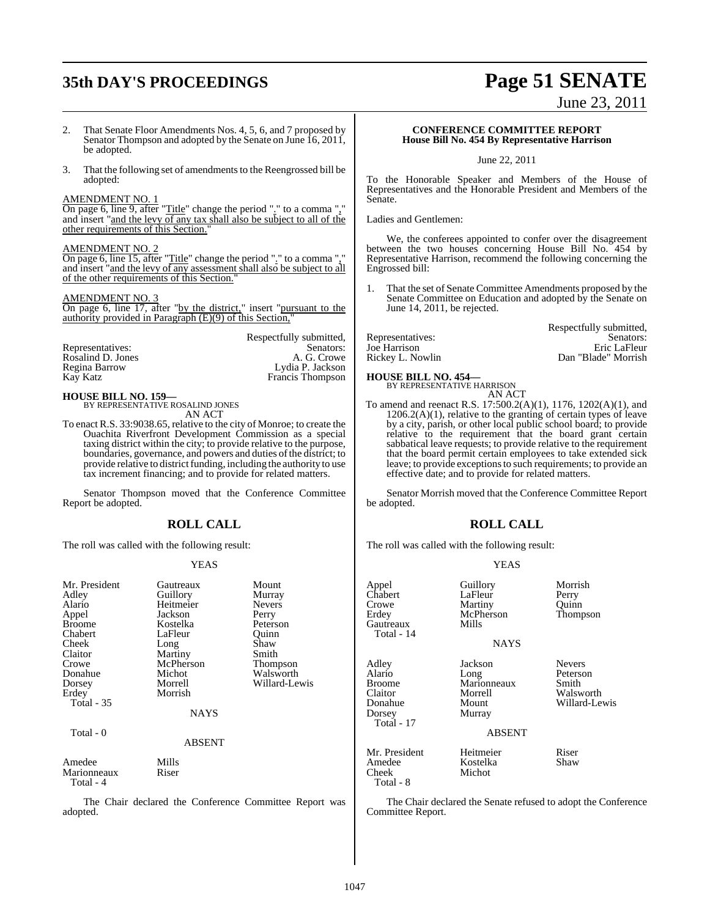2. That Senate Floor Amendments Nos. 4, 5, 6, and 7 proposed by Senator Thompson and adopted by the Senate on June 16, 2011, be adopted.

3. That the following set of amendments to the Reengrossed bill be adopted:

AMENDMENT NO. 1
On page 6, line 9, after "Title" change the period "." to a comma "," and insert "and the levy of any tax shall also be subject to all of the other requirements of this Section."

AMENDMENT NO. 2
On page 6, line 15, after "Title" change the period "." to a comma "," and insert "and the levy of any assessment shall also be subject to all of the other requirements of this Section."

AMENDMENT NO. 3
On page 6, line 17, after "by the district," insert "pursuant to the authority provided in Paragraph (E)(9) of this Section,"

Respectfully submitted,

| Representatives: | Senators: |
|---|---|
| Rosalind D. Jones | A. G. Crowe |
| Regina Barrow | Lydia P. Jackson |
| Kay Katz | Francis Thompson |

**HOUSE BILL NO. 159—**
BY REPRESENTATIVE ROSALIND JONES
AN ACT

To enact R.S. 33:9038.65, relative to the city of Monroe; to create the Ouachita Riverfront Development Commission as a special taxing district within the city; to provide relative to the purpose, boundaries, governance, and powers and duties of the district; to provide relative to district funding, including the authority to use tax increment financing; and to provide for related matters.

Senator Thompson moved that the Conference Committee Report be adopted.

## ROLL CALL

The roll was called with the following result:

YEAS

| | | |
|---|---|---|
| Mr. President | Gautreaux | Mount |
| Adley | Guillory | Murray |
| Alario | Heitmeier | Nevers |
| Appel | Jackson | Perry |
| Broome | Kostelka | Peterson |
| Chabert | LaFleur | Quinn |
| Cheek | Long | Shaw |
| Claitor | Martiny | Smith |
| Crowe | McPherson | Thompson |
| Donahue | Michot | Walsworth |
| Dorsey | Morrell | Willard-Lewis |
| Erdey | Morrish | |
| Total - 35 | | |

NAYS

Total - 0

ABSENT

| | |
|---|---|
| Amedee | Mills |
| Marionneaux | Riser |
| Total - 4 | |

The Chair declared the Conference Committee Report was adopted.

### CONFERENCE COMMITTEE REPORT
### House Bill No. 454 By Representative Harrison

June 22, 2011

To the Honorable Speaker and Members of the House of Representatives and the Honorable President and Members of the Senate.

Ladies and Gentlemen:

We, the conferees appointed to confer over the disagreement between the two houses concerning House Bill No. 454 by Representative Harrison, recommend the following concerning the Engrossed bill:

1. That the set of Senate Committee Amendments proposed by the Senate Committee on Education and adopted by the Senate on June 14, 2011, be rejected.

Respectfully submitted,

| Representatives: | Senators: |
|---|---|
| Joe Harrison | Eric LaFleur |
| Rickey L. Nowlin | Dan "Blade" Morrish |

**HOUSE BILL NO. 454—**
BY REPRESENTATIVE HARRISON
AN ACT

To amend and reenact R.S. 17:500.2(A)(1), 1176, 1202(A)(1), and 1206.2(A)(1), relative to the granting of certain types of leave by a city, parish, or other local public school board; to provide relative to the requirement that the board grant certain sabbatical leave requests; to provide relative to the requirement that the board permit certain employees to take extended sick leave; to provide exceptions to such requirements; to provide an effective date; and to provide for related matters.

Senator Morrish moved that the Conference Committee Report be adopted.

## ROLL CALL

The roll was called with the following result:

YEAS

| | | |
|---|---|---|
| Appel | Guillory | Morrish |
| Chabert | LaFleur | Perry |
| Crowe | Martiny | Quinn |
| Erdey | McPherson | Thompson |
| Gautreaux | Mills | |
| Total - 14 | | |

NAYS

| | | |
|---|---|---|
| Adley | Jackson | Nevers |
| Alario | Long | Peterson |
| Broome | Marionneaux | Smith |
| Claitor | Morrell | Walsworth |
| Donahue | Mount | Willard-Lewis |
| Dorsey | Murray | |
| Total - 17 | | |

ABSENT

| | | |
|---|---|---|
| Mr. President | Heitmeier | Riser |
| Amedee | Kostelka | Shaw |
| Cheek | Michot | |
| Total - 8 | | |

The Chair declared the Senate refused to adopt the Conference Committee Report.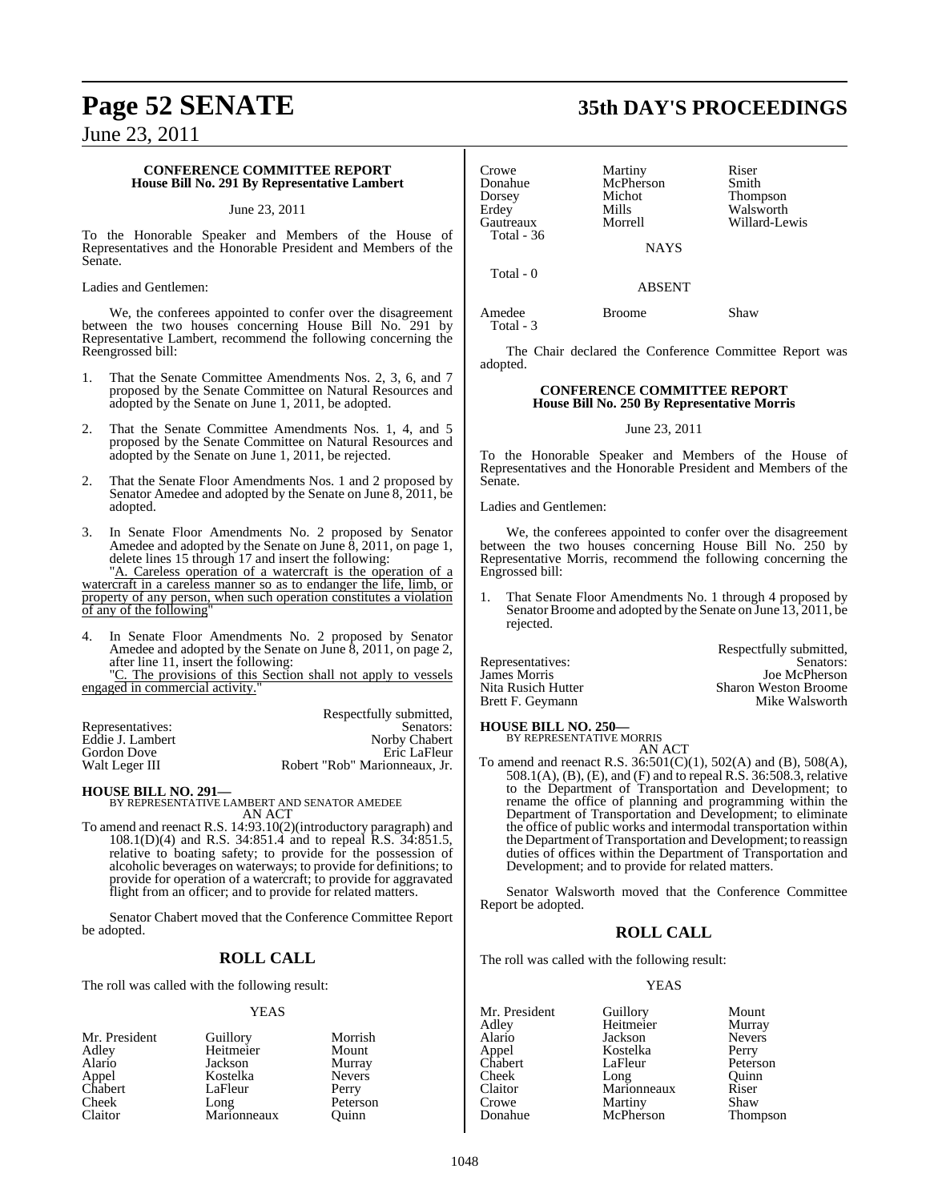**CONFERENCE COMMITTEE REPORT**
**House Bill No. 291 By Representative Lambert**

June 23, 2011

To the Honorable Speaker and Members of the House of Representatives and the Honorable President and Members of the Senate.

Ladies and Gentlemen:

We, the conferees appointed to confer over the disagreement between the two houses concerning House Bill No. 291 by Representative Lambert, recommend the following concerning the Reengrossed bill:

1. That the Senate Committee Amendments Nos. 2, 3, 6, and 7 proposed by the Senate Committee on Natural Resources and adopted by the Senate on June 1, 2011, be adopted.

2. That the Senate Committee Amendments Nos. 1, 4, and 5 proposed by the Senate Committee on Natural Resources and adopted by the Senate on June 1, 2011, be rejected.

2. That the Senate Floor Amendments Nos. 1 and 2 proposed by Senator Amedee and adopted by the Senate on June 8, 2011, be adopted.

3. In Senate Floor Amendments No. 2 proposed by Senator Amedee and adopted by the Senate on June 8, 2011, on page 1, delete lines 15 through 17 and insert the following:
"A. Careless operation of a watercraft is the operation of a watercraft in a careless manner so as to endanger the life, limb, or property of any person, when such operation constitutes a violation of any of the following"

4. In Senate Floor Amendments No. 2 proposed by Senator Amedee and adopted by the Senate on June 8, 2011, on page 2, after line 11, insert the following:
"C. The provisions of this Section shall not apply to vessels engaged in commercial activity."

Respectfully submitted,

| Representatives: | Senators: |
|---|---|
| Eddie J. Lambert | Norby Chabert |
| Gordon Dove | Eric LaFleur |
| Walt Leger III | Robert "Rob" Marionneaux, Jr. |

**HOUSE BILL NO. 291—**
BY REPRESENTATIVE LAMBERT AND SENATOR AMEDEE
AN ACT

To amend and reenact R.S. 14:93.10(2)(introductory paragraph) and 108.1(D)(4) and R.S. 34:851.4 and to repeal R.S. 34:851.5, relative to boating safety; to provide for the possession of alcoholic beverages on waterways; to provide for definitions; to provide for operation of a watercraft; to provide for aggravated flight from an officer; and to provide for related matters.

Senator Chabert moved that the Conference Committee Report be adopted.

## ROLL CALL

The roll was called with the following result:

YEAS

| | | |
|---|---|---|
| Mr. President | Guillory | Morrish |
| Adley | Heitmeier | Mount |
| Alario | Jackson | Murray |
| Appel | Kostelka | Nevers |
| Chabert | LaFleur | Perry |
| Cheek | Long | Peterson |
| Claitor | Marionneaux | Quinn |
| Crowe | Martiny | Riser |
| Donahue | McPherson | Smith |
| Dorsey | Michot | Thompson |
| Erdey | Mills | Walsworth |
| Gautreaux | Morrell | Willard-Lewis |

Total - 36

NAYS

Total - 0

ABSENT

| | | |
|---|---|---|
| Amedee | Broome | Shaw |

Total - 3

The Chair declared the Conference Committee Report was adopted.

**CONFERENCE COMMITTEE REPORT**
**House Bill No. 250 By Representative Morris**

June 23, 2011

To the Honorable Speaker and Members of the House of Representatives and the Honorable President and Members of the Senate.

Ladies and Gentlemen:

We, the conferees appointed to confer over the disagreement between the two houses concerning House Bill No. 250 by Representative Morris, recommend the following concerning the Engrossed bill:

1. That Senate Floor Amendments No. 1 through 4 proposed by Senator Broome and adopted by the Senate on June 13, 2011, be rejected.

Respectfully submitted,

| Representatives: | Senators: |
|---|---|
| James Morris | Joe McPherson |
| Nita Rusich Hutter | Sharon Weston Broome |
| Brett F. Geymann | Mike Walsworth |

**HOUSE BILL NO. 250—**
BY REPRESENTATIVE MORRIS
AN ACT

To amend and reenact R.S. 36:501(C)(1), 502(A) and (B), 508(A), 508.1(A), (B), (E), and (F) and to repeal R.S. 36:508.3, relative to the Department of Transportation and Development; to rename the office of planning and programming within the Department of Transportation and Development; to eliminate the office of public works and intermodal transportation within the Department of Transportation and Development; to reassign duties of offices within the Department of Transportation and Development; and to provide for related matters.

Senator Walsworth moved that the Conference Committee Report be adopted.

## ROLL CALL

The roll was called with the following result:

YEAS

| | | |
|---|---|---|
| Mr. President | Guillory | Mount |
| Adley | Heitmeier | Murray |
| Alario | Jackson | Nevers |
| Appel | Kostelka | Perry |
| Chabert | LaFleur | Peterson |
| Cheek | Long | Quinn |
| Claitor | Marionneaux | Riser |
| Crowe | Martiny | Shaw |
| Donahue | McPherson | Thompson |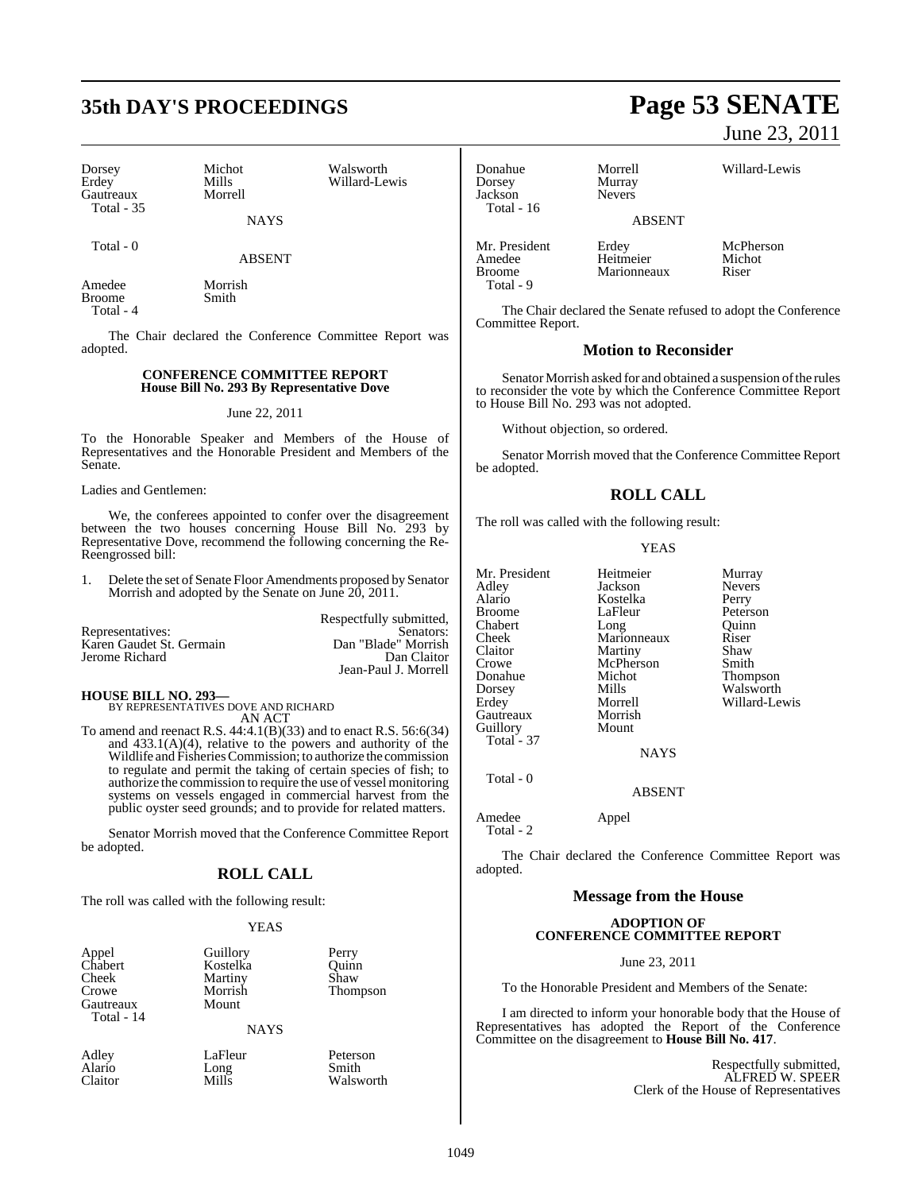| Dorsey | Michot | Walsworth |
|---|---|---|
| Erdey | Mills | Willard-Lewis |
| Gautreaux | Morrell | |
| Total - 35 | | |

NAYS

Total - 0

ABSENT

| Amedee | Morrish |
|---|---|
| Broome | Smith |
| Total - 4 | |

The Chair declared the Conference Committee Report was adopted.

**CONFERENCE COMMITTEE REPORT**
**House Bill No. 293 By Representative Dove**

June 22, 2011

To the Honorable Speaker and Members of the House of Representatives and the Honorable President and Members of the Senate.

Ladies and Gentlemen:

We, the conferees appointed to confer over the disagreement between the two houses concerning House Bill No. 293 by Representative Dove, recommend the following concerning the Re-Reengrossed bill:

1. Delete the set of Senate Floor Amendments proposed by Senator Morrish and adopted by the Senate on June 20, 2011.

Respectfully submitted,

| Representatives: | Senators: |
|---|---|
| Karen Gaudet St. Germain | Dan "Blade" Morrish |
| Jerome Richard | Dan Claitor |
| | Jean-Paul J. Morrell |

**HOUSE BILL NO. 293—**
BY REPRESENTATIVES DOVE AND RICHARD
AN ACT

To amend and reenact R.S. 44:4.1(B)(33) and to enact R.S. 56:6(34) and 433.1(A)(4), relative to the powers and authority of the Wildlife and Fisheries Commission; to authorize the commission to regulate and permit the taking of certain species of fish; to authorize the commission to require the use of vessel monitoring systems on vessels engaged in commercial harvest from the public oyster seed grounds; and to provide for related matters.

Senator Morrish moved that the Conference Committee Report be adopted.

## ROLL CALL

The roll was called with the following result:

YEAS

| Appel | Guillory | Perry |
|---|---|---|
| Chabert | Kostelka | Quinn |
| Cheek | Martiny | Shaw |
| Crowe | Morrish | Thompson |
| Gautreaux | Mount | |
| Total - 14 | | |

NAYS

| Adley | LaFleur | Peterson |
|---|---|---|
| Alario | Long | Smith |
| Claitor | Mills | Walsworth |
| Donahue | Morrell | Willard-Lewis |
| Dorsey | Murray | |
| Jackson | Nevers | |
| Total - 16 | | |

ABSENT

| Mr. President | Erdey | McPherson |
|---|---|---|
| Amedee | Heitmeier | Michot |
| Broome | Marionneaux | Riser |
| Total - 9 | | |

The Chair declared the Senate refused to adopt the Conference Committee Report.

## Motion to Reconsider

Senator Morrish asked for and obtained a suspension of the rules to reconsider the vote by which the Conference Committee Report to House Bill No. 293 was not adopted.

Without objection, so ordered.

Senator Morrish moved that the Conference Committee Report be adopted.

## ROLL CALL

The roll was called with the following result:

YEAS

| Mr. President | Heitmeier | Murray |
|---|---|---|
| Adley | Jackson | Nevers |
| Alario | Kostelka | Perry |
| Broome | LaFleur | Peterson |
| Chabert | Long | Quinn |
| Cheek | Marionneaux | Riser |
| Claitor | Martiny | Shaw |
| Crowe | McPherson | Smith |
| Donahue | Michot | Thompson |
| Dorsey | Mills | Walsworth |
| Erdey | Morrell | Willard-Lewis |
| Gautreaux | Morrish | |
| Guillory | Mount | |
| Total - 37 | | |

NAYS

Total - 0

ABSENT

| Amedee | Appel |
|---|---|
| Total - 2 | |

The Chair declared the Conference Committee Report was adopted.

## Message from the House

**ADOPTION OF CONFERENCE COMMITTEE REPORT**

June 23, 2011

To the Honorable President and Members of the Senate:

I am directed to inform your honorable body that the House of Representatives has adopted the Report of the Conference Committee on the disagreement to **House Bill No. 417**.

Respectfully submitted,
ALFRED W. SPEER
Clerk of the House of Representatives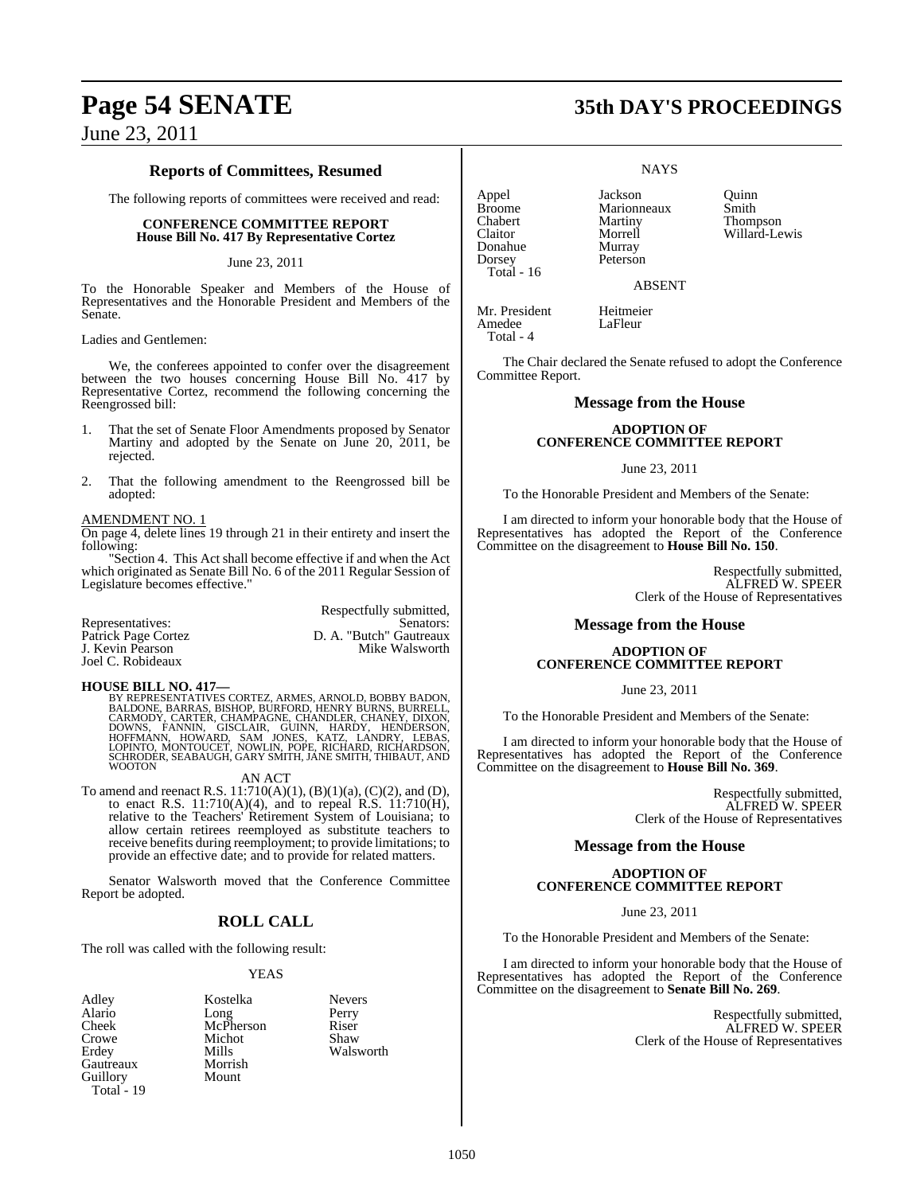## Reports of Committees, Resumed

The following reports of committees were received and read:

**CONFERENCE COMMITTEE REPORT**
**House Bill No. 417 By Representative Cortez**

June 23, 2011

To the Honorable Speaker and Members of the House of Representatives and the Honorable President and Members of the Senate.

Ladies and Gentlemen:

We, the conferees appointed to confer over the disagreement between the two houses concerning House Bill No. 417 by Representative Cortez, recommend the following concerning the Reengrossed bill:

1. That the set of Senate Floor Amendments proposed by Senator Martiny and adopted by the Senate on June 20, 2011, be rejected.

2. That the following amendment to the Reengrossed bill be adopted:

AMENDMENT NO. 1
On page 4, delete lines 19 through 21 in their entirety and insert the following:
"Section 4. This Act shall become effective if and when the Act which originated as Senate Bill No. 6 of the 2011 Regular Session of Legislature becomes effective."

Respectfully submitted,

| Representatives: | Senators: |
|---|---|
| Patrick Page Cortez | D. A. "Butch" Gautreaux |
| J. Kevin Pearson | Mike Walsworth |
| Joel C. Robideaux | |

**HOUSE BILL NO. 417—**
BY REPRESENTATIVES CORTEZ, ARMES, ARNOLD, BOBBY BADON, BALDONE, BARRAS, BISHOP, BURFORD, HENRY BURNS, BURRELL, CARMODY, CARTER, CHAMPAGNE, CHANDLER, CHANEY, DIXON, DOWNS, FANNIN, GISCLAIR, GUINN, HARDY, HENDERSON, HOFFMANN, HOWARD, SAM JONES, KATZ, LANDRY, LEBAS, LOPINTO, MONTOUCET, NOWLIN, POPE, RICHARD, RICHARDSON, SCHRODER, SEABAUGH, GARY SMITH, JANE SMITH, THIBAUT, AND WOOTON

AN ACT

To amend and reenact R.S. 11:710(A)(1), (B)(1)(a), (C)(2), and (D), to enact R.S. 11:710(A)(4), and to repeal R.S. 11:710(H), relative to the Teachers' Retirement System of Louisiana; to allow certain retirees reemployed as substitute teachers to receive benefits during reemployment; to provide limitations; to provide an effective date; and to provide for related matters.

Senator Walsworth moved that the Conference Committee Report be adopted.

## ROLL CALL

The roll was called with the following result:

YEAS

| | | |
|---|---|---|
| Adley | Kostelka | Nevers |
| Alario | Long | Perry |
| Cheek | McPherson | Riser |
| Crowe | Michot | Shaw |
| Erdey | Mills | Walsworth |
| Gautreaux | Morrish | |
| Guillory | Mount | |

Total - 19

NAYS

| | | |
|---|---|---|
| Appel | Jackson | Quinn |
| Broome | Marionneaux | Smith |
| Chabert | Martiny | Thompson |
| Claitor | Morrell | Willard-Lewis |
| Donahue | Murray | |
| Dorsey | Peterson | |

Total - 16

ABSENT

| | |
|---|---|
| Mr. President | Heitmeier |
| Amedee | LaFleur |

Total - 4

The Chair declared the Senate refused to adopt the Conference Committee Report.

## Message from the House

**ADOPTION OF CONFERENCE COMMITTEE REPORT**

June 23, 2011

To the Honorable President and Members of the Senate:

I am directed to inform your honorable body that the House of Representatives has adopted the Report of the Conference Committee on the disagreement to **House Bill No. 150**.

Respectfully submitted,
ALFRED W. SPEER
Clerk of the House of Representatives

## Message from the House

**ADOPTION OF CONFERENCE COMMITTEE REPORT**

June 23, 2011

To the Honorable President and Members of the Senate:

I am directed to inform your honorable body that the House of Representatives has adopted the Report of the Conference Committee on the disagreement to **House Bill No. 369**.

Respectfully submitted,
ALFRED W. SPEER
Clerk of the House of Representatives

## Message from the House

**ADOPTION OF CONFERENCE COMMITTEE REPORT**

June 23, 2011

To the Honorable President and Members of the Senate:

I am directed to inform your honorable body that the House of Representatives has adopted the Report of the Conference Committee on the disagreement to **Senate Bill No. 269**.

Respectfully submitted,
ALFRED W. SPEER
Clerk of the House of Representatives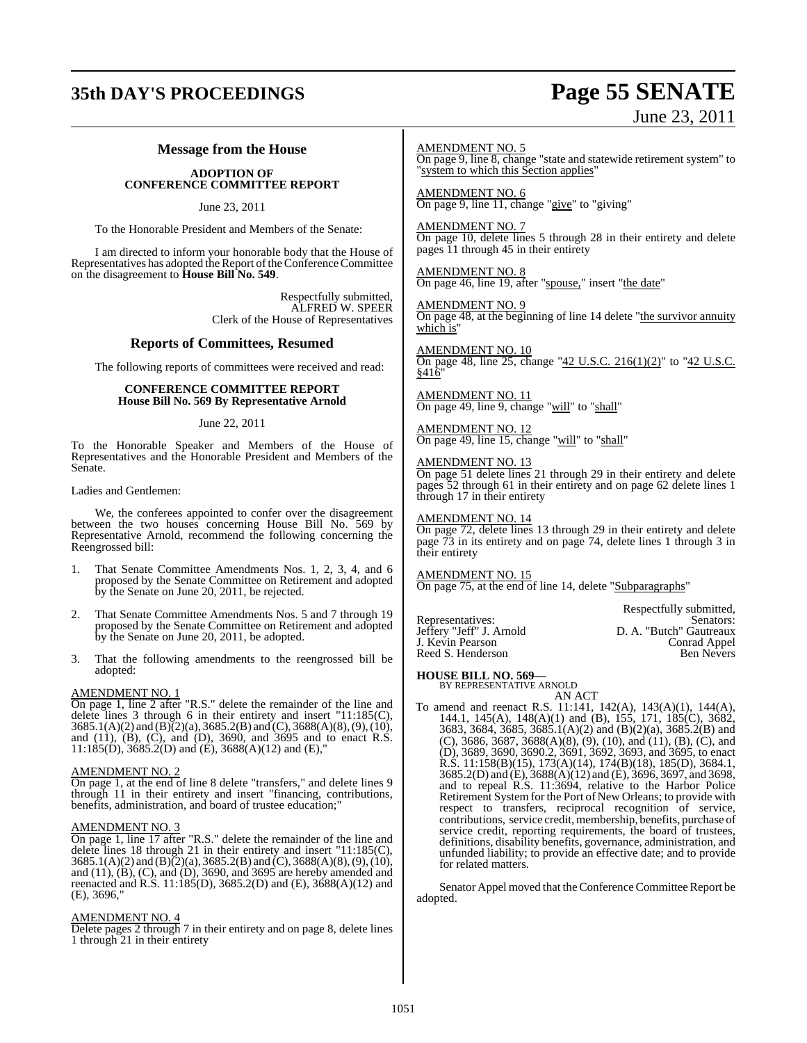## Message from the House

### ADOPTION OF CONFERENCE COMMITTEE REPORT

June 23, 2011

To the Honorable President and Members of the Senate:

I am directed to inform your honorable body that the House of Representatives has adopted the Report of the Conference Committee on the disagreement to **House Bill No. 549**.

Respectfully submitted,
ALFRED W. SPEER
Clerk of the House of Representatives

## Reports of Committees, Resumed

The following reports of committees were received and read:

### CONFERENCE COMMITTEE REPORT
### House Bill No. 569 By Representative Arnold

June 22, 2011

To the Honorable Speaker and Members of the House of Representatives and the Honorable President and Members of the Senate.

Ladies and Gentlemen:

We, the conferees appointed to confer over the disagreement between the two houses concerning House Bill No. 569 by Representative Arnold, recommend the following concerning the Reengrossed bill:

1. That Senate Committee Amendments Nos. 1, 2, 3, 4, and 6 proposed by the Senate Committee on Retirement and adopted by the Senate on June 20, 2011, be rejected.

2. That Senate Committee Amendments Nos. 5 and 7 through 19 proposed by the Senate Committee on Retirement and adopted by the Senate on June 20, 2011, be adopted.

3. That the following amendments to the reengrossed bill be adopted:

AMENDMENT NO. 1
On page 1, line 2 after "R.S." delete the remainder of the line and delete lines 3 through 6 in their entirety and insert "11:185(C), 3685.1(A)(2) and (B)(2)(a), 3685.2(B) and (C), 3688(A)(8), (9), (10), and (11), (B), (C), and (D), 3690, and 3695 and to enact R.S. 11:185(D), 3685.2(D) and (E), 3688(A)(12) and (E),"

AMENDMENT NO. 2
On page 1, at the end of line 8 delete "transfers," and delete lines 9 through 11 in their entirety and insert "financing, contributions, benefits, administration, and board of trustee education;"

AMENDMENT NO. 3
On page 1, line 17 after "R.S." delete the remainder of the line and delete lines 18 through 21 in their entirety and insert "11:185(C), 3685.1(A)(2) and (B)(2)(a), 3685.2(B) and (C), 3688(A)(8), (9), (10), and (11), (B), (C), and (D), 3690, and 3695 are hereby amended and reenacted and R.S. 11:185(D), 3685.2(D) and (E), 3688(A)(12) and (E), 3696,"

AMENDMENT NO. 4
Delete pages 2 through 7 in their entirety and on page 8, delete lines 1 through 21 in their entirety

AMENDMENT NO. 5
On page 9, line 8, change "state and statewide retirement system" to "system to which this Section applies"

AMENDMENT NO. 6
On page 9, line 11, change "give" to "giving"

AMENDMENT NO. 7
On page 10, delete lines 5 through 28 in their entirety and delete pages 11 through 45 in their entirety

AMENDMENT NO. 8
On page 46, line 19, after "spouse," insert "the date"

AMENDMENT NO. 9
On page 48, at the beginning of line 14 delete "the survivor annuity which is"

AMENDMENT NO. 10
On page 48, line 25, change "42 U.S.C. 216(1)(2)" to "42 U.S.C. §416"

AMENDMENT NO. 11
On page 49, line 9, change "will" to "shall"

AMENDMENT NO. 12
On page 49, line 15, change "will" to "shall"

AMENDMENT NO. 13
On page 51 delete lines 21 through 29 in their entirety and delete pages 52 through 61 in their entirety and on page 62 delete lines 1 through 17 in their entirety

AMENDMENT NO. 14
On page 72, delete lines 13 through 29 in their entirety and delete page 73 in its entirety and on page 74, delete lines 1 through 3 in their entirety

AMENDMENT NO. 15
On page 75, at the end of line 14, delete "Subparagraphs"

Respectfully submitted,

| Representatives: | Senators: |
|---|---|
| Jeffery "Jeff" J. Arnold | D. A. "Butch" Gautreaux |
| J. Kevin Pearson | Conrad Appel |
| Reed S. Henderson | Ben Nevers |

**HOUSE BILL NO. 569—**
BY REPRESENTATIVE ARNOLD

AN ACT

To amend and reenact R.S. 11:141, 142(A), 143(A)(1), 144(A), 144.1, 145(A), 148(A)(1) and (B), 155, 171, 185(C), 3682, 3683, 3684, 3685, 3685.1(A)(2) and (B)(2)(a), 3685.2(B) and (C), 3686, 3687, 3688(A)(8), (9), (10), and (11), (B), (C), and (D), 3689, 3690, 3690.2, 3691, 3692, 3693, and 3695, to enact R.S. 11:158(B)(15), 173(A)(14), 174(B)(18), 185(D), 3684.1, 3685.2(D) and (E), 3688(A)(12) and (E), 3696, 3697, and 3698, and to repeal R.S. 11:3694, relative to the Harbor Police Retirement System for the Port of New Orleans; to provide with respect to transfers, reciprocal recognition of service, contributions, service credit, membership, benefits, purchase of service credit, reporting requirements, the board of trustees, definitions, disability benefits, governance, administration, and unfunded liability; to provide an effective date; and to provide for related matters.

Senator Appel moved that the Conference Committee Report be adopted.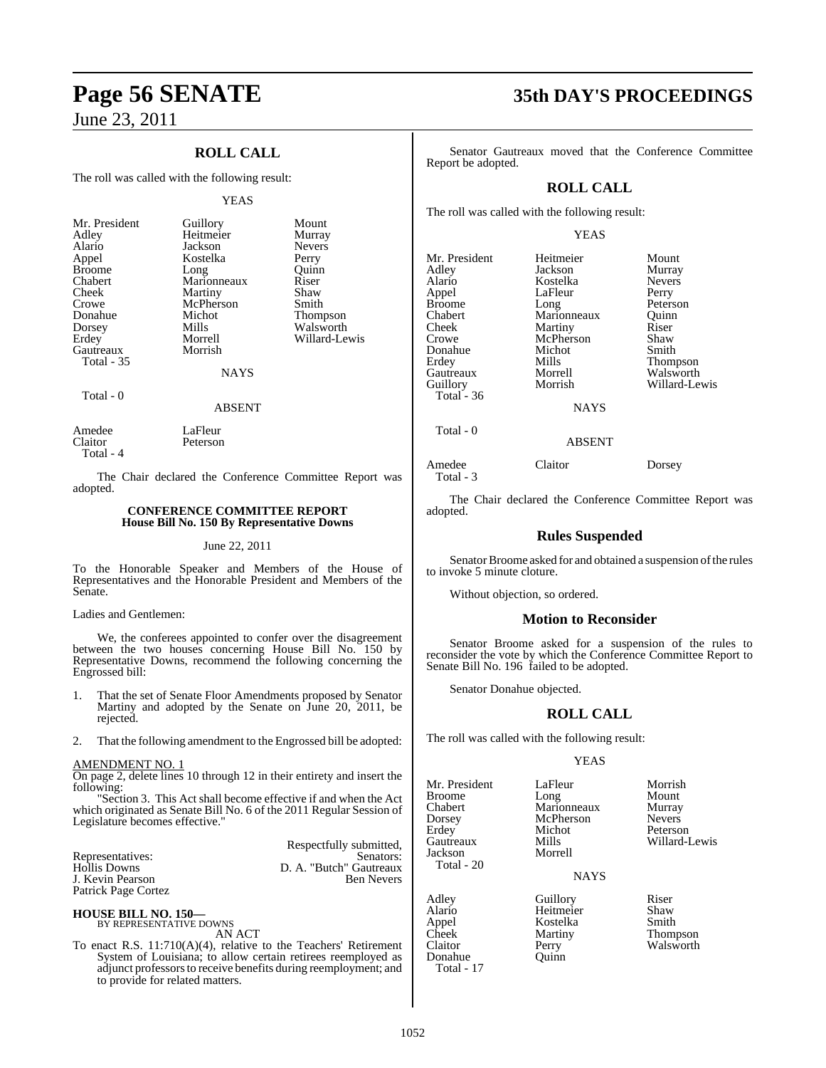## ROLL CALL

The roll was called with the following result:

YEAS

| | | |
|---|---|---|
| Mr. President | Guillory | Mount |
| Adley | Heitmeier | Murray |
| Alario | Jackson | Nevers |
| Appel | Kostelka | Perry |
| Broome | Long | Quinn |
| Chabert | Marionneaux | Riser |
| Cheek | Martiny | Shaw |
| Crowe | McPherson | Smith |
| Donahue | Michot | Thompson |
| Dorsey | Mills | Walsworth |
| Erdey | Morrell | Willard-Lewis |
| Gautreaux | Morrish | |
| Total - 35 | | |

NAYS

Total - 0

ABSENT

| | |
|---|---|
| Amedee | LaFleur |
| Claitor | Peterson |
| Total - 4 | |

The Chair declared the Conference Committee Report was adopted.

### CONFERENCE COMMITTEE REPORT
### House Bill No. 150 By Representative Downs

June 22, 2011

To the Honorable Speaker and Members of the House of Representatives and the Honorable President and Members of the Senate.

Ladies and Gentlemen:

We, the conferees appointed to confer over the disagreement between the two houses concerning House Bill No. 150 by Representative Downs, recommend the following concerning the Engrossed bill:

1. That the set of Senate Floor Amendments proposed by Senator Martiny and adopted by the Senate on June 20, 2011, be rejected.

2. That the following amendment to the Engrossed bill be adopted:

AMENDMENT NO. 1

On page 2, delete lines 10 through 12 in their entirety and insert the following:

"Section 3. This Act shall become effective if and when the Act which originated as Senate Bill No. 6 of the 2011 Regular Session of Legislature becomes effective."

Respectfully submitted,

| Representatives: | Senators: |
|---|---|
| Hollis Downs | D. A. "Butch" Gautreaux |
| J. Kevin Pearson | Ben Nevers |
| Patrick Page Cortez | |

**HOUSE BILL NO. 150—**
BY REPRESENTATIVE DOWNS
AN ACT

To enact R.S. 11:710(A)(4), relative to the Teachers' Retirement System of Louisiana; to allow certain retirees reemployed as adjunct professors to receive benefits during reemployment; and to provide for related matters.

Senator Gautreaux moved that the Conference Committee Report be adopted.

## ROLL CALL

The roll was called with the following result:

YEAS

| | | |
|---|---|---|
| Mr. President | Heitmeier | Mount |
| Adley | Jackson | Murray |
| Alario | Kostelka | Nevers |
| Appel | LaFleur | Perry |
| Broome | Long | Peterson |
| Chabert | Marionneaux | Quinn |
| Cheek | Martiny | Riser |
| Crowe | McPherson | Shaw |
| Donahue | Michot | Smith |
| Erdey | Mills | Thompson |
| Gautreaux | Morrell | Walsworth |
| Guillory | Morrish | Willard-Lewis |
| Total - 36 | | |

NAYS

Total - 0

ABSENT

| | | |
|---|---|---|
| Amedee | Claitor | Dorsey |
| Total - 3 | | |

The Chair declared the Conference Committee Report was adopted.

## Rules Suspended

Senator Broome asked for and obtained a suspension of the rules to invoke 5 minute cloture.

Without objection, so ordered.

## Motion to Reconsider

Senator Broome asked for a suspension of the rules to reconsider the vote by which the Conference Committee Report to Senate Bill No. 196 failed to be adopted.

Senator Donahue objected.

## ROLL CALL

The roll was called with the following result:

YEAS

| | | |
|---|---|---|
| Mr. President | LaFleur | Morrish |
| Broome | Long | Mount |
| Chabert | Marionneaux | Murray |
| Dorsey | McPherson | Nevers |
| Erdey | Michot | Peterson |
| Gautreaux | Mills | Willard-Lewis |
| Jackson | Morrell | |
| Total - 20 | | |

NAYS

| | | |
|---|---|---|
| Adley | Guillory | Riser |
| Alario | Heitmeier | Shaw |
| Appel | Kostelka | Smith |
| Cheek | Martiny | Thompson |
| Claitor | Perry | Walsworth |
| Donahue | Quinn | |
| Total - 17 | | |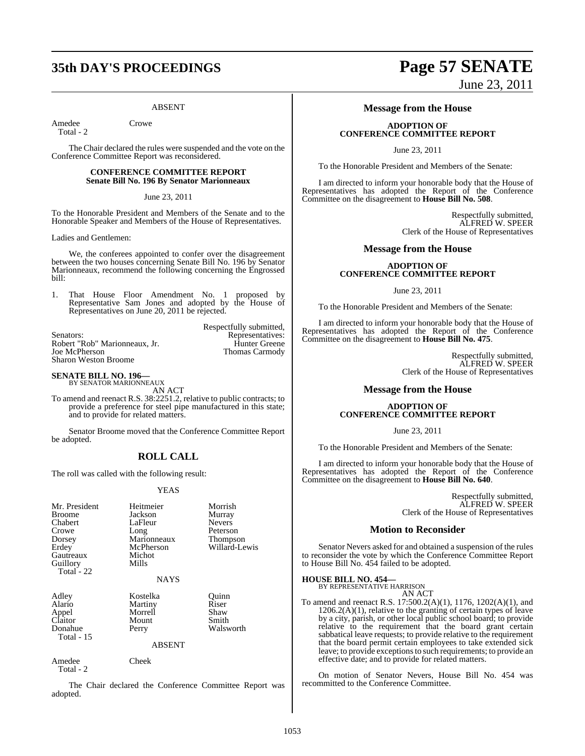ABSENT

Amedee Crowe
Total - 2

The Chair declared the rules were suspended and the vote on the Conference Committee Report was reconsidered.

**CONFERENCE COMMITTEE REPORT**
**Senate Bill No. 196 By Senator Marionneaux**

June 23, 2011

To the Honorable President and Members of the Senate and to the Honorable Speaker and Members of the House of Representatives.

Ladies and Gentlemen:

We, the conferees appointed to confer over the disagreement between the two houses concerning Senate Bill No. 196 by Senator Marionneaux, recommend the following concerning the Engrossed bill:

1. That House Floor Amendment No. 1 proposed by Representative Sam Jones and adopted by the House of Representatives on June 20, 2011 be rejected.

Respectfully submitted,

| Senators: | Representatives: |
|---|---|
| Robert "Rob" Marionneaux, Jr. | Hunter Greene |
| Joe McPherson | Thomas Carmody |
| Sharon Weston Broome | |

**SENATE BILL NO. 196—**
BY SENATOR MARIONNEAUX

AN ACT

To amend and reenact R.S. 38:2251.2, relative to public contracts; to provide a preference for steel pipe manufactured in this state; and to provide for related matters.

Senator Broome moved that the Conference Committee Report be adopted.

## ROLL CALL

The roll was called with the following result:

YEAS

| | | |
|---|---|---|
| Mr. President | Heitmeier | Morrish |
| Broome | Jackson | Murray |
| Chabert | LaFleur | Nevers |
| Crowe | Long | Peterson |
| Dorsey | Marionneaux | Thompson |
| Erdey | McPherson | Willard-Lewis |
| Gautreaux | Michot | |
| Guillory | Mills | |

Total - 22

NAYS

| | | |
|---|---|---|
| Adley | Kostelka | Quinn |
| Alario | Martiny | Riser |
| Appel | Morrell | Shaw |
| Claitor | Mount | Smith |
| Donahue | Perry | Walsworth |

Total - 15

ABSENT

Amedee Cheek
Total - 2

The Chair declared the Conference Committee Report was adopted.

## Message from the House

**ADOPTION OF CONFERENCE COMMITTEE REPORT**

June 23, 2011

To the Honorable President and Members of the Senate:

I am directed to inform your honorable body that the House of Representatives has adopted the Report of the Conference Committee on the disagreement to **House Bill No. 508**.

Respectfully submitted,
ALFRED W. SPEER
Clerk of the House of Representatives

## Message from the House

**ADOPTION OF CONFERENCE COMMITTEE REPORT**

June 23, 2011

To the Honorable President and Members of the Senate:

I am directed to inform your honorable body that the House of Representatives has adopted the Report of the Conference Committee on the disagreement to **House Bill No. 475**.

Respectfully submitted,
ALFRED W. SPEER
Clerk of the House of Representatives

## Message from the House

**ADOPTION OF CONFERENCE COMMITTEE REPORT**

June 23, 2011

To the Honorable President and Members of the Senate:

I am directed to inform your honorable body that the House of Representatives has adopted the Report of the Conference Committee on the disagreement to **House Bill No. 640**.

Respectfully submitted,
ALFRED W. SPEER
Clerk of the House of Representatives

## Motion to Reconsider

Senator Nevers asked for and obtained a suspension of the rules to reconsider the vote by which the Conference Committee Report to House Bill No. 454 failed to be adopted.

**HOUSE BILL NO. 454—**
BY REPRESENTATIVE HARRISON

AN ACT

To amend and reenact R.S. 17:500.2(A)(1), 1176, 1202(A)(1), and 1206.2(A)(1), relative to the granting of certain types of leave by a city, parish, or other local public school board; to provide relative to the requirement that the board grant certain sabbatical leave requests; to provide relative to the requirement that the board permit certain employees to take extended sick leave; to provide exceptions to such requirements; to provide an effective date; and to provide for related matters.

On motion of Senator Nevers, House Bill No. 454 was recommitted to the Conference Committee.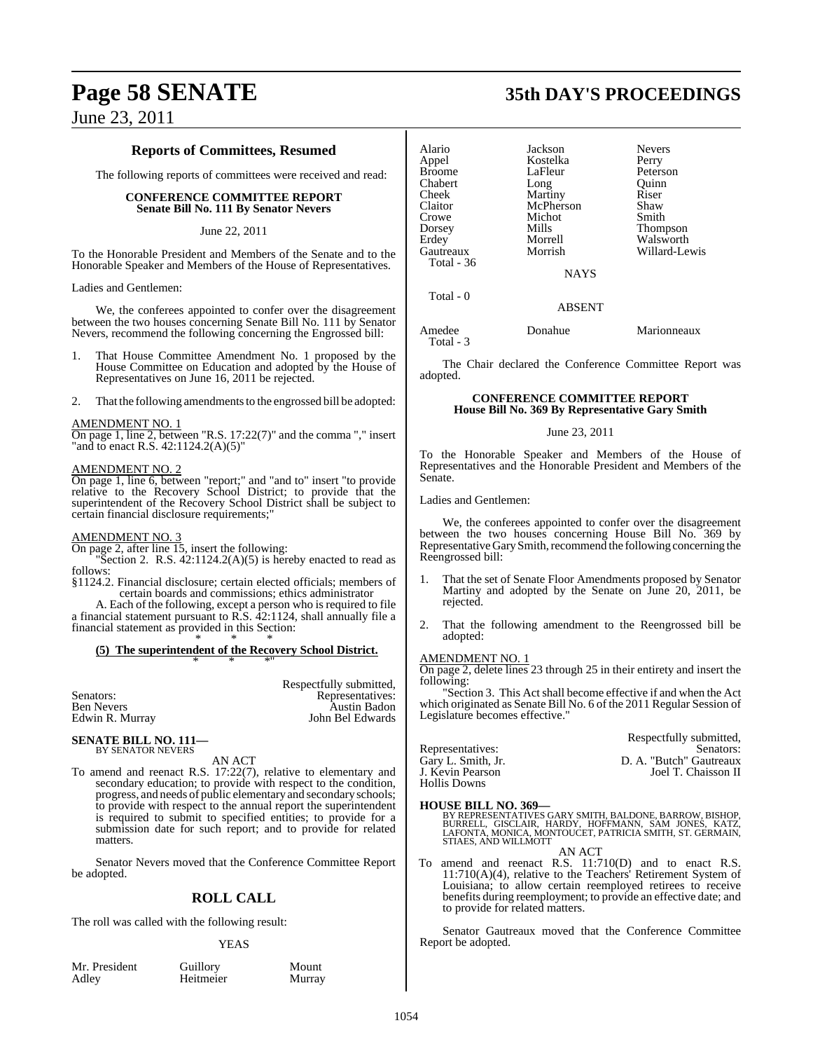## Reports of Committees, Resumed

The following reports of committees were received and read:

**CONFERENCE COMMITTEE REPORT**
**Senate Bill No. 111 By Senator Nevers**

June 22, 2011

To the Honorable President and Members of the Senate and to the Honorable Speaker and Members of the House of Representatives.

Ladies and Gentlemen:

We, the conferees appointed to confer over the disagreement between the two houses concerning Senate Bill No. 111 by Senator Nevers, recommend the following concerning the Engrossed bill:

1. That House Committee Amendment No. 1 proposed by the House Committee on Education and adopted by the House of Representatives on June 16, 2011 be rejected.

2. That the following amendments to the engrossed bill be adopted:

AMENDMENT NO. 1
On page 1, line 2, between "R.S. 17:22(7)" and the comma "," insert "and to enact R.S. 42:1124.2(A)(5)"

AMENDMENT NO. 2
On page 1, line 6, between "report;" and "and to" insert "to provide relative to the Recovery School District; to provide that the superintendent of the Recovery School District shall be subject to certain financial disclosure requirements;"

AMENDMENT NO. 3
On page 2, after line 15, insert the following:

"Section 2. R.S. 42:1124.2(A)(5) is hereby enacted to read as follows:

§1124.2. Financial disclosure; certain elected officials; members of certain boards and commissions; ethics administrator

A. Each of the following, except a person who is required to file a financial statement pursuant to R.S. 42:1124, shall annually file a financial statement as provided in this Section:

\* \* \*

**(5) The superintendent of the Recovery School District.**

\* \* \*"

Respectfully submitted,

| Senators: | Representatives: |
|---|---|
| Ben Nevers | Austin Badon |
| Edwin R. Murray | John Bel Edwards |

**SENATE BILL NO. 111—**
BY SENATOR NEVERS

AN ACT

To amend and reenact R.S. 17:22(7), relative to elementary and secondary education; to provide with respect to the condition, progress, and needs of public elementary and secondary schools; to provide with respect to the annual report the superintendent is required to submit to specified entities; to provide for a submission date for such report; and to provide for related matters.

Senator Nevers moved that the Conference Committee Report be adopted.

## ROLL CALL

The roll was called with the following result:

YEAS

| | | |
|---|---|---|
| Mr. President | Guillory | Mount |
| Adley | Heitmeier | Murray |
| Alario | Jackson | Nevers |
| Appel | Kostelka | Perry |
| Broome | LaFleur | Peterson |
| Chabert | Long | Quinn |
| Cheek | Martiny | Riser |
| Claitor | McPherson | Shaw |
| Crowe | Michot | Smith |
| Dorsey | Mills | Thompson |
| Erdey | Morrell | Walsworth |
| Gautreaux | Morrish | Willard-Lewis |

Total - 36

NAYS

Total - 0

ABSENT

| | | |
|---|---|---|
| Amedee | Donahue | Marionneaux |

Total - 3

The Chair declared the Conference Committee Report was adopted.

**CONFERENCE COMMITTEE REPORT**
**House Bill No. 369 By Representative Gary Smith**

June 23, 2011

To the Honorable Speaker and Members of the House of Representatives and the Honorable President and Members of the Senate.

Ladies and Gentlemen:

We, the conferees appointed to confer over the disagreement between the two houses concerning House Bill No. 369 by Representative Gary Smith, recommend the following concerning the Reengrossed bill:

1. That the set of Senate Floor Amendments proposed by Senator Martiny and adopted by the Senate on June 20, 2011, be rejected.

2. That the following amendment to the Reengrossed bill be adopted:

AMENDMENT NO. 1
On page 2, delete lines 23 through 25 in their entirety and insert the following:

"Section 3. This Act shall become effective if and when the Act which originated as Senate Bill No. 6 of the 2011 Regular Session of Legislature becomes effective."

Respectfully submitted,

| Representatives: | Senators: |
|---|---|
| Gary L. Smith, Jr. | D. A. "Butch" Gautreaux |
| J. Kevin Pearson | Joel T. Chaisson II |
| Hollis Downs | |

**HOUSE BILL NO. 369—**
BY REPRESENTATIVES GARY SMITH, BALDONE, BARROW, BISHOP, BURRELL, GISCLAIR, HARDY, HOFFMANN, SAM JONES, KATZ, LAFONTA, MONICA, MONTOUCET, PATRICIA SMITH, ST. GERMAIN, STIAES, AND WILLMOTT

AN ACT

To amend and reenact R.S. 11:710(D) and to enact R.S. 11:710(A)(4), relative to the Teachers' Retirement System of Louisiana; to allow certain reemployed retirees to receive benefits during reemployment; to provide an effective date; and to provide for related matters.

Senator Gautreaux moved that the Conference Committee Report be adopted.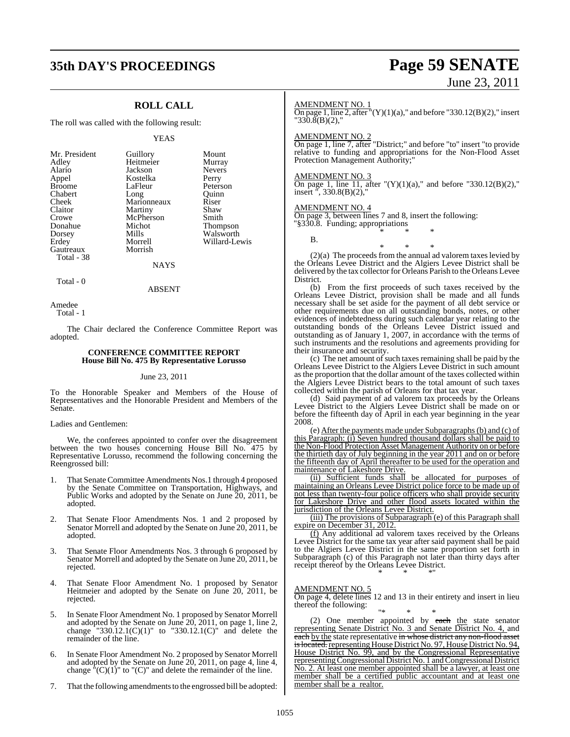## ROLL CALL

The roll was called with the following result:

YEAS

| | | |
|---|---|---|
| Mr. President | Guillory | Mount |
| Adley | Heitmeier | Murray |
| Alario | Jackson | Nevers |
| Appel | Kostelka | Perry |
| Broome | LaFleur | Peterson |
| Chabert | Long | Quinn |
| Cheek | Marionneaux | Riser |
| Claitor | Martiny | Shaw |
| Crowe | McPherson | Smith |
| Donahue | Michot | Thompson |
| Dorsey | Mills | Walsworth |
| Erdey | Morrell | Willard-Lewis |
| Gautreaux | Morrish | |

Total - 38

NAYS

Total - 0

ABSENT

Amedee

Total - 1

The Chair declared the Conference Committee Report was adopted.

### CONFERENCE COMMITTEE REPORT
### House Bill No. 475 By Representative Lorusso

June 23, 2011

To the Honorable Speaker and Members of the House of Representatives and the Honorable President and Members of the Senate.

Ladies and Gentlemen:

We, the conferees appointed to confer over the disagreement between the two houses concerning House Bill No. 475 by Representative Lorusso, recommend the following concerning the Reengrossed bill:

1. That Senate Committee Amendments Nos.1 through 4 proposed by the Senate Committee on Transportation, Highways, and Public Works and adopted by the Senate on June 20, 2011, be adopted.

2. That Senate Floor Amendments Nos. 1 and 2 proposed by Senator Morrell and adopted by the Senate on June 20, 2011, be adopted.

3. That Senate Floor Amendments Nos. 3 through 6 proposed by Senator Morrell and adopted by the Senate on June 20, 2011, be rejected.

4. That Senate Floor Amendment No. 1 proposed by Senator Heitmeier and adopted by the Senate on June 20, 2011, be rejected.

5. In Senate Floor Amendment No. 1 proposed by Senator Morrell and adopted by the Senate on June 20, 2011, on page 1, line 2, change "330.12.1(C)(1)" to "330.12.1(C)" and delete the remainder of the line.

6. In Senate Floor Amendment No. 2 proposed by Senator Morrell and adopted by the Senate on June 20, 2011, on page 4, line 4, change "(C)(1)" to "(C)" and delete the remainder of the line.

7. That the following amendments to the engrossed bill be adopted:

AMENDMENT NO. 1

On page 1, line 2, after "(Y)(1)(a)," and before "330.12(B)(2)," insert "330.8(B)(2),"

AMENDMENT NO. 2

On page 1, line 7, after "District;" and before "to" insert "to provide relative to funding and appropriations for the Non-Flood Asset Protection Management Authority;"

AMENDMENT NO. 3

On page 1, line 11, after "(Y)(1)(a)," and before "330.12(B)(2)," insert ", 330.8(B)(2),"

AMENDMENT NO. 4

On page 3, between lines 7 and 8, insert the following:

"§330.8. Funding; appropriations

\* \* \*

B.

\* \* \*

(2)(a) The proceeds from the annual ad valorem taxes levied by the Orleans Levee District and the Algiers Levee District shall be delivered by the tax collector for Orleans Parish to the Orleans Levee District.

(b) From the first proceeds of such taxes received by the Orleans Levee District, provision shall be made and all funds necessary shall be set aside for the payment of all debt service or other requirements due on all outstanding bonds, notes, or other evidences of indebtedness during such calendar year relating to the outstanding bonds of the Orleans Levee District issued and outstanding as of January 1, 2007, in accordance with the terms of such instruments and the resolutions and agreements providing for their insurance and security.

(c) The net amount of such taxes remaining shall be paid by the Orleans Levee District to the Algiers Levee District in such amount as the proportion that the dollar amount of the taxes collected within the Algiers Levee District bears to the total amount of such taxes collected within the parish of Orleans for that tax year.

(d) Said payment of ad valorem tax proceeds by the Orleans Levee District to the Algiers Levee District shall be made on or before the fifteenth day of April in each year beginning in the year 2008.

(e) After the payments made under Subparagraphs (b) and (c) of this Paragraph: (i) Seven hundred thousand dollars shall be paid to the Non-Flood Protection Asset Management Authority on or before the thirtieth day of July beginning in the year 2011 and on or before the fifteenth day of April thereafter to be used for the operation and maintenance of Lakeshore Drive.

(ii) Sufficient funds shall be allocated for purposes of maintaining an Orleans Levee District police force to be made up of not less than twenty-four police officers who shall provide security for Lakeshore Drive and other flood assets located within the jurisdiction of the Orleans Levee District.

(iii) The provisions of Subparagraph (e) of this Paragraph shall expire on December 31, 2012.

(f) Any additional ad valorem taxes received by the Orleans Levee District for the same tax year after said payment shall be paid to the Algiers Levee District in the same proportion set forth in Subparagraph (c) of this Paragraph not later than thirty days after receipt thereof by the Orleans Levee District.

\* \* \*"

AMENDMENT NO. 5

On page 4, delete lines 12 and 13 in their entirety and insert in lieu thereof the following:

"\* \* \*

(2) One member appointed by ~~each~~ the state senator representing Senate District No. 3 and Senate District No. 4, and ~~each~~ by the state representative ~~in whose district any non-flood asset is located.~~ representing House District No. 97, House District No. 94, House District No. 99, and by the Congressional Representative representing Congressional District No. 1 and Congressional District No. 2. At least one member appointed shall be a lawyer, at least one member shall be a certified public accountant and at least one member shall be a realtor.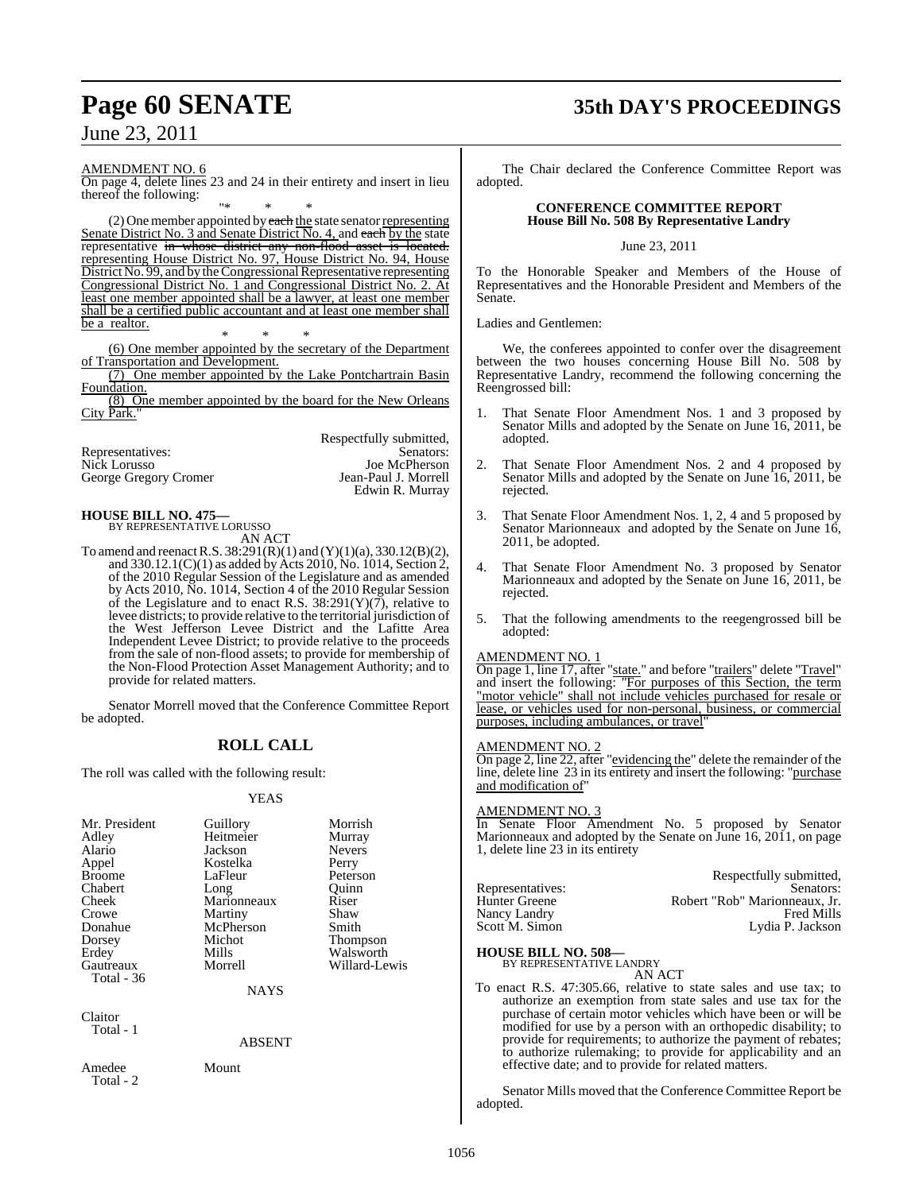AMENDMENT NO. 6

On page 4, delete lines 23 and 24 in their entirety and insert in lieu thereof the following:

"* * *

(2) One member appointed by each the state senator representing Senate District No. 3 and Senate District No. 4, and each by the state representative in whose district any non-flood asset is located. representing House District No. 97, House District No. 94, House District No. 99, and by the Congressional Representative representing Congressional District No. 1 and Congressional District No. 2. At least one member appointed shall be a lawyer, at least one member shall be a certified public accountant and at least one member shall be a realtor.

* * *

(6) One member appointed by the secretary of the Department of Transportation and Development.

(7) One member appointed by the Lake Pontchartrain Basin Foundation.

(8) One member appointed by the board for the New Orleans City Park."

Respectfully submitted,

| Representatives: | Senators: |
|---|---|
| Nick Lorusso | Joe McPherson |
| George Gregory Cromer | Jean-Paul J. Morrell |
| | Edwin R. Murray |

**HOUSE BILL NO. 475—**
BY REPRESENTATIVE LORUSSO

AN ACT

To amend and reenact R.S. 38:291(R)(1) and (Y)(1)(a), 330.12(B)(2), and 330.12.1(C)(1) as added by Acts 2010, No. 1014, Section 2, of the 2010 Regular Session of the Legislature and as amended by Acts 2010, No. 1014, Section 4 of the 2010 Regular Session of the Legislature and to enact R.S. 38:291(Y)(7), relative to levee districts; to provide relative to the territorial jurisdiction of the West Jefferson Levee District and the Lafitte Area Independent Levee District; to provide relative to the proceeds from the sale of non-flood assets; to provide for membership of the Non-Flood Protection Asset Management Authority; and to provide for related matters.

Senator Morrell moved that the Conference Committee Report be adopted.

## ROLL CALL

The roll was called with the following result:

YEAS

| | | |
|---|---|---|
| Mr. President | Guillory | Morrish |
| Adley | Heitmeier | Murray |
| Alario | Jackson | Nevers |
| Appel | Kostelka | Perry |
| Broome | LaFleur | Peterson |
| Chabert | Long | Quinn |
| Cheek | Marionneaux | Riser |
| Crowe | Martiny | Shaw |
| Donahue | McPherson | Smith |
| Dorsey | Michot | Thompson |
| Erdey | Mills | Walsworth |
| Gautreaux | Morrell | Willard-Lewis |

Total - 36

NAYS

Claitor

Total - 1

ABSENT

Amedee Mount

Total - 2

The Chair declared the Conference Committee Report was adopted.

**CONFERENCE COMMITTEE REPORT**
**House Bill No. 508 By Representative Landry**

June 23, 2011

To the Honorable Speaker and Members of the House of Representatives and the Honorable President and Members of the Senate.

Ladies and Gentlemen:

We, the conferees appointed to confer over the disagreement between the two houses concerning House Bill No. 508 by Representative Landry, recommend the following concerning the Reengrossed bill:

1. That Senate Floor Amendment Nos. 1 and 3 proposed by Senator Mills and adopted by the Senate on June 16, 2011, be adopted.

2. That Senate Floor Amendment Nos. 2 and 4 proposed by Senator Mills and adopted by the Senate on June 16, 2011, be rejected.

3. That Senate Floor Amendment Nos. 1, 2, 4 and 5 proposed by Senator Marionneaux and adopted by the Senate on June 16, 2011, be adopted.

4. That Senate Floor Amendment No. 3 proposed by Senator Marionneaux and adopted by the Senate on June 16, 2011, be rejected.

5. That the following amendments to the reegengrossed bill be adopted:

AMENDMENT NO. 1

On page 1, line 17, after "state." and before "trailers" delete "Travel" and insert the following: "For purposes of this Section, the term "motor vehicle" shall not include vehicles purchased for resale or lease, or vehicles used for non-personal, business, or commercial purposes, including ambulances, or travel"

AMENDMENT NO. 2

On page 2, line 22, after "evidencing the" delete the remainder of the line, delete line 23 in its entirety and insert the following: "purchase and modification of"

AMENDMENT NO. 3

In Senate Floor Amendment No. 5 proposed by Senator Marionneaux and adopted by the Senate on June 16, 2011, on page 1, delete line 23 in its entirety

Respectfully submitted,

| Representatives: | Senators: |
|---|---|
| Hunter Greene | Robert "Rob" Marionneaux, Jr. |
| Nancy Landry | Fred Mills |
| Scott M. Simon | Lydia P. Jackson |

**HOUSE BILL NO. 508—**
BY REPRESENTATIVE LANDRY

AN ACT

To enact R.S. 47:305.66, relative to state sales and use tax; to authorize an exemption from state sales and use tax for the purchase of certain motor vehicles which have been or will be modified for use by a person with an orthopedic disability; to provide for requirements; to authorize the payment of rebates; to authorize rulemaking; to provide for applicability and an effective date; and to provide for related matters.

Senator Mills moved that the Conference Committee Report be adopted.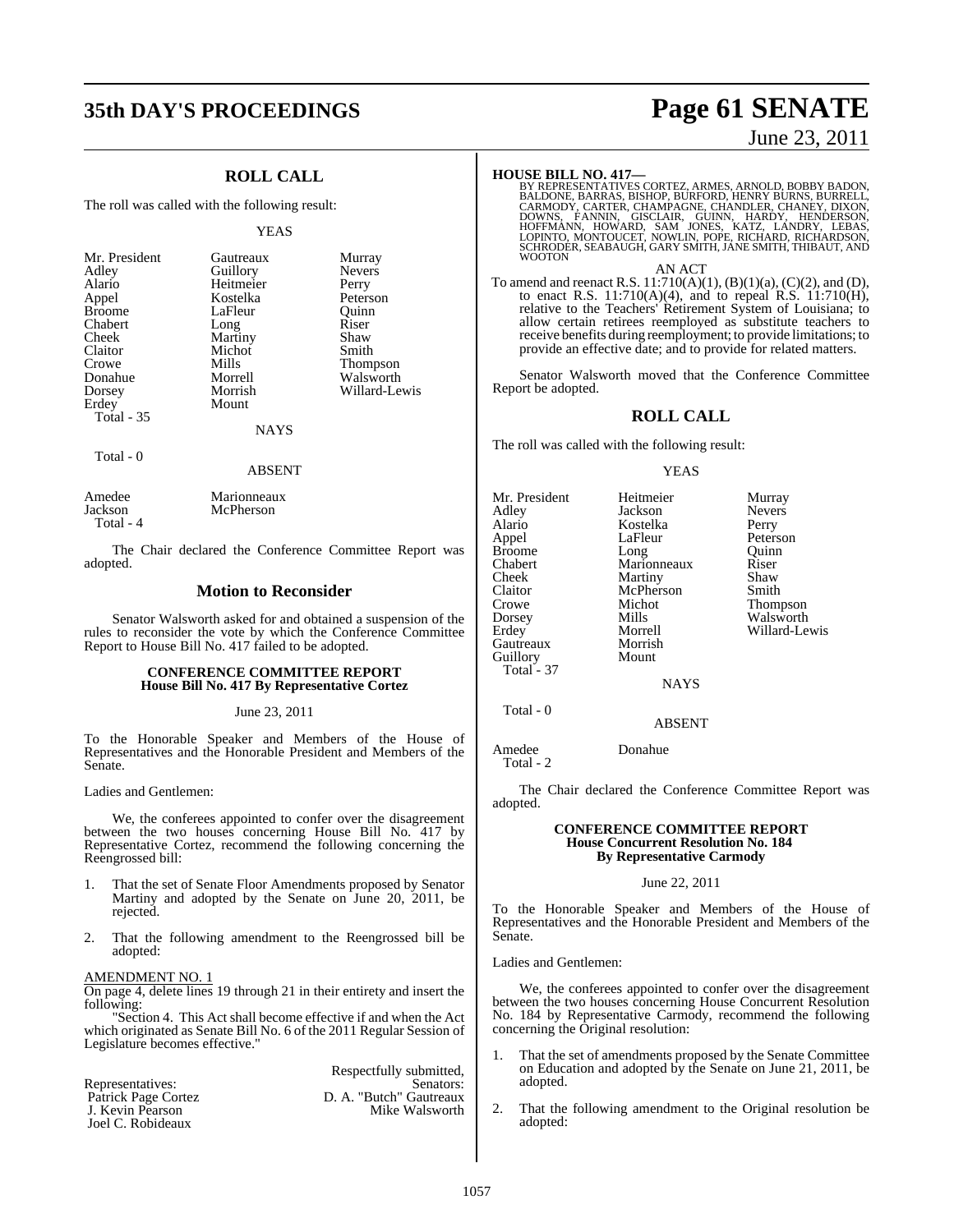## ROLL CALL

The roll was called with the following result:

YEAS

| | | |
|---|---|---|
| Mr. President | Gautreaux | Murray |
| Adley | Guillory | Nevers |
| Alario | Heitmeier | Perry |
| Appel | Kostelka | Peterson |
| Broome | LaFleur | Quinn |
| Chabert | Long | Riser |
| Cheek | Martiny | Shaw |
| Claitor | Michot | Smith |
| Crowe | Mills | Thompson |
| Donahue | Morrell | Walsworth |
| Dorsey | Morrish | Willard-Lewis |
| Erdey | Mount | |
| Total - 35 | | |

NAYS

Total - 0

ABSENT

| | |
|---|---|
| Amedee | Marionneaux |
| Jackson | McPherson |
| Total - 4 | |

The Chair declared the Conference Committee Report was adopted.

## Motion to Reconsider

Senator Walsworth asked for and obtained a suspension of the rules to reconsider the vote by which the Conference Committee Report to House Bill No. 417 failed to be adopted.

### CONFERENCE COMMITTEE REPORT
### House Bill No. 417 By Representative Cortez

June 23, 2011

To the Honorable Speaker and Members of the House of Representatives and the Honorable President and Members of the Senate.

Ladies and Gentlemen:

We, the conferees appointed to confer over the disagreement between the two houses concerning House Bill No. 417 by Representative Cortez, recommend the following concerning the Reengrossed bill:

1. That the set of Senate Floor Amendments proposed by Senator Martiny and adopted by the Senate on June 20, 2011, be rejected.

2. That the following amendment to the Reengrossed bill be adopted:

AMENDMENT NO. 1

On page 4, delete lines 19 through 21 in their entirety and insert the following:

"Section 4. This Act shall become effective if and when the Act which originated as Senate Bill No. 6 of the 2011 Regular Session of Legislature becomes effective."

Respectfully submitted,

| Representatives: | Senators: |
|---|---|
| Patrick Page Cortez | D. A. "Butch" Gautreaux |
| J. Kevin Pearson | Mike Walsworth |
| Joel C. Robideaux | |

**HOUSE BILL NO. 417—**
BY REPRESENTATIVES CORTEZ, ARMES, ARNOLD, BOBBY BADON, BALDONE, BARRAS, BISHOP, BURFORD, HENRY BURNS, BURRELL, CARMODY, CARTER, CHAMPAGNE, CHANDLER, CHANEY, DIXON, DOWNS, FANNIN, GISCLAIR, GUINN, HARDY, HENDERSON, HOFFMANN, HOWARD, SAM JONES, KATZ, LANDRY, LEBAS, LOPINTO, MONTOUCET, NOWLIN, POPE, RICHARD, RICHARDSON, SCHRODER, SEABAUGH, GARY SMITH, JANE SMITH, THIBAUT, AND WOOTON

AN ACT

To amend and reenact R.S. 11:710(A)(1), (B)(1)(a), (C)(2), and (D), to enact R.S. 11:710(A)(4), and to repeal R.S. 11:710(H), relative to the Teachers' Retirement System of Louisiana; to allow certain retirees reemployed as substitute teachers to receive benefits during reemployment; to provide limitations; to provide an effective date; and to provide for related matters.

Senator Walsworth moved that the Conference Committee Report be adopted.

## ROLL CALL

The roll was called with the following result:

YEAS

| | | |
|---|---|---|
| Mr. President | Heitmeier | Murray |
| Adley | Jackson | Nevers |
| Alario | Kostelka | Perry |
| Appel | LaFleur | Peterson |
| Broome | Long | Quinn |
| Chabert | Marionneaux | Riser |
| Cheek | Martiny | Shaw |
| Claitor | McPherson | Smith |
| Crowe | Michot | Thompson |
| Dorsey | Mills | Walsworth |
| Erdey | Morrell | Willard-Lewis |
| Gautreaux | Morrish | |
| Guillory | Mount | |
| Total - 37 | | |

NAYS

Total - 0

ABSENT

| | |
|---|---|
| Amedee | Donahue |
| Total - 2 | |

The Chair declared the Conference Committee Report was adopted.

### CONFERENCE COMMITTEE REPORT
### House Concurrent Resolution No. 184
### By Representative Carmody

June 22, 2011

To the Honorable Speaker and Members of the House of Representatives and the Honorable President and Members of the Senate.

Ladies and Gentlemen:

We, the conferees appointed to confer over the disagreement between the two houses concerning House Concurrent Resolution No. 184 by Representative Carmody, recommend the following concerning the Original resolution:

1. That the set of amendments proposed by the Senate Committee on Education and adopted by the Senate on June 21, 2011, be adopted.

2. That the following amendment to the Original resolution be adopted: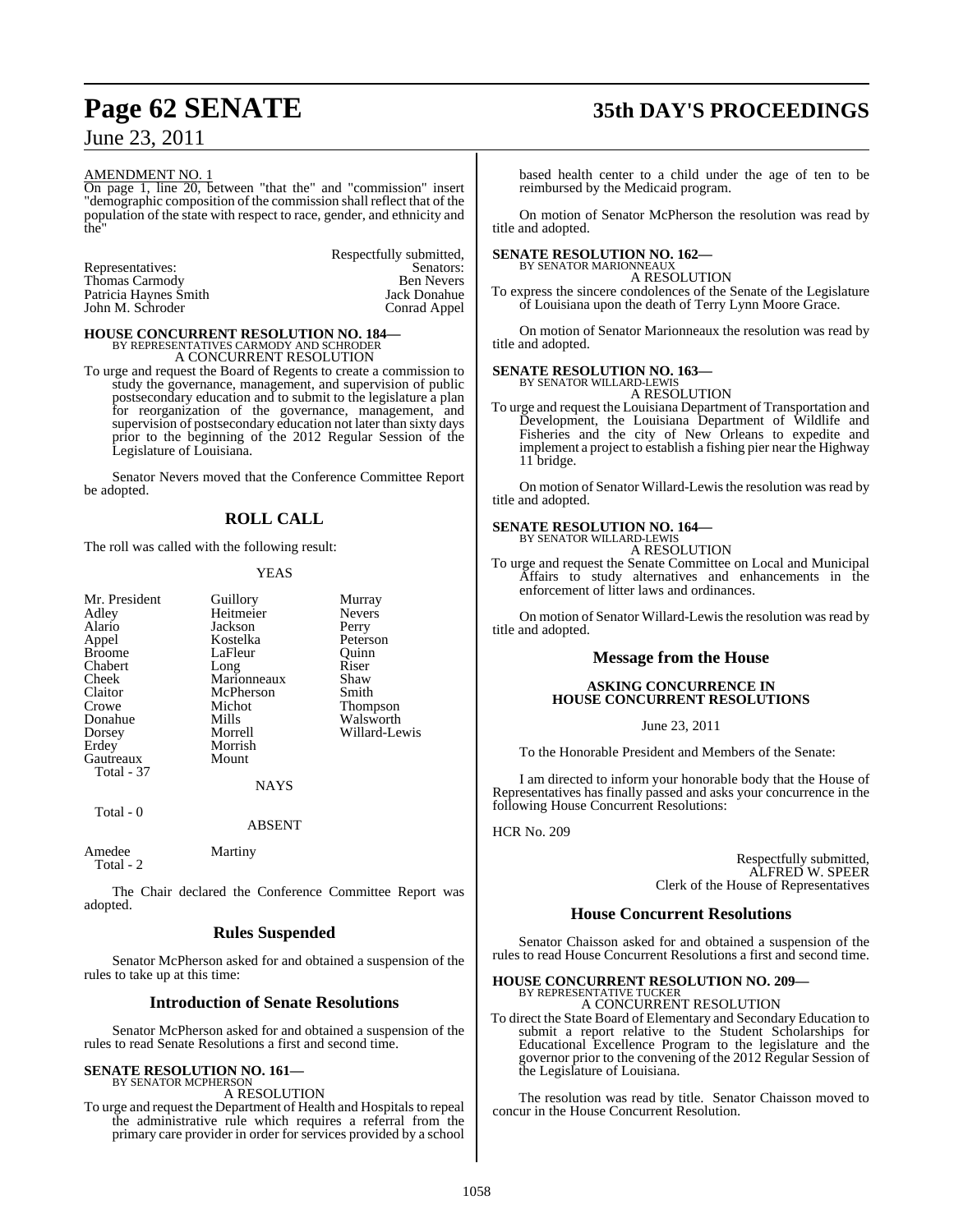AMENDMENT NO. 1

On page 1, line 20, between "that the" and "commission" insert "demographic composition of the commission shall reflect that of the population of the state with respect to race, gender, and ethnicity and the"

Respectfully submitted,

| Representatives: | Senators: |
|---|---|
| Thomas Carmody | Ben Nevers |
| Patricia Haynes Smith | Jack Donahue |
| John M. Schroder | Conrad Appel |

**HOUSE CONCURRENT RESOLUTION NO. 184—**
BY REPRESENTATIVES CARMODY AND SCHRODER
A CONCURRENT RESOLUTION

To urge and request the Board of Regents to create a commission to study the governance, management, and supervision of public postsecondary education and to submit to the legislature a plan for reorganization of the governance, management, and supervision of postsecondary education not later than sixty days prior to the beginning of the 2012 Regular Session of the Legislature of Louisiana.

Senator Nevers moved that the Conference Committee Report be adopted.

## ROLL CALL

The roll was called with the following result:

YEAS

| | | |
|---|---|---|
| Mr. President | Guillory | Murray |
| Adley | Heitmeier | Nevers |
| Alario | Jackson | Perry |
| Appel | Kostelka | Peterson |
| Broome | LaFleur | Quinn |
| Chabert | Long | Riser |
| Cheek | Marionneaux | Shaw |
| Claitor | McPherson | Smith |
| Crowe | Michot | Thompson |
| Donahue | Mills | Walsworth |
| Dorsey | Morrell | Willard-Lewis |
| Erdey | Morrish | |
| Gautreaux | Mount | |

Total - 37

NAYS

Total - 0

ABSENT

Amedee Martiny

Total - 2

The Chair declared the Conference Committee Report was adopted.

## Rules Suspended

Senator McPherson asked for and obtained a suspension of the rules to take up at this time:

## Introduction of Senate Resolutions

Senator McPherson asked for and obtained a suspension of the rules to read Senate Resolutions a first and second time.

**SENATE RESOLUTION NO. 161—**
BY SENATOR MCPHERSON
A RESOLUTION

To urge and request the Department of Health and Hospitals to repeal the administrative rule which requires a referral from the primary care provider in order for services provided by a school based health center to a child under the age of ten to be reimbursed by the Medicaid program.

On motion of Senator McPherson the resolution was read by title and adopted.

**SENATE RESOLUTION NO. 162—**
BY SENATOR MARIONNEAUX
A RESOLUTION

To express the sincere condolences of the Senate of the Legislature of Louisiana upon the death of Terry Lynn Moore Grace.

On motion of Senator Marionneaux the resolution was read by title and adopted.

**SENATE RESOLUTION NO. 163—**
BY SENATOR WILLARD-LEWIS
A RESOLUTION

To urge and request the Louisiana Department of Transportation and Development, the Louisiana Department of Wildlife and Fisheries and the city of New Orleans to expedite and implement a project to establish a fishing pier near the Highway 11 bridge.

On motion of Senator Willard-Lewis the resolution was read by title and adopted.

**SENATE RESOLUTION NO. 164—**
BY SENATOR WILLARD-LEWIS
A RESOLUTION

To urge and request the Senate Committee on Local and Municipal Affairs to study alternatives and enhancements in the enforcement of litter laws and ordinances.

On motion of Senator Willard-Lewis the resolution was read by title and adopted.

## Message from the House

**ASKING CONCURRENCE IN HOUSE CONCURRENT RESOLUTIONS**

June 23, 2011

To the Honorable President and Members of the Senate:

I am directed to inform your honorable body that the House of Representatives has finally passed and asks your concurrence in the following House Concurrent Resolutions:

HCR No. 209

Respectfully submitted,
ALFRED W. SPEER
Clerk of the House of Representatives

## House Concurrent Resolutions

Senator Chaisson asked for and obtained a suspension of the rules to read House Concurrent Resolutions a first and second time.

**HOUSE CONCURRENT RESOLUTION NO. 209—**
BY REPRESENTATIVE TUCKER
A CONCURRENT RESOLUTION

To direct the State Board of Elementary and Secondary Education to submit a report relative to the Student Scholarships for Educational Excellence Program to the legislature and the governor prior to the convening of the 2012 Regular Session of the Legislature of Louisiana.

The resolution was read by title. Senator Chaisson moved to concur in the House Concurrent Resolution.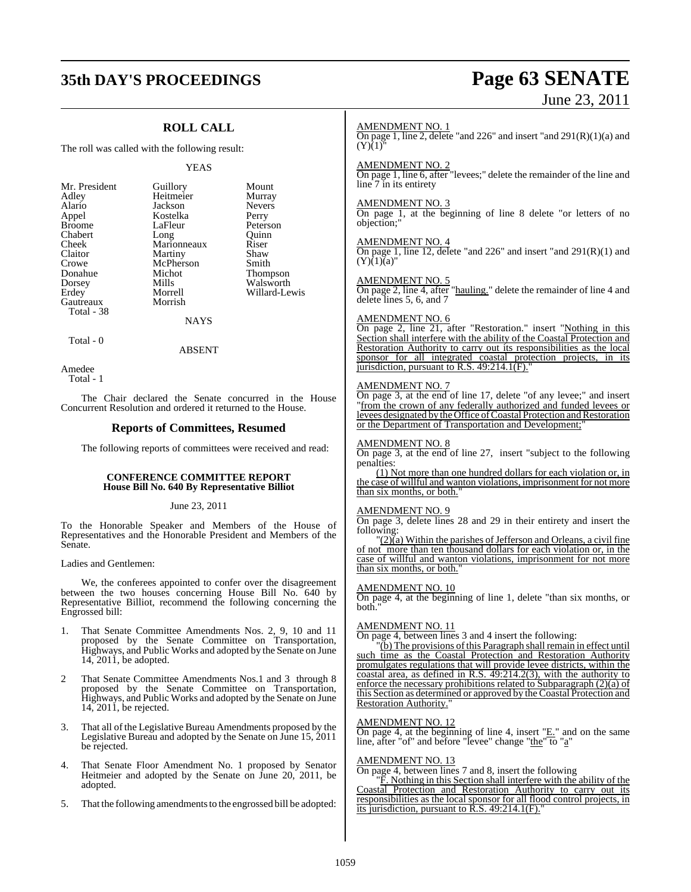## ROLL CALL

The roll was called with the following result:

YEAS

| | | |
|---|---|---|
| Mr. President | Guillory | Mount |
| Adley | Heitmeier | Murray |
| Alario | Jackson | Nevers |
| Appel | Kostelka | Perry |
| Broome | LaFleur | Peterson |
| Chabert | Long | Quinn |
| Cheek | Marionneaux | Riser |
| Claitor | Martiny | Shaw |
| Crowe | McPherson | Smith |
| Donahue | Michot | Thompson |
| Dorsey | Mills | Walsworth |
| Erdey | Morrell | Willard-Lewis |
| Gautreaux | Morrish | |

Total - 38

NAYS

Total - 0

ABSENT

Amedee

Total - 1

The Chair declared the Senate concurred in the House Concurrent Resolution and ordered it returned to the House.

## Reports of Committees, Resumed

The following reports of committees were received and read:

### CONFERENCE COMMITTEE REPORT
### House Bill No. 640 By Representative Billiot

June 23, 2011

To the Honorable Speaker and Members of the House of Representatives and the Honorable President and Members of the Senate.

Ladies and Gentlemen:

We, the conferees appointed to confer over the disagreement between the two houses concerning House Bill No. 640 by Representative Billiot, recommend the following concerning the Engrossed bill:

1. That Senate Committee Amendments Nos. 2, 9, 10 and 11 proposed by the Senate Committee on Transportation, Highways, and Public Works and adopted by the Senate on June 14, 2011, be adopted.

2. That Senate Committee Amendments Nos.1 and 3 through 8 proposed by the Senate Committee on Transportation, Highways, and Public Works and adopted by the Senate on June 14, 2011, be rejected.

3. That all of the Legislative Bureau Amendments proposed by the Legislative Bureau and adopted by the Senate on June 15, 2011 be rejected.

4. That Senate Floor Amendment No. 1 proposed by Senator Heitmeier and adopted by the Senate on June 20, 2011, be adopted.

5. That the following amendments to the engrossed bill be adopted:

AMENDMENT NO. 1

On page 1, line 2, delete "and 226" and insert "and 291(R)(1)(a) and (Y)(1)"

AMENDMENT NO. 2

On page 1, line 6, after "levees;" delete the remainder of the line and line 7 in its entirety

AMENDMENT NO. 3

On page 1, at the beginning of line 8 delete "or letters of no objection;"

AMENDMENT NO. 4

On page 1, line 12, delete "and 226" and insert "and 291(R)(1) and (Y)(1)(a)"

AMENDMENT NO. 5

On page 2, line 4, after "hauling." delete the remainder of line 4 and delete lines 5, 6, and 7

AMENDMENT NO. 6

On page 2, line 21, after "Restoration." insert "Nothing in this Section shall interfere with the ability of the Coastal Protection and Restoration Authority to carry out its responsibilities as the local sponsor for all integrated coastal protection projects, in its jurisdiction, pursuant to R.S. 49:214.1(F)."

AMENDMENT NO. 7

On page 3, at the end of line 17, delete "of any levee;" and insert "from the crown of any federally authorized and funded levees or levees designated by the Office of Coastal Protection and Restoration or the Department of Transportation and Development;"

AMENDMENT NO. 8

On page 3, at the end of line 27, insert "subject to the following penalties:

(1) Not more than one hundred dollars for each violation or, in the case of willful and wanton violations, imprisonment for not more than six months, or both."

AMENDMENT NO. 9

On page 3, delete lines 28 and 29 in their entirety and insert the following:

"(2)(a) Within the parishes of Jefferson and Orleans, a civil fine of not more than ten thousand dollars for each violation or, in the case of willful and wanton violations, imprisonment for not more than six months, or both."

AMENDMENT NO. 10

On page 4, at the beginning of line 1, delete "than six months, or both."

AMENDMENT NO. 11

On page 4, between lines 3 and 4 insert the following:

"(b) The provisions of this Paragraph shall remain in effect until such time as the Coastal Protection and Restoration Authority promulgates regulations that will provide levee districts, within the coastal area, as defined in R.S. 49:214.2(3), with the authority to enforce the necessary prohibitions related to Subparagraph (2)(a) of this Section as determined or approved by the Coastal Protection and Restoration Authority."

AMENDMENT NO. 12

On page 4, at the beginning of line 4, insert "E." and on the same line, after "of" and before "levee" change "the" to "a"

AMENDMENT NO. 13

On page 4, between lines 7 and 8, insert the following

"F. Nothing in this Section shall interfere with the ability of the Coastal Protection and Restoration Authority to carry out its responsibilities as the local sponsor for all flood control projects, in its jurisdiction, pursuant to R.S. 49:214.1(F)."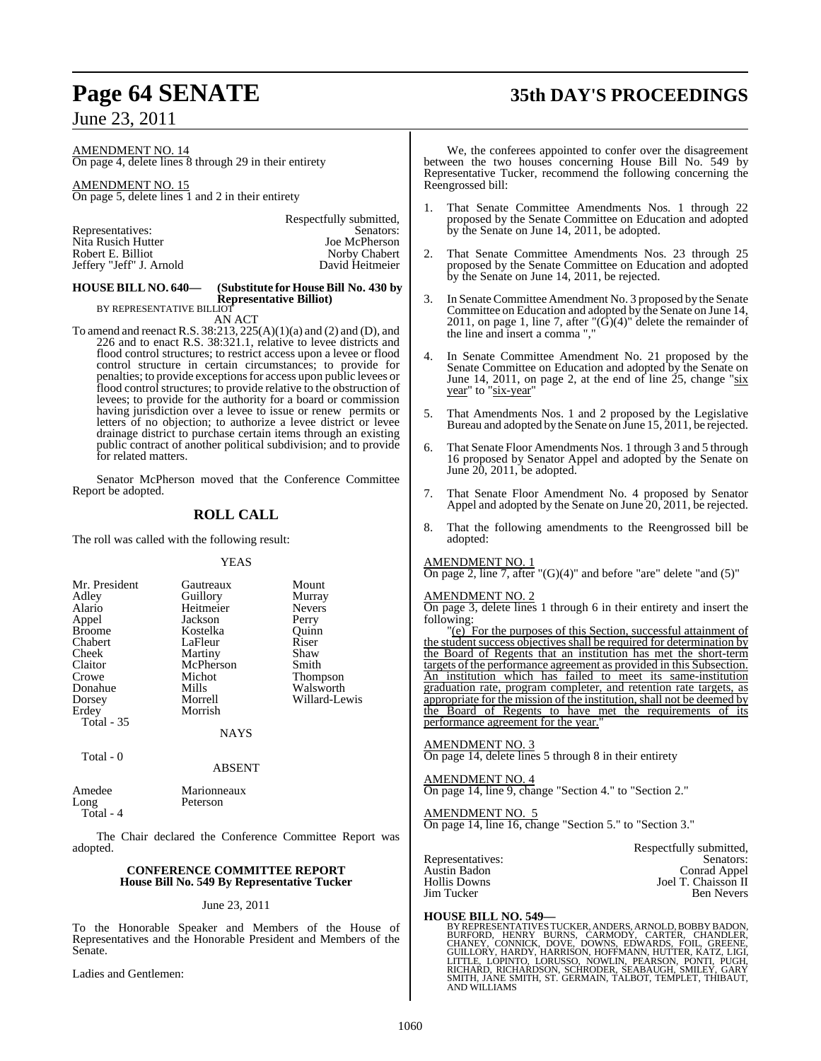AMENDMENT NO. 14
On page 4, delete lines 8 through 29 in their entirety

AMENDMENT NO. 15
On page 5, delete lines 1 and 2 in their entirety

Respectfully submitted,

| Representatives: | Senators: |
|---|---|
| Nita Rusich Hutter | Joe McPherson |
| Robert E. Billiot | Norby Chabert |
| Jeffery "Jeff" J. Arnold | David Heitmeier |

**HOUSE BILL NO. 640— (Substitute for House Bill No. 430 by Representative Billiot)**
BY REPRESENTATIVE BILLIOT

AN ACT

To amend and reenact R.S. 38:213, 225(A)(1)(a) and (2) and (D), and 226 and to enact R.S. 38:321.1, relative to levee districts and flood control structures; to restrict access upon a levee or flood control structure in certain circumstances; to provide for penalties; to provide exceptions for access upon public levees or flood control structures; to provide relative to the obstruction of levees; to provide for the authority for a board or commission having jurisdiction over a levee to issue or renew permits or letters of no objection; to authorize a levee district or levee drainage district to purchase certain items through an existing public contract of another political subdivision; and to provide for related matters.

Senator McPherson moved that the Conference Committee Report be adopted.

## ROLL CALL

The roll was called with the following result:

YEAS

| | | |
|---|---|---|
| Mr. President | Gautreaux | Mount |
| Adley | Guillory | Murray |
| Alario | Heitmeier | Nevers |
| Appel | Jackson | Perry |
| Broome | Kostelka | Quinn |
| Chabert | LaFleur | Riser |
| Cheek | Martiny | Shaw |
| Claitor | McPherson | Smith |
| Crowe | Michot | Thompson |
| Donahue | Mills | Walsworth |
| Dorsey | Morrell | Willard-Lewis |
| Erdey | Morrish | |

Total - 35

NAYS

Total - 0

ABSENT

| | |
|---|---|
| Amedee | Marionneaux |
| Long | Peterson |

Total - 4

The Chair declared the Conference Committee Report was adopted.

## CONFERENCE COMMITTEE REPORT
## House Bill No. 549 By Representative Tucker

June 23, 2011

To the Honorable Speaker and Members of the House of Representatives and the Honorable President and Members of the Senate.

Ladies and Gentlemen:

We, the conferees appointed to confer over the disagreement between the two houses concerning House Bill No. 549 by Representative Tucker, recommend the following concerning the Reengrossed bill:

1. That Senate Committee Amendments Nos. 1 through 22 proposed by the Senate Committee on Education and adopted by the Senate on June 14, 2011, be adopted.

2. That Senate Committee Amendments Nos. 23 through 25 proposed by the Senate Committee on Education and adopted by the Senate on June 14, 2011, be rejected.

3. In Senate Committee Amendment No. 3 proposed by the Senate Committee on Education and adopted by the Senate on June 14, 2011, on page 1, line 7, after "(G)(4)" delete the remainder of the line and insert a comma ","

4. In Senate Committee Amendment No. 21 proposed by the Senate Committee on Education and adopted by the Senate on June 14, 2011, on page 2, at the end of line 25, change "six year" to "six-year"

5. That Amendments Nos. 1 and 2 proposed by the Legislative Bureau and adopted by the Senate on June 15, 2011, be rejected.

6. That Senate Floor Amendments Nos. 1 through 3 and 5 through 16 proposed by Senator Appel and adopted by the Senate on June 20, 2011, be adopted.

7. That Senate Floor Amendment No. 4 proposed by Senator Appel and adopted by the Senate on June 20, 2011, be rejected.

8. That the following amendments to the Reengrossed bill be adopted:

AMENDMENT NO. 1
On page 2, line 7, after "(G)(4)" and before "are" delete "and (5)"

AMENDMENT NO. 2
On page 3, delete lines 1 through 6 in their entirety and insert the following:

"(e) For the purposes of this Section, successful attainment of the student success objectives shall be required for determination by the Board of Regents that an institution has met the short-term targets of the performance agreement as provided in this Subsection. An institution which has failed to meet its same-institution graduation rate, program completer, and retention rate targets, as appropriate for the mission of the institution, shall not be deemed by the Board of Regents to have met the requirements of its performance agreement for the year."

AMENDMENT NO. 3
On page 14, delete lines 5 through 8 in their entirety

AMENDMENT NO. 4
On page 14, line 9, change "Section 4." to "Section 2."

AMENDMENT NO. 5
On page 14, line 16, change "Section 5." to "Section 3."

Respectfully submitted,

| Representatives: | Senators: |
|---|---|
| Austin Badon | Conrad Appel |
| Hollis Downs | Joel T. Chaisson II |
| Jim Tucker | Ben Nevers |

**HOUSE BILL NO. 549—**
BY REPRESENTATIVES TUCKER, ANDERS, ARNOLD, BOBBY BADON, BURFORD, HENRY BURNS, CARMODY, CARTER, CHANDLER, CHANEY, CONNICK, DOVE, DOWNS, EDWARDS, FOIL, GREENE, GUILLORY, HARDY, HARRISON, HOFFMANN, HUTTER, KATZ, LIGI, LITTLE, LOPINTO, LORUSSO, NOWLIN, PEARSON, PONTI, PUGH, RICHARD, RICHARDSON, SCHRODER, SEABAUGH, SMILEY, GARY SMITH, JANE SMITH, ST. GERMAIN, TALBOT, TEMPLET, THIBAUT, AND WILLIAMS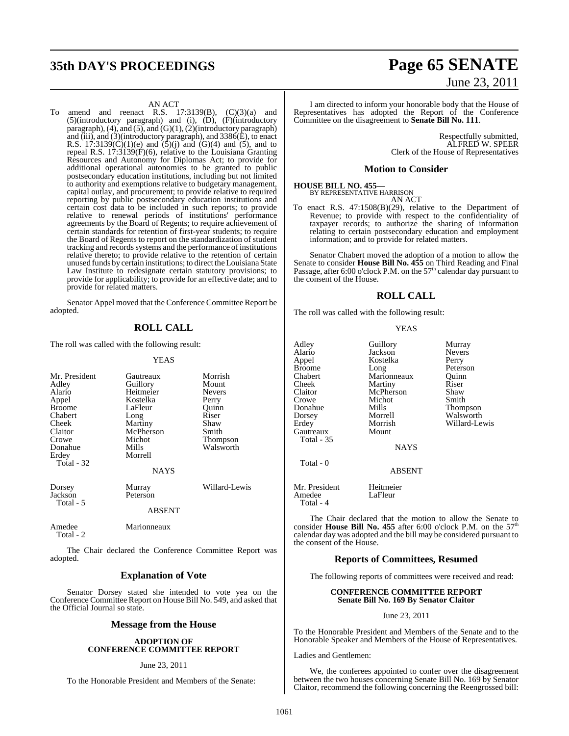AN ACT

To amend and reenact R.S. 17:3139(B), (C)(3)(a) and (5)(introductory paragraph) and (i), (D), (F)(introductory paragraph), (4), and (5), and (G)(1), (2)(introductory paragraph) and (iii), and (3)(introductory paragraph), and 3386(E), to enact R.S. 17:3139(C)(1)(e) and (5)(j) and (G)(4) and (5), and to repeal R.S. 17:3139(F)(6), relative to the Louisiana Granting Resources and Autonomy for Diplomas Act; to provide for additional operational autonomies to be granted to public postsecondary education institutions, including but not limited to authority and exemptions relative to budgetary management, capital outlay, and procurement; to provide relative to required reporting by public postsecondary education institutions and certain cost data to be included in such reports; to provide relative to renewal periods of institutions' performance agreements by the Board of Regents; to require achievement of certain standards for retention of first-year students; to require the Board of Regents to report on the standardization of student tracking and records systems and the performance of institutions relative thereto; to provide relative to the retention of certain unused funds by certain institutions; to direct the Louisiana State Law Institute to redesignate certain statutory provisions; to provide for applicability; to provide for an effective date; and to provide for related matters.

Senator Appel moved that the Conference Committee Report be adopted.

## ROLL CALL

The roll was called with the following result:

YEAS

| | | |
|---|---|---|
| Mr. President | Gautreaux | Morrish |
| Adley | Guillory | Mount |
| Alario | Heitmeier | Nevers |
| Appel | Kostelka | Perry |
| Broome | LaFleur | Quinn |
| Chabert | Long | Riser |
| Cheek | Martiny | Shaw |
| Claitor | McPherson | Smith |
| Crowe | Michot | Thompson |
| Donahue | Mills | Walsworth |
| Erdey | Morrell | |

Total - 32

NAYS

| | | |
|---|---|---|
| Dorsey | Murray | Willard-Lewis |
| Jackson | Peterson | |

Total - 5

ABSENT

| | |
|---|---|
| Amedee | Marionneaux |

Total - 2

The Chair declared the Conference Committee Report was adopted.

## Explanation of Vote

Senator Dorsey stated she intended to vote yea on the Conference Committee Report on House Bill No. 549, and asked that the Official Journal so state.

## Message from the House

**ADOPTION OF CONFERENCE COMMITTEE REPORT**

June 23, 2011

To the Honorable President and Members of the Senate:

I am directed to inform your honorable body that the House of Representatives has adopted the Report of the Conference Committee on the disagreement to **Senate Bill No. 111**.

Respectfully submitted,
ALFRED W. SPEER
Clerk of the House of Representatives

## Motion to Consider

**HOUSE BILL NO. 455—**
BY REPRESENTATIVE HARRISON

AN ACT

To enact R.S. 47:1508(B)(29), relative to the Department of Revenue; to provide with respect to the confidentiality of taxpayer records; to authorize the sharing of information relating to certain postsecondary education and employment information; and to provide for related matters.

Senator Chabert moved the adoption of a motion to allow the Senate to consider **House Bill No. 455** on Third Reading and Final Passage, after 6:00 o'clock P.M. on the 57th calendar day pursuant to the consent of the House.

## ROLL CALL

The roll was called with the following result:

YEAS

| | | |
|---|---|---|
| Adley | Guillory | Murray |
| Alario | Jackson | Nevers |
| Appel | Kostelka | Perry |
| Broome | Long | Peterson |
| Chabert | Marionneaux | Quinn |
| Cheek | Martiny | Riser |
| Claitor | McPherson | Shaw |
| Crowe | Michot | Smith |
| Donahue | Mills | Thompson |
| Dorsey | Morrell | Walsworth |
| Erdey | Morrish | Willard-Lewis |
| Gautreaux | Mount | |

Total - 35

NAYS

Total - 0

ABSENT

| | |
|---|---|
| Mr. President | Heitmeier |
| Amedee | LaFleur |

Total - 4

The Chair declared that the motion to allow the Senate to consider **House Bill No. 455** after 6:00 o'clock P.M. on the 57th calendar day was adopted and the bill may be considered pursuant to the consent of the House.

## Reports of Committees, Resumed

The following reports of committees were received and read:

**CONFERENCE COMMITTEE REPORT**
**Senate Bill No. 169 By Senator Claitor**

June 23, 2011

To the Honorable President and Members of the Senate and to the Honorable Speaker and Members of the House of Representatives.

Ladies and Gentlemen:

We, the conferees appointed to confer over the disagreement between the two houses concerning Senate Bill No. 169 by Senator Claitor, recommend the following concerning the Reengrossed bill: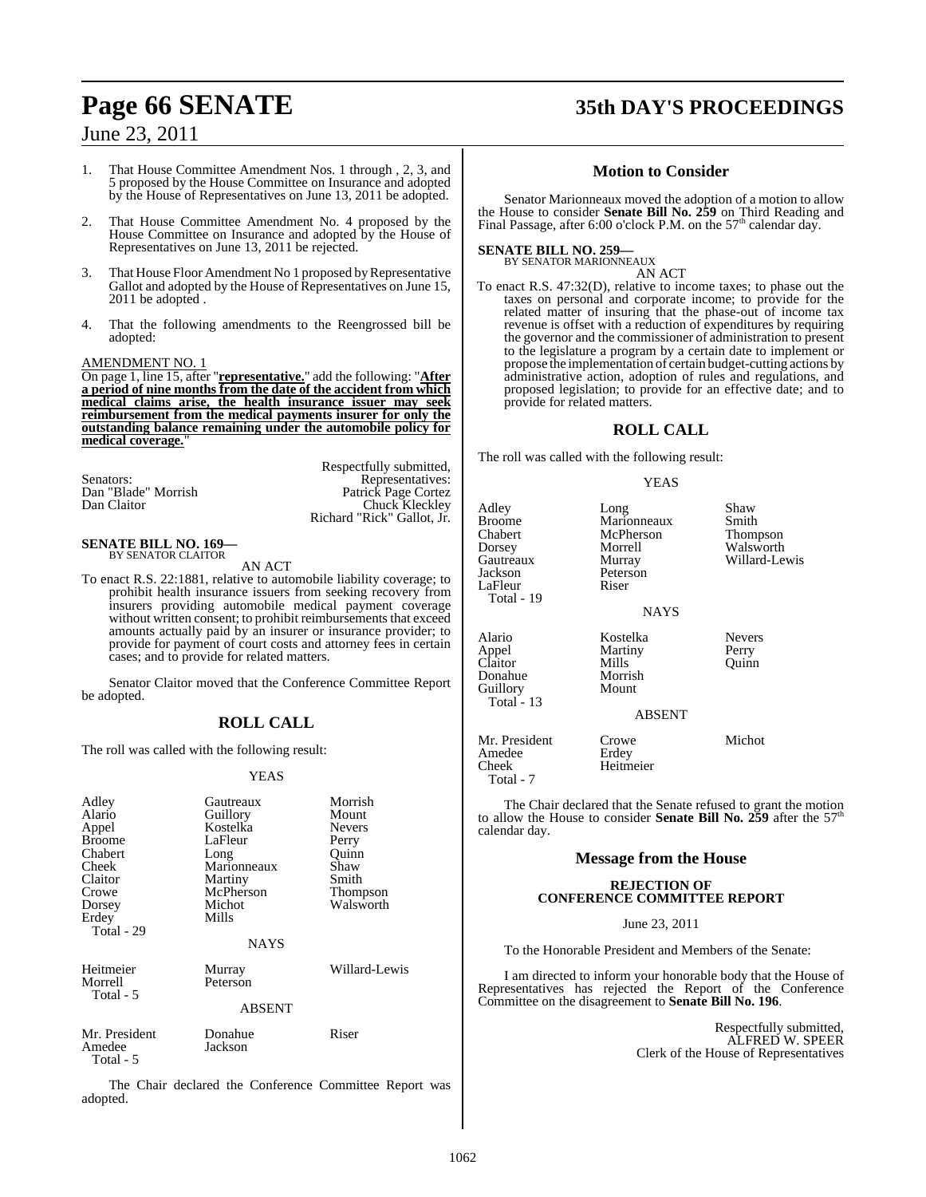1. That House Committee Amendment Nos. 1 through , 2, 3, and 5 proposed by the House Committee on Insurance and adopted by the House of Representatives on June 13, 2011 be adopted.

2. That House Committee Amendment No. 4 proposed by the House Committee on Insurance and adopted by the House of Representatives on June 13, 2011 be rejected.

3. That House Floor Amendment No 1 proposed by Representative Gallot and adopted by the House of Representatives on June 15, 2011 be adopted .

4. That the following amendments to the Reengrossed bill be adopted:

AMENDMENT NO. 1

On page 1, line 15, after "**representative.**" add the following: "**After a period of nine months from the date of the accident from which medical claims arise, the health insurance issuer may seek reimbursement from the medical payments insurer for only the outstanding balance remaining under the automobile policy for medical coverage.**"

Respectfully submitted,

| Senators: | Representatives: |
|---|---|
| Dan "Blade" Morrish | Patrick Page Cortez |
| Dan Claitor | Chuck Kleckley |
| | Richard "Rick" Gallot, Jr. |

**SENATE BILL NO. 169—**
BY SENATOR CLAITOR

AN ACT

To enact R.S. 22:1881, relative to automobile liability coverage; to prohibit health insurance issuers from seeking recovery from insurers providing automobile medical payment coverage without written consent; to prohibit reimbursements that exceed amounts actually paid by an insurer or insurance provider; to provide for payment of court costs and attorney fees in certain cases; and to provide for related matters.

Senator Claitor moved that the Conference Committee Report be adopted.

## ROLL CALL

The roll was called with the following result:

YEAS

| | | |
|---|---|---|
| Adley | Gautreaux | Morrish |
| Alario | Guillory | Mount |
| Appel | Kostelka | Nevers |
| Broome | LaFleur | Perry |
| Chabert | Long | Quinn |
| Cheek | Marionneaux | Shaw |
| Claitor | Martiny | Smith |
| Crowe | McPherson | Thompson |
| Dorsey | Michot | Walsworth |
| Erdey | Mills | |
| Total - 29 | | |

NAYS

| | | |
|---|---|---|
| Heitmeier | Murray | Willard-Lewis |
| Morrell | Peterson | |
| Total - 5 | | |

ABSENT

| | | |
|---|---|---|
| Mr. President | Donahue | Riser |
| Amedee | Jackson | |
| Total - 5 | | |

The Chair declared the Conference Committee Report was adopted.

## Motion to Consider

Senator Marionneaux moved the adoption of a motion to allow the House to consider **Senate Bill No. 259** on Third Reading and Final Passage, after 6:00 o'clock P.M. on the 57th calendar day.

**SENATE BILL NO. 259—**
BY SENATOR MARIONNEAUX

AN ACT

To enact R.S. 47:32(D), relative to income taxes; to phase out the taxes on personal and corporate income; to provide for the related matter of insuring that the phase-out of income tax revenue is offset with a reduction of expenditures by requiring the governor and the commissioner of administration to present to the legislature a program by a certain date to implement or propose the implementation of certain budget-cutting actions by administrative action, adoption of rules and regulations, and proposed legislation; to provide for an effective date; and to provide for related matters.

## ROLL CALL

The roll was called with the following result:

YEAS

| | | |
|---|---|---|
| Adley | Long | Shaw |
| Broome | Marionneaux | Smith |
| Chabert | McPherson | Thompson |
| Dorsey | Morrell | Walsworth |
| Gautreaux | Murray | Willard-Lewis |
| Jackson | Peterson | |
| LaFleur | Riser | |
| Total - 19 | | |

NAYS

| | | |
|---|---|---|
| Alario | Kostelka | Nevers |
| Appel | Martiny | Perry |
| Claitor | Mills | Quinn |
| Donahue | Morrish | |
| Guillory | Mount | |
| Total - 13 | | |

ABSENT

| | | |
|---|---|---|
| Mr. President | Crowe | Michot |
| Amedee | Erdey | |
| Cheek | Heitmeier | |
| Total - 7 | | |

The Chair declared that the Senate refused to grant the motion to allow the House to consider **Senate Bill No. 259** after the 57th calendar day.

## Message from the House

### REJECTION OF CONFERENCE COMMITTEE REPORT

June 23, 2011

To the Honorable President and Members of the Senate:

I am directed to inform your honorable body that the House of Representatives has rejected the Report of the Conference Committee on the disagreement to **Senate Bill No. 196**.

Respectfully submitted,
ALFRED W. SPEER
Clerk of the House of Representatives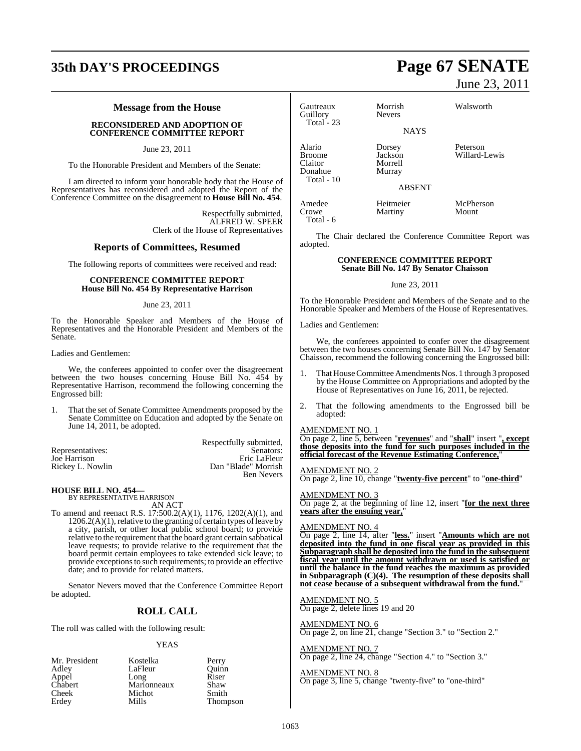## Message from the House

### RECONSIDERED AND ADOPTION OF CONFERENCE COMMITTEE REPORT

June 23, 2011

To the Honorable President and Members of the Senate:

I am directed to inform your honorable body that the House of Representatives has reconsidered and adopted the Report of the Conference Committee on the disagreement to **House Bill No. 454**.

Respectfully submitted,
ALFRED W. SPEER
Clerk of the House of Representatives

## Reports of Committees, Resumed

The following reports of committees were received and read:

### CONFERENCE COMMITTEE REPORT
### House Bill No. 454 By Representative Harrison

June 23, 2011

To the Honorable Speaker and Members of the House of Representatives and the Honorable President and Members of the Senate.

Ladies and Gentlemen:

We, the conferees appointed to confer over the disagreement between the two houses concerning House Bill No. 454 by Representative Harrison, recommend the following concerning the Engrossed bill:

1. That the set of Senate Committee Amendments proposed by the Senate Committee on Education and adopted by the Senate on June 14, 2011, be adopted.

Respectfully submitted,

| Representatives: | Senators: |
|---|---|
| Joe Harrison | Eric LaFleur |
| Rickey L. Nowlin | Dan "Blade" Morrish |
| | Ben Nevers |

**HOUSE BILL NO. 454—**
BY REPRESENTATIVE HARRISON
AN ACT

To amend and reenact R.S. 17:500.2(A)(1), 1176, 1202(A)(1), and 1206.2(A)(1), relative to the granting of certain types of leave by a city, parish, or other local public school board; to provide relative to the requirement that the board grant certain sabbatical leave requests; to provide relative to the requirement that the board permit certain employees to take extended sick leave; to provide exceptions to such requirements; to provide an effective date; and to provide for related matters.

Senator Nevers moved that the Conference Committee Report be adopted.

## ROLL CALL

The roll was called with the following result:

YEAS

| | | |
|---|---|---|
| Mr. President | Kostelka | Perry |
| Adley | LaFleur | Quinn |
| Appel | Long | Riser |
| Chabert | Marionneaux | Shaw |
| Cheek | Michot | Smith |
| Erdey | Mills | Thompson |
| Gautreaux | Morrish | Walsworth |
| Guillory | Nevers | |

Total - 23

NAYS

| | | |
|---|---|---|
| Alario | Dorsey | Peterson |
| Broome | Jackson | Willard-Lewis |
| Claitor | Morrell | |
| Donahue | Murray | |

Total - 10

ABSENT

| | | |
|---|---|---|
| Amedee | Heitmeier | McPherson |
| Crowe | Martiny | Mount |

Total - 6

The Chair declared the Conference Committee Report was adopted.

### CONFERENCE COMMITTEE REPORT
### Senate Bill No. 147 By Senator Chaisson

June 23, 2011

To the Honorable President and Members of the Senate and to the Honorable Speaker and Members of the House of Representatives.

Ladies and Gentlemen:

We, the conferees appointed to confer over the disagreement between the two houses concerning Senate Bill No. 147 by Senator Chaisson, recommend the following concerning the Engrossed bill:

1. That House Committee Amendments Nos. 1 through 3 proposed by the House Committee on Appropriations and adopted by the House of Representatives on June 16, 2011, be rejected.

2. That the following amendments to the Engrossed bill be adopted:

AMENDMENT NO. 1
On page 2, line 5, between "**revenues**" and "**shall**" insert "**, except those deposits into the fund for such purposes included in the official forecast of the Revenue Estimating Conference,**"

AMENDMENT NO. 2
On page 2, line 10, change "**twenty-five percent**" to "**one-third**"

AMENDMENT NO. 3
On page 2, at the beginning of line 12, insert "**for the next three years after the ensuing year,**"

AMENDMENT NO. 4
On page 2, line 14, after "**less.**" insert "**Amounts which are not deposited into the fund in one fiscal year as provided in this Subparagraph shall be deposited into the fund in the subsequent fiscal year until the amount withdrawn or used is satisfied or until the balance in the fund reaches the maximum as provided in Subparagraph (C)(4). The resumption of these deposits shall not cease because of a subsequent withdrawal from the fund.**"

AMENDMENT NO. 5
On page 2, delete lines 19 and 20

AMENDMENT NO. 6
On page 2, on line 21, change "Section 3." to "Section 2."

AMENDMENT NO. 7
On page 2, line 24, change "Section 4." to "Section 3."

AMENDMENT NO. 8
On page 3, line 5, change "twenty-five" to "one-third"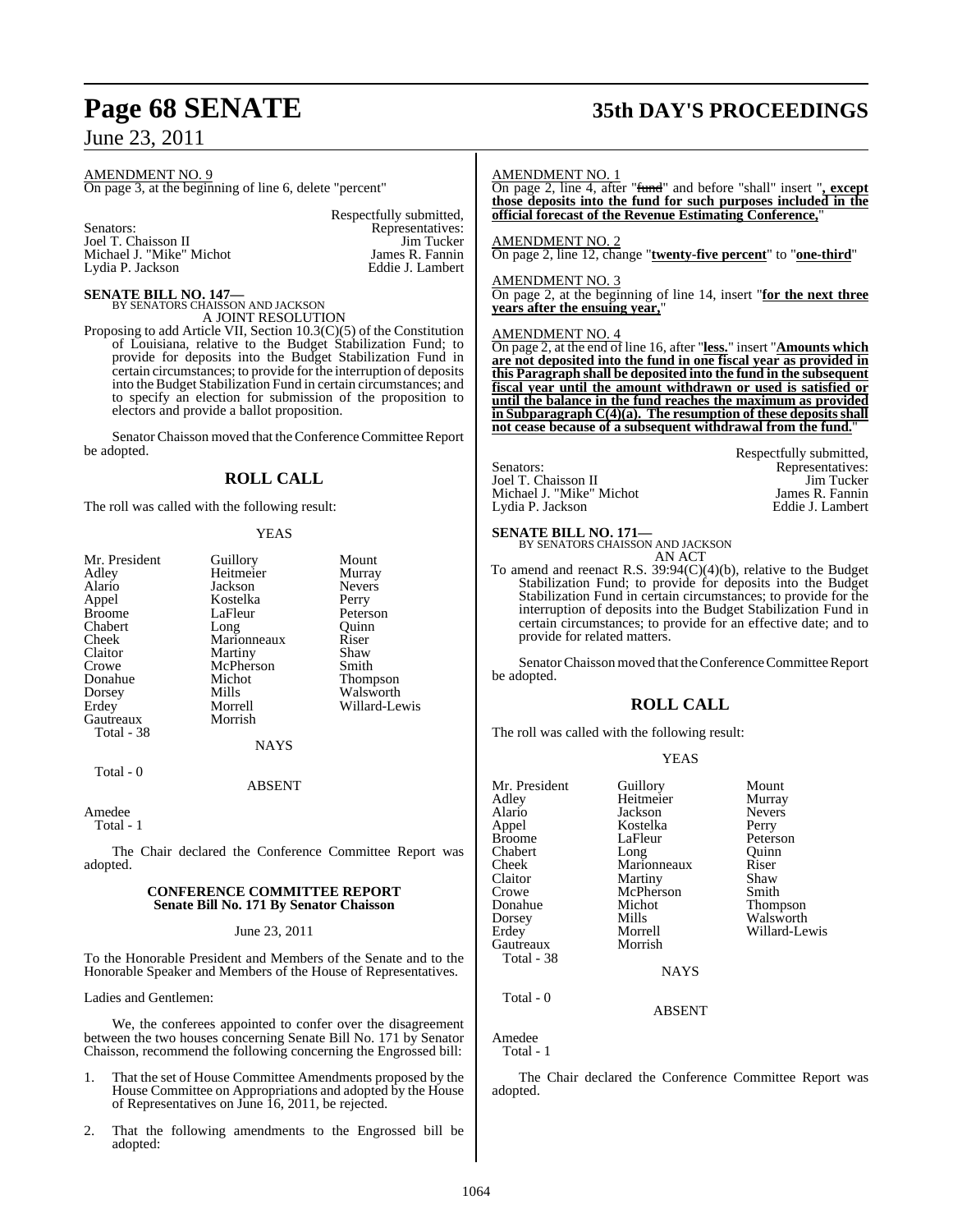AMENDMENT NO. 9

On page 3, at the beginning of line 6, delete "percent"

Respectfully submitted,

| Senators: | Representatives: |
|---|---|
| Joel T. Chaisson II | Jim Tucker |
| Michael J. "Mike" Michot | James R. Fannin |
| Lydia P. Jackson | Eddie J. Lambert |

**SENATE BILL NO. 147—**
BY SENATORS CHAISSON AND JACKSON
A JOINT RESOLUTION

Proposing to add Article VII, Section 10.3(C)(5) of the Constitution of Louisiana, relative to the Budget Stabilization Fund; to provide for deposits into the Budget Stabilization Fund in certain circumstances; to provide for the interruption of deposits into the Budget Stabilization Fund in certain circumstances; and to specify an election for submission of the proposition to electors and provide a ballot proposition.

Senator Chaisson moved that the Conference Committee Report be adopted.

## ROLL CALL

The roll was called with the following result:

YEAS

| | | |
|---|---|---|
| Mr. President | Guillory | Mount |
| Adley | Heitmeier | Murray |
| Alario | Jackson | Nevers |
| Appel | Kostelka | Perry |
| Broome | LaFleur | Peterson |
| Chabert | Long | Quinn |
| Cheek | Marionneaux | Riser |
| Claitor | Martiny | Shaw |
| Crowe | McPherson | Smith |
| Donahue | Michot | Thompson |
| Dorsey | Mills | Walsworth |
| Erdey | Morrell | Willard-Lewis |
| Gautreaux | Morrish | |

Total - 38

NAYS

Total - 0

ABSENT

Amedee

Total - 1

The Chair declared the Conference Committee Report was adopted.

**CONFERENCE COMMITTEE REPORT**
**Senate Bill No. 171 By Senator Chaisson**

June 23, 2011

To the Honorable President and Members of the Senate and to the Honorable Speaker and Members of the House of Representatives.

Ladies and Gentlemen:

We, the conferees appointed to confer over the disagreement between the two houses concerning Senate Bill No. 171 by Senator Chaisson, recommend the following concerning the Engrossed bill:

1. That the set of House Committee Amendments proposed by the House Committee on Appropriations and adopted by the House of Representatives on June 16, 2011, be rejected.

2. That the following amendments to the Engrossed bill be adopted:

AMENDMENT NO. 1

On page 2, line 4, after "~~fund~~" and before "shall" insert "**, except those deposits into the fund for such purposes included in the official forecast of the Revenue Estimating Conference,**"

AMENDMENT NO. 2

On page 2, line 12, change "**twenty-five percent**" to "**one-third**"

AMENDMENT NO. 3

On page 2, at the beginning of line 14, insert "**for the next three years after the ensuing year,**"

AMENDMENT NO. 4

On page 2, at the end of line 16, after "**less.**" insert "**Amounts which are not deposited into the fund in one fiscal year as provided in this Paragraph shall be deposited into the fund in the subsequent fiscal year until the amount withdrawn or used is satisfied or until the balance in the fund reaches the maximum as provided in Subparagraph C(4)(a). The resumption of these deposits shall not cease because of a subsequent withdrawal from the fund.**"

Respectfully submitted,

| Senators: | Representatives: |
|---|---|
| Joel T. Chaisson II | Jim Tucker |
| Michael J. "Mike" Michot | James R. Fannin |
| Lydia P. Jackson | Eddie J. Lambert |

**SENATE BILL NO. 171—**
BY SENATORS CHAISSON AND JACKSON
AN ACT

To amend and reenact R.S. 39:94(C)(4)(b), relative to the Budget Stabilization Fund; to provide for deposits into the Budget Stabilization Fund in certain circumstances; to provide for the interruption of deposits into the Budget Stabilization Fund in certain circumstances; to provide for an effective date; and to provide for related matters.

Senator Chaisson moved that the Conference Committee Report be adopted.

## ROLL CALL

The roll was called with the following result:

YEAS

| | | |
|---|---|---|
| Mr. President | Guillory | Mount |
| Adley | Heitmeier | Murray |
| Alario | Jackson | Nevers |
| Appel | Kostelka | Perry |
| Broome | LaFleur | Peterson |
| Chabert | Long | Quinn |
| Cheek | Marionneaux | Riser |
| Claitor | Martiny | Shaw |
| Crowe | McPherson | Smith |
| Donahue | Michot | Thompson |
| Dorsey | Mills | Walsworth |
| Erdey | Morrell | Willard-Lewis |
| Gautreaux | Morrish | |

Total - 38

NAYS

Total - 0

ABSENT

Amedee

Total - 1

The Chair declared the Conference Committee Report was adopted.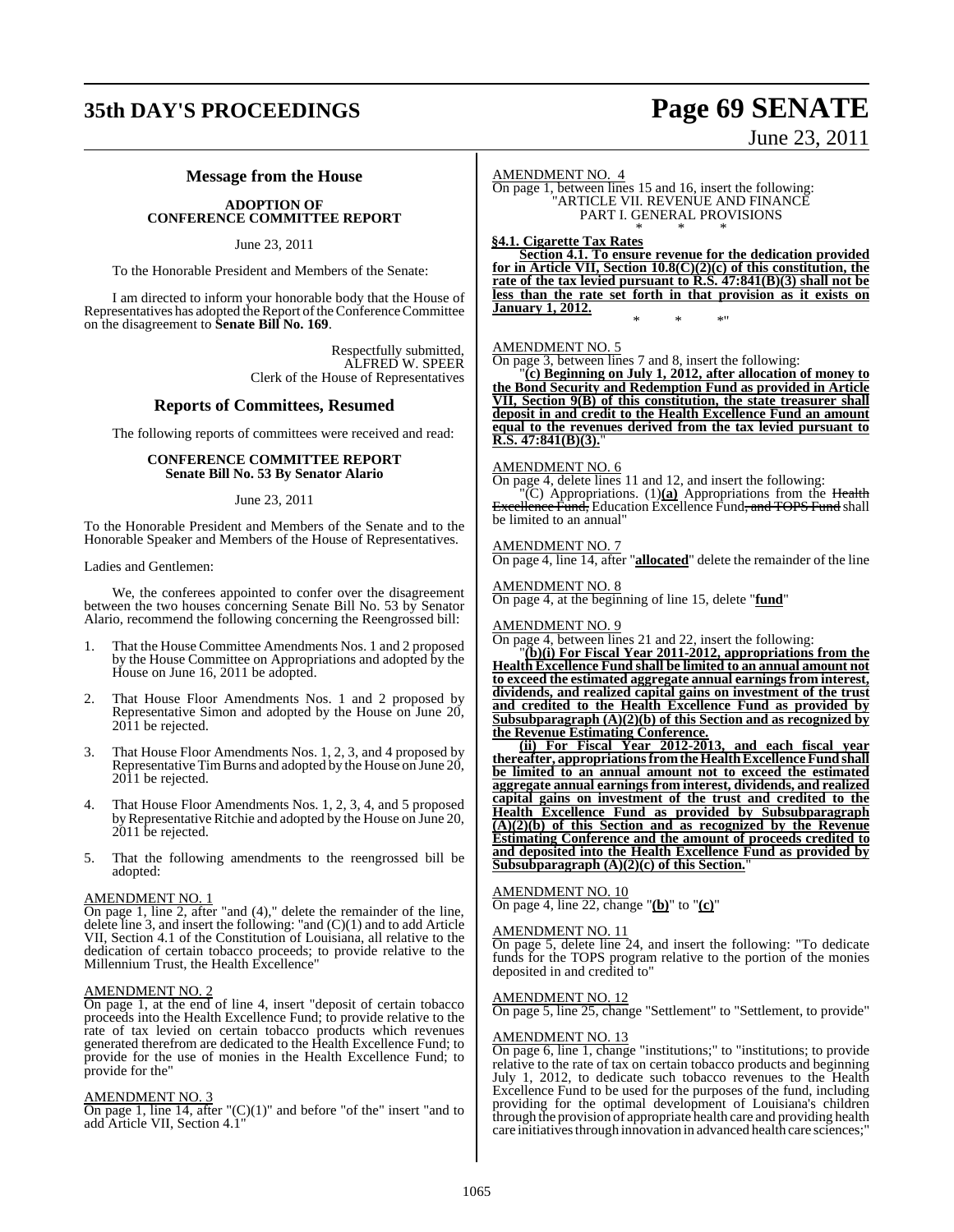## Message from the House

**ADOPTION OF CONFERENCE COMMITTEE REPORT**

June 23, 2011

To the Honorable President and Members of the Senate:

I am directed to inform your honorable body that the House of Representatives has adopted the Report of the Conference Committee on the disagreement to **Senate Bill No. 169**.

Respectfully submitted,
ALFRED W. SPEER
Clerk of the House of Representatives

## Reports of Committees, Resumed

The following reports of committees were received and read:

**CONFERENCE COMMITTEE REPORT**
**Senate Bill No. 53 By Senator Alario**

June 23, 2011

To the Honorable President and Members of the Senate and to the Honorable Speaker and Members of the House of Representatives.

Ladies and Gentlemen:

We, the conferees appointed to confer over the disagreement between the two houses concerning Senate Bill No. 53 by Senator Alario, recommend the following concerning the Reengrossed bill:

1. That the House Committee Amendments Nos. 1 and 2 proposed by the House Committee on Appropriations and adopted by the House on June 16, 2011 be adopted.

2. That House Floor Amendments Nos. 1 and 2 proposed by Representative Simon and adopted by the House on June 20, 2011 be rejected.

3. That House Floor Amendments Nos. 1, 2, 3, and 4 proposed by Representative Tim Burns and adopted by the House on June 20, 2011 be rejected.

4. That House Floor Amendments Nos. 1, 2, 3, 4, and 5 proposed by Representative Ritchie and adopted by the House on June 20, 2011 be rejected.

5. That the following amendments to the reengrossed bill be adopted:

AMENDMENT NO. 1
On page 1, line 2, after "and (4)," delete the remainder of the line, delete line 3, and insert the following: "and (C)(1) and to add Article VII, Section 4.1 of the Constitution of Louisiana, all relative to the dedication of certain tobacco proceeds; to provide relative to the Millennium Trust, the Health Excellence"

AMENDMENT NO. 2
On page 1, at the end of line 4, insert "deposit of certain tobacco proceeds into the Health Excellence Fund; to provide relative to the rate of tax levied on certain tobacco products which revenues generated therefrom are dedicated to the Health Excellence Fund; to provide for the use of monies in the Health Excellence Fund; to provide for the"

AMENDMENT NO. 3
On page 1, line 14, after "(C)(1)" and before "of the" insert "and to add Article VII, Section 4.1"

AMENDMENT NO. 4
On page 1, between lines 15 and 16, insert the following:
"ARTICLE VII. REVENUE AND FINANCE
PART I. GENERAL PROVISIONS
\* \* \*

**§4.1. Cigarette Tax Rates**

**Section 4.1. To ensure revenue for the dedication provided for in Article VII, Section 10.8(C)(2)(c) of this constitution, the rate of the tax levied pursuant to R.S. 47:841(B)(3) shall not be less than the rate set forth in that provision as it exists on January 1, 2012.**

\* \* \*"

AMENDMENT NO. 5
On page 3, between lines 7 and 8, insert the following:

"**(c) Beginning on July 1, 2012, after allocation of money to the Bond Security and Redemption Fund as provided in Article VII, Section 9(B) of this constitution, the state treasurer shall deposit in and credit to the Health Excellence Fund an amount equal to the revenues derived from the tax levied pursuant to R.S. 47:841(B)(3).**"

AMENDMENT NO. 6
On page 4, delete lines 11 and 12, and insert the following:

"(C) Appropriations. (1)**(a)** Appropriations from the ~~Health Excellence Fund,~~ Education Excellence Fund~~, and TOPS Fund~~ shall be limited to an annual"

AMENDMENT NO. 7
On page 4, line 14, after "**allocated**" delete the remainder of the line

AMENDMENT NO. 8
On page 4, at the beginning of line 15, delete "**fund**"

AMENDMENT NO. 9
On page 4, between lines 21 and 22, insert the following:

"**(b)(i) For Fiscal Year 2011-2012, appropriations from the Health Excellence Fund shall be limited to an annual amount not to exceed the estimated aggregate annual earnings from interest, dividends, and realized capital gains on investment of the trust and credited to the Health Excellence Fund as provided by Subsubparagraph (A)(2)(b) of this Section and as recognized by the Revenue Estimating Conference.**

**(ii) For Fiscal Year 2012-2013, and each fiscal year thereafter, appropriations from the Health Excellence Fund shall be limited to an annual amount not to exceed the estimated aggregate annual earnings from interest, dividends, and realized capital gains on investment of the trust and credited to the Health Excellence Fund as provided by Subsubparagraph (A)(2)(b) of this Section and as recognized by the Revenue Estimating Conference and the amount of proceeds credited to and deposited into the Health Excellence Fund as provided by Subsubparagraph (A)(2)(c) of this Section.**"

AMENDMENT NO. 10
On page 4, line 22, change "**(b)**" to "**(c)**"

AMENDMENT NO. 11
On page 5, delete line 24, and insert the following: "To dedicate funds for the TOPS program relative to the portion of the monies deposited in and credited to"

AMENDMENT NO. 12
On page 5, line 25, change "Settlement" to "Settlement, to provide"

AMENDMENT NO. 13
On page 6, line 1, change "institutions;" to "institutions; to provide relative to the rate of tax on certain tobacco products and beginning July 1, 2012, to dedicate such tobacco revenues to the Health Excellence Fund to be used for the purposes of the fund, including providing for the optimal development of Louisiana's children through the provision of appropriate health care and providing health care initiatives through innovation in advanced health care sciences;"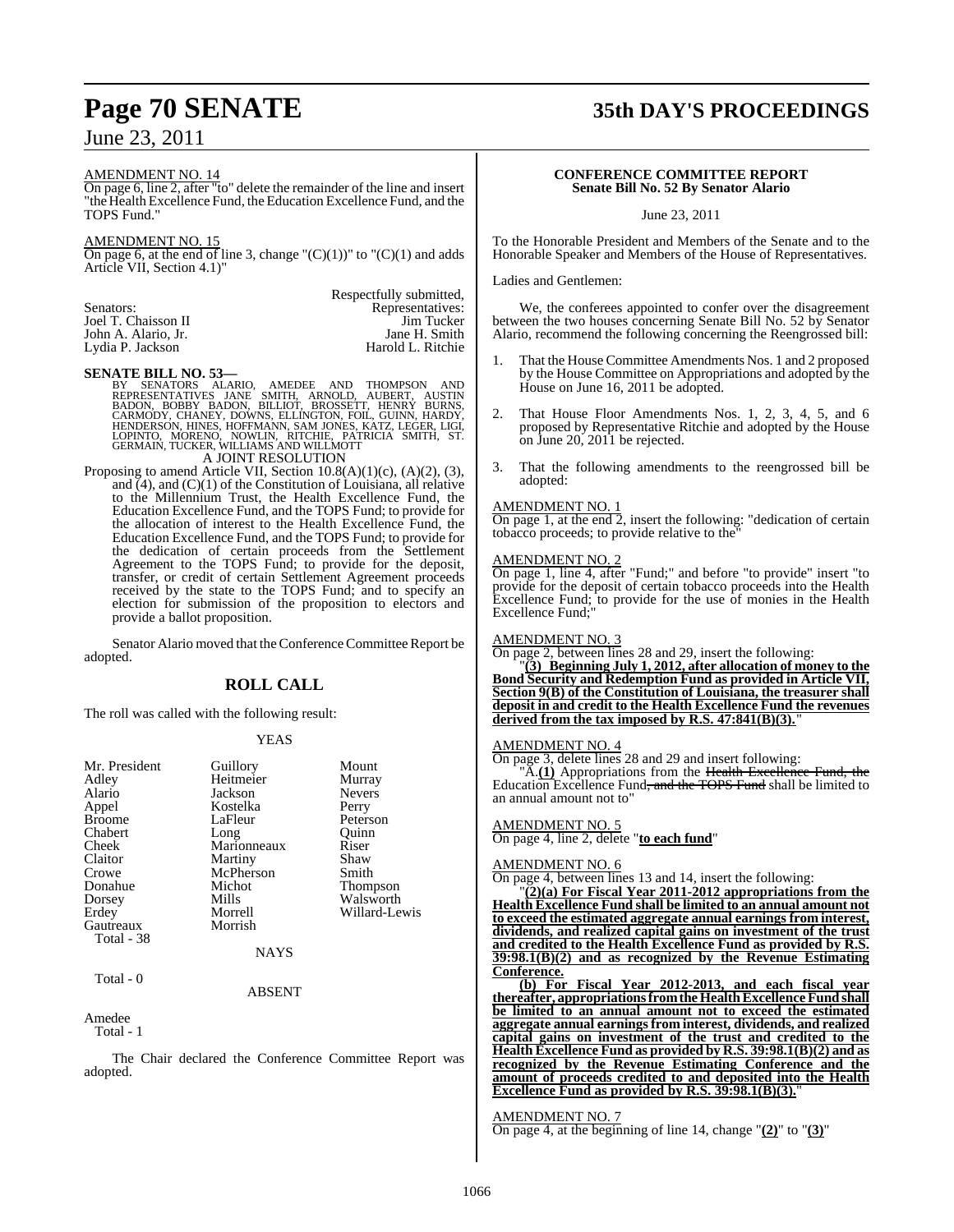AMENDMENT NO. 14

On page 6, line 2, after "to" delete the remainder of the line and insert "the Health Excellence Fund, the Education Excellence Fund, and the TOPS Fund."

AMENDMENT NO. 15

On page 6, at the end of line 3, change "(C)(1))" to "(C)(1) and adds Article VII, Section 4.1)"

Respectfully submitted,

| Senators: | Representatives: |
|---|---|
| Joel T. Chaisson II | Jim Tucker |
| John A. Alario, Jr. | Jane H. Smith |
| Lydia P. Jackson | Harold L. Ritchie |

**SENATE BILL NO. 53—**

BY SENATORS ALARIO, AMEDEE AND THOMPSON AND REPRESENTATIVES JANE SMITH, ARNOLD, AUBERT, AUSTIN BADON, BOBBY BADON, BILLIOT, BROSSETT, HENRY BURNS, CARMODY, CHANEY, DOWNS, ELLINGTON, FOIL, GUINN, HARDY, HENDERSON, HINES, HOFFMANN, SAM JONES, KATZ, LEGER, LIGI, LOPINTO, MORENO, NOWLIN, RITCHIE, PATRICIA SMITH, ST. GERMAIN, TUCKER, WILLIAMS AND WILLMOTT

A JOINT RESOLUTION

Proposing to amend Article VII, Section 10.8(A)(1)(c), (A)(2), (3), and (4), and (C)(1) of the Constitution of Louisiana, all relative to the Millennium Trust, the Health Excellence Fund, the Education Excellence Fund, and the TOPS Fund; to provide for the allocation of interest to the Health Excellence Fund, the Education Excellence Fund, and the TOPS Fund; to provide for the dedication of certain proceeds from the Settlement Agreement to the TOPS Fund; to provide for the deposit, transfer, or credit of certain Settlement Agreement proceeds received by the state to the TOPS Fund; and to specify an election for submission of the proposition to electors and provide a ballot proposition.

Senator Alario moved that the Conference Committee Report be adopted.

## ROLL CALL

The roll was called with the following result:

YEAS

| | | |
|---|---|---|
| Mr. President | Guillory | Mount |
| Adley | Heitmeier | Murray |
| Alario | Jackson | Nevers |
| Appel | Kostelka | Perry |
| Broome | LaFleur | Peterson |
| Chabert | Long | Quinn |
| Cheek | Marionneaux | Riser |
| Claitor | Martiny | Shaw |
| Crowe | McPherson | Smith |
| Donahue | Michot | Thompson |
| Dorsey | Mills | Walsworth |
| Erdey | Morrell | Willard-Lewis |
| Gautreaux | Morrish | |

Total - 38

NAYS

Total - 0

ABSENT

Amedee

Total - 1

The Chair declared the Conference Committee Report was adopted.

**CONFERENCE COMMITTEE REPORT**
**Senate Bill No. 52 By Senator Alario**

June 23, 2011

To the Honorable President and Members of the Senate and to the Honorable Speaker and Members of the House of Representatives.

Ladies and Gentlemen:

We, the conferees appointed to confer over the disagreement between the two houses concerning Senate Bill No. 52 by Senator Alario, recommend the following concerning the Reengrossed bill:

1. That the House Committee Amendments Nos. 1 and 2 proposed by the House Committee on Appropriations and adopted by the House on June 16, 2011 be adopted.

2. That House Floor Amendments Nos. 1, 2, 3, 4, 5, and 6 proposed by Representative Ritchie and adopted by the House on June 20, 2011 be rejected.

3. That the following amendments to the reengrossed bill be adopted:

AMENDMENT NO. 1

On page 1, at the end 2, insert the following: "dedication of certain tobacco proceeds; to provide relative to the"

AMENDMENT NO. 2

On page 1, line 4, after "Fund;" and before "to provide" insert "to provide for the deposit of certain tobacco proceeds into the Health Excellence Fund; to provide for the use of monies in the Health Excellence Fund;"

AMENDMENT NO. 3

On page 2, between lines 28 and 29, insert the following:

"**(3) Beginning July 1, 2012, after allocation of money to the Bond Security and Redemption Fund as provided in Article VII, Section 9(B) of the Constitution of Louisiana, the treasurer shall deposit in and credit to the Health Excellence Fund the revenues derived from the tax imposed by R.S. 47:841(B)(3).**"

AMENDMENT NO. 4

On page 3, delete lines 28 and 29 and insert following:

"A.**(1)** Appropriations from the ~~Health Excellence Fund, the~~ Education Excellence Fund~~, and the TOPS Fund~~ shall be limited to an annual amount not to"

AMENDMENT NO. 5

On page 4, line 2, delete "**to each fund**"

AMENDMENT NO. 6

On page 4, between lines 13 and 14, insert the following:

"**(2)(a) For Fiscal Year 2011-2012 appropriations from the Health Excellence Fund shall be limited to an annual amount not to exceed the estimated aggregate annual earnings from interest, dividends, and realized capital gains on investment of the trust and credited to the Health Excellence Fund as provided by R.S. 39:98.1(B)(2) and as recognized by the Revenue Estimating Conference.**

**(b) For Fiscal Year 2012-2013, and each fiscal year thereafter, appropriations from the Health Excellence Fund shall be limited to an annual amount not to exceed the estimated aggregate annual earnings from interest, dividends, and realized capital gains on investment of the trust and credited to the Health Excellence Fund as provided by R.S. 39:98.1(B)(2) and as recognized by the Revenue Estimating Conference and the amount of proceeds credited to and deposited into the Health Excellence Fund as provided by R.S. 39:98.1(B)(3).**"

AMENDMENT NO. 7

On page 4, at the beginning of line 14, change "**(2)**" to "**(3)**"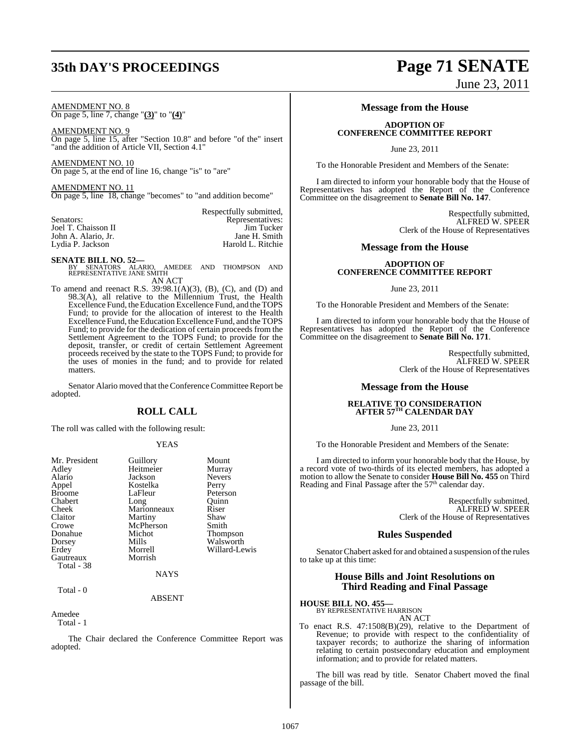AMENDMENT NO. 8
On page 5, line 7, change "**(3)**" to "**(4)**"

AMENDMENT NO. 9
On page 5, line 15, after "Section 10.8" and before "of the" insert "and the addition of Article VII, Section 4.1"

AMENDMENT NO. 10
On page 5, at the end of line 16, change "is" to "are"

AMENDMENT NO. 11
On page 5, line 18, change "becomes" to "and addition become"

Respectfully submitted,

| Senators: | Representatives: |
|---|---|
| Joel T. Chaisson II | Jim Tucker |
| John A. Alario, Jr. | Jane H. Smith |
| Lydia P. Jackson | Harold L. Ritchie |

**SENATE BILL NO. 52—**
BY SENATORS ALARIO, AMEDEE AND THOMPSON AND REPRESENTATIVE JANE SMITH
AN ACT

To amend and reenact R.S. 39:98.1(A)(3), (B), (C), and (D) and 98.3(A), all relative to the Millennium Trust, the Health Excellence Fund, the Education Excellence Fund, and the TOPS Fund; to provide for the allocation of interest to the Health Excellence Fund, the Education Excellence Fund, and the TOPS Fund; to provide for the dedication of certain proceeds from the Settlement Agreement to the TOPS Fund; to provide for the deposit, transfer, or credit of certain Settlement Agreement proceeds received by the state to the TOPS Fund; to provide for the uses of monies in the fund; and to provide for related matters.

Senator Alario moved that the Conference Committee Report be adopted.

## ROLL CALL

The roll was called with the following result:

YEAS

| | | |
|---|---|---|
| Mr. President | Guillory | Mount |
| Adley | Heitmeier | Murray |
| Alario | Jackson | Nevers |
| Appel | Kostelka | Perry |
| Broome | LaFleur | Peterson |
| Chabert | Long | Quinn |
| Cheek | Marionneaux | Riser |
| Claitor | Martiny | Shaw |
| Crowe | McPherson | Smith |
| Donahue | Michot | Thompson |
| Dorsey | Mills | Walsworth |
| Erdey | Morrell | Willard-Lewis |
| Gautreaux | Morrish | |
| Total - 38 | | |

NAYS

Total - 0

ABSENT

Amedee
Total - 1

The Chair declared the Conference Committee Report was adopted.

## Message from the House

**ADOPTION OF CONFERENCE COMMITTEE REPORT**

June 23, 2011

To the Honorable President and Members of the Senate:

I am directed to inform your honorable body that the House of Representatives has adopted the Report of the Conference Committee on the disagreement to **Senate Bill No. 147**.

Respectfully submitted,
ALFRED W. SPEER
Clerk of the House of Representatives

## Message from the House

**ADOPTION OF CONFERENCE COMMITTEE REPORT**

June 23, 2011

To the Honorable President and Members of the Senate:

I am directed to inform your honorable body that the House of Representatives has adopted the Report of the Conference Committee on the disagreement to **Senate Bill No. 171**.

Respectfully submitted,
ALFRED W. SPEER
Clerk of the House of Representatives

## Message from the House

**RELATIVE TO CONSIDERATION AFTER 57TH CALENDAR DAY**

June 23, 2011

To the Honorable President and Members of the Senate:

I am directed to inform your honorable body that the House, by a record vote of two-thirds of its elected members, has adopted a motion to allow the Senate to consider **House Bill No. 455** on Third Reading and Final Passage after the 57th calendar day.

Respectfully submitted,
ALFRED W. SPEER
Clerk of the House of Representatives

## Rules Suspended

Senator Chabert asked for and obtained a suspension of the rules to take up at this time:

## House Bills and Joint Resolutions on Third Reading and Final Passage

**HOUSE BILL NO. 455—**
BY REPRESENTATIVE HARRISON
AN ACT

To enact R.S. 47:1508(B)(29), relative to the Department of Revenue; to provide with respect to the confidentiality of taxpayer records; to authorize the sharing of information relating to certain postsecondary education and employment information; and to provide for related matters.

The bill was read by title. Senator Chabert moved the final passage of the bill.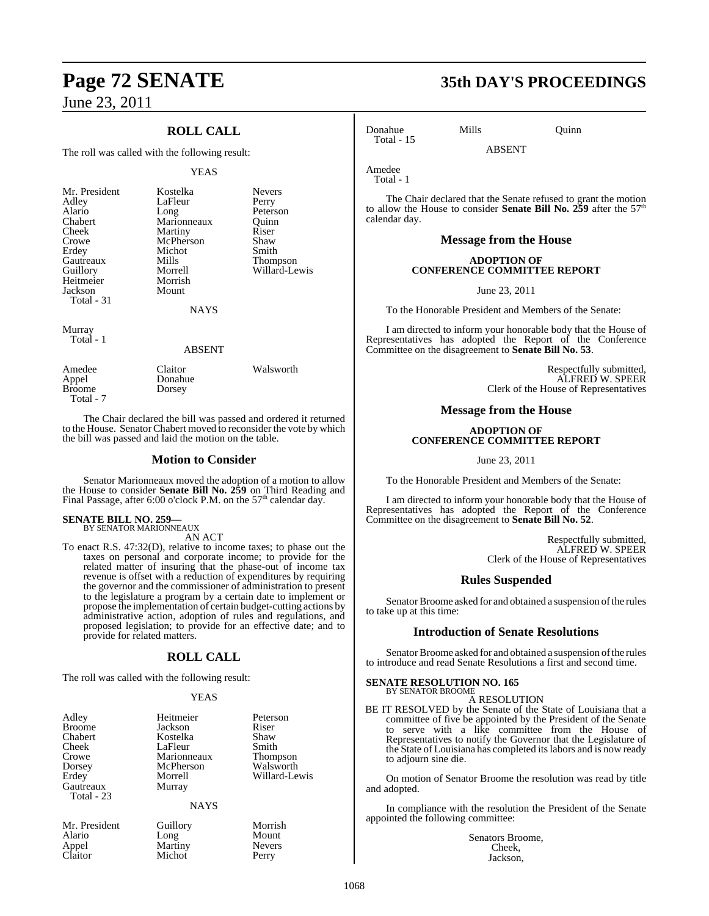## ROLL CALL

The roll was called with the following result:

YEAS

| | | |
|---|---|---|
| Mr. President | Kostelka | Nevers |
| Adley | LaFleur | Perry |
| Alario | Long | Peterson |
| Chabert | Marionneaux | Quinn |
| Cheek | Martiny | Riser |
| Crowe | McPherson | Shaw |
| Erdey | Michot | Smith |
| Gautreaux | Mills | Thompson |
| Guillory | Morrell | Willard-Lewis |
| Heitmeier | Morrish | |
| Jackson | Mount | |
| Total - 31 | | |

NAYS

Murray
Total - 1

ABSENT

| | | |
|---|---|---|
| Amedee | Claitor | Walsworth |
| Appel | Donahue | |
| Broome | Dorsey | |
| Total - 7 | | |

The Chair declared the bill was passed and ordered it returned to the House. Senator Chabert moved to reconsider the vote by which the bill was passed and laid the motion on the table.

## Motion to Consider

Senator Marionneaux moved the adoption of a motion to allow the House to consider **Senate Bill No. 259** on Third Reading and Final Passage, after 6:00 o'clock P.M. on the 57th calendar day.

**SENATE BILL NO. 259—**
BY SENATOR MARIONNEAUX

AN ACT

To enact R.S. 47:32(D), relative to income taxes; to phase out the taxes on personal and corporate income; to provide for the related matter of insuring that the phase-out of income tax revenue is offset with a reduction of expenditures by requiring the governor and the commissioner of administration to present to the legislature a program by a certain date to implement or propose the implementation of certain budget-cutting actions by administrative action, adoption of rules and regulations, and proposed legislation; to provide for an effective date; and to provide for related matters.

## ROLL CALL

The roll was called with the following result:

YEAS

| | | |
|---|---|---|
| Adley | Heitmeier | Peterson |
| Broome | Jackson | Riser |
| Chabert | Kostelka | Shaw |
| Cheek | LaFleur | Smith |
| Crowe | Marionneaux | Thompson |
| Dorsey | McPherson | Walsworth |
| Erdey | Morrell | Willard-Lewis |
| Gautreaux | Murray | |
| Total - 23 | | |

NAYS

| | | |
|---|---|---|
| Mr. President | Guillory | Morrish |
| Alario | Long | Mount |
| Appel | Martiny | Nevers |
| Claitor | Michot | Perry |
| Donahue | Mills | Quinn |
| Total - 15 | | |

ABSENT

Amedee
Total - 1

The Chair declared that the Senate refused to grant the motion to allow the House to consider **Senate Bill No. 259** after the 57th calendar day.

## Message from the House

**ADOPTION OF CONFERENCE COMMITTEE REPORT**

June 23, 2011

To the Honorable President and Members of the Senate:

I am directed to inform your honorable body that the House of Representatives has adopted the Report of the Conference Committee on the disagreement to **Senate Bill No. 53**.

Respectfully submitted,
ALFRED W. SPEER
Clerk of the House of Representatives

## Message from the House

**ADOPTION OF CONFERENCE COMMITTEE REPORT**

June 23, 2011

To the Honorable President and Members of the Senate:

I am directed to inform your honorable body that the House of Representatives has adopted the Report of the Conference Committee on the disagreement to **Senate Bill No. 52**.

Respectfully submitted,
ALFRED W. SPEER
Clerk of the House of Representatives

## Rules Suspended

Senator Broome asked for and obtained a suspension of the rules to take up at this time:

## Introduction of Senate Resolutions

Senator Broome asked for and obtained a suspension of the rules to introduce and read Senate Resolutions a first and second time.

**SENATE RESOLUTION NO. 165**
BY SENATOR BROOME

A RESOLUTION

BE IT RESOLVED by the Senate of the State of Louisiana that a committee of five be appointed by the President of the Senate to serve with a like committee from the House of Representatives to notify the Governor that the Legislature of the State of Louisiana has completed its labors and is now ready to adjourn sine die.

On motion of Senator Broome the resolution was read by title and adopted.

In compliance with the resolution the President of the Senate appointed the following committee:

Senators Broome,
Cheek,
Jackson,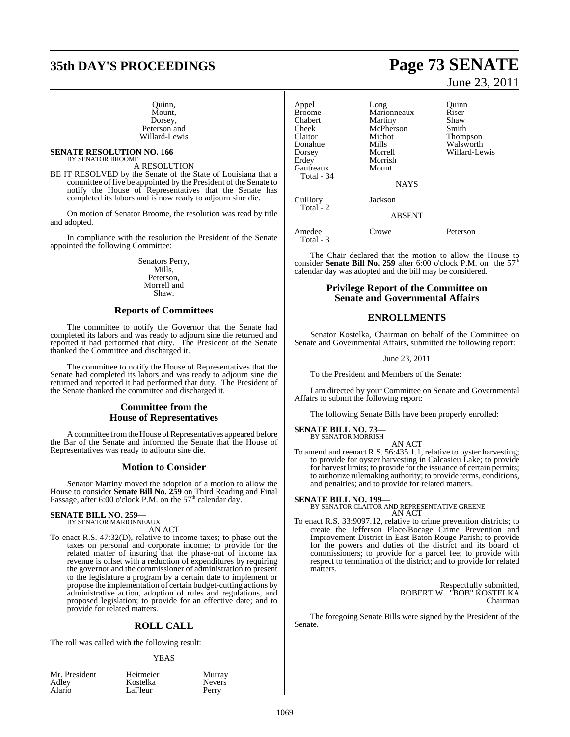Quinn,
Mount,
Dorsey,
Peterson and
Willard-Lewis

**SENATE RESOLUTION NO. 166—**
BY SENATOR BROOME

A RESOLUTION

BE IT RESOLVED by the Senate of the State of Louisiana that a committee of five be appointed by the President of the Senate to notify the House of Representatives that the Senate has completed its labors and is now ready to adjourn sine die.

On motion of Senator Broome, the resolution was read by title and adopted.

In compliance with the resolution the President of the Senate appointed the following Committee:

Senators Perry,
Mills,
Peterson,
Morrell and
Shaw.

## Reports of Committees

The committee to notify the Governor that the Senate had completed its labors and was ready to adjourn sine die returned and reported it had performed that duty. The President of the Senate thanked the Committee and discharged it.

The committee to notify the House of Representatives that the Senate had completed its labors and was ready to adjourn sine die returned and reported it had performed that duty. The President of the Senate thanked the committee and discharged it.

## Committee from the House of Representatives

A committee from the House of Representatives appeared before the Bar of the Senate and informed the Senate that the House of Representatives was ready to adjourn sine die.

## Motion to Consider

Senator Martiny moved the adoption of a motion to allow the House to consider **Senate Bill No. 259** on Third Reading and Final Passage, after 6:00 o'clock P.M. on the 57th calendar day.

**SENATE BILL NO. 259—**
BY SENATOR MARIONNEAUX

AN ACT

To enact R.S. 47:32(D), relative to income taxes; to phase out the taxes on personal and corporate income; to provide for the related matter of insuring that the phase-out of income tax revenue is offset with a reduction of expenditures by requiring the governor and the commissioner of administration to present to the legislature a program by a certain date to implement or propose the implementation of certain budget-cutting actions by administrative action, adoption of rules and regulations, and proposed legislation; to provide for an effective date; and to provide for related matters.

## ROLL CALL

The roll was called with the following result:

YEAS

| | | |
|---|---|---|
| Mr. President | Heitmeier | Murray |
| Adley | Kostelka | Nevers |
| Alario | LaFleur | Perry |
| Appel | Long | Quinn |
| Broome | Marionneaux | Riser |
| Chabert | Martiny | Shaw |
| Cheek | McPherson | Smith |
| Claitor | Michot | Thompson |
| Donahue | Mills | Walsworth |
| Dorsey | Morrell | Willard-Lewis |
| Erdey | Morrish | |
| Gautreaux | Mount | |
| Total - 34 | | |

NAYS

| | |
|---|---|
| Guillory | Jackson |
| Total - 2 | |

ABSENT

| | | |
|---|---|---|
| Amedee | Crowe | Peterson |
| Total - 3 | | |

The Chair declared that the motion to allow the House to consider **Senate Bill No. 259** after 6:00 o'clock P.M. on the 57th calendar day was adopted and the bill may be considered.

## Privilege Report of the Committee on Senate and Governmental Affairs

## ENROLLMENTS

Senator Kostelka, Chairman on behalf of the Committee on Senate and Governmental Affairs, submitted the following report:

June 23, 2011

To the President and Members of the Senate:

I am directed by your Committee on Senate and Governmental Affairs to submit the following report:

The following Senate Bills have been properly enrolled:

**SENATE BILL NO. 73—**
BY SENATOR MORRISH

AN ACT

To amend and reenact R.S. 56:435.1.1, relative to oyster harvesting; to provide for oyster harvesting in Calcasieu Lake; to provide for harvest limits; to provide for the issuance of certain permits; to authorize rulemaking authority; to provide terms, conditions, and penalties; and to provide for related matters.

**SENATE BILL NO. 199—**
BY SENATOR CLAITOR AND REPRESENTATIVE GREENE

AN ACT

To enact R.S. 33:9097.12, relative to crime prevention districts; to create the Jefferson Place/Bocage Crime Prevention and Improvement District in East Baton Rouge Parish; to provide for the powers and duties of the district and its board of commissioners; to provide for a parcel fee; to provide with respect to termination of the district; and to provide for related matters.

Respectfully submitted,
ROBERT W. "BOB" KOSTELKA
Chairman

The foregoing Senate Bills were signed by the President of the Senate.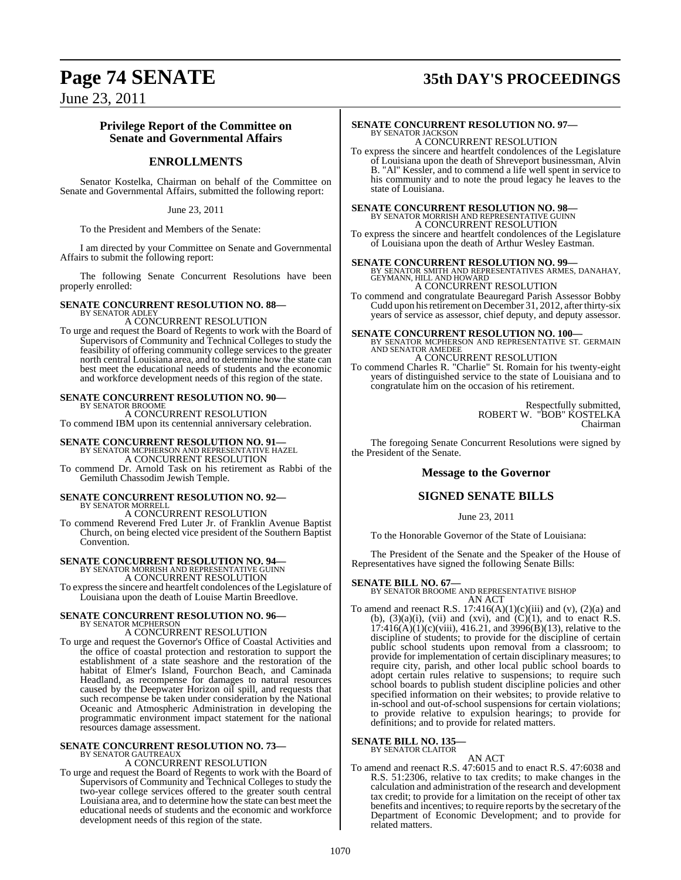## Privilege Report of the Committee on Senate and Governmental Affairs

## ENROLLMENTS

Senator Kostelka, Chairman on behalf of the Committee on Senate and Governmental Affairs, submitted the following report:

June 23, 2011

To the President and Members of the Senate:

I am directed by your Committee on Senate and Governmental Affairs to submit the following report:

The following Senate Concurrent Resolutions have been properly enrolled:

**SENATE CONCURRENT RESOLUTION NO. 88—**
BY SENATOR ADLEY
A CONCURRENT RESOLUTION
To urge and request the Board of Regents to work with the Board of Supervisors of Community and Technical Colleges to study the feasibility of offering community college services to the greater north central Louisiana area, and to determine how the state can best meet the educational needs of students and the economic and workforce development needs of this region of the state.

**SENATE CONCURRENT RESOLUTION NO. 90—**
BY SENATOR BROOME
A CONCURRENT RESOLUTION
To commend IBM upon its centennial anniversary celebration.

**SENATE CONCURRENT RESOLUTION NO. 91—**
BY SENATOR MCPHERSON AND REPRESENTATIVE HAZEL
A CONCURRENT RESOLUTION
To commend Dr. Arnold Task on his retirement as Rabbi of the Gemiluth Chassodim Jewish Temple.

**SENATE CONCURRENT RESOLUTION NO. 92—**
BY SENATOR MORRELL
A CONCURRENT RESOLUTION
To commend Reverend Fred Luter Jr. of Franklin Avenue Baptist Church, on being elected vice president of the Southern Baptist Convention.

**SENATE CONCURRENT RESOLUTION NO. 94—**
BY SENATOR MORRISH AND REPRESENTATIVE GUINN
A CONCURRENT RESOLUTION
To express the sincere and heartfelt condolences of the Legislature of Louisiana upon the death of Louise Martin Breedlove.

**SENATE CONCURRENT RESOLUTION NO. 96—**
BY SENATOR MCPHERSON
A CONCURRENT RESOLUTION
To urge and request the Governor's Office of Coastal Activities and the office of coastal protection and restoration to support the establishment of a state seashore and the restoration of the habitat of Elmer's Island, Fourchon Beach, and Caminada Headland, as recompense for damages to natural resources caused by the Deepwater Horizon oil spill, and requests that such recompense be taken under consideration by the National Oceanic and Atmospheric Administration in developing the programmatic environment impact statement for the national resources damage assessment.

**SENATE CONCURRENT RESOLUTION NO. 73—**
BY SENATOR GAUTREAUX
A CONCURRENT RESOLUTION
To urge and request the Board of Regents to work with the Board of Supervisors of Community and Technical Colleges to study the two-year college services offered to the greater south central Louisiana area, and to determine how the state can best meet the educational needs of students and the economic and workforce development needs of this region of the state.

**SENATE CONCURRENT RESOLUTION NO. 97—**
BY SENATOR JACKSON
A CONCURRENT RESOLUTION
To express the sincere and heartfelt condolences of the Legislature of Louisiana upon the death of Shreveport businessman, Alvin B. "Al" Kessler, and to commend a life well spent in service to his community and to note the proud legacy he leaves to the state of Louisiana.

**SENATE CONCURRENT RESOLUTION NO. 98—**
BY SENATOR MORRISH AND REPRESENTATIVE GUINN
A CONCURRENT RESOLUTION
To express the sincere and heartfelt condolences of the Legislature of Louisiana upon the death of Arthur Wesley Eastman.

**SENATE CONCURRENT RESOLUTION NO. 99—**
BY SENATOR SMITH AND REPRESENTATIVES ARMES, DANAHAY, GEYMANN, HILL AND HOWARD
A CONCURRENT RESOLUTION
To commend and congratulate Beauregard Parish Assessor Bobby Cudd upon his retirement on December 31, 2012, after thirty-six years of service as assessor, chief deputy, and deputy assessor.

**SENATE CONCURRENT RESOLUTION NO. 100—**
BY SENATOR MCPHERSON AND REPRESENTATIVE ST. GERMAIN AND SENATOR AMEDEE
A CONCURRENT RESOLUTION
To commend Charles R. "Charlie" St. Romain for his twenty-eight years of distinguished service to the state of Louisiana and to congratulate him on the occasion of his retirement.

Respectfully submitted,
ROBERT W. "BOB" KOSTELKA
Chairman

The foregoing Senate Concurrent Resolutions were signed by the President of the Senate.

## Message to the Governor

## SIGNED SENATE BILLS

June 23, 2011

To the Honorable Governor of the State of Louisiana:

The President of the Senate and the Speaker of the House of Representatives have signed the following Senate Bills:

**SENATE BILL NO. 67—**
BY SENATOR BROOME AND REPRESENTATIVE BISHOP
AN ACT
To amend and reenact R.S. 17:416(A)(1)(c)(iii) and (v), (2)(a) and (b), (3)(a)(i), (vii) and (xvi), and (C)(1), and to enact R.S. 17:416(A)(1)(c)(viii), 416.21, and 3996(B)(13), relative to the discipline of students; to provide for the discipline of certain public school students upon removal from a classroom; to provide for implementation of certain disciplinary measures; to require city, parish, and other local public school boards to adopt certain rules relative to suspensions; to require such school boards to publish student discipline policies and other specified information on their websites; to provide relative to in-school and out-of-school suspensions for certain violations; to provide relative to expulsion hearings; to provide for definitions; and to provide for related matters.

**SENATE BILL NO. 135—**
BY SENATOR CLAITOR
AN ACT
To amend and reenact R.S. 47:6015 and to enact R.S. 47:6038 and R.S. 51:2306, relative to tax credits; to make changes in the calculation and administration of the research and development tax credit; to provide for a limitation on the receipt of other tax benefits and incentives; to require reports by the secretary of the Department of Economic Development; and to provide for related matters.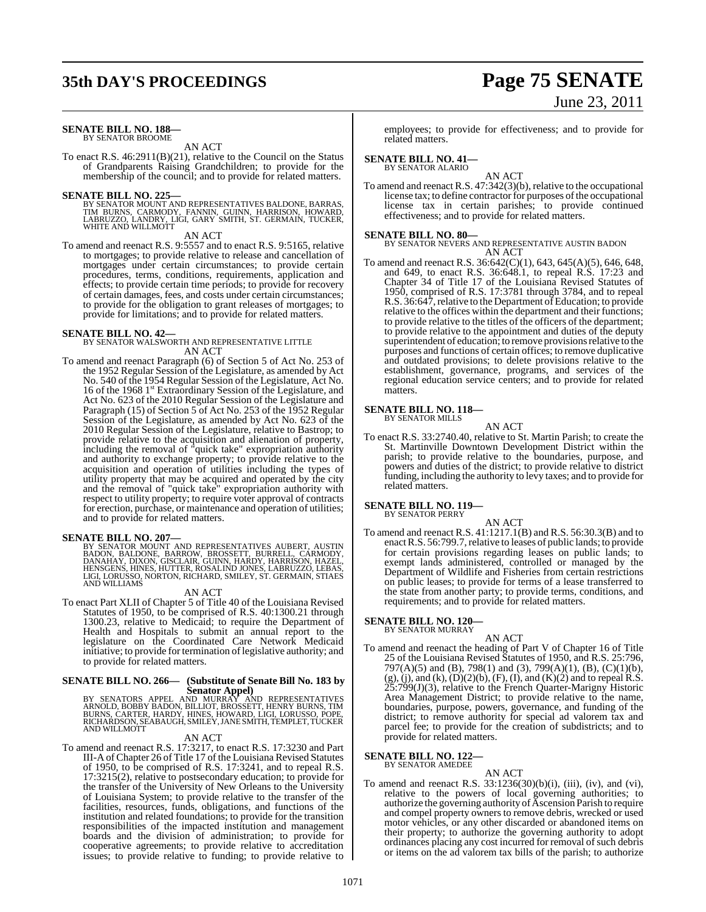**SENATE BILL NO. 188—**
BY SENATOR BROOME

AN ACT

To enact R.S. 46:2911(B)(21), relative to the Council on the Status of Grandparents Raising Grandchildren; to provide for the membership of the council; and to provide for related matters.

**SENATE BILL NO. 225—**
BY SENATOR MOUNT AND REPRESENTATIVES BALDONE, BARRAS, TIM BURNS, CARMODY, FANNIN, GUINN, HARRISON, HOWARD, LABRUZZO, LANDRY, LIGI, GARY SMITH, ST. GERMAIN, TUCKER, WHITE AND WILLMOTT

AN ACT

To amend and reenact R.S. 9:5557 and to enact R.S. 9:5165, relative to mortgages; to provide relative to release and cancellation of mortgages under certain circumstances; to provide certain procedures, terms, conditions, requirements, application and effects; to provide certain time periods; to provide for recovery of certain damages, fees, and costs under certain circumstances; to provide for the obligation to grant releases of mortgages; to provide for limitations; and to provide for related matters.

**SENATE BILL NO. 42—**
BY SENATOR WALSWORTH AND REPRESENTATIVE LITTLE

AN ACT

To amend and reenact Paragraph (6) of Section 5 of Act No. 253 of the 1952 Regular Session of the Legislature, as amended by Act No. 540 of the 1954 Regular Session of the Legislature, Act No. 16 of the 1968 1st Extraordinary Session of the Legislature, and Act No. 623 of the 2010 Regular Session of the Legislature and Paragraph (15) of Section 5 of Act No. 253 of the 1952 Regular Session of the Legislature, as amended by Act No. 623 of the 2010 Regular Session of the Legislature, relative to Bastrop; to provide relative to the acquisition and alienation of property, including the removal of "quick take" expropriation authority and authority to exchange property; to provide relative to the acquisition and operation of utilities including the types of utility property that may be acquired and operated by the city and the removal of "quick take" expropriation authority with respect to utility property; to require voter approval of contracts for erection, purchase, or maintenance and operation of utilities; and to provide for related matters.

**SENATE BILL NO. 207—**
BY SENATOR MOUNT AND REPRESENTATIVES AUBERT, AUSTIN BADON, BALDONE, BARROW, BROSSETT, BURRELL, CARMODY, DANAHAY, DIXON, GISCLAIR, GUINN, HARDY, HARRISON, HAZEL, HENSGENS, HINES, HUTTER, ROSALIND JONES, LABRUZZO, LEBAS, LIGI, LORUSSO, NORTON, RICHARD, SMILEY, ST. GERMAIN, STIAES AND WILLIAMS

AN ACT

To enact Part XLII of Chapter 5 of Title 40 of the Louisiana Revised Statutes of 1950, to be comprised of R.S. 40:1300.21 through 1300.23, relative to Medicaid; to require the Department of Health and Hospitals to submit an annual report to the legislature on the Coordinated Care Network Medicaid initiative; to provide for termination of legislative authority; and to provide for related matters.

**SENATE BILL NO. 266— (Substitute of Senate Bill No. 183 by Senator Appel)**
BY SENATORS APPEL AND MURRAY AND REPRESENTATIVES ARNOLD, BOBBY BADON, BILLIOT, BROSSETT, HENRY BURNS, TIM BURNS, CARTER, HARDY, HINES, HOWARD, LIGI, LORUSSO, POPE, RICHARDSON, SEABAUGH, SMILEY, JANE SMITH, TEMPLET, TUCKER AND WILLMOTT

AN ACT

To amend and reenact R.S. 17:3217, to enact R.S. 17:3230 and Part III-A of Chapter 26 of Title 17 of the Louisiana Revised Statutes of 1950, to be comprised of R.S. 17:3241, and to repeal R.S. 17:3215(2), relative to postsecondary education; to provide for the transfer of the University of New Orleans to the University of Louisiana System; to provide relative to the transfer of the facilities, resources, funds, obligations, and functions of the institution and related foundations; to provide for the transition responsibilities of the impacted institution and management boards and the division of administration; to provide for cooperative agreements; to provide relative to accreditation issues; to provide relative to funding; to provide relative to employees; to provide for effectiveness; and to provide for related matters.

**SENATE BILL NO. 41—**
BY SENATOR ALARIO

AN ACT

To amend and reenact R.S. 47:342(3)(b), relative to the occupational license tax; to define contractor for purposes of the occupational license tax in certain parishes; to provide continued effectiveness; and to provide for related matters.

**SENATE BILL NO. 80—**
BY SENATOR NEVERS AND REPRESENTATIVE AUSTIN BADON

AN ACT

To amend and reenact R.S. 36:642(C)(1), 643, 645(A)(5), 646, 648, and 649, to enact R.S. 36:648.1, to repeal R.S. 17:23 and Chapter 34 of Title 17 of the Louisiana Revised Statutes of 1950, comprised of R.S. 17:3781 through 3784, and to repeal R.S. 36:647, relative to the Department of Education; to provide relative to the offices within the department and their functions; to provide relative to the titles of the officers of the department; to provide relative to the appointment and duties of the deputy superintendent of education; to remove provisions relative to the purposes and functions of certain offices; to remove duplicative and outdated provisions; to delete provisions relative to the establishment, governance, programs, and services of the regional education service centers; and to provide for related matters.

**SENATE BILL NO. 118—**
BY SENATOR MILLS

AN ACT

To enact R.S. 33:2740.40, relative to St. Martin Parish; to create the St. Martinville Downtown Development District within the parish; to provide relative to the boundaries, purpose, and powers and duties of the district; to provide relative to district funding, including the authority to levy taxes; and to provide for related matters.

**SENATE BILL NO. 119—**
BY SENATOR PERRY

AN ACT

To amend and reenact R.S. 41:1217.1(B) and R.S. 56:30.3(B) and to enact R.S. 56:799.7, relative to leases of public lands; to provide for certain provisions regarding leases on public lands; to exempt lands administered, controlled or managed by the Department of Wildlife and Fisheries from certain restrictions on public leases; to provide for terms of a lease transferred to the state from another party; to provide terms, conditions, and requirements; and to provide for related matters.

**SENATE BILL NO. 120—**
BY SENATOR MURRAY

AN ACT

To amend and reenact the heading of Part V of Chapter 16 of Title 25 of the Louisiana Revised Statutes of 1950, and R.S. 25:796, 797(A)(5) and (B), 798(1) and (3), 799(A)(1), (B), (C)(1)(b), (g), (j), and (k), (D)(2)(b), (F), (I), and (K)(2) and to repeal R.S. 25:799(J)(3), relative to the French Quarter-Marigny Historic Area Management District; to provide relative to the name, boundaries, purpose, powers, governance, and funding of the district; to remove authority for special ad valorem tax and parcel fee; to provide for the creation of subdistricts; and to provide for related matters.

**SENATE BILL NO. 122—**
BY SENATOR AMEDEE

AN ACT

To amend and reenact R.S. 33:1236(30)(b)(i), (iii), (iv), and (vi), relative to the powers of local governing authorities; to authorize the governing authority of Ascension Parish to require and compel property owners to remove debris, wrecked or used motor vehicles, or any other discarded or abandoned items on their property; to authorize the governing authority to adopt ordinances placing any cost incurred for removal of such debris or items on the ad valorem tax bills of the parish; to authorize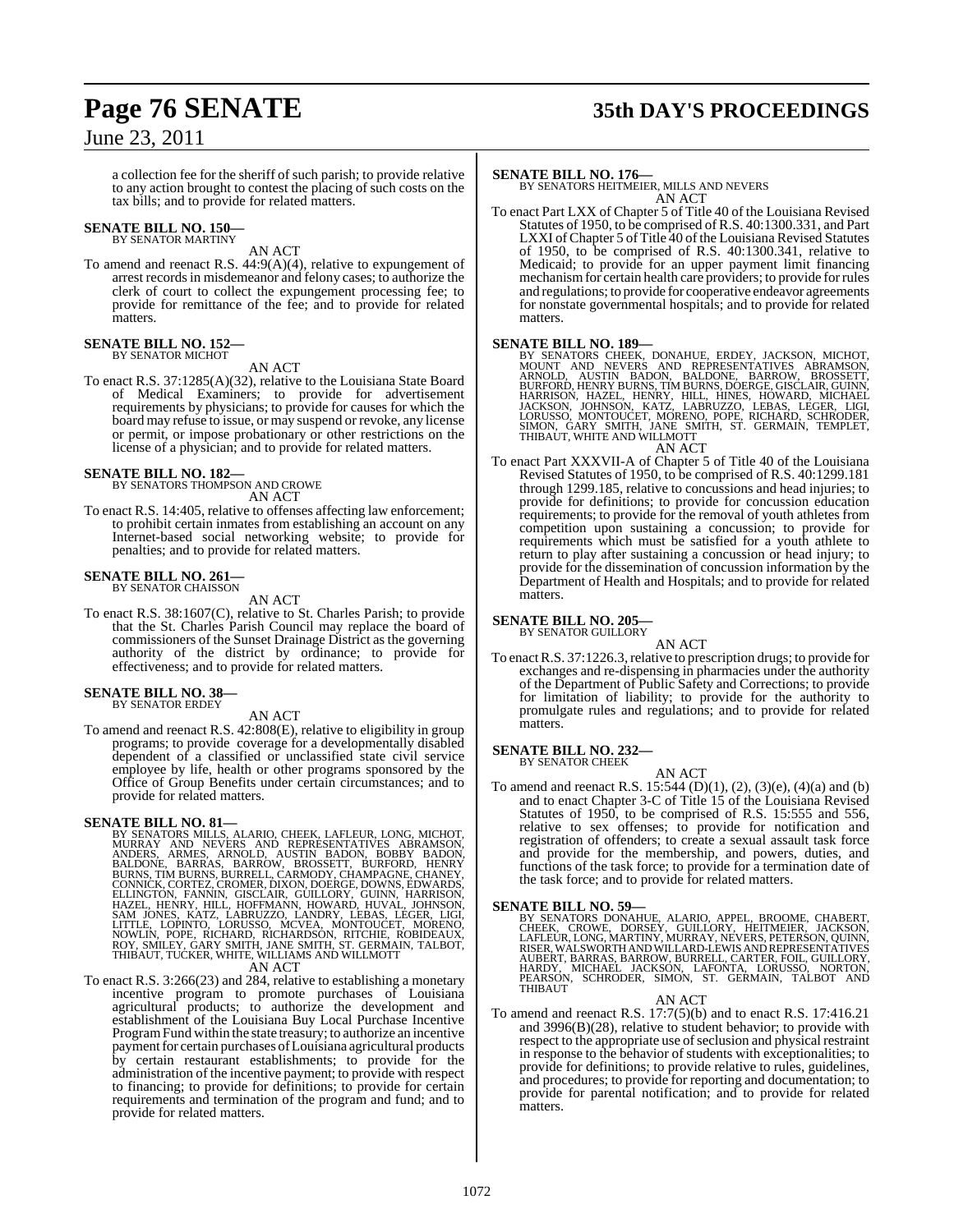a collection fee for the sheriff of such parish; to provide relative to any action brought to contest the placing of such costs on the tax bills; and to provide for related matters.

**SENATE BILL NO. 150—**
BY SENATOR MARTINY

AN ACT

To amend and reenact R.S. 44:9(A)(4), relative to expungement of arrest records in misdemeanor and felony cases; to authorize the clerk of court to collect the expungement processing fee; to provide for remittance of the fee; and to provide for related matters.

**SENATE BILL NO. 152—**
BY SENATOR MICHOT

AN ACT

To enact R.S. 37:1285(A)(32), relative to the Louisiana State Board of Medical Examiners; to provide for advertisement requirements by physicians; to provide for causes for which the board may refuse to issue, or may suspend or revoke, any license or permit, or impose probationary or other restrictions on the license of a physician; and to provide for related matters.

**SENATE BILL NO. 182—**
BY SENATORS THOMPSON AND CROWE

AN ACT

To enact R.S. 14:405, relative to offenses affecting law enforcement; to prohibit certain inmates from establishing an account on any Internet-based social networking website; to provide for penalties; and to provide for related matters.

**SENATE BILL NO. 261—**
BY SENATOR CHAISSON

AN ACT

To enact R.S. 38:1607(C), relative to St. Charles Parish; to provide that the St. Charles Parish Council may replace the board of commissioners of the Sunset Drainage District as the governing authority of the district by ordinance; to provide for effectiveness; and to provide for related matters.

**SENATE BILL NO. 38—**
BY SENATOR ERDEY

AN ACT

To amend and reenact R.S. 42:808(E), relative to eligibility in group programs; to provide coverage for a developmentally disabled dependent of a classified or unclassified state civil service employee by life, health or other programs sponsored by the Office of Group Benefits under certain circumstances; and to provide for related matters.

**SENATE BILL NO. 81—**
BY SENATORS MILLS, ALARIO, CHEEK, LAFLEUR, LONG, MICHOT, MURRAY AND NEVERS AND REPRESENTATIVES ABRAMSON, ANDERS, ARMES, ARNOLD, AUSTIN BADON, BOBBY BADON, BALDONE, BARRAS, BARROW, BROSSETT, BURFORD, HENRY BURNS, TIM BURNS, BURRELL, CARMODY, CHAMPAGNE, CHANEY, CONNICK, CORTEZ, CROMER, DIXON, DOERGE, DOWNS, EDWARDS, ELLINGTON, FANNIN, GISCLAIR, GUILLORY, GUINN, HARRISON, HAZEL, HENRY, HILL, HOFFMANN, HOWARD, HUVAL, JOHNSON, SAM JONES, KATZ, LABRUZZO, LANDRY, LEBAS, LEGER, LIGI, LITTLE, LOPINTO, LORUSSO, MCVEA, MONTOUCET, MORENO, NOWLIN, POPE, RICHARD, RICHARDSON, RITCHIE, ROBIDEAUX, ROY, SMILEY, GARY SMITH, JANE SMITH, ST. GERMAIN, TALBOT, THIBAUT, TUCKER, WHITE, WILLIAMS AND WILLMOTT

AN ACT

To enact R.S. 3:266(23) and 284, relative to establishing a monetary incentive program to promote purchases of Louisiana agricultural products; to authorize the development and establishment of the Louisiana Buy Local Purchase Incentive Program Fund within the state treasury; to authorize an incentive payment for certain purchases of Louisiana agricultural products by certain restaurant establishments; to provide for the administration of the incentive payment; to provide with respect to financing; to provide for definitions; to provide for certain requirements and termination of the program and fund; and to provide for related matters.

**SENATE BILL NO. 176—**
BY SENATORS HEITMEIER, MILLS AND NEVERS

AN ACT

To enact Part LXX of Chapter 5 of Title 40 of the Louisiana Revised Statutes of 1950, to be comprised of R.S. 40:1300.331, and Part LXXI of Chapter 5 of Title 40 of the Louisiana Revised Statutes of 1950, to be comprised of R.S. 40:1300.341, relative to Medicaid; to provide for an upper payment limit financing mechanism for certain health care providers; to provide for rules and regulations; to provide for cooperative endeavor agreements for nonstate governmental hospitals; and to provide for related matters.

**SENATE BILL NO. 189—**
BY SENATORS CHEEK, DONAHUE, ERDEY, JACKSON, MICHOT, MOUNT AND NEVERS AND REPRESENTATIVES ABRAMSON, ARNOLD, AUSTIN BADON, BALDONE, BARROW, BROSSETT, BURFORD, HENRY BURNS, TIM BURNS, DOERGE, GISCLAIR, GUINN, HARRISON, HAZEL, HENRY, HILL, HINES, HOWARD, MICHAEL JACKSON, JOHNSON, KATZ, LABRUZZO, LEBAS, LEGER, LIGI, LORUSSO, MONTOUCET, MORENO, POPE, RICHARD, SCHRODER, SIMON, GARY SMITH, JANE SMITH, ST. GERMAIN, TEMPLET, THIBAUT, WHITE AND WILLMOTT

AN ACT

To enact Part XXXVII-A of Chapter 5 of Title 40 of the Louisiana Revised Statutes of 1950, to be comprised of R.S. 40:1299.181 through 1299.185, relative to concussions and head injuries; to provide for definitions; to provide for concussion education requirements; to provide for the removal of youth athletes from competition upon sustaining a concussion; to provide for requirements which must be satisfied for a youth athlete to return to play after sustaining a concussion or head injury; to provide for the dissemination of concussion information by the Department of Health and Hospitals; and to provide for related matters.

**SENATE BILL NO. 205—**
BY SENATOR GUILLORY

AN ACT

To enact R.S. 37:1226.3, relative to prescription drugs; to provide for exchanges and re-dispensing in pharmacies under the authority of the Department of Public Safety and Corrections; to provide for limitation of liability; to provide for the authority to promulgate rules and regulations; and to provide for related matters.

**SENATE BILL NO. 232—**
BY SENATOR CHEEK

AN ACT

To amend and reenact R.S. 15:544 (D)(1), (2), (3)(e), (4)(a) and (b) and to enact Chapter 3-C of Title 15 of the Louisiana Revised Statutes of 1950, to be comprised of R.S. 15:555 and 556, relative to sex offenses; to provide for notification and registration of offenders; to create a sexual assault task force and provide for the membership, and powers, duties, and functions of the task force; to provide for a termination date of the task force; and to provide for related matters.

**SENATE BILL NO. 59—**
BY SENATORS DONAHUE, ALARIO, APPEL, BROOME, CHABERT, CHEEK, CROWE, DORSEY, GUILLORY, HEITMEIER, JACKSON, LAFLEUR, LONG, MARTINY, MURRAY, NEVERS, PETERSON, QUINN, RISER, WALSWORTH AND WILLARD-LEWIS AND REPRESENTATIVES AUBERT, BARRAS, BARROW, BURRELL, CARTER, FOIL, GUILLORY, HARDY, MICHAEL JACKSON, LAFONTA, LORUSSO, NORTON, PEARSON, SCHRODER, SIMON, ST. GERMAIN, TALBOT AND THIBAUT

AN ACT

To amend and reenact R.S. 17:7(5)(b) and to enact R.S. 17:416.21 and 3996(B)(28), relative to student behavior; to provide with respect to the appropriate use of seclusion and physical restraint in response to the behavior of students with exceptionalities; to provide for definitions; to provide relative to rules, guidelines, and procedures; to provide for reporting and documentation; to provide for parental notification; and to provide for related matters.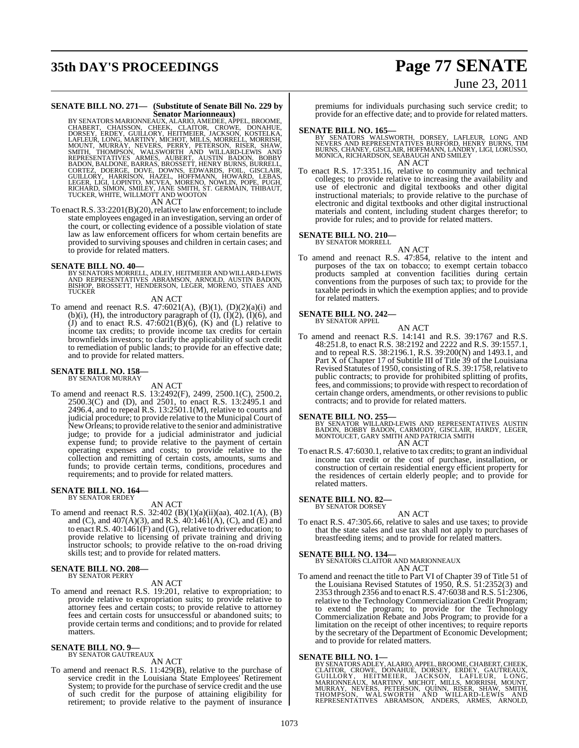**SENATE BILL NO. 271— (Substitute of Senate Bill No. 229 by Senator Marionneaux)**

BY SENATORS MARIONNEAUX, ALARIO, AMEDEE, APPEL, BROOME, CHABERT, CHAISSON, CHEEK, CLAITOR, CROWE, DONAHUE, DORSEY, ERDEY, GUILLORY, HEITMEIER, JACKSON, KOSTELKA, LAFLEUR, LONG, MARTINY, MICHOT, MILLS, MORRELL, MORRISH, MOUNT, MURRAY, NEVERS, PERRY, PETERSON, RISER, SHAW, SMITH, THOMPSON, WALSWORTH AND WILLARD-LEWIS AND REPRESENTATIVES ARMES, AUBERT, AUSTIN BADON, BOBBY BADON, BALDONE, BARRAS, BROSSETT, HENRY BURNS, BURRELL, CORTEZ, DOERGE, DOVE, DOWNS, EDWARDS, FOIL, GISCLAIR, GUILLORY, HARRISON, HAZEL, HOFFMANN, HOWARD, LEBAS, LEGER, LIGI, LOPINTO, MCVEA, MORENO, NOWLIN, POPE, PUGH, RICHARD, SIMON, SMILEY, JANE SMITH, ST. GERMAIN, THIBAUT, TUCKER, WHITE, WILLMOTT AND WOOTON

AN ACT

To enact R.S. 33:2201(B)(20), relative to law enforcement; to include state employees engaged in an investigation, serving an order of the court, or collecting evidence of a possible violation of state law as law enforcement officers for whom certain benefits are provided to surviving spouses and children in certain cases; and to provide for related matters.

**SENATE BILL NO. 40—**

BY SENATORS MORRELL, ADLEY, HEITMEIER AND WILLARD-LEWIS AND REPRESENTATIVES ABRAMSON, ARNOLD, AUSTIN BADON, BISHOP, BROSSETT, HENDERSON, LEGER, MORENO, STIAES AND TUCKER

AN ACT

To amend and reenact R.S. 47:6021(A), (B)(1), (D)(2)(a)(i) and (b)(i), (H), the introductory paragraph of (I), (I)(2), (I)(6), and (J) and to enact R.S. 47:6021(B)(6), (K) and (L) relative to income tax credits; to provide income tax credits for certain brownfields investors; to clarify the applicability of such credit to remediation of public lands; to provide for an effective date; and to provide for related matters.

**SENATE BILL NO. 158—**

BY SENATOR MURRAY

AN ACT

To amend and reenact R.S. 13:2492(F), 2499, 2500.1(C), 2500.2, 2500.3(C) and (D), and 2501, to enact R.S. 13:2495.1 and 2496.4, and to repeal R.S. 13:2501.1(M), relative to courts and judicial procedure; to provide relative to the Municipal Court of New Orleans; to provide relative to the senior and administrative judge; to provide for a judicial administrator and judicial expense fund; to provide relative to the payment of certain operating expenses and costs; to provide relative to the collection and remitting of certain costs, amounts, sums and funds; to provide certain terms, conditions, procedures and requirements; and to provide for related matters.

**SENATE BILL NO. 164—**

BY SENATOR ERDEY

AN ACT

To amend and reenact R.S. 32:402 (B)(1)(a)(ii)(aa), 402.1(A), (B) and (C), and 407(A)(3), and R.S. 40:1461(A), (C), and (E) and to enact R.S. 40:1461(F) and (G), relative to driver education; to provide relative to licensing of private training and driving instructor schools; to provide relative to the on-road driving skills test; and to provide for related matters.

**SENATE BILL NO. 208—**

BY SENATOR PERRY

AN ACT

To amend and reenact R.S. 19:201, relative to expropriation; to provide relative to expropriation suits; to provide relative to attorney fees and certain costs; to provide relative to attorney fees and certain costs for unsuccessful or abandoned suits; to provide certain terms and conditions; and to provide for related matters.

**SENATE BILL NO. 9—**

BY SENATOR GAUTREAUX

AN ACT

To amend and reenact R.S. 11:429(B), relative to the purchase of service credit in the Louisiana State Employees' Retirement System; to provide for the purchase of service credit and the use of such credit for the purpose of attaining eligibility for retirement; to provide relative to the payment of insurance premiums for individuals purchasing such service credit; to provide for an effective date; and to provide for related matters.

**SENATE BILL NO. 165—**

BY SENATORS WALSWORTH, DORSEY, LAFLEUR, LONG AND NEVERS AND REPRESENTATIVES BURFORD, HENRY BURNS, TIM BURNS, CHANEY, GISCLAIR, HOFFMANN, LANDRY, LIGI, LORUSSO, MONICA, RICHARDSON, SEABAUGH AND SMILEY

AN ACT

To enact R.S. 17:3351.16, relative to community and technical colleges; to provide relative to increasing the availability and use of electronic and digital textbooks and other digital instructional materials; to provide relative to the purchase of electronic and digital textbooks and other digital instructional materials and content, including student charges therefor; to provide for rules; and to provide for related matters.

**SENATE BILL NO. 210—**

BY SENATOR MORRELL

AN ACT

To amend and reenact R.S. 47:854, relative to the intent and purposes of the tax on tobacco; to exempt certain tobacco products sampled at convention facilities during certain conventions from the purposes of such tax; to provide for the taxable periods in which the exemption applies; and to provide for related matters.

**SENATE BILL NO. 242—**

BY SENATOR APPEL

AN ACT

To amend and reenact R.S. 14:141 and R.S. 39:1767 and R.S. 48:251.8, to enact R.S. 38:2192 and 2222 and R.S. 39:1557.1, and to repeal R.S. 38:2196.1, R.S. 39:200(N) and 1493.1, and Part X of Chapter 17 of Subtitle III of Title 39 of the Louisiana Revised Statutes of 1950, consisting of R.S. 39:1758, relative to public contracts; to provide for prohibited splitting of profits, fees, and commissions; to provide with respect to recordation of certain change orders, amendments, or other revisions to public contracts; and to provide for related matters.

**SENATE BILL NO. 255—**

BY SENATOR WILLARD-LEWIS AND REPRESENTATIVES AUSTIN BADON, BOBBY BADON, CARMODY, GISCLAIR, HARDY, LEGER, MONTOUCET, GARY SMITH AND PATRICIA SMITH

AN ACT

To enact R.S. 47:6030.1, relative to tax credits; to grant an individual income tax credit or the cost of purchase, installation, or construction of certain residential energy efficient property for the residences of certain elderly people; and to provide for related matters.

**SENATE BILL NO. 82—**

BY SENATOR DORSEY

AN ACT

To enact R.S. 47:305.66, relative to sales and use taxes; to provide that the state sales and use tax shall not apply to purchases of breastfeeding items; and to provide for related matters.

**SENATE BILL NO. 134—**

BY SENATORS CLAITOR AND MARIONNEAUX

AN ACT

To amend and reenact the title to Part VI of Chapter 39 of Title 51 of the Louisiana Revised Statutes of 1950, R.S. 51:2352(3) and 2353 through 2356 and to enact R.S. 47:6038 and R.S. 51:2306, relative to the Technology Commercialization Credit Program; to extend the program; to provide for the Technology Commercialization Rebate and Jobs Program; to provide for a limitation on the receipt of other incentives; to require reports by the secretary of the Department of Economic Development; and to provide for related matters.

**SENATE BILL NO. 1—**

BY SENATORS ADLEY, ALARIO, APPEL, BROOME, CHABERT, CHEEK, CLAITOR, CROWE, DONAHUE, DORSEY, ERDEY, GAUTREAUX, GUILLORY, HEITMEIER, JACKSON, LAFLEUR, LONG, MARIONNEAUX, MARTINY, MICHOT, MILLS, MORRISH, MOUNT, MURRAY, NEVERS, PETERSON, QUINN, RISER, SHAW, SMITH, THOMPSON, WALSWORTH AND WILLARD-LEWIS AND REPRESENTATIVES ABRAMSON, ANDERS, ARMES, ARNOLD,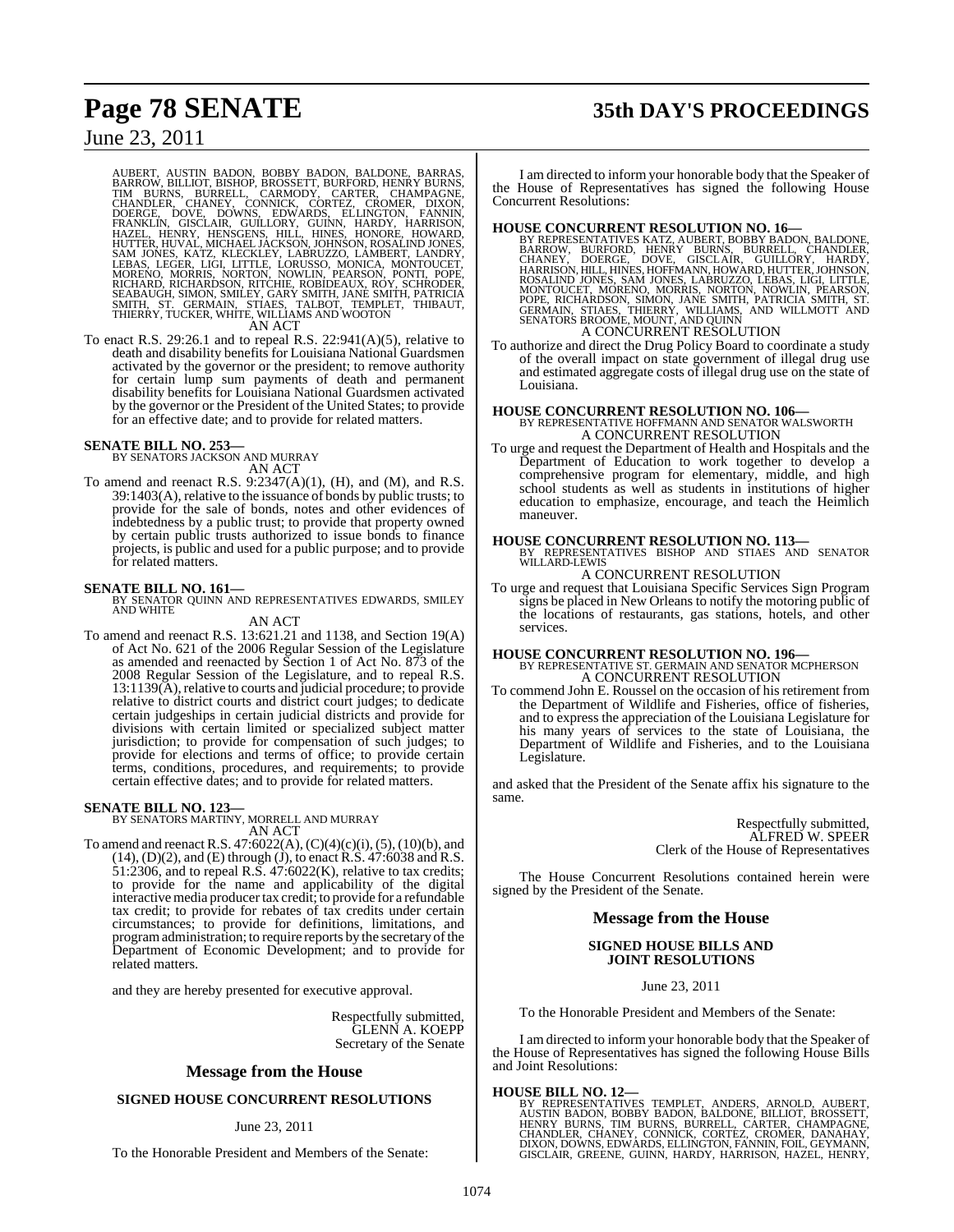AUBERT, AUSTIN BADON, BOBBY BADON, BALDONE, BARRAS, BARROW, BILLIOT, BISHOP, BROSSETT, BURFORD, HENRY BURNS, TIM BURNS, BURRELL, CARMODY, CARTER, CHAMPAGNE, CHANDLER, CHANEY, CONNICK, CORTEZ, CROMER, DIXON, DOERGE, DOVE, DOWNS, EDWARDS, ELLINGTON, FANNIN, FRANKLIN, GISCLAIR, GUILLORY, GUINN, HARDY, HARRISON, HAZEL, HENRY, HENSGENS, HILL, HINES, HONORE, HOWARD, HUTTER, HUVAL, MICHAEL JACKSON, JOHNSON, ROSALIND JONES, SAM JONES, KATZ, KLECKLEY, LABRUZZO, LAMBERT, LANDRY, LEBAS, LEGER, LIGI, LITTLE, LORUSSO, MONICA, MONTOUCET, MORENO, MORRIS, NORTON, NOWLIN, PEARSON, PONTI, POPE, RICHARD, RICHARDSON, RITCHIE, ROBIDEAUX, ROY, SCHRODER, SEABAUGH, SIMON, SMILEY, GARY SMITH, JANE SMITH, PATRICIA SMITH, ST. GERMAIN, STIAES, TALBOT, TEMPLET, THIBAUT, THIERRY, TUCKER, WHITE, WILLIAMS AND WOOTON

AN ACT

To enact R.S. 29:26.1 and to repeal R.S. 22:941(A)(5), relative to death and disability benefits for Louisiana National Guardsmen activated by the governor or the president; to remove authority for certain lump sum payments of death and permanent disability benefits for Louisiana National Guardsmen activated by the governor or the President of the United States; to provide for an effective date; and to provide for related matters.

**SENATE BILL NO. 253—**
BY SENATORS JACKSON AND MURRAY
AN ACT

To amend and reenact R.S. 9:2347(A)(1), (H), and (M), and R.S. 39:1403(A), relative to the issuance of bonds by public trusts; to provide for the sale of bonds, notes and other evidences of indebtedness by a public trust; to provide that property owned by certain public trusts authorized to issue bonds to finance projects, is public and used for a public purpose; and to provide for related matters.

**SENATE BILL NO. 161—**
BY SENATOR QUINN AND REPRESENTATIVES EDWARDS, SMILEY AND WHITE
AN ACT

To amend and reenact R.S. 13:621.21 and 1138, and Section 19(A) of Act No. 621 of the 2006 Regular Session of the Legislature as amended and reenacted by Section 1 of Act No. 873 of the 2008 Regular Session of the Legislature, and to repeal R.S. 13:1139(A), relative to courts and judicial procedure; to provide relative to district courts and district court judges; to dedicate certain judgeships in certain judicial districts and provide for divisions with certain limited or specialized subject matter jurisdiction; to provide for compensation of such judges; to provide for elections and terms of office; to provide certain terms, conditions, procedures, and requirements; to provide certain effective dates; and to provide for related matters.

**SENATE BILL NO. 123—**
BY SENATORS MARTINY, MORRELL AND MURRAY
AN ACT

To amend and reenact R.S. 47:6022(A), (C)(4)(c)(i), (5), (10)(b), and (14), (D)(2), and (E) through (J), to enact R.S. 47:6038 and R.S. 51:2306, and to repeal R.S. 47:6022(K), relative to tax credits; to provide for the name and applicability of the digital interactive media producer tax credit; to provide for a refundable tax credit; to provide for rebates of tax credits under certain circumstances; to provide for definitions, limitations, and program administration; to require reports by the secretary of the Department of Economic Development; and to provide for related matters.

and they are hereby presented for executive approval.

Respectfully submitted,
GLENN A. KOEPP
Secretary of the Senate

## Message from the House

### SIGNED HOUSE CONCURRENT RESOLUTIONS

June 23, 2011

To the Honorable President and Members of the Senate:

I am directed to inform your honorable body that the Speaker of the House of Representatives has signed the following House Concurrent Resolutions:

**HOUSE CONCURRENT RESOLUTION NO. 16—**
BY REPRESENTATIVES KATZ, AUBERT, BOBBY BADON, BALDONE, BARROW, BURFORD, HENRY BURNS, BURRELL, CHANDLER, CHANEY, DOERGE, DOVE, GISCLAIR, GUILLORY, HARDY, HARRISON, HILL, HINES, HOFFMANN, HOWARD, HUTTER, JOHNSON, ROSALIND JONES, SAM JONES, LABRUZZO, LEBAS, LIGI, LITTLE, MONTOUCET, MORENO, MORRIS, NORTON, NOWLIN, PEARSON, POPE, RICHARDSON, SIMON, JANE SMITH, PATRICIA SMITH, ST. GERMAIN, STIAES, THIERRY, WILLIAMS, AND WILLMOTT AND SENATORS BROOME, MOUNT, AND QUINN
A CONCURRENT RESOLUTION

To authorize and direct the Drug Policy Board to coordinate a study of the overall impact on state government of illegal drug use and estimated aggregate costs of illegal drug use on the state of Louisiana.

**HOUSE CONCURRENT RESOLUTION NO. 106—**
BY REPRESENTATIVE HOFFMANN AND SENATOR WALSWORTH
A CONCURRENT RESOLUTION

To urge and request the Department of Health and Hospitals and the Department of Education to work together to develop a comprehensive program for elementary, middle, and high school students as well as students in institutions of higher education to emphasize, encourage, and teach the Heimlich maneuver.

**HOUSE CONCURRENT RESOLUTION NO. 113—**
BY REPRESENTATIVES BISHOP AND STIAES AND SENATOR WILLARD-LEWIS
A CONCURRENT RESOLUTION

To urge and request that Louisiana Specific Services Sign Program signs be placed in New Orleans to notify the motoring public of the locations of restaurants, gas stations, hotels, and other services.

**HOUSE CONCURRENT RESOLUTION NO. 196—**
BY REPRESENTATIVE ST. GERMAIN AND SENATOR MCPHERSON
A CONCURRENT RESOLUTION

To commend John E. Roussel on the occasion of his retirement from the Department of Wildlife and Fisheries, office of fisheries, and to express the appreciation of the Louisiana Legislature for his many years of services to the state of Louisiana, the Department of Wildlife and Fisheries, and to the Louisiana Legislature.

and asked that the President of the Senate affix his signature to the same.

Respectfully submitted,
ALFRED W. SPEER
Clerk of the House of Representatives

The House Concurrent Resolutions contained herein were signed by the President of the Senate.

## Message from the House

### SIGNED HOUSE BILLS AND JOINT RESOLUTIONS

June 23, 2011

To the Honorable President and Members of the Senate:

I am directed to inform your honorable body that the Speaker of the House of Representatives has signed the following House Bills and Joint Resolutions:

**HOUSE BILL NO. 12—**
BY REPRESENTATIVES TEMPLET, ANDERS, ARNOLD, AUBERT, AUSTIN BADON, BOBBY BADON, BALDONE, BILLIOT, BROSSETT, HENRY BURNS, TIM BURNS, BURRELL, CARTER, CHAMPAGNE, CHANDLER, CHANEY, CONNICK, CORTEZ, CROMER, DANAHAY, DIXON, DOWNS, EDWARDS, ELLINGTON, FANNIN, FOIL, GEYMANN, GISCLAIR, GREENE, GUINN, HARDY, HARRISON, HAZEL, HENRY,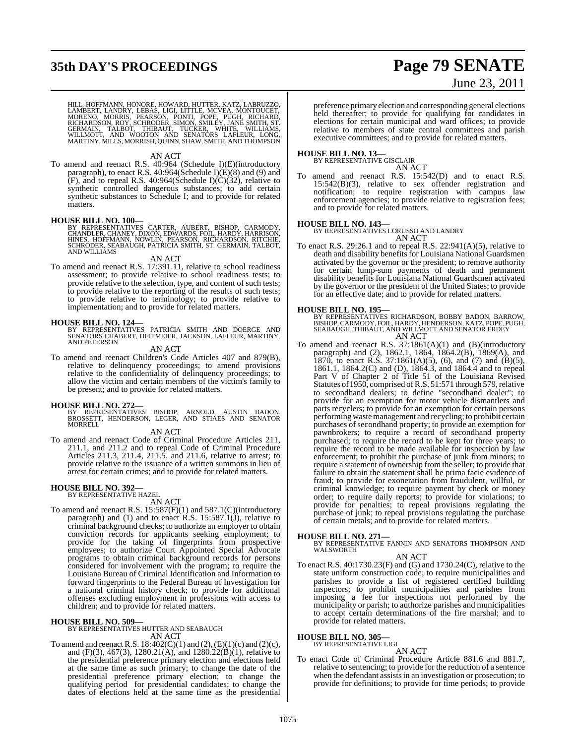HILL, HOFFMANN, HONORE, HOWARD, HUTTER, KATZ, LABRUZZO, LAMBERT, LANDRY, LEBAS, LIGI, LITTLE, MCVEA, MONTOUCET, MORENO, MORRIS, PEARSON, PONTI, POPE, PUGH, RICHARD, RICHARDSON, ROY, SCHRODER, SIMON, SMILEY, JANE SMITH, ST. GERMAIN, TALBOT, THIBAUT, TUCKER, WHITE, WILLIAMS, WILLMOTT, AND WOOTON AND SENATORS LAFLEUR, LONG, MARTINY, MILLS, MORRISH, QUINN, SHAW, SMITH, AND THOMPSON

AN ACT

To amend and reenact R.S. 40:964 (Schedule I)(E)(introductory paragraph), to enact R.S. 40:964(Schedule I)(E)(8) and (9) and (F), and to repeal R.S. 40:964(Schedule I)(C)(32), relative to synthetic controlled dangerous substances; to add certain synthetic substances to Schedule I; and to provide for related matters.

**HOUSE BILL NO. 100—**
BY REPRESENTATIVES CARTER, AUBERT, BISHOP, CARMODY, CHANDLER, CHANEY, DIXON, EDWARDS, FOIL, HARDY, HARRISON, HINES, HOFFMANN, NOWLIN, PEARSON, RICHARDSON, RITCHIE, SCHRODER, SEABAUGH, PATRICIA SMITH, ST. GERMAIN, TALBOT, AND WILLIAMS

AN ACT

To amend and reenact R.S. 17:391.11, relative to school readiness assessment; to provide relative to school readiness tests; to provide relative to the selection, type, and content of such tests; to provide relative to the reporting of the results of such tests; to provide relative to terminology; to provide relative to implementation; and to provide for related matters.

**HOUSE BILL NO. 124—**
BY REPRESENTATIVES PATRICIA SMITH AND DOERGE AND SENATORS CHABERT, HEITMEIER, JACKSON, LAFLEUR, MARTINY, AND PETERSON

AN ACT

To amend and reenact Children's Code Articles 407 and 879(B), relative to delinquency proceedings; to amend provisions relative to the confidentiality of delinquency proceedings; to allow the victim and certain members of the victim's family to be present; and to provide for related matters.

**HOUSE BILL NO. 272—**
BY REPRESENTATIVES BISHOP, ARNOLD, AUSTIN BADON, BROSSETT, HENDERSON, LEGER, AND STIAES AND SENATOR MORRELL

AN ACT

To amend and reenact Code of Criminal Procedure Articles 211, 211.1, and 211.2 and to repeal Code of Criminal Procedure Articles 211.3, 211.4, 211.5, and 211.6, relative to arrest; to provide relative to the issuance of a written summons in lieu of arrest for certain crimes; and to provide for related matters.

**HOUSE BILL NO. 392—**
BY REPRESENTATIVE HAZEL

AN ACT

To amend and reenact R.S. 15:587(F)(1) and 587.1(C)(introductory paragraph) and (1) and to enact R.S. 15:587.1(J), relative to criminal background checks; to authorize an employer to obtain conviction records for applicants seeking employment; to provide for the taking of fingerprints from prospective employees; to authorize Court Appointed Special Advocate programs to obtain criminal background records for persons considered for involvement with the program; to require the Louisiana Bureau of Criminal Identification and Information to forward fingerprints to the Federal Bureau of Investigation for a national criminal history check; to provide for additional offenses excluding employment in professions with access to children; and to provide for related matters.

**HOUSE BILL NO. 509—**
BY REPRESENTATIVES HUTTER AND SEABAUGH

AN ACT

To amend and reenact R.S. 18:402(C)(1) and (2), (E)(1)(c) and (2)(c), and (F)(3), 467(3), 1280.21(A), and 1280.22(B)(1), relative to the presidential preference primary election and elections held at the same time as such primary; to change the date of the presidential preference primary election; to change the qualifying period for presidential candidates; to change the dates of elections held at the same time as the presidential preference primary election and corresponding general elections held thereafter; to provide for qualifying for candidates in elections for certain municipal and ward offices; to provide relative to members of state central committees and parish executive committees; and to provide for related matters.

**HOUSE BILL NO. 13—**
BY REPRESENTATIVE GISCLAIR

AN ACT

To amend and reenact R.S. 15:542(D) and to enact R.S. 15:542(B)(3), relative to sex offender registration and notification; to require registration with campus law enforcement agencies; to provide relative to registration fees; and to provide for related matters.

**HOUSE BILL NO. 143—**
BY REPRESENTATIVES LORUSSO AND LANDRY

AN ACT

To enact R.S. 29:26.1 and to repeal R.S. 22:941(A)(5), relative to death and disability benefits for Louisiana National Guardsmen activated by the governor or the president; to remove authority for certain lump-sum payments of death and permanent disability benefits for Louisiana National Guardsmen activated by the governor or the president of the United States; to provide for an effective date; and to provide for related matters.

**HOUSE BILL NO. 195—**
BY REPRESENTATIVES RICHARDSON, BOBBY BADON, BARROW, BISHOP, CARMODY, FOIL, HARDY, HENDERSON, KATZ, POPE, PUGH, SEABAUGH, THIBAUT, AND WILLMOTT AND SENATOR ERDEY

AN ACT

To amend and reenact R.S. 37:1861(A)(1) and (B)(introductory paragraph) and (2), 1862.1, 1864, 1864.2(B), 1869(A), and 1870, to enact R.S. 37:1861(A)(5), (6), and (7) and (B)(5), 1861.1, 1864.2(C) and (D), 1864.3, and 1864.4 and to repeal Part V of Chapter 2 of Title 51 of the Louisiana Revised Statutes of 1950, comprised of R.S. 51:571 through 579, relative to secondhand dealers; to define "secondhand dealer"; to provide for an exemption for motor vehicle dismantlers and parts recyclers; to provide for an exemption for certain persons performing waste management and recycling; to prohibit certain purchases of secondhand property; to provide an exemption for pawnbrokers; to require a record of secondhand property purchased; to require the record to be kept for three years; to require the record to be made available for inspection by law enforcement; to prohibit the purchase of junk from minors; to require a statement of ownership from the seller; to provide that failure to obtain the statement shall be prima facie evidence of fraud; to provide for exoneration from fraudulent, willful, or criminal knowledge; to require payment by check or money order; to require daily reports; to provide for violations; to provide for penalties; to repeal provisions regulating the purchase of junk; to repeal provisions regulating the purchase of certain metals; and to provide for related matters.

**HOUSE BILL NO. 271—**
BY REPRESENTATIVE FANNIN AND SENATORS THOMPSON AND WALSWORTH

AN ACT

To enact R.S. 40:1730.23(F) and (G) and 1730.24(C), relative to the state uniform construction code; to require municipalities and parishes to provide a list of registered certified building inspectors; to prohibit municipalities and parishes from imposing a fee for inspections not performed by the municipality or parish; to authorize parishes and municipalities to accept certain determinations of the fire marshal; and to provide for related matters.

**HOUSE BILL NO. 305—**
BY REPRESENTATIVE LIGI

AN ACT

To enact Code of Criminal Procedure Article 881.6 and 881.7, relative to sentencing; to provide for the reduction of a sentence when the defendant assists in an investigation or prosecution; to provide for definitions; to provide for time periods; to provide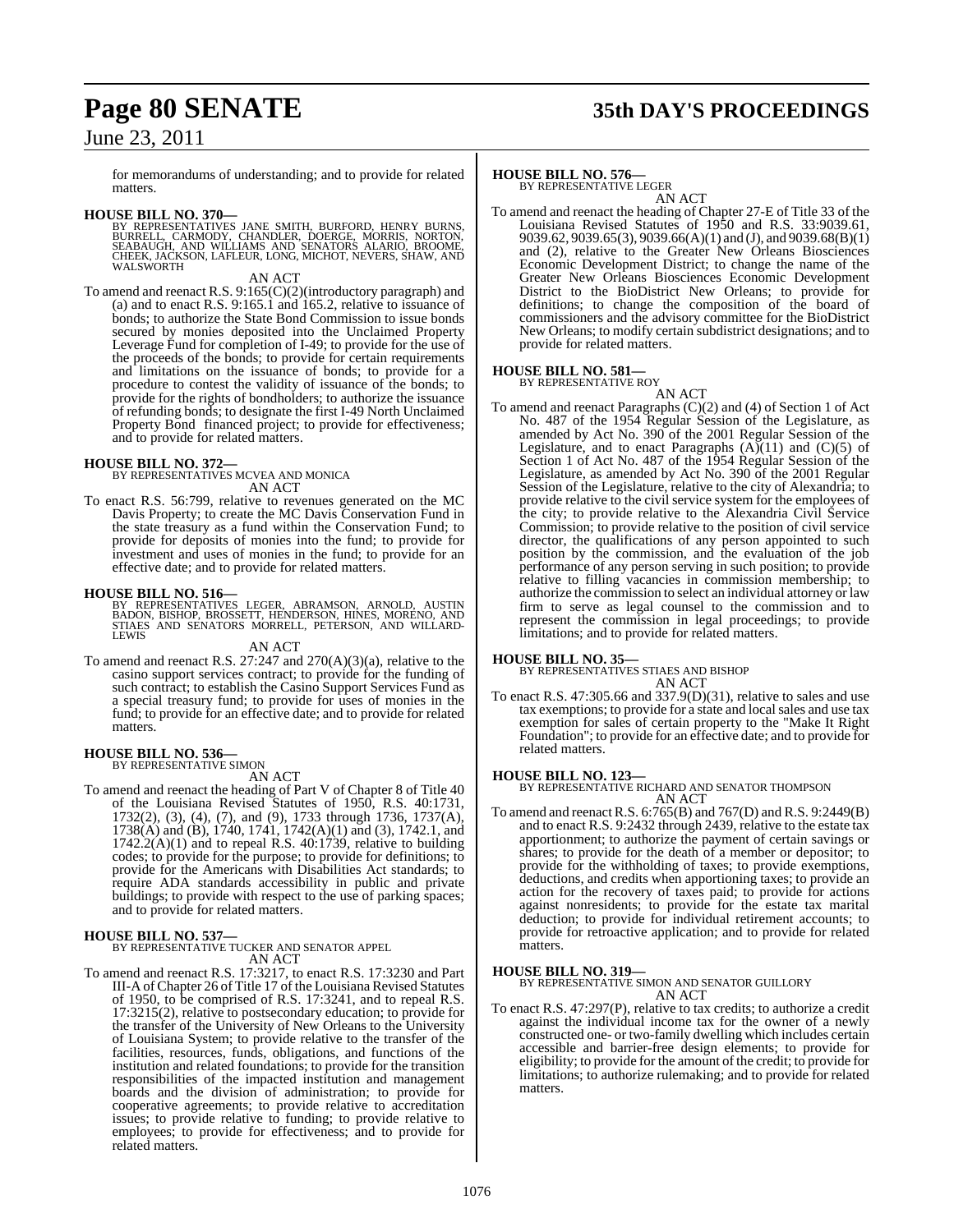for memorandums of understanding; and to provide for related matters.

**HOUSE BILL NO. 370—**
BY REPRESENTATIVES JANE SMITH, BURFORD, HENRY BURNS, BURRELL, CARMODY, CHANDLER, DOERGE, MORRIS, NORTON, SEABAUGH, AND WILLIAMS AND SENATORS ALARIO, BROOME, CHEEK, JACKSON, LAFLEUR, LONG, MICHOT, NEVERS, SHAW, AND WALSWORTH

AN ACT

To amend and reenact R.S. 9:165(C)(2)(introductory paragraph) and (a) and to enact R.S. 9:165.1 and 165.2, relative to issuance of bonds; to authorize the State Bond Commission to issue bonds secured by monies deposited into the Unclaimed Property Leverage Fund for completion of I-49; to provide for the use of the proceeds of the bonds; to provide for certain requirements and limitations on the issuance of bonds; to provide for a procedure to contest the validity of issuance of the bonds; to provide for the rights of bondholders; to authorize the issuance of refunding bonds; to designate the first I-49 North Unclaimed Property Bond financed project; to provide for effectiveness; and to provide for related matters.

**HOUSE BILL NO. 372—**
BY REPRESENTATIVES MCVEA AND MONICA

AN ACT

To enact R.S. 56:799, relative to revenues generated on the MC Davis Property; to create the MC Davis Conservation Fund in the state treasury as a fund within the Conservation Fund; to provide for deposits of monies into the fund; to provide for investment and uses of monies in the fund; to provide for an effective date; and to provide for related matters.

**HOUSE BILL NO. 516—**
BY REPRESENTATIVES LEGER, ABRAMSON, ARNOLD, AUSTIN BADON, BISHOP, BROSSETT, HENDERSON, HINES, MORENO, AND STIAES AND SENATORS MORRELL, PETERSON, AND WILLARD-LEWIS

AN ACT

To amend and reenact R.S. 27:247 and 270(A)(3)(a), relative to the casino support services contract; to provide for the funding of such contract; to establish the Casino Support Services Fund as a special treasury fund; to provide for uses of monies in the fund; to provide for an effective date; and to provide for related matters.

**HOUSE BILL NO. 536—**
BY REPRESENTATIVE SIMON

AN ACT

To amend and reenact the heading of Part V of Chapter 8 of Title 40 of the Louisiana Revised Statutes of 1950, R.S. 40:1731, 1732(2), (3), (4), (7), and (9), 1733 through 1736, 1737(A), 1738(A) and (B), 1740, 1741, 1742(A)(1) and (3), 1742.1, and 1742.2(A)(1) and to repeal R.S. 40:1739, relative to building codes; to provide for the purpose; to provide for definitions; to provide for the Americans with Disabilities Act standards; to require ADA standards accessibility in public and private buildings; to provide with respect to the use of parking spaces; and to provide for related matters.

**HOUSE BILL NO. 537—**
BY REPRESENTATIVE TUCKER AND SENATOR APPEL

AN ACT

To amend and reenact R.S. 17:3217, to enact R.S. 17:3230 and Part III-A of Chapter 26 of Title 17 of the Louisiana Revised Statutes of 1950, to be comprised of R.S. 17:3241, and to repeal R.S. 17:3215(2), relative to postsecondary education; to provide for the transfer of the University of New Orleans to the University of Louisiana System; to provide relative to the transfer of the facilities, resources, funds, obligations, and functions of the institution and related foundations; to provide for the transition responsibilities of the impacted institution and management boards and the division of administration; to provide for cooperative agreements; to provide relative to accreditation issues; to provide relative to funding; to provide relative to employees; to provide for effectiveness; and to provide for related matters.

**HOUSE BILL NO. 576—**
BY REPRESENTATIVE LEGER

AN ACT

To amend and reenact the heading of Chapter 27-E of Title 33 of the Louisiana Revised Statutes of 1950 and R.S. 33:9039.61, 9039.62, 9039.65(3), 9039.66(A)(1) and (J), and 9039.68(B)(1) and (2), relative to the Greater New Orleans Biosciences Economic Development District; to change the name of the Greater New Orleans Biosciences Economic Development District to the BioDistrict New Orleans; to provide for definitions; to change the composition of the board of commissioners and the advisory committee for the BioDistrict New Orleans; to modify certain subdistrict designations; and to provide for related matters.

**HOUSE BILL NO. 581—**
BY REPRESENTATIVE ROY

AN ACT

To amend and reenact Paragraphs (C)(2) and (4) of Section 1 of Act No. 487 of the 1954 Regular Session of the Legislature, as amended by Act No. 390 of the 2001 Regular Session of the Legislature, and to enact Paragraphs (A)(11) and (C)(5) of Section 1 of Act No. 487 of the 1954 Regular Session of the Legislature, as amended by Act No. 390 of the 2001 Regular Session of the Legislature, relative to the city of Alexandria; to provide relative to the civil service system for the employees of the city; to provide relative to the Alexandria Civil Service Commission; to provide relative to the position of civil service director, the qualifications of any person appointed to such position by the commission, and the evaluation of the job performance of any person serving in such position; to provide relative to filling vacancies in commission membership; to authorize the commission to select an individual attorney or law firm to serve as legal counsel to the commission and to represent the commission in legal proceedings; to provide limitations; and to provide for related matters.

**HOUSE BILL NO. 35—**
BY REPRESENTATIVES STIAES AND BISHOP

AN ACT

To enact R.S. 47:305.66 and 337.9(D)(31), relative to sales and use tax exemptions; to provide for a state and local sales and use tax exemption for sales of certain property to the "Make It Right Foundation"; to provide for an effective date; and to provide for related matters.

**HOUSE BILL NO. 123—**
BY REPRESENTATIVE RICHARD AND SENATOR THOMPSON

AN ACT

To amend and reenact R.S. 6:765(B) and 767(D) and R.S. 9:2449(B) and to enact R.S. 9:2432 through 2439, relative to the estate tax apportionment; to authorize the payment of certain savings or shares; to provide for the death of a member or depositor; to provide for the withholding of taxes; to provide exemptions, deductions, and credits when apportioning taxes; to provide an action for the recovery of taxes paid; to provide for actions against nonresidents; to provide for the estate tax marital deduction; to provide for individual retirement accounts; to provide for retroactive application; and to provide for related matters.

**HOUSE BILL NO. 319—**
BY REPRESENTATIVE SIMON AND SENATOR GUILLORY

AN ACT

To enact R.S. 47:297(P), relative to tax credits; to authorize a credit against the individual income tax for the owner of a newly constructed one- or two-family dwelling which includes certain accessible and barrier-free design elements; to provide for eligibility; to provide for the amount of the credit; to provide for limitations; to authorize rulemaking; and to provide for related matters.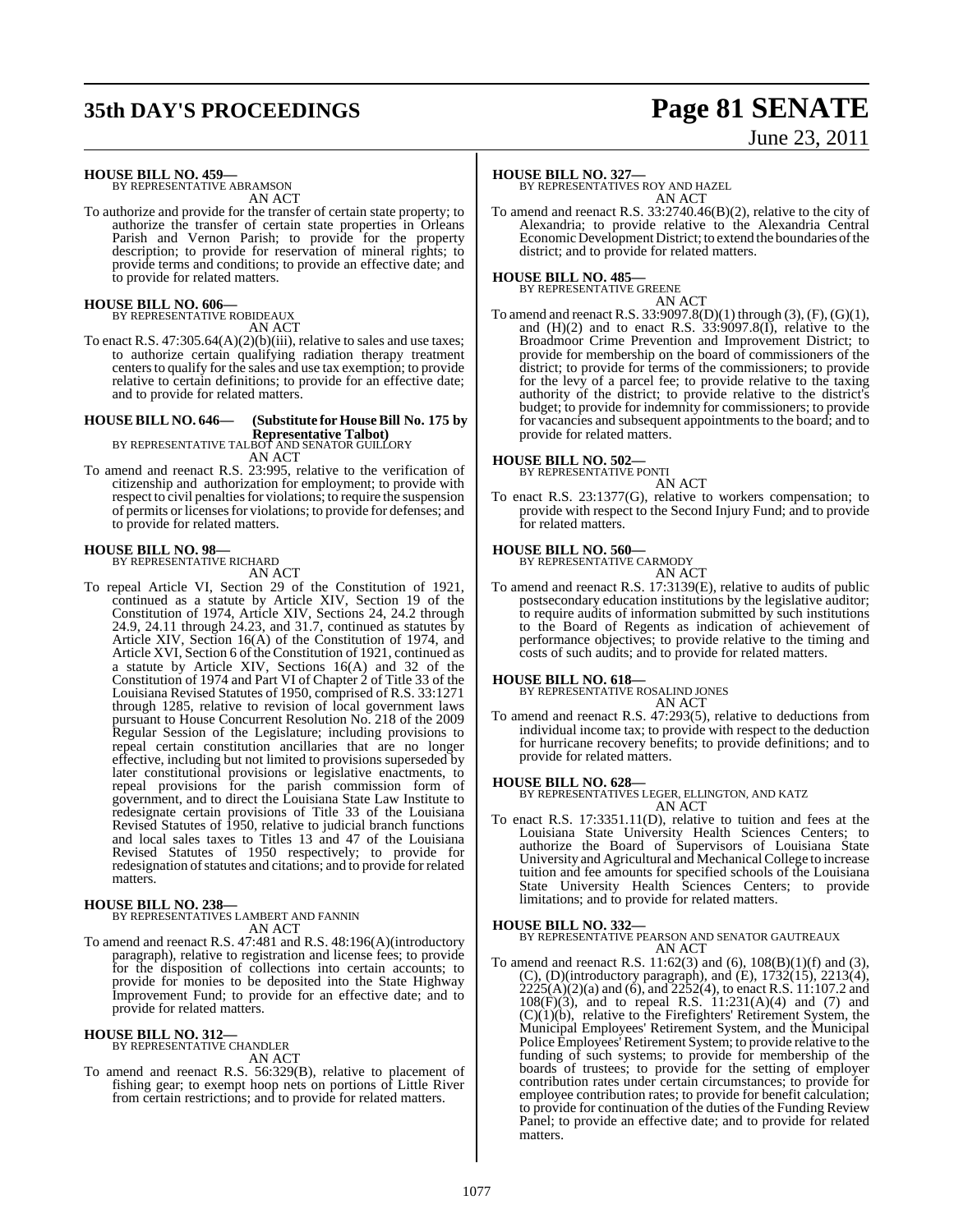**HOUSE BILL NO. 459—**
BY REPRESENTATIVE ABRAMSON
AN ACT

To authorize and provide for the transfer of certain state property; to authorize the transfer of certain state properties in Orleans Parish and Vernon Parish; to provide for the property description; to provide for reservation of mineral rights; to provide terms and conditions; to provide an effective date; and to provide for related matters.

**HOUSE BILL NO. 606—**
BY REPRESENTATIVE ROBIDEAUX
AN ACT

To enact R.S. 47:305.64(A)(2)(b)(iii), relative to sales and use taxes; to authorize certain qualifying radiation therapy treatment centers to qualify for the sales and use tax exemption; to provide relative to certain definitions; to provide for an effective date; and to provide for related matters.

**HOUSE BILL NO. 646— (Substitute for House Bill No. 175 by Representative Talbot)**
BY REPRESENTATIVE TALBOT AND SENATOR GUILLORY
AN ACT

To amend and reenact R.S. 23:995, relative to the verification of citizenship and authorization for employment; to provide with respect to civil penalties for violations; to require the suspension of permits or licenses for violations; to provide for defenses; and to provide for related matters.

**HOUSE BILL NO. 98—**
BY REPRESENTATIVE RICHARD
AN ACT

To repeal Article VI, Section 29 of the Constitution of 1921, continued as a statute by Article XIV, Section 19 of the Constitution of 1974, Article XIV, Sections 24, 24.2 through 24.9, 24.11 through 24.23, and 31.7, continued as statutes by Article XIV, Section 16(A) of the Constitution of 1974, and Article XVI, Section 6 of the Constitution of 1921, continued as a statute by Article XIV, Sections 16(A) and 32 of the Constitution of 1974 and Part VI of Chapter 2 of Title 33 of the Louisiana Revised Statutes of 1950, comprised of R.S. 33:1271 through 1285, relative to revision of local government laws pursuant to House Concurrent Resolution No. 218 of the 2009 Regular Session of the Legislature; including provisions to repeal certain constitution ancillaries that are no longer effective, including but not limited to provisions superseded by later constitutional provisions or legislative enactments, to repeal provisions for the parish commission form of government, and to direct the Louisiana State Law Institute to redesignate certain provisions of Title 33 of the Louisiana Revised Statutes of 1950, relative to judicial branch functions and local sales taxes to Titles 13 and 47 of the Louisiana Revised Statutes of 1950 respectively; to provide for redesignation of statutes and citations; and to provide for related matters.

**HOUSE BILL NO. 238—**
BY REPRESENTATIVES LAMBERT AND FANNIN
AN ACT

To amend and reenact R.S. 47:481 and R.S. 48:196(A)(introductory paragraph), relative to registration and license fees; to provide for the disposition of collections into certain accounts; to provide for monies to be deposited into the State Highway Improvement Fund; to provide for an effective date; and to provide for related matters.

**HOUSE BILL NO. 312—**
BY REPRESENTATIVE CHANDLER
AN ACT

To amend and reenact R.S. 56:329(B), relative to placement of fishing gear; to exempt hoop nets on portions of Little River from certain restrictions; and to provide for related matters.

**HOUSE BILL NO. 327—**
BY REPRESENTATIVES ROY AND HAZEL
AN ACT

To amend and reenact R.S. 33:2740.46(B)(2), relative to the city of Alexandria; to provide relative to the Alexandria Central Economic Development District; to extend the boundaries of the district; and to provide for related matters.

**HOUSE BILL NO. 485—**
BY REPRESENTATIVE GREENE
AN ACT

To amend and reenact R.S. 33:9097.8(D)(1) through (3), (F), (G)(1), and (H)(2) and to enact R.S. 33:9097.8(I), relative to the Broadmoor Crime Prevention and Improvement District; to provide for membership on the board of commissioners of the district; to provide for terms of the commissioners; to provide for the levy of a parcel fee; to provide relative to the taxing authority of the district; to provide relative to the district's budget; to provide for indemnity for commissioners; to provide for vacancies and subsequent appointments to the board; and to provide for related matters.

**HOUSE BILL NO. 502—**
BY REPRESENTATIVE PONTI
AN ACT

To enact R.S. 23:1377(G), relative to workers compensation; to provide with respect to the Second Injury Fund; and to provide for related matters.

**HOUSE BILL NO. 560—**
BY REPRESENTATIVE CARMODY
AN ACT

To amend and reenact R.S. 17:3139(E), relative to audits of public postsecondary education institutions by the legislative auditor; to require audits of information submitted by such institutions to the Board of Regents as indication of achievement of performance objectives; to provide relative to the timing and costs of such audits; and to provide for related matters.

**HOUSE BILL NO. 618—**
BY REPRESENTATIVE ROSALIND JONES
AN ACT

To amend and reenact R.S. 47:293(5), relative to deductions from individual income tax; to provide with respect to the deduction for hurricane recovery benefits; to provide definitions; and to provide for related matters.

**HOUSE BILL NO. 628—**
BY REPRESENTATIVES LEGER, ELLINGTON, AND KATZ
AN ACT

To enact R.S. 17:3351.11(D), relative to tuition and fees at the Louisiana State University Health Sciences Centers; to authorize the Board of Supervisors of Louisiana State University and Agricultural and Mechanical College to increase tuition and fee amounts for specified schools of the Louisiana State University Health Sciences Centers; to provide limitations; and to provide for related matters.

**HOUSE BILL NO. 332—**
BY REPRESENTATIVE PEARSON AND SENATOR GAUTREAUX
AN ACT

To amend and reenact R.S. 11:62(3) and (6), 108(B)(1)(f) and (3), (C), (D)(introductory paragraph), and (E), 1732(15), 2213(4), 2225(A)(2)(a) and (6), and 2252(4), to enact R.S. 11:107.2 and 108(F)(3), and to repeal R.S. 11:231(A)(4) and (7) and (C)(1)(b), relative to the Firefighters' Retirement System, the Municipal Employees' Retirement System, and the Municipal Police Employees' Retirement System; to provide relative to the funding of such systems; to provide for membership of the boards of trustees; to provide for the setting of employer contribution rates under certain circumstances; to provide for employee contribution rates; to provide for benefit calculation; to provide for continuation of the duties of the Funding Review Panel; to provide an effective date; and to provide for related matters.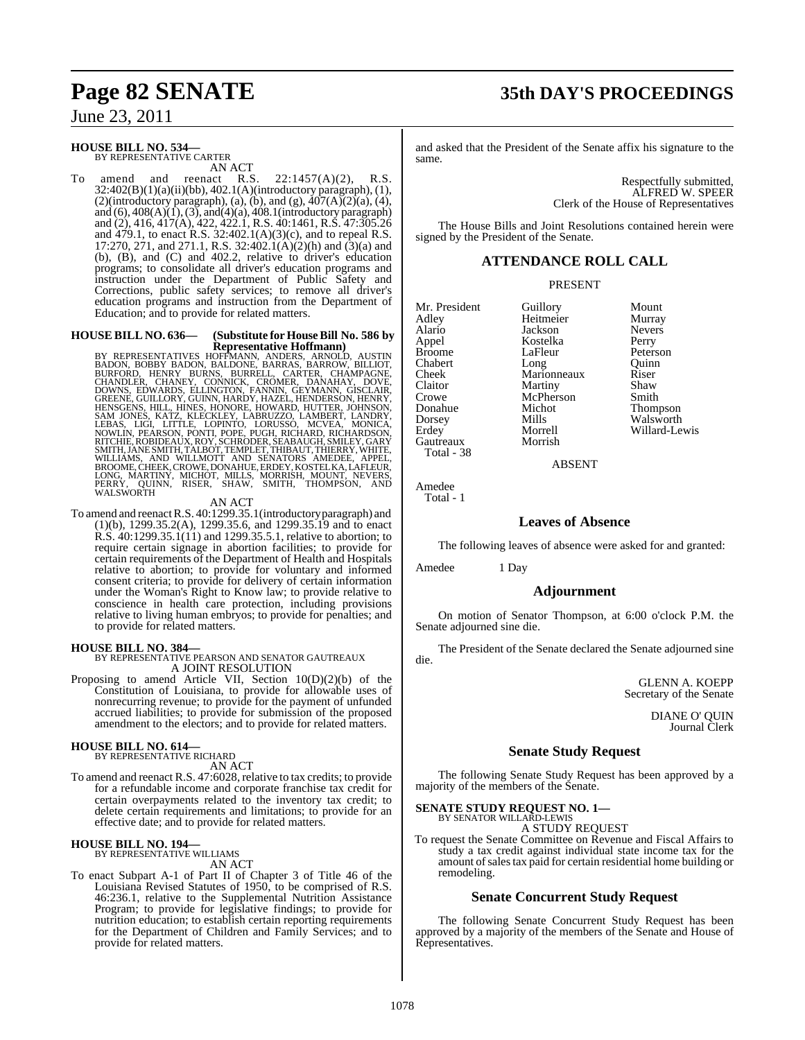**HOUSE BILL NO. 534—**
BY REPRESENTATIVE CARTER

AN ACT

To amend and reenact R.S. 22:1457(A)(2), R.S. 32:402(B)(1)(a)(ii)(bb), 402.1(A)(introductory paragraph), (1), (2)(introductory paragraph), (a), (b), and (g), 407(A)(2)(a), (4), and (6), 408(A)(1), (3), and(4)(a), 408.1(introductory paragraph) and (2), 416, 417(A), 422, 422.1, R.S. 40:1461, R.S. 47:305.26 and 479.1, to enact R.S. 32:402.1(A)(3)(c), and to repeal R.S. 17:270, 271, and 271.1, R.S. 32:402.1(A)(2)(h) and (3)(a) and (b), (B), and (C) and 402.2, relative to driver's education programs; to consolidate all driver's education programs and instruction under the Department of Public Safety and Corrections, public safety services; to remove all driver's education programs and instruction from the Department of Education; and to provide for related matters.

**HOUSE BILL NO. 636— (Substitute for House Bill No. 586 by Representative Hoffmann)**
BY REPRESENTATIVES HOFFMANN, ANDERS, ARNOLD, AUSTIN BADON, BOBBY BADON, BALDONE, BARRAS, BARROW, BILLIOT, BURFORD, HENRY BURNS, BURRELL, CARTER, CHAMPAGNE, CHANDLER, CHANEY, CONNICK, CROMER, DANAHAY, DOVE, DOWNS, EDWARDS, ELLINGTON, FANNIN, GEYMANN, GISCLAIR, GREENE, GUILLORY, GUINN, HARDY, HAZEL, HENDERSON, HENRY, HENSGENS, HILL, HINES, HONORE, HOWARD, HUTTER, JOHNSON, SAM JONES, KATZ, KLECKLEY, LABRUZZO, LAMBERT, LANDRY, LEBAS, LIGI, LITTLE, LOPINTO, LORUSSO, MCVEA, MONICA, NOWLIN, PEARSON, PONTI, POPE, PUGH, RICHARD, RICHARDSON, RITCHIE, ROBIDEAUX, ROY, SCHRODER, SEABAUGH, SMILEY, GARY SMITH, JANE SMITH, TALBOT, TEMPLET, THIBAUT, THIERRY, WHITE, WILLIAMS, AND WILLMOTT AND SENATORS AMEDEE, APPEL, BROOME, CHEEK, CROWE, DONAHUE, ERDEY, KOSTELKA, LAFLEUR, LONG, MARTINY, MICHOT, MILLS, MORRISH, MOUNT, NEVERS, PERRY, QUINN, RISER, SHAW, SMITH, THOMPSON, AND WALSWORTH

AN ACT

To amend and reenact R.S. 40:1299.35.1(introductory paragraph) and (1)(b), 1299.35.2(A), 1299.35.6, and 1299.35.19 and to enact R.S. 40:1299.35.1(11) and 1299.35.5.1, relative to abortion; to require certain signage in abortion facilities; to provide for certain requirements of the Department of Health and Hospitals relative to abortion; to provide for voluntary and informed consent criteria; to provide for delivery of certain information under the Woman's Right to Know law; to provide relative to conscience in health care protection, including provisions relative to living human embryos; to provide for penalties; and to provide for related matters.

**HOUSE BILL NO. 384—**
BY REPRESENTATIVE PEARSON AND SENATOR GAUTREAUX

A JOINT RESOLUTION

Proposing to amend Article VII, Section 10(D)(2)(b) of the Constitution of Louisiana, to provide for allowable uses of nonrecurring revenue; to provide for the payment of unfunded accrued liabilities; to provide for submission of the proposed amendment to the electors; and to provide for related matters.

**HOUSE BILL NO. 614—**
BY REPRESENTATIVE RICHARD

AN ACT

To amend and reenact R.S. 47:6028, relative to tax credits; to provide for a refundable income and corporate franchise tax credit for certain overpayments related to the inventory tax credit; to delete certain requirements and limitations; to provide for an effective date; and to provide for related matters.

**HOUSE BILL NO. 194—**
BY REPRESENTATIVE WILLIAMS

AN ACT

To enact Subpart A-1 of Part II of Chapter 3 of Title 46 of the Louisiana Revised Statutes of 1950, to be comprised of R.S. 46:236.1, relative to the Supplemental Nutrition Assistance Program; to provide for legislative findings; to provide for nutrition education; to establish certain reporting requirements for the Department of Children and Family Services; and to provide for related matters.

and asked that the President of the Senate affix his signature to the same.

Respectfully submitted,
ALFRED W. SPEER
Clerk of the House of Representatives

The House Bills and Joint Resolutions contained herein were signed by the President of the Senate.

## ATTENDANCE ROLL CALL

PRESENT

| | | |
|---|---|---|
| Mr. President | Guillory | Mount |
| Adley | Heitmeier | Murray |
| Alario | Jackson | Nevers |
| Appel | Kostelka | Perry |
| Broome | LaFleur | Peterson |
| Chabert | Long | Quinn |
| Cheek | Marionneaux | Riser |
| Claitor | Martiny | Shaw |
| Crowe | McPherson | Smith |
| Donahue | Michot | Thompson |
| Dorsey | Mills | Walsworth |
| Erdey | Morrell | Willard-Lewis |
| Gautreaux | Morrish | |

Total - 38

ABSENT

Amedee
Total - 1

## Leaves of Absence

The following leaves of absence were asked for and granted:

Amedee 1 Day

## Adjournment

On motion of Senator Thompson, at 6:00 o'clock P.M. the Senate adjourned sine die.

The President of the Senate declared the Senate adjourned sine die.

GLENN A. KOEPP
Secretary of the Senate

DIANE O' QUIN
Journal Clerk

## Senate Study Request

The following Senate Study Request has been approved by a majority of the members of the Senate.

**SENATE STUDY REQUEST NO. 1—**
BY SENATOR WILLARD-LEWIS

A STUDY REQUEST

To request the Senate Committee on Revenue and Fiscal Affairs to study a tax credit against individual state income tax for the amount of sales tax paid for certain residential home building or remodeling.

## Senate Concurrent Study Request

The following Senate Concurrent Study Request has been approved by a majority of the members of the Senate and House of Representatives.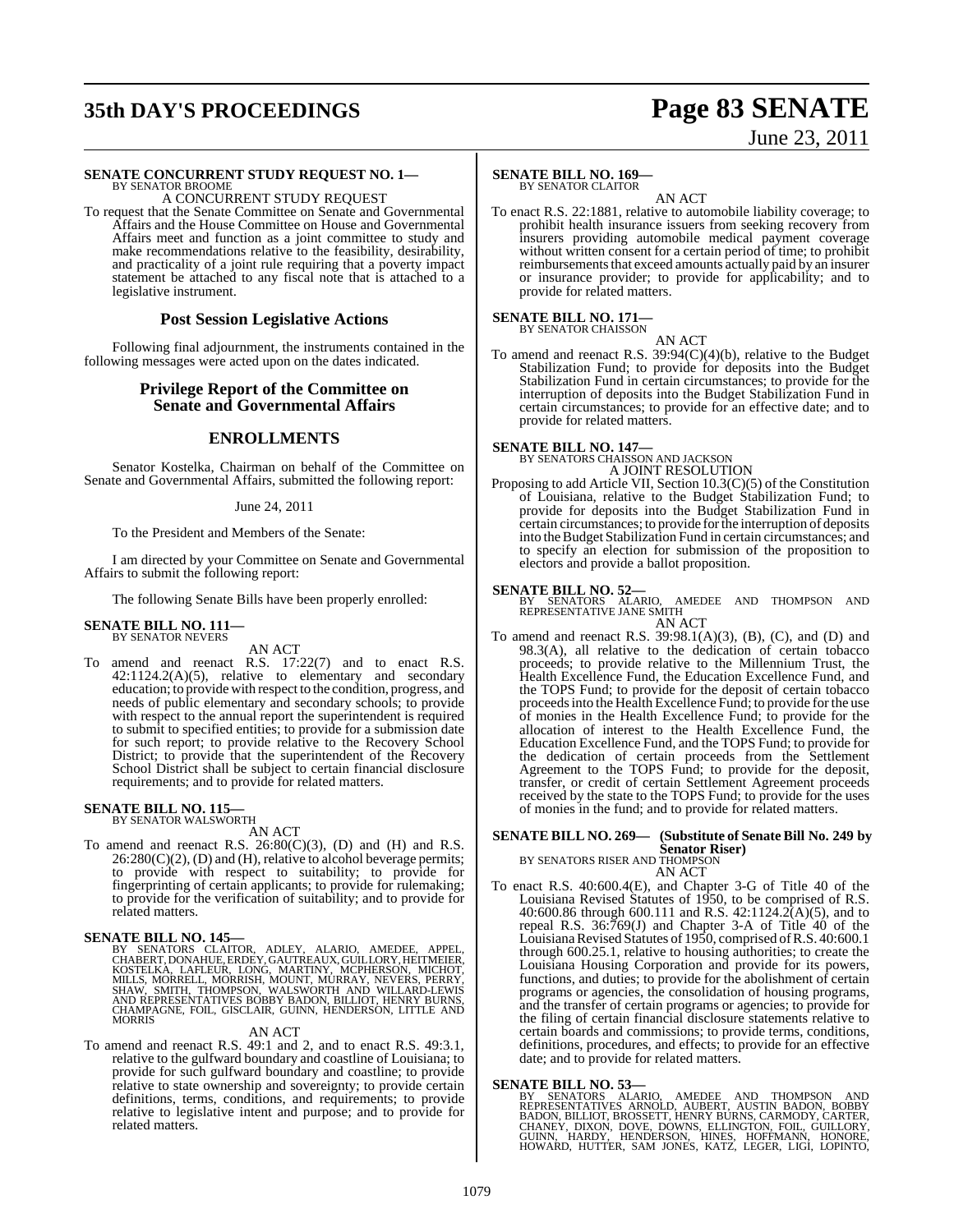**SENATE CONCURRENT STUDY REQUEST NO. 1—**
BY SENATOR BROOME

A CONCURRENT STUDY REQUEST

To request that the Senate Committee on Senate and Governmental Affairs and the House Committee on House and Governmental Affairs meet and function as a joint committee to study and make recommendations relative to the feasibility, desirability, and practicality of a joint rule requiring that a poverty impact statement be attached to any fiscal note that is attached to a legislative instrument.

## Post Session Legislative Actions

Following final adjournment, the instruments contained in the following messages were acted upon on the dates indicated.

## Privilege Report of the Committee on Senate and Governmental Affairs

## ENROLLMENTS

Senator Kostelka, Chairman on behalf of the Committee on Senate and Governmental Affairs, submitted the following report:

June 24, 2011

To the President and Members of the Senate:

I am directed by your Committee on Senate and Governmental Affairs to submit the following report:

The following Senate Bills have been properly enrolled:

**SENATE BILL NO. 111—**
BY SENATOR NEVERS

AN ACT

To amend and reenact R.S. 17:22(7) and to enact R.S. 42:1124.2(A)(5), relative to elementary and secondary education; to provide with respect to the condition, progress, and needs of public elementary and secondary schools; to provide with respect to the annual report the superintendent is required to submit to specified entities; to provide for a submission date for such report; to provide relative to the Recovery School District; to provide that the superintendent of the Recovery School District shall be subject to certain financial disclosure requirements; and to provide for related matters.

**SENATE BILL NO. 115—**
BY SENATOR WALSWORTH

AN ACT

To amend and reenact R.S. 26:80(C)(3), (D) and (H) and R.S. 26:280(C)(2), (D) and (H), relative to alcohol beverage permits; to provide with respect to suitability; to provide for fingerprinting of certain applicants; to provide for rulemaking; to provide for the verification of suitability; and to provide for related matters.

**SENATE BILL NO. 145—**
BY SENATORS CLAITOR, ADLEY, ALARIO, AMEDEE, APPEL, CHABERT, DONAHUE, ERDEY, GAUTREAUX, GUILLORY, HEITMEIER, KOSTELKA, LAFLEUR, LONG, MARTINY, MCPHERSON, MICHOT, MILLS, MORRELL, MORRISH, MOUNT, MURRAY, NEVERS, PERRY, SHAW, SMITH, THOMPSON, WALSWORTH AND WILLARD-LEWIS AND REPRESENTATIVES BOBBY BADON, BILLIOT, HENRY BURNS, CHAMPAGNE, FOIL, GISCLAIR, GUINN, HENDERSON, LITTLE AND MORRIS

AN ACT

To amend and reenact R.S. 49:1 and 2, and to enact R.S. 49:3.1, relative to the gulfward boundary and coastline of Louisiana; to provide for such gulfward boundary and coastline; to provide relative to state ownership and sovereignty; to provide certain definitions, terms, conditions, and requirements; to provide relative to legislative intent and purpose; and to provide for related matters.

**SENATE BILL NO. 169—**
BY SENATOR CLAITOR

AN ACT

To enact R.S. 22:1881, relative to automobile liability coverage; to prohibit health insurance issuers from seeking recovery from insurers providing automobile medical payment coverage without written consent for a certain period of time; to prohibit reimbursements that exceed amounts actually paid by an insurer or insurance provider; to provide for applicability; and to provide for related matters.

**SENATE BILL NO. 171—**
BY SENATOR CHAISSON

AN ACT

To amend and reenact R.S. 39:94(C)(4)(b), relative to the Budget Stabilization Fund; to provide for deposits into the Budget Stabilization Fund in certain circumstances; to provide for the interruption of deposits into the Budget Stabilization Fund in certain circumstances; to provide for an effective date; and to provide for related matters.

**SENATE BILL NO. 147—**
BY SENATORS CHAISSON AND JACKSON

A JOINT RESOLUTION

Proposing to add Article VII, Section 10.3(C)(5) of the Constitution of Louisiana, relative to the Budget Stabilization Fund; to provide for deposits into the Budget Stabilization Fund in certain circumstances; to provide for the interruption of deposits into the Budget Stabilization Fund in certain circumstances; and to specify an election for submission of the proposition to electors and provide a ballot proposition.

**SENATE BILL NO. 52—**
BY SENATORS ALARIO, AMEDEE AND THOMPSON AND REPRESENTATIVE JANE SMITH

AN ACT

To amend and reenact R.S. 39:98.1(A)(3), (B), (C), and (D) and 98.3(A), all relative to the dedication of certain tobacco proceeds; to provide relative to the Millennium Trust, the Health Excellence Fund, the Education Excellence Fund, and the TOPS Fund; to provide for the deposit of certain tobacco proceeds into the Health Excellence Fund; to provide for the use of monies in the Health Excellence Fund; to provide for the allocation of interest to the Health Excellence Fund, the Education Excellence Fund, and the TOPS Fund; to provide for the dedication of certain proceeds from the Settlement Agreement to the TOPS Fund; to provide for the deposit, transfer, or credit of certain Settlement Agreement proceeds received by the state to the TOPS Fund; to provide for the uses of monies in the fund; and to provide for related matters.

**SENATE BILL NO. 269— (Substitute of Senate Bill No. 249 by Senator Riser)**
BY SENATORS RISER AND THOMPSON

AN ACT

To enact R.S. 40:600.4(E), and Chapter 3-G of Title 40 of the Louisiana Revised Statutes of 1950, to be comprised of R.S. 40:600.86 through 600.111 and R.S. 42:1124.2(A)(5), and to repeal R.S. 36:769(J) and Chapter 3-A of Title 40 of the Louisiana Revised Statutes of 1950, comprised of R.S. 40:600.1 through 600.25.1, relative to housing authorities; to create the Louisiana Housing Corporation and provide for its powers, functions, and duties; to provide for the abolishment of certain programs or agencies, the consolidation of housing programs, and the transfer of certain programs or agencies; to provide for the filing of certain financial disclosure statements relative to certain boards and commissions; to provide terms, conditions, definitions, procedures, and effects; to provide for an effective date; and to provide for related matters.

**SENATE BILL NO. 53—**
BY SENATORS ALARIO, AMEDEE AND THOMPSON AND REPRESENTATIVES ARNOLD, AUBERT, AUSTIN BADON, BOBBY BADON, BILLIOT, BROSSETT, HENRY BURNS, CARMODY, CARTER, CHANEY, DIXON, DOVE, DOWNS, ELLINGTON, FOIL, GUILLORY, GUINN, HARDY, HENDERSON, HINES, HOFFMANN, HONORE, HOWARD, HUTTER, SAM JONES, KATZ, LEGER, LIGI, LOPINTO,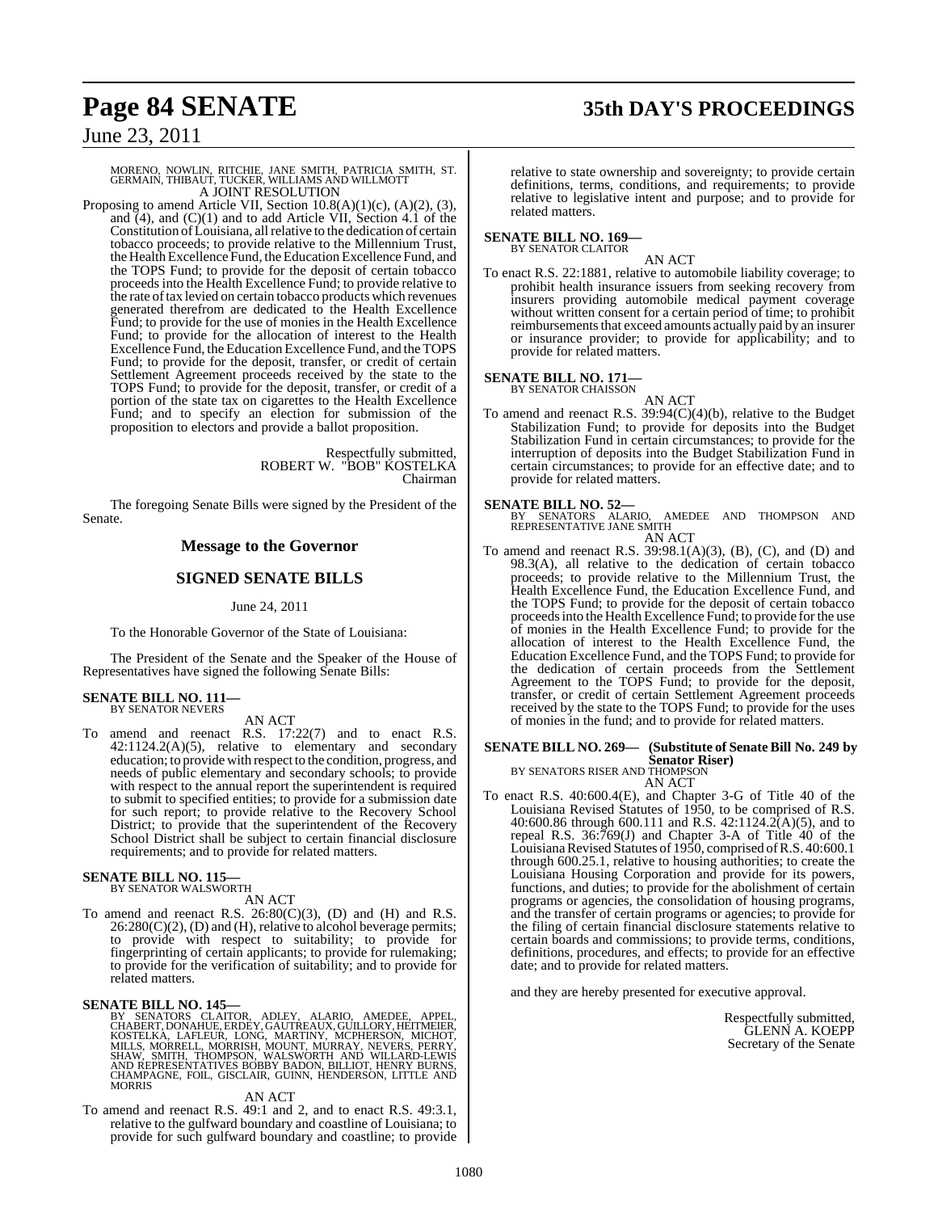MORENO, NOWLIN, RITCHIE, JANE SMITH, PATRICIA SMITH, ST. GERMAIN, THIBAUT, TUCKER, WILLIAMS AND WILLMOTT

A JOINT RESOLUTION

Proposing to amend Article VII, Section 10.8(A)(1)(c), (A)(2), (3), and (4), and (C)(1) and to add Article VII, Section 4.1 of the Constitution of Louisiana, all relative to the dedication of certain tobacco proceeds; to provide relative to the Millennium Trust, the Health Excellence Fund, the Education Excellence Fund, and the TOPS Fund; to provide for the deposit of certain tobacco proceeds into the Health Excellence Fund; to provide relative to the rate of tax levied on certain tobacco products which revenues generated therefrom are dedicated to the Health Excellence Fund; to provide for the use of monies in the Health Excellence Fund; to provide for the allocation of interest to the Health Excellence Fund, the Education Excellence Fund, and the TOPS Fund; to provide for the deposit, transfer, or credit of certain Settlement Agreement proceeds received by the state to the TOPS Fund; to provide for the deposit, transfer, or credit of a portion of the state tax on cigarettes to the Health Excellence Fund; and to specify an election for submission of the proposition to electors and provide a ballot proposition.

Respectfully submitted,
ROBERT W. "BOB" KOSTELKA
Chairman

The foregoing Senate Bills were signed by the President of the Senate.

## Message to the Governor

## SIGNED SENATE BILLS

June 24, 2011

To the Honorable Governor of the State of Louisiana:

The President of the Senate and the Speaker of the House of Representatives have signed the following Senate Bills:

**SENATE BILL NO. 111—**
BY SENATOR NEVERS

AN ACT

To amend and reenact R.S. 17:22(7) and to enact R.S. 42:1124.2(A)(5), relative to elementary and secondary education; to provide with respect to the condition, progress, and needs of public elementary and secondary schools; to provide with respect to the annual report the superintendent is required to submit to specified entities; to provide for a submission date for such report; to provide relative to the Recovery School District; to provide that the superintendent of the Recovery School District shall be subject to certain financial disclosure requirements; and to provide for related matters.

**SENATE BILL NO. 115—**
BY SENATOR WALSWORTH

AN ACT

To amend and reenact R.S. 26:80(C)(3), (D) and (H) and R.S. 26:280(C)(2), (D) and (H), relative to alcohol beverage permits; to provide with respect to suitability; to provide for fingerprinting of certain applicants; to provide for rulemaking; to provide for the verification of suitability; and to provide for related matters.

**SENATE BILL NO. 145—**
BY SENATORS CLAITOR, ADLEY, ALARIO, AMEDEE, APPEL, CHABERT, DONAHUE, ERDEY, GAUTREAUX, GUILLORY, HEITMEIER, KOSTELKA, LAFLEUR, LONG, MARTINY, MCPHERSON, MICHOT, MILLS, MORRELL, MORRISH, MOUNT, MURRAY, NEVERS, PERRY, SHAW, SMITH, THOMPSON, WALSWORTH AND WILLARD-LEWIS AND REPRESENTATIVES BOBBY BADON, BILLIOT, HENRY BURNS, CHAMPAGNE, FOIL, GISCLAIR, GUINN, HENDERSON, LITTLE AND MORRIS

AN ACT

To amend and reenact R.S. 49:1 and 2, and to enact R.S. 49:3.1, relative to the gulfward boundary and coastline of Louisiana; to provide for such gulfward boundary and coastline; to provide relative to state ownership and sovereignty; to provide certain definitions, terms, conditions, and requirements; to provide relative to legislative intent and purpose; and to provide for related matters.

**SENATE BILL NO. 169—**
BY SENATOR CLAITOR

AN ACT

To enact R.S. 22:1881, relative to automobile liability coverage; to prohibit health insurance issuers from seeking recovery from insurers providing automobile medical payment coverage without written consent for a certain period of time; to prohibit reimbursements that exceed amounts actually paid by an insurer or insurance provider; to provide for applicability; and to provide for related matters.

**SENATE BILL NO. 171—**
BY SENATOR CHAISSON

AN ACT

To amend and reenact R.S. 39:94(C)(4)(b), relative to the Budget Stabilization Fund; to provide for deposits into the Budget Stabilization Fund in certain circumstances; to provide for the interruption of deposits into the Budget Stabilization Fund in certain circumstances; to provide for an effective date; and to provide for related matters.

**SENATE BILL NO. 52—**
BY SENATORS ALARIO, AMEDEE AND THOMPSON AND REPRESENTATIVE JANE SMITH

AN ACT

To amend and reenact R.S. 39:98.1(A)(3), (B), (C), and (D) and 98.3(A), all relative to the dedication of certain tobacco proceeds; to provide relative to the Millennium Trust, the Health Excellence Fund, the Education Excellence Fund, and the TOPS Fund; to provide for the deposit of certain tobacco proceeds into the Health Excellence Fund; to provide for the use of monies in the Health Excellence Fund; to provide for the allocation of interest to the Health Excellence Fund, the Education Excellence Fund, and the TOPS Fund; to provide for the dedication of certain proceeds from the Settlement Agreement to the TOPS Fund; to provide for the deposit, transfer, or credit of certain Settlement Agreement proceeds received by the state to the TOPS Fund; to provide for the uses of monies in the fund; and to provide for related matters.

**SENATE BILL NO. 269— (Substitute of Senate Bill No. 249 by Senator Riser)**
BY SENATORS RISER AND THOMPSON

AN ACT

To enact R.S. 40:600.4(E), and Chapter 3-G of Title 40 of the Louisiana Revised Statutes of 1950, to be comprised of R.S. 40:600.86 through 600.111 and R.S. 42:1124.2(A)(5), and to repeal R.S. 36:769(J) and Chapter 3-A of Title 40 of the Louisiana Revised Statutes of 1950, comprised of R.S. 40:600.1 through 600.25.1, relative to housing authorities; to create the Louisiana Housing Corporation and provide for its powers, functions, and duties; to provide for the abolishment of certain programs or agencies, the consolidation of housing programs, and the transfer of certain programs or agencies; to provide for the filing of certain financial disclosure statements relative to certain boards and commissions; to provide terms, conditions, definitions, procedures, and effects; to provide for an effective date; and to provide for related matters.

and they are hereby presented for executive approval.

Respectfully submitted,
GLENN A. KOEPP
Secretary of the Senate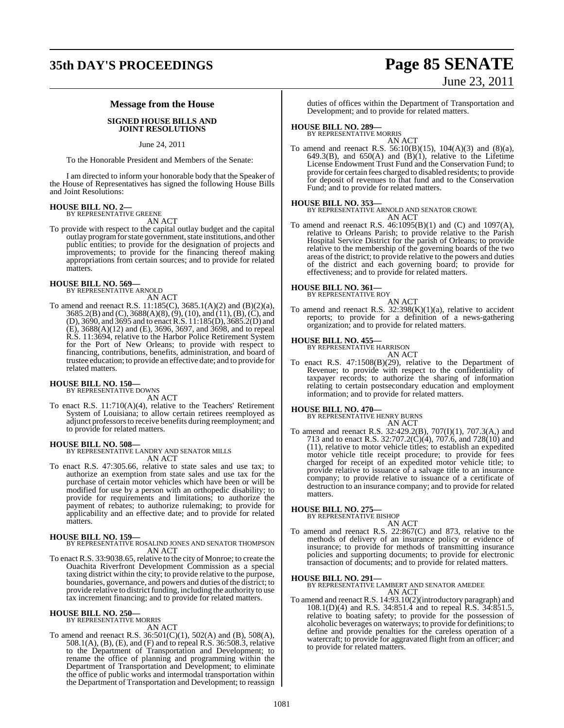## Message from the House

### SIGNED HOUSE BILLS AND JOINT RESOLUTIONS

June 24, 2011

To the Honorable President and Members of the Senate:

I am directed to inform your honorable body that the Speaker of the House of Representatives has signed the following House Bills and Joint Resolutions:

**HOUSE BILL NO. 2—**
BY REPRESENTATIVE GREENE

AN ACT

To provide with respect to the capital outlay budget and the capital outlay program for state government, state institutions, and other public entities; to provide for the designation of projects and improvements; to provide for the financing thereof making appropriations from certain sources; and to provide for related matters.

**HOUSE BILL NO. 569—**
BY REPRESENTATIVE ARNOLD

AN ACT

To amend and reenact R.S. 11:185(C), 3685.1(A)(2) and (B)(2)(a), 3685.2(B) and (C), 3688(A)(8), (9), (10), and (11), (B), (C), and (D), 3690, and 3695 and to enact R.S. 11:185(D), 3685.2(D) and (E), 3688(A)(12) and (E), 3696, 3697, and 3698, and to repeal R.S. 11:3694, relative to the Harbor Police Retirement System for the Port of New Orleans; to provide with respect to financing, contributions, benefits, administration, and board of trustee education; to provide an effective date; and to provide for related matters.

**HOUSE BILL NO. 150—**
BY REPRESENTATIVE DOWNS

AN ACT

To enact R.S. 11:710(A)(4), relative to the Teachers' Retirement System of Louisiana; to allow certain retirees reemployed as adjunct professors to receive benefits during reemployment; and to provide for related matters.

**HOUSE BILL NO. 508—**
BY REPRESENTATIVE LANDRY AND SENATOR MILLS

AN ACT

To enact R.S. 47:305.66, relative to state sales and use tax; to authorize an exemption from state sales and use tax for the purchase of certain motor vehicles which have been or will be modified for use by a person with an orthopedic disability; to provide for requirements and limitations; to authorize the payment of rebates; to authorize rulemaking; to provide for applicability and an effective date; and to provide for related matters.

**HOUSE BILL NO. 159—**
BY REPRESENTATIVE ROSALIND JONES AND SENATOR THOMPSON

AN ACT

To enact R.S. 33:9038.65, relative to the city of Monroe; to create the Ouachita Riverfront Development Commission as a special taxing district within the city; to provide relative to the purpose, boundaries, governance, and powers and duties of the district; to provide relative to district funding, including the authority to use tax increment financing; and to provide for related matters.

**HOUSE BILL NO. 250—**
BY REPRESENTATIVE MORRIS

AN ACT

To amend and reenact R.S. 36:501(C)(1), 502(A) and (B), 508(A), 508.1(A), (B), (E), and (F) and to repeal R.S. 36:508.3, relative to the Department of Transportation and Development; to rename the office of planning and programming within the Department of Transportation and Development; to eliminate the office of public works and intermodal transportation within the Department of Transportation and Development; to reassign duties of offices within the Department of Transportation and Development; and to provide for related matters.

**HOUSE BILL NO. 289—**
BY REPRESENTATIVE MORRIS

AN ACT

To amend and reenact R.S. 56:10(B)(15), 104(A)(3) and (8)(a), 649.3(B), and 650(A) and (B)(1), relative to the Lifetime License Endowment Trust Fund and the Conservation Fund; to provide for certain fees charged to disabled residents; to provide for deposit of revenues to that fund and to the Conservation Fund; and to provide for related matters.

**HOUSE BILL NO. 353—**
BY REPRESENTATIVE ARNOLD AND SENATOR CROWE

AN ACT

To amend and reenact R.S. 46:1095(B)(1) and (C) and 1097(A), relative to Orleans Parish; to provide relative to the Parish Hospital Service District for the parish of Orleans; to provide relative to the membership of the governing boards of the two areas of the district; to provide relative to the powers and duties of the district and each governing board; to provide for effectiveness; and to provide for related matters.

**HOUSE BILL NO. 361—**
BY REPRESENTATIVE ROY

AN ACT

To amend and reenact R.S. 32:398(K)(1)(a), relative to accident reports; to provide for a definition of a news-gathering organization; and to provide for related matters.

**HOUSE BILL NO. 455—**
BY REPRESENTATIVE HARRISON

AN ACT

To enact R.S. 47:1508(B)(29), relative to the Department of Revenue; to provide with respect to the confidentiality of taxpayer records; to authorize the sharing of information relating to certain postsecondary education and employment information; and to provide for related matters.

**HOUSE BILL NO. 470—**
BY REPRESENTATIVE HENRY BURNS

AN ACT

To amend and reenact R.S. 32:429.2(B), 707(I)(1), 707.3(A,) and 713 and to enact R.S. 32:707.2(C)(4), 707.6, and 728(10) and (11), relative to motor vehicle titles; to establish an expedited motor vehicle title receipt procedure; to provide for fees charged for receipt of an expedited motor vehicle title; to provide relative to issuance of a salvage title to an insurance company; to provide relative to issuance of a certificate of destruction to an insurance company; and to provide for related matters.

**HOUSE BILL NO. 275—**
BY REPRESENTATIVE BISHOP

AN ACT

To amend and reenact R.S. 22:867(C) and 873, relative to the methods of delivery of an insurance policy or evidence of insurance; to provide for methods of transmitting insurance policies and supporting documents; to provide for electronic transaction of documents; and to provide for related matters.

**HOUSE BILL NO. 291—**
BY REPRESENTATIVE LAMBERT AND SENATOR AMEDEE

AN ACT

To amend and reenact R.S. 14:93.10(2)(introductory paragraph) and 108.1(D)(4) and R.S. 34:851.4 and to repeal R.S. 34:851.5, relative to boating safety; to provide for the possession of alcoholic beverages on waterways; to provide for definitions; to define and provide penalties for the careless operation of a watercraft; to provide for aggravated flight from an officer; and to provide for related matters.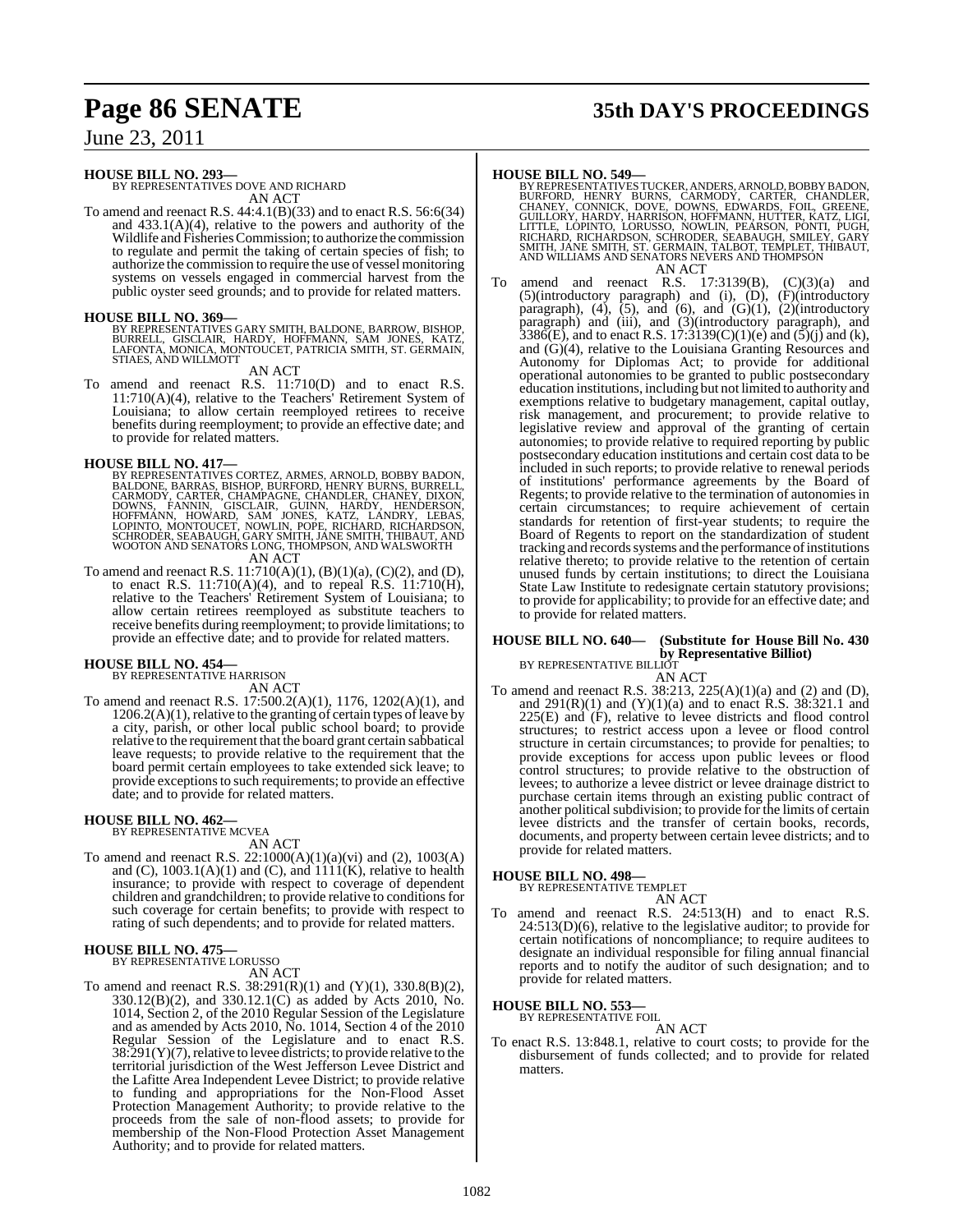**HOUSE BILL NO. 293—**
BY REPRESENTATIVES DOVE AND RICHARD

AN ACT

To amend and reenact R.S. 44:4.1(B)(33) and to enact R.S. 56:6(34) and 433.1(A)(4), relative to the powers and authority of the Wildlife and Fisheries Commission; to authorize the commission to regulate and permit the taking of certain species of fish; to authorize the commission to require the use of vessel monitoring systems on vessels engaged in commercial harvest from the public oyster seed grounds; and to provide for related matters.

**HOUSE BILL NO. 369—**
BY REPRESENTATIVES GARY SMITH, BALDONE, BARROW, BISHOP, BURRELL, GISCLAIR, HARDY, HOFFMANN, SAM JONES, KATZ, LAFONTA, MONICA, MONTOUCET, PATRICIA SMITH, ST. GERMAIN, STIAES, AND WILLMOTT

AN ACT

To amend and reenact R.S. 11:710(D) and to enact R.S. 11:710(A)(4), relative to the Teachers' Retirement System of Louisiana; to allow certain reemployed retirees to receive benefits during reemployment; to provide an effective date; and to provide for related matters.

**HOUSE BILL NO. 417—**
BY REPRESENTATIVES CORTEZ, ARMES, ARNOLD, BOBBY BADON, BALDONE, BARRAS, BISHOP, BURFORD, HENRY BURNS, BURRELL, CARMODY, CARTER, CHAMPAGNE, CHANDLER, CHANEY, DIXON, DOWNS, FANNIN, GISCLAIR, GUINN, HARDY, HENDERSON, HOFFMANN, HOWARD, SAM JONES, KATZ, LANDRY, LEBAS, LOPINTO, MONTOUCET, NOWLIN, POPE, RICHARD, RICHARDSON, SCHRODER, SEABAUGH, GARY SMITH, JANE SMITH, THIBAUT, AND WOOTON AND SENATORS LONG, THOMPSON, AND WALSWORTH

AN ACT

To amend and reenact R.S. 11:710(A)(1), (B)(1)(a), (C)(2), and (D), to enact R.S. 11:710(A)(4), and to repeal R.S. 11:710(H), relative to the Teachers' Retirement System of Louisiana; to allow certain retirees reemployed as substitute teachers to receive benefits during reemployment; to provide limitations; to provide an effective date; and to provide for related matters.

**HOUSE BILL NO. 454—**
BY REPRESENTATIVE HARRISON

AN ACT

To amend and reenact R.S. 17:500.2(A)(1), 1176, 1202(A)(1), and 1206.2(A)(1), relative to the granting of certain types of leave by a city, parish, or other local public school board; to provide relative to the requirement that the board grant certain sabbatical leave requests; to provide relative to the requirement that the board permit certain employees to take extended sick leave; to provide exceptions to such requirements; to provide an effective date; and to provide for related matters.

**HOUSE BILL NO. 462—**
BY REPRESENTATIVE MCVEA

AN ACT

To amend and reenact R.S. 22:1000(A)(1)(a)(vi) and (2), 1003(A) and (C), 1003.1(A)(1) and (C), and 1111(K), relative to health insurance; to provide with respect to coverage of dependent children and grandchildren; to provide relative to conditions for such coverage for certain benefits; to provide with respect to rating of such dependents; and to provide for related matters.

**HOUSE BILL NO. 475—**
BY REPRESENTATIVE LORUSSO

AN ACT

To amend and reenact R.S. 38:291(R)(1) and (Y)(1), 330.8(B)(2), 330.12(B)(2), and 330.12.1(C) as added by Acts 2010, No. 1014, Section 2, of the 2010 Regular Session of the Legislature and as amended by Acts 2010, No. 1014, Section 4 of the 2010 Regular Session of the Legislature and to enact R.S. 38:291(Y)(7), relative to levee districts; to provide relative to the territorial jurisdiction of the West Jefferson Levee District and the Lafitte Area Independent Levee District; to provide relative to funding and appropriations for the Non-Flood Asset Protection Management Authority; to provide relative to the proceeds from the sale of non-flood assets; to provide for membership of the Non-Flood Protection Asset Management Authority; and to provide for related matters.

**HOUSE BILL NO. 549—**
BY REPRESENTATIVES TUCKER, ANDERS, ARNOLD, BOBBY BADON, BURFORD, HENRY BURNS, CARMODY, CARTER, CHANDLER, CHANEY, CONNICK, DOVE, DOWNS, EDWARDS, FOIL, GREENE, GUILLORY, HARDY, HARRISON, HOFFMANN, HUTTER, KATZ, LIGI, LITTLE, LOPINTO, LORUSSO, NOWLIN, PEARSON, PONTI, PUGH, RICHARD, RICHARDSON, SCHRODER, SEABAUGH, SMILEY, GARY SMITH, JANE SMITH, ST. GERMAIN, TALBOT, TEMPLET, THIBAUT, AND WILLIAMS AND SENATORS NEVERS AND THOMPSON

AN ACT

To amend and reenact R.S. 17:3139(B), (C)(3)(a) and (5)(introductory paragraph) and (i), (D), (F)(introductory paragraph), (4), (5), and (6), and (G)(1), (2)(introductory paragraph) and (iii), and (3)(introductory paragraph), and 3386(E), and to enact R.S. 17:3139(C)(1)(e) and (5)(j) and (k), and (G)(4), relative to the Louisiana Granting Resources and Autonomy for Diplomas Act; to provide for additional operational autonomies to be granted to public postsecondary education institutions, including but not limited to authority and exemptions relative to budgetary management, capital outlay, risk management, and procurement; to provide relative to legislative review and approval of the granting of certain autonomies; to provide relative to required reporting by public postsecondary education institutions and certain cost data to be included in such reports; to provide relative to renewal periods of institutions' performance agreements by the Board of Regents; to provide relative to the termination of autonomies in certain circumstances; to require achievement of certain standards for retention of first-year students; to require the Board of Regents to report on the standardization of student tracking and records systems and the performance of institutions relative thereto; to provide relative to the retention of certain unused funds by certain institutions; to direct the Louisiana State Law Institute to redesignate certain statutory provisions; to provide for applicability; to provide for an effective date; and to provide for related matters.

**HOUSE BILL NO. 640— (Substitute for House Bill No. 430 by Representative Billiot)**
BY REPRESENTATIVE BILLIOT

AN ACT

To amend and reenact R.S. 38:213, 225(A)(1)(a) and (2) and (D), and 291(R)(1) and (Y)(1)(a) and to enact R.S. 38:321.1 and 225(E) and (F), relative to levee districts and flood control structures; to restrict access upon a levee or flood control structure in certain circumstances; to provide for penalties; to provide exceptions for access upon public levees or flood control structures; to provide relative to the obstruction of levees; to authorize a levee district or levee drainage district to purchase certain items through an existing public contract of another political subdivision; to provide for the limits of certain levee districts and the transfer of certain books, records, documents, and property between certain levee districts; and to provide for related matters.

**HOUSE BILL NO. 498—**
BY REPRESENTATIVE TEMPLET

AN ACT

To amend and reenact R.S. 24:513(H) and to enact R.S. 24:513(D)(6), relative to the legislative auditor; to provide for certain notifications of noncompliance; to require auditees to designate an individual responsible for filing annual financial reports and to notify the auditor of such designation; and to provide for related matters.

**HOUSE BILL NO. 553—**
BY REPRESENTATIVE FOIL

AN ACT

To enact R.S. 13:848.1, relative to court costs; to provide for the disbursement of funds collected; and to provide for related matters.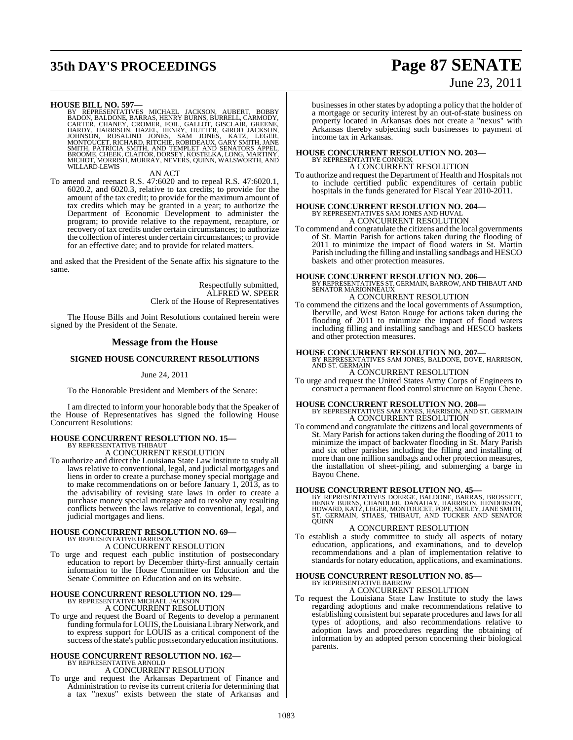**HOUSE BILL NO. 597—**
BY REPRESENTATIVES MICHAEL JACKSON, AUBERT, BOBBY BADON, BALDONE, BARRAS, HENRY BURNS, BURRELL, CARMODY, CARTER, CHANEY, CROMER, FOIL, GALLOT, GISCLAIR, GREENE, HARDY, HARRISON, HAZEL, HENRY, HUTTER, GIROD JACKSON, JOHNSON, ROSALIND JONES, SAM JONES, KATZ, LEGER, MONTOUCET, RICHARD, RITCHIE, ROBIDEAUX, GARY SMITH, JANE SMITH, PATRICIA SMITH, AND TEMPLET AND SENATORS APPEL, BROOME, CHEEK, CLAITOR, DORSEY, KOSTELKA, LONG, MARTINY, MICHOT, MORRISH, MURRAY, NEVERS, QUINN, WALSWORTH, AND WILLARD-LEWIS

AN ACT

To amend and reenact R.S. 47:6020 and to repeal R.S. 47:6020.1, 6020.2, and 6020.3, relative to tax credits; to provide for the amount of the tax credit; to provide for the maximum amount of tax credits which may be granted in a year; to authorize the Department of Economic Development to administer the program; to provide relative to the repayment, recapture, or recovery of tax credits under certain circumstances; to authorize the collection of interest under certain circumstances; to provide for an effective date; and to provide for related matters.

and asked that the President of the Senate affix his signature to the same.

Respectfully submitted,
ALFRED W. SPEER
Clerk of the House of Representatives

The House Bills and Joint Resolutions contained herein were signed by the President of the Senate.

## Message from the House

### SIGNED HOUSE CONCURRENT RESOLUTIONS

June 24, 2011

To the Honorable President and Members of the Senate:

I am directed to inform your honorable body that the Speaker of the House of Representatives has signed the following House Concurrent Resolutions:

**HOUSE CONCURRENT RESOLUTION NO. 15—**
BY REPRESENTATIVE THIBAUT

A CONCURRENT RESOLUTION

To authorize and direct the Louisiana State Law Institute to study all laws relative to conventional, legal, and judicial mortgages and liens in order to create a purchase money special mortgage and to make recommendations on or before January 1, 2013, as to the advisability of revising state laws in order to create a purchase money special mortgage and to resolve any resulting conflicts between the laws relative to conventional, legal, and judicial mortgages and liens.

**HOUSE CONCURRENT RESOLUTION NO. 69—**
BY REPRESENTATIVE HARRISON

A CONCURRENT RESOLUTION

To urge and request each public institution of postsecondary education to report by December thirty-first annually certain information to the House Committee on Education and the Senate Committee on Education and on its website.

**HOUSE CONCURRENT RESOLUTION NO. 129—**
BY REPRESENTATIVE MICHAEL JACKSON

A CONCURRENT RESOLUTION

To urge and request the Board of Regents to develop a permanent funding formula for LOUIS, the Louisiana Library Network, and to express support for LOUIS as a critical component of the success of the state's public postsecondary education institutions.

**HOUSE CONCURRENT RESOLUTION NO. 162—**
BY REPRESENTATIVE ARNOLD

A CONCURRENT RESOLUTION

To urge and request the Arkansas Department of Finance and Administration to revise its current criteria for determining that a tax "nexus" exists between the state of Arkansas and businesses in other states by adopting a policy that the holder of a mortgage or security interest by an out-of-state business on property located in Arkansas does not create a "nexus" with Arkansas thereby subjecting such businesses to payment of income tax in Arkansas.

**HOUSE CONCURRENT RESOLUTION NO. 203—**
BY REPRESENTATIVE CONNICK

A CONCURRENT RESOLUTION

To authorize and request the Department of Health and Hospitals not to include certified public expenditures of certain public hospitals in the funds generated for Fiscal Year 2010-2011.

**HOUSE CONCURRENT RESOLUTION NO. 204—**
BY REPRESENTATIVES SAM JONES AND HUVAL

A CONCURRENT RESOLUTION

To commend and congratulate the citizens and the local governments of St. Martin Parish for actions taken during the flooding of 2011 to minimize the impact of flood waters in St. Martin Parish including the filling and installing sandbags and HESCO baskets and other protection measures.

**HOUSE CONCURRENT RESOLUTION NO. 206—**
BY REPRESENTATIVES ST. GERMAIN, BARROW, AND THIBAUT AND SENATOR MARIONNEAUX

A CONCURRENT RESOLUTION

To commend the citizens and the local governments of Assumption, Iberville, and West Baton Rouge for actions taken during the flooding of 2011 to minimize the impact of flood waters including filling and installing sandbags and HESCO baskets and other protection measures.

**HOUSE CONCURRENT RESOLUTION NO. 207—**
BY REPRESENTATIVES SAM JONES, BALDONE, DOVE, HARRISON, AND ST. GERMAIN

A CONCURRENT RESOLUTION

To urge and request the United States Army Corps of Engineers to construct a permanent flood control structure on Bayou Chene.

**HOUSE CONCURRENT RESOLUTION NO. 208—**
BY REPRESENTATIVES SAM JONES, HARRISON, AND ST. GERMAIN

A CONCURRENT RESOLUTION

To commend and congratulate the citizens and local governments of St. Mary Parish for actions taken during the flooding of 2011 to minimize the impact of backwater flooding in St. Mary Parish and six other parishes including the filling and installing of more than one million sandbags and other protection measures, the installation of sheet-piling, and submerging a barge in Bayou Chene.

**HOUSE CONCURRENT RESOLUTION NO. 45—**
BY REPRESENTATIVES DOERGE, BALDONE, BARRAS, BROSSETT, HENRY BURNS, CHANDLER, DANAHAY, HARRISON, HENDERSON, HOWARD, KATZ, LEGER, MONTOUCET, POPE, SMILEY, JANE SMITH, ST. GERMAIN, STIAES, THIBAUT, AND TUCKER AND SENATOR QUINN

A CONCURRENT RESOLUTION

To establish a study committee to study all aspects of notary education, applications, and examinations, and to develop recommendations and a plan of implementation relative to standards for notary education, applications, and examinations.

**HOUSE CONCURRENT RESOLUTION NO. 85—**
BY REPRESENTATIVE BARROW

A CONCURRENT RESOLUTION

To request the Louisiana State Law Institute to study the laws regarding adoptions and make recommendations relative to establishing consistent but separate procedures and laws for all types of adoptions, and also recommendations relative to adoption laws and procedures regarding the obtaining of information by an adopted person concerning their biological parents.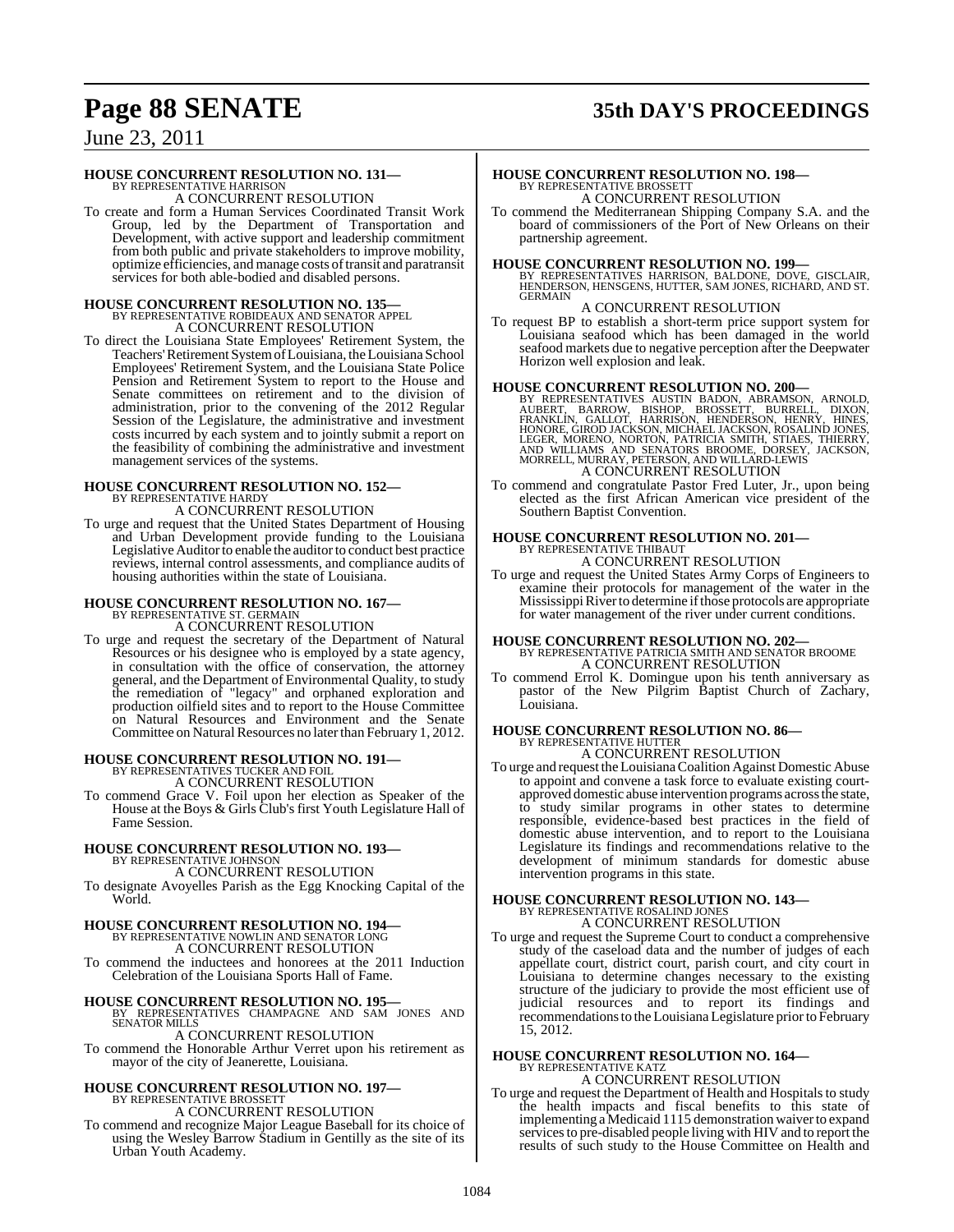**HOUSE CONCURRENT RESOLUTION NO. 131—**
BY REPRESENTATIVE HARRISON
A CONCURRENT RESOLUTION

To create and form a Human Services Coordinated Transit Work Group, led by the Department of Transportation and Development, with active support and leadership commitment from both public and private stakeholders to improve mobility, optimize efficiencies, and manage costs of transit and paratransit services for both able-bodied and disabled persons.

**HOUSE CONCURRENT RESOLUTION NO. 135—**
BY REPRESENTATIVE ROBIDEAUX AND SENATOR APPEL
A CONCURRENT RESOLUTION

To direct the Louisiana State Employees' Retirement System, the Teachers' Retirement System of Louisiana, the Louisiana School Employees' Retirement System, and the Louisiana State Police Pension and Retirement System to report to the House and Senate committees on retirement and to the division of administration, prior to the convening of the 2012 Regular Session of the Legislature, the administrative and investment costs incurred by each system and to jointly submit a report on the feasibility of combining the administrative and investment management services of the systems.

**HOUSE CONCURRENT RESOLUTION NO. 152—**
BY REPRESENTATIVE HARDY
A CONCURRENT RESOLUTION

To urge and request that the United States Department of Housing and Urban Development provide funding to the Louisiana Legislative Auditor to enable the auditor to conduct best practice reviews, internal control assessments, and compliance audits of housing authorities within the state of Louisiana.

**HOUSE CONCURRENT RESOLUTION NO. 167—**
BY REPRESENTATIVE ST. GERMAIN
A CONCURRENT RESOLUTION

To urge and request the secretary of the Department of Natural Resources or his designee who is employed by a state agency, in consultation with the office of conservation, the attorney general, and the Department of Environmental Quality, to study the remediation of "legacy" and orphaned exploration and production oilfield sites and to report to the House Committee on Natural Resources and Environment and the Senate Committee on Natural Resources no later than February 1, 2012.

**HOUSE CONCURRENT RESOLUTION NO. 191—**
BY REPRESENTATIVES TUCKER AND FOIL
A CONCURRENT RESOLUTION

To commend Grace V. Foil upon her election as Speaker of the House at the Boys & Girls Club's first Youth Legislature Hall of Fame Session.

**HOUSE CONCURRENT RESOLUTION NO. 193—**
BY REPRESENTATIVE JOHNSON
A CONCURRENT RESOLUTION

To designate Avoyelles Parish as the Egg Knocking Capital of the World.

**HOUSE CONCURRENT RESOLUTION NO. 194—**
BY REPRESENTATIVE NOWLIN AND SENATOR LONG
A CONCURRENT RESOLUTION

To commend the inductees and honorees at the 2011 Induction Celebration of the Louisiana Sports Hall of Fame.

**HOUSE CONCURRENT RESOLUTION NO. 195—**
BY REPRESENTATIVES CHAMPAGNE AND SAM JONES AND SENATOR MILLS
A CONCURRENT RESOLUTION

To commend the Honorable Arthur Verret upon his retirement as mayor of the city of Jeanerette, Louisiana.

**HOUSE CONCURRENT RESOLUTION NO. 197—**
BY REPRESENTATIVE BROSSETT
A CONCURRENT RESOLUTION

To commend and recognize Major League Baseball for its choice of using the Wesley Barrow Stadium in Gentilly as the site of its Urban Youth Academy.

**HOUSE CONCURRENT RESOLUTION NO. 198—**
BY REPRESENTATIVE BROSSETT
A CONCURRENT RESOLUTION

To commend the Mediterranean Shipping Company S.A. and the board of commissioners of the Port of New Orleans on their partnership agreement.

**HOUSE CONCURRENT RESOLUTION NO. 199—**
BY REPRESENTATIVES HARRISON, BALDONE, DOVE, GISCLAIR, HENDERSON, HENSGENS, HUTTER, SAM JONES, RICHARD, AND ST. GERMAIN
A CONCURRENT RESOLUTION

To request BP to establish a short-term price support system for Louisiana seafood which has been damaged in the world seafood markets due to negative perception after the Deepwater Horizon well explosion and leak.

**HOUSE CONCURRENT RESOLUTION NO. 200—**
BY REPRESENTATIVES AUSTIN BADON, ABRAMSON, ARNOLD, AUBERT, BARROW, BISHOP, BROSSETT, BURRELL, DIXON, FRANKLIN, GALLOT, HARRISON, HENDERSON, HENRY, HINES, HONORE, GIROD JACKSON, MICHAEL JACKSON, ROSALIND JONES, LEGER, MORENO, NORTON, PATRICIA SMITH, STIAES, THIERRY, AND WILLIAMS AND SENATORS BROOME, DORSEY, JACKSON, MORRELL, MURRAY, PETERSON, AND WILLARD-LEWIS
A CONCURRENT RESOLUTION

To commend and congratulate Pastor Fred Luter, Jr., upon being elected as the first African American vice president of the Southern Baptist Convention.

**HOUSE CONCURRENT RESOLUTION NO. 201—**
BY REPRESENTATIVE THIBAUT
A CONCURRENT RESOLUTION

To urge and request the United States Army Corps of Engineers to examine their protocols for management of the water in the Mississippi River to determine if those protocols are appropriate for water management of the river under current conditions.

**HOUSE CONCURRENT RESOLUTION NO. 202—**
BY REPRESENTATIVE PATRICIA SMITH AND SENATOR BROOME
A CONCURRENT RESOLUTION

To commend Errol K. Domingue upon his tenth anniversary as pastor of the New Pilgrim Baptist Church of Zachary, Louisiana.

**HOUSE CONCURRENT RESOLUTION NO. 86—**
BY REPRESENTATIVE HUTTER
A CONCURRENT RESOLUTION

To urge and request the Louisiana Coalition Against Domestic Abuse to appoint and convene a task force to evaluate existing court-approved domestic abuse intervention programs across the state, to study similar programs in other states to determine responsible, evidence-based best practices in the field of domestic abuse intervention, and to report to the Louisiana Legislature its findings and recommendations relative to the development of minimum standards for domestic abuse intervention programs in this state.

**HOUSE CONCURRENT RESOLUTION NO. 143—**
BY REPRESENTATIVE ROSALIND JONES
A CONCURRENT RESOLUTION

To urge and request the Supreme Court to conduct a comprehensive study of the caseload data and the number of judges of each appellate court, district court, parish court, and city court in Louisiana to determine changes necessary to the existing structure of the judiciary to provide the most efficient use of judicial resources and to report its findings and recommendations to the Louisiana Legislature prior to February 15, 2012.

**HOUSE CONCURRENT RESOLUTION NO. 164—**
BY REPRESENTATIVE KATZ
A CONCURRENT RESOLUTION

To urge and request the Department of Health and Hospitals to study the health impacts and fiscal benefits to this state of implementing a Medicaid 1115 demonstration waiver to expand services to pre-disabled people living with HIV and to report the results of such study to the House Committee on Health and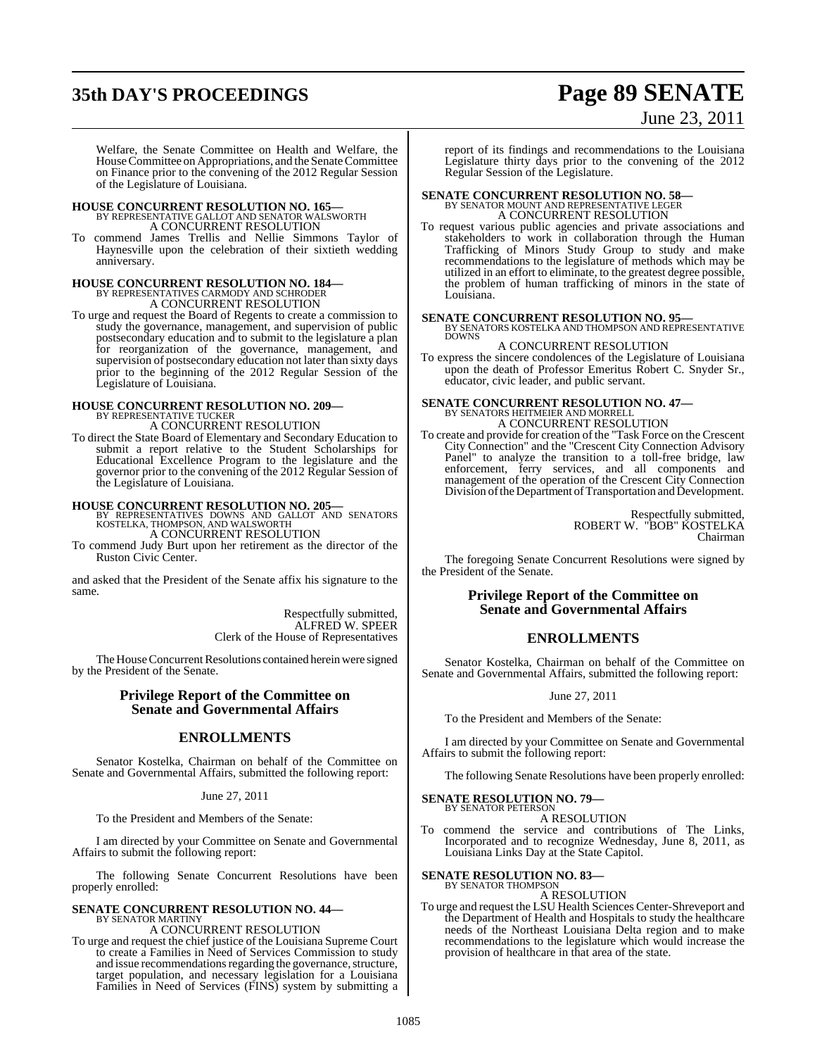Welfare, the Senate Committee on Health and Welfare, the House Committee on Appropriations, and the Senate Committee on Finance prior to the convening of the 2012 Regular Session of the Legislature of Louisiana.

**HOUSE CONCURRENT RESOLUTION NO. 165—**
BY REPRESENTATIVE GALLOT AND SENATOR WALSWORTH
A CONCURRENT RESOLUTION

To commend James Trellis and Nellie Simmons Taylor of Haynesville upon the celebration of their sixtieth wedding anniversary.

**HOUSE CONCURRENT RESOLUTION NO. 184—**
BY REPRESENTATIVES CARMODY AND SCHRODER
A CONCURRENT RESOLUTION

To urge and request the Board of Regents to create a commission to study the governance, management, and supervision of public postsecondary education and to submit to the legislature a plan for reorganization of the governance, management, and supervision of postsecondary education not later than sixty days prior to the beginning of the 2012 Regular Session of the Legislature of Louisiana.

**HOUSE CONCURRENT RESOLUTION NO. 209—**
BY REPRESENTATIVE TUCKER
A CONCURRENT RESOLUTION

To direct the State Board of Elementary and Secondary Education to submit a report relative to the Student Scholarships for Educational Excellence Program to the legislature and the governor prior to the convening of the 2012 Regular Session of the Legislature of Louisiana.

**HOUSE CONCURRENT RESOLUTION NO. 205—**
BY REPRESENTATIVES DOWNS AND GALLOT AND SENATORS KOSTELKA, THOMPSON, AND WALSWORTH
A CONCURRENT RESOLUTION

To commend Judy Burt upon her retirement as the director of the Ruston Civic Center.

and asked that the President of the Senate affix his signature to the same.

Respectfully submitted,
ALFRED W. SPEER
Clerk of the House of Representatives

The House Concurrent Resolutions contained herein were signed by the President of the Senate.

## Privilege Report of the Committee on Senate and Governmental Affairs

## ENROLLMENTS

Senator Kostelka, Chairman on behalf of the Committee on Senate and Governmental Affairs, submitted the following report:

June 27, 2011

To the President and Members of the Senate:

I am directed by your Committee on Senate and Governmental Affairs to submit the following report:

The following Senate Concurrent Resolutions have been properly enrolled:

**SENATE CONCURRENT RESOLUTION NO. 44—**
BY SENATOR MARTINY
A CONCURRENT RESOLUTION

To urge and request the chief justice of the Louisiana Supreme Court to create a Families in Need of Services Commission to study and issue recommendations regarding the governance, structure, target population, and necessary legislation for a Louisiana Families in Need of Services (FINS) system by submitting a report of its findings and recommendations to the Louisiana Legislature thirty days prior to the convening of the 2012 Regular Session of the Legislature.

**SENATE CONCURRENT RESOLUTION NO. 58—**
BY SENATOR MOUNT AND REPRESENTATIVE LEGER
A CONCURRENT RESOLUTION

To request various public agencies and private associations and stakeholders to work in collaboration through the Human Trafficking of Minors Study Group to study and make recommendations to the legislature of methods which may be utilized in an effort to eliminate, to the greatest degree possible, the problem of human trafficking of minors in the state of Louisiana.

**SENATE CONCURRENT RESOLUTION NO. 95—**
BY SENATORS KOSTELKA AND THOMPSON AND REPRESENTATIVE DOWNS
A CONCURRENT RESOLUTION

To express the sincere condolences of the Legislature of Louisiana upon the death of Professor Emeritus Robert C. Snyder Sr., educator, civic leader, and public servant.

**SENATE CONCURRENT RESOLUTION NO. 47—**
BY SENATORS HEITMEIER AND MORRELL
A CONCURRENT RESOLUTION

To create and provide for creation of the "Task Force on the Crescent City Connection" and the "Crescent City Connection Advisory Panel" to analyze the transition to a toll-free bridge, law enforcement, ferry services, and all components and management of the operation of the Crescent City Connection Division of the Department of Transportation and Development.

Respectfully submitted,
ROBERT W. "BOB" KOSTELKA
Chairman

The foregoing Senate Concurrent Resolutions were signed by the President of the Senate.

## Privilege Report of the Committee on Senate and Governmental Affairs

## ENROLLMENTS

Senator Kostelka, Chairman on behalf of the Committee on Senate and Governmental Affairs, submitted the following report:

June 27, 2011

To the President and Members of the Senate:

I am directed by your Committee on Senate and Governmental Affairs to submit the following report:

The following Senate Resolutions have been properly enrolled:

**SENATE RESOLUTION NO. 79—**
BY SENATOR PETERSON
A RESOLUTION

To commend the service and contributions of The Links, Incorporated and to recognize Wednesday, June 8, 2011, as Louisiana Links Day at the State Capitol.

**SENATE RESOLUTION NO. 83—**
BY SENATOR THOMPSON
A RESOLUTION

To urge and request the LSU Health Sciences Center-Shreveport and the Department of Health and Hospitals to study the healthcare needs of the Northeast Louisiana Delta region and to make recommendations to the legislature which would increase the provision of healthcare in that area of the state.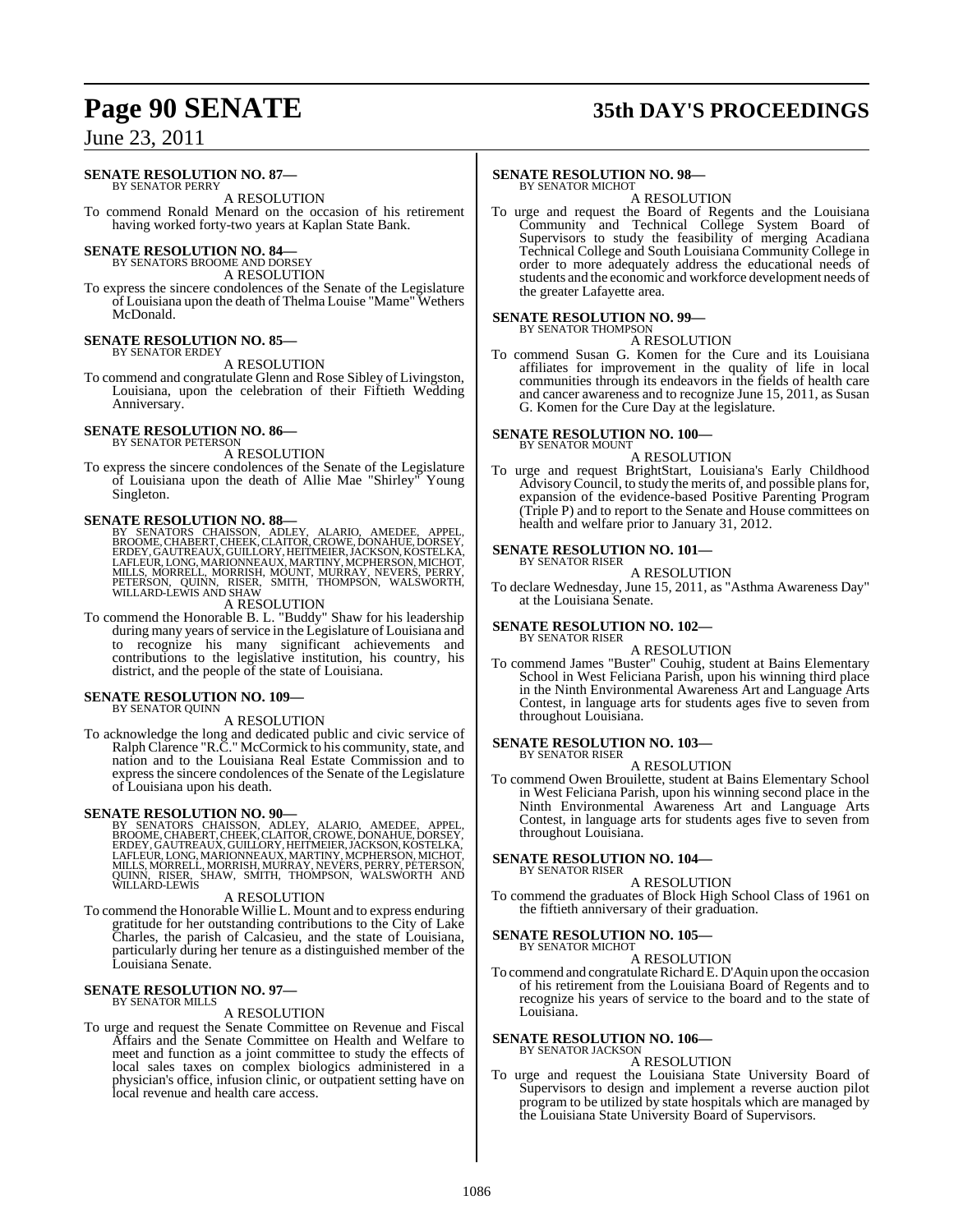**SENATE RESOLUTION NO. 87—**
BY SENATOR PERRY

A RESOLUTION

To commend Ronald Menard on the occasion of his retirement having worked forty-two years at Kaplan State Bank.

**SENATE RESOLUTION NO. 84—**
BY SENATORS BROOME AND DORSEY

A RESOLUTION

To express the sincere condolences of the Senate of the Legislature of Louisiana upon the death of Thelma Louise "Mame" Wethers McDonald.

**SENATE RESOLUTION NO. 85—**
BY SENATOR ERDEY

A RESOLUTION

To commend and congratulate Glenn and Rose Sibley of Livingston, Louisiana, upon the celebration of their Fiftieth Wedding Anniversary.

**SENATE RESOLUTION NO. 86—**
BY SENATOR PETERSON

A RESOLUTION

To express the sincere condolences of the Senate of the Legislature of Louisiana upon the death of Allie Mae "Shirley" Young Singleton.

**SENATE RESOLUTION NO. 88—**
BY SENATORS CHAISSON, ADLEY, ALARIO, AMEDEE, APPEL, BROOME, CHABERT, CHEEK, CLAITOR, CROWE, DONAHUE, DORSEY, ERDEY, GAUTREAUX, GUILLORY, HEITMEIER, JACKSON, KOSTELKA, LAFLEUR, LONG, MARIONNEAUX, MARTINY, MCPHERSON, MICHOT, MILLS, MORRELL, MORRISH, MOUNT, MURRAY, NEVERS, PERRY, PETERSON, QUINN, RISER, SMITH, THOMPSON, WALSWORTH, WILLARD-LEWIS AND SHAW

A RESOLUTION

To commend the Honorable B. L. "Buddy" Shaw for his leadership during many years of service in the Legislature of Louisiana and to recognize his many significant achievements and contributions to the legislative institution, his country, his district, and the people of the state of Louisiana.

**SENATE RESOLUTION NO. 109—**
BY SENATOR QUINN

A RESOLUTION

To acknowledge the long and dedicated public and civic service of Ralph Clarence "R.C." McCormick to his community, state, and nation and to the Louisiana Real Estate Commission and to express the sincere condolences of the Senate of the Legislature of Louisiana upon his death.

**SENATE RESOLUTION NO. 90—**
BY SENATORS CHAISSON, ADLEY, ALARIO, AMEDEE, APPEL, BROOME, CHABERT, CHEEK, CLAITOR, CROWE, DONAHUE, DORSEY, ERDEY, GAUTREAUX, GUILLORY, HEITMEIER, JACKSON, KOSTELKA, LAFLEUR, LONG, MARIONNEAUX, MARTINY, MCPHERSON, MICHOT, MILLS, MORRELL, MORRISH, MURRAY, NEVERS, PERRY, PETERSON, QUINN, RISER, SHAW, SMITH, THOMPSON, WALSWORTH AND WILLARD-LEWIS

A RESOLUTION

To commend the Honorable Willie L. Mount and to express enduring gratitude for her outstanding contributions to the City of Lake Charles, the parish of Calcasieu, and the state of Louisiana, particularly during her tenure as a distinguished member of the Louisiana Senate.

**SENATE RESOLUTION NO. 97—**
BY SENATOR MILLS

A RESOLUTION

To urge and request the Senate Committee on Revenue and Fiscal Affairs and the Senate Committee on Health and Welfare to meet and function as a joint committee to study the effects of local sales taxes on complex biologics administered in a physician's office, infusion clinic, or outpatient setting have on local revenue and health care access.

**SENATE RESOLUTION NO. 98—**
BY SENATOR MICHOT

A RESOLUTION

To urge and request the Board of Regents and the Louisiana Community and Technical College System Board of Supervisors to study the feasibility of merging Acadiana Technical College and South Louisiana Community College in order to more adequately address the educational needs of students and the economic and workforce development needs of the greater Lafayette area.

**SENATE RESOLUTION NO. 99—**
BY SENATOR THOMPSON

A RESOLUTION

To commend Susan G. Komen for the Cure and its Louisiana affiliates for improvement in the quality of life in local communities through its endeavors in the fields of health care and cancer awareness and to recognize June 15, 2011, as Susan G. Komen for the Cure Day at the legislature.

**SENATE RESOLUTION NO. 100—**
BY SENATOR MOUNT

A RESOLUTION

To urge and request BrightStart, Louisiana's Early Childhood Advisory Council, to study the merits of, and possible plans for, expansion of the evidence-based Positive Parenting Program (Triple P) and to report to the Senate and House committees on health and welfare prior to January 31, 2012.

**SENATE RESOLUTION NO. 101—**
BY SENATOR RISER

A RESOLUTION

To declare Wednesday, June 15, 2011, as "Asthma Awareness Day" at the Louisiana Senate.

**SENATE RESOLUTION NO. 102—**
BY SENATOR RISER

A RESOLUTION

To commend James "Buster" Couhig, student at Bains Elementary School in West Feliciana Parish, upon his winning third place in the Ninth Environmental Awareness Art and Language Arts Contest, in language arts for students ages five to seven from throughout Louisiana.

**SENATE RESOLUTION NO. 103—**
BY SENATOR RISER

A RESOLUTION

To commend Owen Brouilette, student at Bains Elementary School in West Feliciana Parish, upon his winning second place in the Ninth Environmental Awareness Art and Language Arts Contest, in language arts for students ages five to seven from throughout Louisiana.

**SENATE RESOLUTION NO. 104—**
BY SENATOR RISER

A RESOLUTION

To commend the graduates of Block High School Class of 1961 on the fiftieth anniversary of their graduation.

**SENATE RESOLUTION NO. 105—**
BY SENATOR MICHOT

A RESOLUTION

To commend and congratulate Richard E. D'Aquin upon the occasion of his retirement from the Louisiana Board of Regents and to recognize his years of service to the board and to the state of Louisiana.

**SENATE RESOLUTION NO. 106—**
BY SENATOR JACKSON

A RESOLUTION

To urge and request the Louisiana State University Board of Supervisors to design and implement a reverse auction pilot program to be utilized by state hospitals which are managed by the Louisiana State University Board of Supervisors.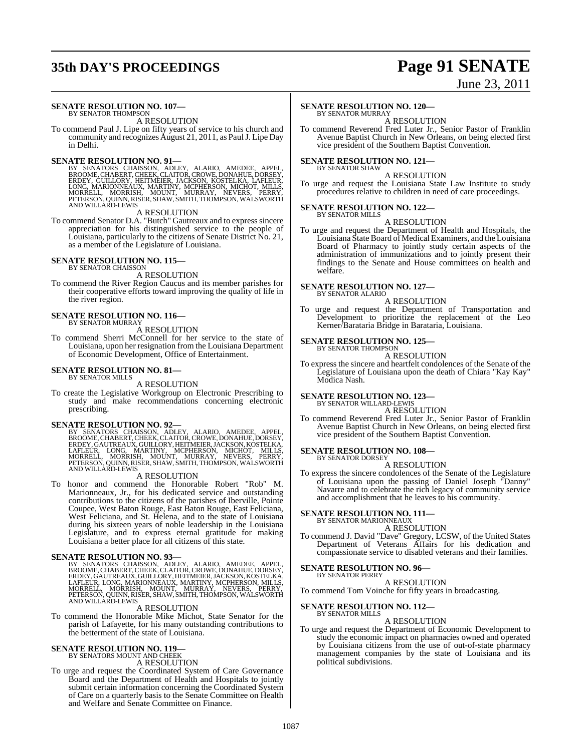**SENATE RESOLUTION NO. 107—**
BY SENATOR THOMPSON

A RESOLUTION

To commend Paul J. Lipe on fifty years of service to his church and community and recognizes August 21, 2011, as Paul J. Lipe Day in Delhi.

**SENATE RESOLUTION NO. 91—**
BY SENATORS CHAISSON, ADLEY, ALARIO, AMEDEE, APPEL, BROOME, CHABERT, CHEEK, CLAITOR, CROWE, DONAHUE, DORSEY, ERDEY, GUILLORY, HEITMEIER, JACKSON, KOSTELKA, LAFLEUR, LONG, MARIONNEAUX, MARTINY, MCPHERSON, MICHOT, MILLS, MORRELL, MORRISH, MOUNT, MURRAY, NEVERS, PERRY, PETERSON, QUINN, RISER, SHAW, SMITH, THOMPSON, WALSWORTH AND WILLARD-LEWIS

A RESOLUTION

To commend Senator D.A. "Butch" Gautreaux and to express sincere appreciation for his distinguished service to the people of Louisiana, particularly to the citizens of Senate District No. 21, as a member of the Legislature of Louisiana.

**SENATE RESOLUTION NO. 115—**
BY SENATOR CHAISSON

A RESOLUTION

To commend the River Region Caucus and its member parishes for their cooperative efforts toward improving the quality of life in the river region.

**SENATE RESOLUTION NO. 116—**
BY SENATOR MURRAY

A RESOLUTION

To commend Sherri McConnell for her service to the state of Louisiana, upon her resignation from the Louisiana Department of Economic Development, Office of Entertainment.

**SENATE RESOLUTION NO. 81—**
BY SENATOR MILLS

A RESOLUTION

To create the Legislative Workgroup on Electronic Prescribing to study and make recommendations concerning electronic prescribing.

**SENATE RESOLUTION NO. 92—**
BY SENATORS CHAISSON, ADLEY, ALARIO, AMEDEE, APPEL, BROOME, CHABERT, CHEEK, CLAITOR, CROWE, DONAHUE, DORSEY, ERDEY, GAUTREAUX, GUILLORY, HEITMEIER, JACKSON, KOSTELKA, LAFLEUR, LONG, MARTINY, MCPHERSON, MICHOT, MILLS, MORRELL, MORRISH, MOUNT, MURRAY, NEVERS, PERRY, PETERSON, QUINN, RISER, SHAW, SMITH, THOMPSON, WALSWORTH AND WILLARD-LEWIS

A RESOLUTION

To honor and commend the Honorable Robert "Rob" M. Marionneaux, Jr., for his dedicated service and outstanding contributions to the citizens of the parishes of Iberville, Pointe Coupee, West Baton Rouge, East Baton Rouge, East Feliciana, West Feliciana, and St. Helena, and to the state of Louisiana during his sixteen years of noble leadership in the Louisiana Legislature, and to express eternal gratitude for making Louisiana a better place for all citizens of this state.

**SENATE RESOLUTION NO. 93—**
BY SENATORS CHAISSON, ADLEY, ALARIO, AMEDEE, APPEL, BROOME, CHABERT, CHEEK, CLAITOR, CROWE, DONAHUE, DORSEY, ERDEY, GAUTREAUX, GUILLORY, HEITMEIER, JACKSON, KOSTELKA, LAFLEUR, LONG, MARIONNEAUX, MARTINY, MCPHERSON, MILLS, MORRELL, MORRISH, MOUNT, MURRAY, NEVERS, PERRY, PETERSON, QUINN, RISER, SHAW, SMITH, THOMPSON, WALSWORTH AND WILLARD-LEWIS

A RESOLUTION

To commend the Honorable Mike Michot, State Senator for the parish of Lafayette, for his many outstanding contributions to the betterment of the state of Louisiana.

**SENATE RESOLUTION NO. 119—**
BY SENATORS MOUNT AND CHEEK

A RESOLUTION

To urge and request the Coordinated System of Care Governance Board and the Department of Health and Hospitals to jointly submit certain information concerning the Coordinated System of Care on a quarterly basis to the Senate Committee on Health and Welfare and Senate Committee on Finance.

**SENATE RESOLUTION NO. 120—**
BY SENATOR MURRAY

A RESOLUTION

To commend Reverend Fred Luter Jr., Senior Pastor of Franklin Avenue Baptist Church in New Orleans, on being elected first vice president of the Southern Baptist Convention.

**SENATE RESOLUTION NO. 121—**
BY SENATOR SHAW

A RESOLUTION

To urge and request the Louisiana State Law Institute to study procedures relative to children in need of care proceedings.

**SENATE RESOLUTION NO. 122—**
BY SENATOR MILLS

A RESOLUTION

To urge and request the Department of Health and Hospitals, the Louisiana State Board of Medical Examiners, and the Louisiana Board of Pharmacy to jointly study certain aspects of the administration of immunizations and to jointly present their findings to the Senate and House committees on health and welfare.

**SENATE RESOLUTION NO. 127—**
BY SENATOR ALARIO

A RESOLUTION

To urge and request the Department of Transportation and Development to prioritize the replacement of the Leo Kerner/Barataria Bridge in Barataria, Louisiana.

**SENATE RESOLUTION NO. 125—**
BY SENATOR THOMPSON

A RESOLUTION

To express the sincere and heartfelt condolences of the Senate of the Legislature of Louisiana upon the death of Chiara "Kay Kay" Modica Nash.

**SENATE RESOLUTION NO. 123—**
BY SENATOR WILLARD-LEWIS

A RESOLUTION

To commend Reverend Fred Luter Jr., Senior Pastor of Franklin Avenue Baptist Church in New Orleans, on being elected first vice president of the Southern Baptist Convention.

**SENATE RESOLUTION NO. 108—**
BY SENATOR DORSEY

A RESOLUTION

To express the sincere condolences of the Senate of the Legislature of Louisiana upon the passing of Daniel Joseph "Danny" Navarre and to celebrate the rich legacy of community service and accomplishment that he leaves to his community.

**SENATE RESOLUTION NO. 111—**
BY SENATOR MARIONNEAUX

A RESOLUTION

To commend J. David "Dave" Gregory, LCSW, of the United States Department of Veterans Affairs for his dedication and compassionate service to disabled veterans and their families.

**SENATE RESOLUTION NO. 96—**
BY SENATOR PERRY

A RESOLUTION

To commend Tom Voinche for fifty years in broadcasting.

**SENATE RESOLUTION NO. 112—**
BY SENATOR MILLS

A RESOLUTION

To urge and request the Department of Economic Development to study the economic impact on pharmacies owned and operated by Louisiana citizens from the use of out-of-state pharmacy management companies by the state of Louisiana and its political subdivisions.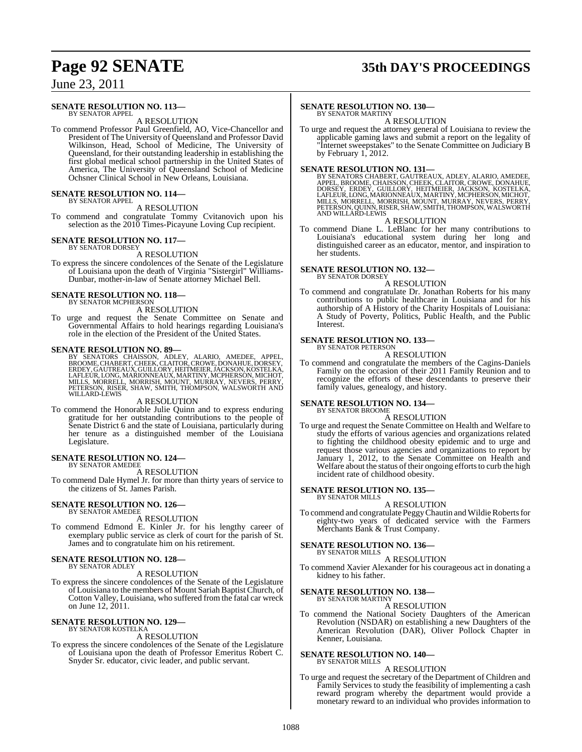**SENATE RESOLUTION NO. 113—**
BY SENATOR APPEL

A RESOLUTION

To commend Professor Paul Greenfield, AO, Vice-Chancellor and President of The University of Queensland and Professor David Wilkinson, Head, School of Medicine, The University of Queensland, for their outstanding leadership in establishing the first global medical school partnership in the United States of America, The University of Queensland School of Medicine Ochsner Clinical School in New Orleans, Louisiana.

**SENATE RESOLUTION NO. 114—**
BY SENATOR APPEL

A RESOLUTION

To commend and congratulate Tommy Cvitanovich upon his selection as the 2010 Times-Picayune Loving Cup recipient.

**SENATE RESOLUTION NO. 117—**
BY SENATOR DORSEY

A RESOLUTION

To express the sincere condolences of the Senate of the Legislature of Louisiana upon the death of Virginia "Sistergirl" Williams-Dunbar, mother-in-law of Senate attorney Michael Bell.

**SENATE RESOLUTION NO. 118—**
BY SENATOR MCPHERSON

A RESOLUTION

To urge and request the Senate Committee on Senate and Governmental Affairs to hold hearings regarding Louisiana's role in the election of the President of the United States.

**SENATE RESOLUTION NO. 89—**
BY SENATORS CHAISSON, ADLEY, ALARIO, AMEDEE, APPEL, BROOME, CHABERT, CHEEK, CLAITOR, CROWE, DONAHUE, DORSEY, ERDEY, GAUTREAUX, GUILLORY, HEITMEIER, JACKSON, KOSTELKA, LAFLEUR, LONG, MARIONNEAUX, MARTINY, MCPHERSON, MICHOT, MILLS, MORRELL, MORRISH, MOUNT, MURRAY, NEVERS, PERRY, PETERSON, RISER, SHAW, SMITH, THOMPSON, WALSWORTH AND WILLARD-LEWIS

A RESOLUTION

To commend the Honorable Julie Quinn and to express enduring gratitude for her outstanding contributions to the people of Senate District 6 and the state of Louisiana, particularly during her tenure as a distinguished member of the Louisiana Legislature.

**SENATE RESOLUTION NO. 124—**
BY SENATOR AMEDEE

A RESOLUTION

To commend Dale Hymel Jr. for more than thirty years of service to the citizens of St. James Parish.

**SENATE RESOLUTION NO. 126—**
BY SENATOR AMEDEE

A RESOLUTION

To commend Edmond E. Kinler Jr. for his lengthy career of exemplary public service as clerk of court for the parish of St. James and to congratulate him on his retirement.

**SENATE RESOLUTION NO. 128—**
BY SENATOR ADLEY

A RESOLUTION

To express the sincere condolences of the Senate of the Legislature of Louisiana to the members of Mount Sariah Baptist Church, of Cotton Valley, Louisiana, who suffered from the fatal car wreck on June 12, 2011.

**SENATE RESOLUTION NO. 129—**
BY SENATOR KOSTELKA

A RESOLUTION

To express the sincere condolences of the Senate of the Legislature of Louisiana upon the death of Professor Emeritus Robert C. Snyder Sr. educator, civic leader, and public servant.

**SENATE RESOLUTION NO. 130—**
BY SENATOR MARTINY

A RESOLUTION

To urge and request the attorney general of Louisiana to review the applicable gaming laws and submit a report on the legality of "Internet sweepstakes" to the Senate Committee on Judiciary B by February 1, 2012.

**SENATE RESOLUTION NO. 131—**
BY SENATORS CHABERT, GAUTREAUX, ADLEY, ALARIO, AMEDEE, APPEL, BROOME, CHAISSON, CHEEK, CLAITOR, CROWE, DONAHUE, DORSEY, ERDEY, GUILLORY, HEITMEIER, JACKSON, KOSTELKA, LAFLEUR, LONG, MARIONNEAUX, MARTINY, MCPHERSON, MICHOT, MILLS, MORRELL, MORRISH, MOUNT, MURRAY, NEVERS, PERRY, PETERSON, QUINN, RISER, SHAW, SMITH, THOMPSON, WALSWORTH AND WILLARD-LEWIS

A RESOLUTION

To commend Diane L. LeBlanc for her many contributions to Louisiana's educational system during her long and distinguished career as an educator, mentor, and inspiration to her students.

**SENATE RESOLUTION NO. 132—**
BY SENATOR DORSEY

A RESOLUTION

To commend and congratulate Dr. Jonathan Roberts for his many contributions to public healthcare in Louisiana and for his authorship of A History of the Charity Hospitals of Louisiana: A Study of Poverty, Politics, Public Health, and the Public Interest.

**SENATE RESOLUTION NO. 133—**
BY SENATOR PETERSON

A RESOLUTION

To commend and congratulate the members of the Cagins-Daniels Family on the occasion of their 2011 Family Reunion and to recognize the efforts of these descendants to preserve their family values, genealogy, and history.

**SENATE RESOLUTION NO. 134—**
BY SENATOR BROOME

A RESOLUTION

To urge and request the Senate Committee on Health and Welfare to study the efforts of various agencies and organizations related to fighting the childhood obesity epidemic and to urge and request those various agencies and organizations to report by January 1, 2012, to the Senate Committee on Health and Welfare about the status of their ongoing efforts to curb the high incident rate of childhood obesity.

**SENATE RESOLUTION NO. 135—**
BY SENATOR MILLS

A RESOLUTION

To commend and congratulate Peggy Chautin and Wildie Roberts for eighty-two years of dedicated service with the Farmers Merchants Bank & Trust Company.

**SENATE RESOLUTION NO. 136—**
BY SENATOR MILLS

A RESOLUTION

To commend Xavier Alexander for his courageous act in donating a kidney to his father.

**SENATE RESOLUTION NO. 138—**
BY SENATOR MARTINY

A RESOLUTION

To commend the National Society Daughters of the American Revolution (NSDAR) on establishing a new Daughters of the American Revolution (DAR), Oliver Pollock Chapter in Kenner, Louisiana.

**SENATE RESOLUTION NO. 140—**
BY SENATOR MILLS

A RESOLUTION

To urge and request the secretary of the Department of Children and Family Services to study the feasibility of implementing a cash reward program whereby the department would provide a monetary reward to an individual who provides information to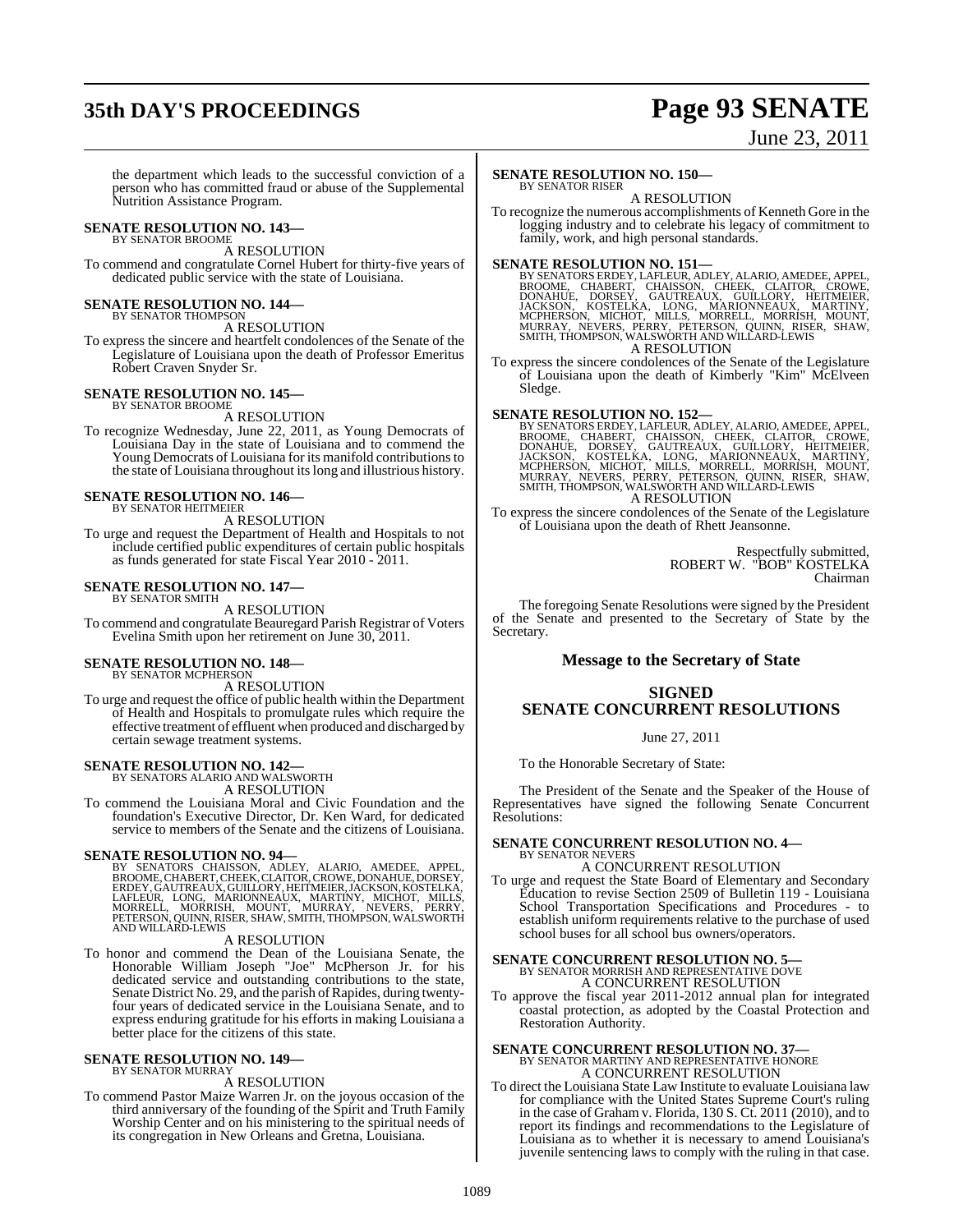the department which leads to the successful conviction of a person who has committed fraud or abuse of the Supplemental Nutrition Assistance Program.

**SENATE RESOLUTION NO. 143—**
BY SENATOR BROOME

A RESOLUTION

To commend and congratulate Cornel Hubert for thirty-five years of dedicated public service with the state of Louisiana.

**SENATE RESOLUTION NO. 144—**
BY SENATOR THOMPSON

A RESOLUTION

To express the sincere and heartfelt condolences of the Senate of the Legislature of Louisiana upon the death of Professor Emeritus Robert Craven Snyder Sr.

**SENATE RESOLUTION NO. 145—**
BY SENATOR BROOME

A RESOLUTION

To recognize Wednesday, June 22, 2011, as Young Democrats of Louisiana Day in the state of Louisiana and to commend the Young Democrats of Louisiana for its manifold contributions to the state of Louisiana throughout its long and illustrious history.

**SENATE RESOLUTION NO. 146—**
BY SENATOR HEITMEIER

A RESOLUTION

To urge and request the Department of Health and Hospitals to not include certified public expenditures of certain public hospitals as funds generated for state Fiscal Year 2010 - 2011.

**SENATE RESOLUTION NO. 147—**
BY SENATOR SMITH

A RESOLUTION

To commend and congratulate Beauregard Parish Registrar of Voters Evelina Smith upon her retirement on June 30, 2011.

**SENATE RESOLUTION NO. 148—**
BY SENATOR MCPHERSON

A RESOLUTION

To urge and request the office of public health within the Department of Health and Hospitals to promulgate rules which require the effective treatment of effluent when produced and discharged by certain sewage treatment systems.

**SENATE RESOLUTION NO. 142—**
BY SENATORS ALARIO AND WALSWORTH

A RESOLUTION

To commend the Louisiana Moral and Civic Foundation and the foundation's Executive Director, Dr. Ken Ward, for dedicated service to members of the Senate and the citizens of Louisiana.

**SENATE RESOLUTION NO. 94—**
BY SENATORS CHAISSON, ADLEY, ALARIO, AMEDEE, APPEL, BROOME, CHABERT, CHEEK, CLAITOR, CROWE, DONAHUE, DORSEY, ERDEY, GAUTREAUX, GUILLORY, HEITMEIER, JACKSON, KOSTELKA, LAFLEUR, LONG, MARIONNEAUX, MARTINY, MICHOT, MILLS, MORRELL, MORRISH, MOUNT, MURRAY, NEVERS, PERRY, PETERSON, QUINN, RISER, SHAW, SMITH, THOMPSON, WALSWORTH AND WILLARD-LEWIS

A RESOLUTION

To honor and commend the Dean of the Louisiana Senate, the Honorable William Joseph "Joe" McPherson Jr. for his dedicated service and outstanding contributions to the state, Senate District No. 29, and the parish of Rapides, during twenty-four years of dedicated service in the Louisiana Senate, and to express enduring gratitude for his efforts in making Louisiana a better place for the citizens of this state.

**SENATE RESOLUTION NO. 149—**
BY SENATOR MURRAY

A RESOLUTION

To commend Pastor Maize Warren Jr. on the joyous occasion of the third anniversary of the founding of the Spirit and Truth Family Worship Center and on his ministering to the spiritual needs of its congregation in New Orleans and Gretna, Louisiana.

**SENATE RESOLUTION NO. 150—**
BY SENATOR RISER

A RESOLUTION

To recognize the numerous accomplishments of Kenneth Gore in the logging industry and to celebrate his legacy of commitment to family, work, and high personal standards.

**SENATE RESOLUTION NO. 151—**
BY SENATORS ERDEY, LAFLEUR, ADLEY, ALARIO, AMEDEE, APPEL, BROOME, CHABERT, CHAISSON, CHEEK, CLAITOR, CROWE, DONAHUE, DORSEY, GAUTREAUX, GUILLORY, HEITMEIER, JACKSON, KOSTELKA, LONG, MARIONNEAUX, MARTINY, MCPHERSON, MICHOT, MILLS, MORRELL, MORRISH, MOUNT, MURRAY, NEVERS, PERRY, PETERSON, QUINN, RISER, SHAW, SMITH, THOMPSON, WALSWORTH AND WILLARD-LEWIS

A RESOLUTION

To express the sincere condolences of the Senate of the Legislature of Louisiana upon the death of Kimberly "Kim" McElveen Sledge.

**SENATE RESOLUTION NO. 152—**
BY SENATORS ERDEY, LAFLEUR, ADLEY, ALARIO, AMEDEE, APPEL, BROOME, CHABERT, CHAISSON, CHEEK, CLAITOR, CROWE, DONAHUE, DORSEY, GAUTREAUX, GUILLORY, HEITMEIER, JACKSON, KOSTELKA, LONG, MARIONNEAUX, MARTINY, MCPHERSON, MICHOT, MILLS, MORRELL, MORRISH, MOUNT, MURRAY, NEVERS, PERRY, PETERSON, QUINN, RISER, SHAW, SMITH, THOMPSON, WALSWORTH AND WILLARD-LEWIS

A RESOLUTION

To express the sincere condolences of the Senate of the Legislature of Louisiana upon the death of Rhett Jeansonne.

Respectfully submitted,
ROBERT W. "BOB" KOSTELKA
Chairman

The foregoing Senate Resolutions were signed by the President of the Senate and presented to the Secretary of State by the Secretary.

## Message to the Secretary of State

## SIGNED SENATE CONCURRENT RESOLUTIONS

June 27, 2011

To the Honorable Secretary of State:

The President of the Senate and the Speaker of the House of Representatives have signed the following Senate Concurrent Resolutions:

**SENATE CONCURRENT RESOLUTION NO. 4—**
BY SENATOR NEVERS

A CONCURRENT RESOLUTION

To urge and request the State Board of Elementary and Secondary Education to revise Section 2509 of Bulletin 119 - Louisiana School Transportation Specifications and Procedures - to establish uniform requirements relative to the purchase of used school buses for all school bus owners/operators.

**SENATE CONCURRENT RESOLUTION NO. 5—**
BY SENATOR MORRISH AND REPRESENTATIVE DOVE

A CONCURRENT RESOLUTION

To approve the fiscal year 2011-2012 annual plan for integrated coastal protection, as adopted by the Coastal Protection and Restoration Authority.

**SENATE CONCURRENT RESOLUTION NO. 37—**
BY SENATOR MARTINY AND REPRESENTATIVE HONORE

A CONCURRENT RESOLUTION

To direct the Louisiana State Law Institute to evaluate Louisiana law for compliance with the United States Supreme Court's ruling in the case of Graham v. Florida, 130 S. Ct. 2011 (2010), and to report its findings and recommendations to the Legislature of Louisiana as to whether it is necessary to amend Louisiana's juvenile sentencing laws to comply with the ruling in that case.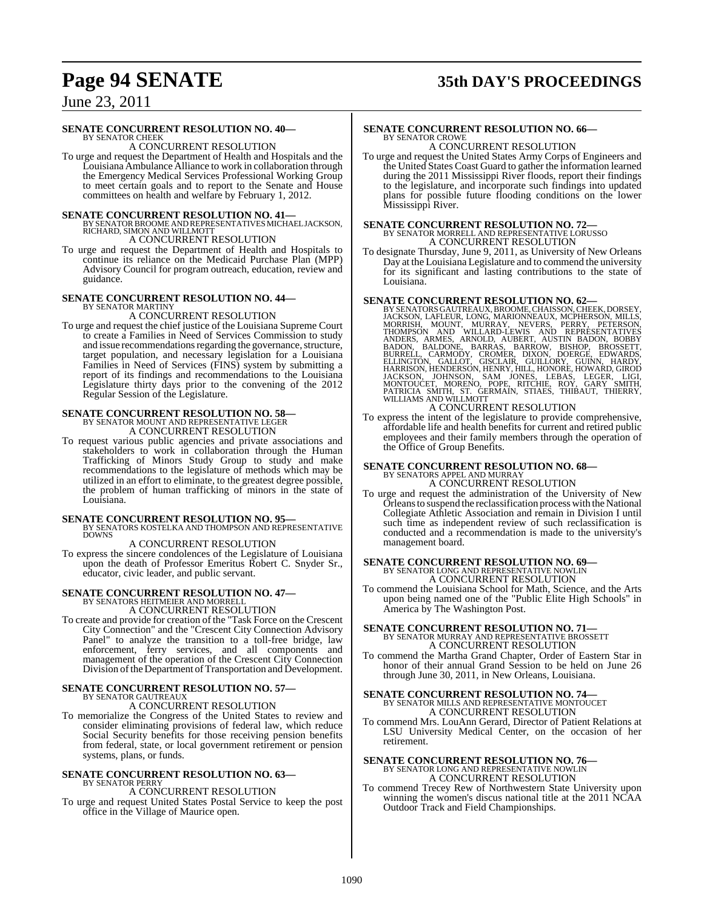**SENATE CONCURRENT RESOLUTION NO. 40—**
BY SENATOR CHEEK
A CONCURRENT RESOLUTION

To urge and request the Department of Health and Hospitals and the Louisiana Ambulance Alliance to work in collaboration through the Emergency Medical Services Professional Working Group to meet certain goals and to report to the Senate and House committees on health and welfare by February 1, 2012.

**SENATE CONCURRENT RESOLUTION NO. 41—**
BY SENATOR BROOME AND REPRESENTATIVES MICHAEL JACKSON, RICHARD, SIMON AND WILLMOTT
A CONCURRENT RESOLUTION

To urge and request the Department of Health and Hospitals to continue its reliance on the Medicaid Purchase Plan (MPP) Advisory Council for program outreach, education, review and guidance.

**SENATE CONCURRENT RESOLUTION NO. 44—**
BY SENATOR MARTINY
A CONCURRENT RESOLUTION

To urge and request the chief justice of the Louisiana Supreme Court to create a Families in Need of Services Commission to study and issue recommendations regarding the governance, structure, target population, and necessary legislation for a Louisiana Families in Need of Services (FINS) system by submitting a report of its findings and recommendations to the Louisiana Legislature thirty days prior to the convening of the 2012 Regular Session of the Legislature.

**SENATE CONCURRENT RESOLUTION NO. 58—**
BY SENATOR MOUNT AND REPRESENTATIVE LEGER
A CONCURRENT RESOLUTION

To request various public agencies and private associations and stakeholders to work in collaboration through the Human Trafficking of Minors Study Group to study and make recommendations to the legislature of methods which may be utilized in an effort to eliminate, to the greatest degree possible, the problem of human trafficking of minors in the state of Louisiana.

**SENATE CONCURRENT RESOLUTION NO. 95—**
BY SENATORS KOSTELKA AND THOMPSON AND REPRESENTATIVE DOWNS
A CONCURRENT RESOLUTION

To express the sincere condolences of the Legislature of Louisiana upon the death of Professor Emeritus Robert C. Snyder Sr., educator, civic leader, and public servant.

**SENATE CONCURRENT RESOLUTION NO. 47—**
BY SENATORS HEITMEIER AND MORRELL
A CONCURRENT RESOLUTION

To create and provide for creation of the "Task Force on the Crescent City Connection" and the "Crescent City Connection Advisory Panel" to analyze the transition to a toll-free bridge, law enforcement, ferry services, and all components and management of the operation of the Crescent City Connection Division of the Department of Transportation and Development.

**SENATE CONCURRENT RESOLUTION NO. 57—**
BY SENATOR GAUTREAUX
A CONCURRENT RESOLUTION

To memorialize the Congress of the United States to review and consider eliminating provisions of federal law, which reduce Social Security benefits for those receiving pension benefits from federal, state, or local government retirement or pension systems, plans, or funds.

**SENATE CONCURRENT RESOLUTION NO. 63—**
BY SENATOR PERRY
A CONCURRENT RESOLUTION

To urge and request United States Postal Service to keep the post office in the Village of Maurice open.

**SENATE CONCURRENT RESOLUTION NO. 66—**
BY SENATOR CROWE
A CONCURRENT RESOLUTION

To urge and request the United States Army Corps of Engineers and the United States Coast Guard to gather the information learned during the 2011 Mississippi River floods, report their findings to the legislature, and incorporate such findings into updated plans for possible future flooding conditions on the lower Mississippi River.

**SENATE CONCURRENT RESOLUTION NO. 72—**
BY SENATOR MORRELL AND REPRESENTATIVE LORUSSO
A CONCURRENT RESOLUTION

To designate Thursday, June 9, 2011, as University of New Orleans Day at the Louisiana Legislature and to commend the university for its significant and lasting contributions to the state of Louisiana.

**SENATE CONCURRENT RESOLUTION NO. 62—**
BY SENATORS GAUTREAUX, BROOME, CHAISSON, CHEEK, DORSEY, JACKSON, LAFLEUR, LONG, MARIONNEAUX, MCPHERSON, MILLS, MORRISH, MOUNT, MURRAY, NEVERS, PERRY, PETERSON, THOMPSON AND WILLARD-LEWIS AND REPRESENTATIVES ANDERS, ARMES, ARNOLD, AUBERT, AUSTIN BADON, BOBBY BADON, BALDONE, BARRAS, BARROW, BISHOP, BROSSETT, BURRELL, CARMODY, CROMER, DIXON, DOERGE, EDWARDS, ELLINGTON, GALLOT, GISCLAIR, GUILLORY, GUINN, HARDY, HARRISON, HENDERSON, HENRY, HILL, HONORE, HOWARD, GIROD JACKSON, JOHNSON, SAM JONES, LEBAS, LEGER, LIGI, MONTOUCET, MORENO, POPE, RITCHIE, ROY, GARY SMITH, PATRICIA SMITH, ST. GERMAIN, STIAES, THIBAUT, THIERRY, WILLIAMS AND WILLMOTT
A CONCURRENT RESOLUTION

To express the intent of the legislature to provide comprehensive, affordable life and health benefits for current and retired public employees and their family members through the operation of the Office of Group Benefits.

**SENATE CONCURRENT RESOLUTION NO. 68—**
BY SENATORS APPEL AND MURRAY
A CONCURRENT RESOLUTION

To urge and request the administration of the University of New Orleans to suspend the reclassification process with the National Collegiate Athletic Association and remain in Division I until such time as independent review of such reclassification is conducted and a recommendation is made to the university's management board.

**SENATE CONCURRENT RESOLUTION NO. 69—**
BY SENATOR LONG AND REPRESENTATIVE NOWLIN
A CONCURRENT RESOLUTION

To commend the Louisiana School for Math, Science, and the Arts upon being named one of the "Public Elite High Schools" in America by The Washington Post.

**SENATE CONCURRENT RESOLUTION NO. 71—**
BY SENATOR MURRAY AND REPRESENTATIVE BROSSETT
A CONCURRENT RESOLUTION

To commend the Martha Grand Chapter, Order of Eastern Star in honor of their annual Grand Session to be held on June 26 through June 30, 2011, in New Orleans, Louisiana.

**SENATE CONCURRENT RESOLUTION NO. 74—**
BY SENATOR MILLS AND REPRESENTATIVE MONTOUCET
A CONCURRENT RESOLUTION

To commend Mrs. LouAnn Gerard, Director of Patient Relations at LSU University Medical Center, on the occasion of her retirement.

**SENATE CONCURRENT RESOLUTION NO. 76—**
BY SENATOR LONG AND REPRESENTATIVE NOWLIN
A CONCURRENT RESOLUTION

To commend Trecey Rew of Northwestern State University upon winning the women's discus national title at the 2011 NCAA Outdoor Track and Field Championships.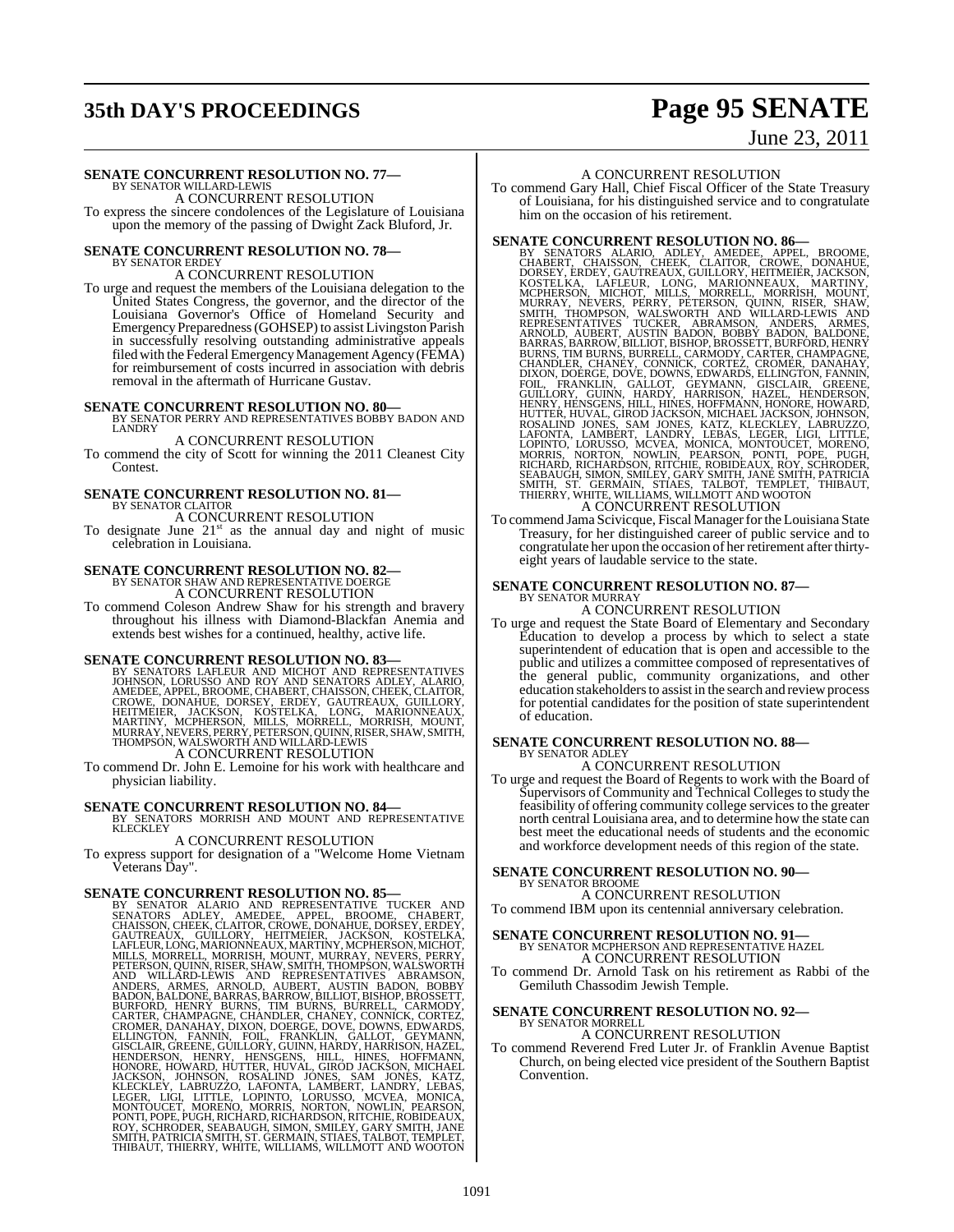**SENATE CONCURRENT RESOLUTION NO. 77—**
BY SENATOR WILLARD-LEWIS

A CONCURRENT RESOLUTION

To express the sincere condolences of the Legislature of Louisiana upon the memory of the passing of Dwight Zack Bluford, Jr.

**SENATE CONCURRENT RESOLUTION NO. 78—**
BY SENATOR ERDEY

A CONCURRENT RESOLUTION

To urge and request the members of the Louisiana delegation to the United States Congress, the governor, and the director of the Louisiana Governor's Office of Homeland Security and Emergency Preparedness (GOHSEP) to assist Livingston Parish in successfully resolving outstanding administrative appeals filed with the Federal Emergency Management Agency (FEMA) for reimbursement of costs incurred in association with debris removal in the aftermath of Hurricane Gustav.

**SENATE CONCURRENT RESOLUTION NO. 80—**
BY SENATOR PERRY AND REPRESENTATIVES BOBBY BADON AND LANDRY

A CONCURRENT RESOLUTION

To commend the city of Scott for winning the 2011 Cleanest City Contest.

**SENATE CONCURRENT RESOLUTION NO. 81—**
BY SENATOR CLAITOR

A CONCURRENT RESOLUTION

To designate June 21st as the annual day and night of music celebration in Louisiana.

**SENATE CONCURRENT RESOLUTION NO. 82—**
BY SENATOR SHAW AND REPRESENTATIVE DOERGE

A CONCURRENT RESOLUTION

To commend Coleson Andrew Shaw for his strength and bravery throughout his illness with Diamond-Blackfan Anemia and extends best wishes for a continued, healthy, active life.

**SENATE CONCURRENT RESOLUTION NO. 83—**
BY SENATORS LAFLEUR AND MICHOT AND REPRESENTATIVES JOHNSON, LORUSSO AND ROY AND SENATORS ADLEY, ALARIO, AMEDEE, APPEL, BROOME, CHABERT, CHAISSON, CHEEK, CLAITOR, CROWE, DONAHUE, DORSEY, ERDEY, GAUTREAUX, GUILLORY, HEITMEIER, JACKSON, KOSTELKA, LONG, MARIONNEAUX, MARTINY, MCPHERSON, MILLS, MORRELL, MORRISH, MOUNT, MURRAY, NEVERS, PERRY, PETERSON, QUINN, RISER, SHAW, SMITH, THOMPSON, WALSWORTH AND WILLARD-LEWIS

A CONCURRENT RESOLUTION

To commend Dr. John E. Lemoine for his work with healthcare and physician liability.

**SENATE CONCURRENT RESOLUTION NO. 84—**
BY SENATORS MORRISH AND MOUNT AND REPRESENTATIVE KLECKLEY

A CONCURRENT RESOLUTION

To express support for designation of a "Welcome Home Vietnam Veterans Day".

**SENATE CONCURRENT RESOLUTION NO. 85—**
BY SENATOR ALARIO AND REPRESENTATIVE TUCKER AND SENATORS ADLEY, AMEDEE, APPEL, BROOME, CHABERT, CHAISSON, CHEEK, CLAITOR, CROWE, DONAHUE, DORSEY, ERDEY, GAUTREAUX, GUILLORY, HEITMEIER, JACKSON, KOSTELKA, LAFLEUR, LONG, MARIONNEAUX, MARTINY, MCPHERSON, MICHOT, MILLS, MORRELL, MORRISH, MOUNT, MURRAY, NEVERS, PERRY, PETERSON, QUINN, RISER, SHAW, SMITH, THOMPSON, WALSWORTH AND WILLARD-LEWIS AND REPRESENTATIVES ABRAMSON, ANDERS, ARMES, ARNOLD, AUBERT, AUSTIN BADON, BOBBY BADON, BALDONE, BARRAS, BARROW, BILLIOT, BISHOP, BROSSETT, BURFORD, HENRY BURNS, TIM BURNS, BURRELL, CARMODY, CARTER, CHAMPAGNE, CHANDLER, CHANEY, CONNICK, CORTEZ, CROMER, DANAHAY, DIXON, DOERGE, DOVE, DOWNS, EDWARDS, ELLINGTON, FANNIN, FOIL, FRANKLIN, GALLOT, GEYMANN, GISCLAIR, GREENE, GUILLORY, GUINN, HARDY, HARRISON, HAZEL, HENDERSON, HENRY, HENSGENS, HILL, HINES, HOFFMANN, HONORE, HOWARD, HUTTER, HUVAL, GIROD JACKSON, MICHAEL JACKSON, JOHNSON, ROSALIND JONES, SAM JONES, KATZ, KLECKLEY, LABRUZZO, LAFONTA, LAMBERT, LANDRY, LEBAS, LEGER, LIGI, LITTLE, LOPINTO, LORUSSO, MCVEA, MONICA, MONTOUCET, MORENO, MORRIS, NORTON, NOWLIN, PEARSON, PONTI, POPE, PUGH, RICHARD, RICHARDSON, RITCHIE, ROBIDEAUX, ROY, SCHRODER, SEABAUGH, SIMON, SMILEY, GARY SMITH, JANE SMITH, PATRICIA SMITH, ST. GERMAIN, STIAES, TALBOT, TEMPLET, THIBAUT, THIERRY, WHITE, WILLIAMS, WILLMOTT AND WOOTON

A CONCURRENT RESOLUTION

To commend Gary Hall, Chief Fiscal Officer of the State Treasury of Louisiana, for his distinguished service and to congratulate him on the occasion of his retirement.

**SENATE CONCURRENT RESOLUTION NO. 86—**
BY SENATORS ALARIO, ADLEY, AMEDEE, APPEL, BROOME, CHABERT, CHAISSON, CHEEK, CLAITOR, CROWE, DONAHUE, DORSEY, ERDEY, GAUTREAUX, GUILLORY, HEITMEIER, JACKSON, KOSTELKA, LAFLEUR, LONG, MARIONNEAUX, MARTINY, MCPHERSON, MICHOT, MILLS, MORRELL, MORRISH, MOUNT, MURRAY, NEVERS, PERRY, PETERSON, QUINN, RISER, SHAW, SMITH, THOMPSON, WALSWORTH AND WILLARD-LEWIS AND REPRESENTATIVES TUCKER, ABRAMSON, ANDERS, ARMES, ARNOLD, AUBERT, AUSTIN BADON, BOBBY BADON, BALDONE, BARRAS, BARROW, BILLIOT, BISHOP, BROSSETT, BURFORD, HENRY BURNS, TIM BURNS, BURRELL, CARMODY, CARTER, CHAMPAGNE, CHANDLER, CHANEY, CONNICK, CORTEZ, CROMER, DANAHAY, DIXON, DOERGE, DOVE, DOWNS, EDWARDS, ELLINGTON, FANNIN, FOIL, FRANKLIN, GALLOT, GEYMANN, GISCLAIR, GREENE, GUILLORY, GUINN, HARDY, HARRISON, HAZEL, HENDERSON, HENRY, HENSGENS, HILL, HINES, HOFFMANN, HONORE, HOWARD, HUTTER, HUVAL, GIROD JACKSON, MICHAEL JACKSON, JOHNSON, ROSALIND JONES, SAM JONES, KATZ, KLECKLEY, LABRUZZO, LAFONTA, LAMBERT, LANDRY, LEBAS, LEGER, LIGI, LITTLE, LOPINTO, LORUSSO, MCVEA, MONICA, MONTOUCET, MORENO, MORRIS, NORTON, NOWLIN, PEARSON, PONTI, POPE, PUGH, RICHARD, RICHARDSON, RITCHIE, ROBIDEAUX, ROY, SCHRODER, SEABAUGH, SIMON, SMILEY, GARY SMITH, JANE SMITH, PATRICIA SMITH, ST. GERMAIN, STIAES, TALBOT, TEMPLET, THIBAUT, THIERRY, WHITE, WILLIAMS, WILLMOTT AND WOOTON

A CONCURRENT RESOLUTION

To commend Jama Scivicque, Fiscal Manager for the Louisiana State Treasury, for her distinguished career of public service and to congratulate her upon the occasion of her retirement after thirty-eight years of laudable service to the state.

**SENATE CONCURRENT RESOLUTION NO. 87—**
BY SENATOR MURRAY

A CONCURRENT RESOLUTION

To urge and request the State Board of Elementary and Secondary Education to develop a process by which to select a state superintendent of education that is open and accessible to the public and utilizes a committee composed of representatives of the general public, community organizations, and other education stakeholders to assist in the search and review process for potential candidates for the position of state superintendent of education.

**SENATE CONCURRENT RESOLUTION NO. 88—**
BY SENATOR ADLEY

A CONCURRENT RESOLUTION

To urge and request the Board of Regents to work with the Board of Supervisors of Community and Technical Colleges to study the feasibility of offering community college services to the greater north central Louisiana area, and to determine how the state can best meet the educational needs of students and the economic and workforce development needs of this region of the state.

**SENATE CONCURRENT RESOLUTION NO. 90—**
BY SENATOR BROOME

A CONCURRENT RESOLUTION

To commend IBM upon its centennial anniversary celebration.

**SENATE CONCURRENT RESOLUTION NO. 91—**
BY SENATOR MCPHERSON AND REPRESENTATIVE HAZEL

A CONCURRENT RESOLUTION

To commend Dr. Arnold Task on his retirement as Rabbi of the Gemiluth Chassodim Jewish Temple.

**SENATE CONCURRENT RESOLUTION NO. 92—**
BY SENATOR MORRELL

A CONCURRENT RESOLUTION

To commend Reverend Fred Luter Jr. of Franklin Avenue Baptist Church, on being elected vice president of the Southern Baptist Convention.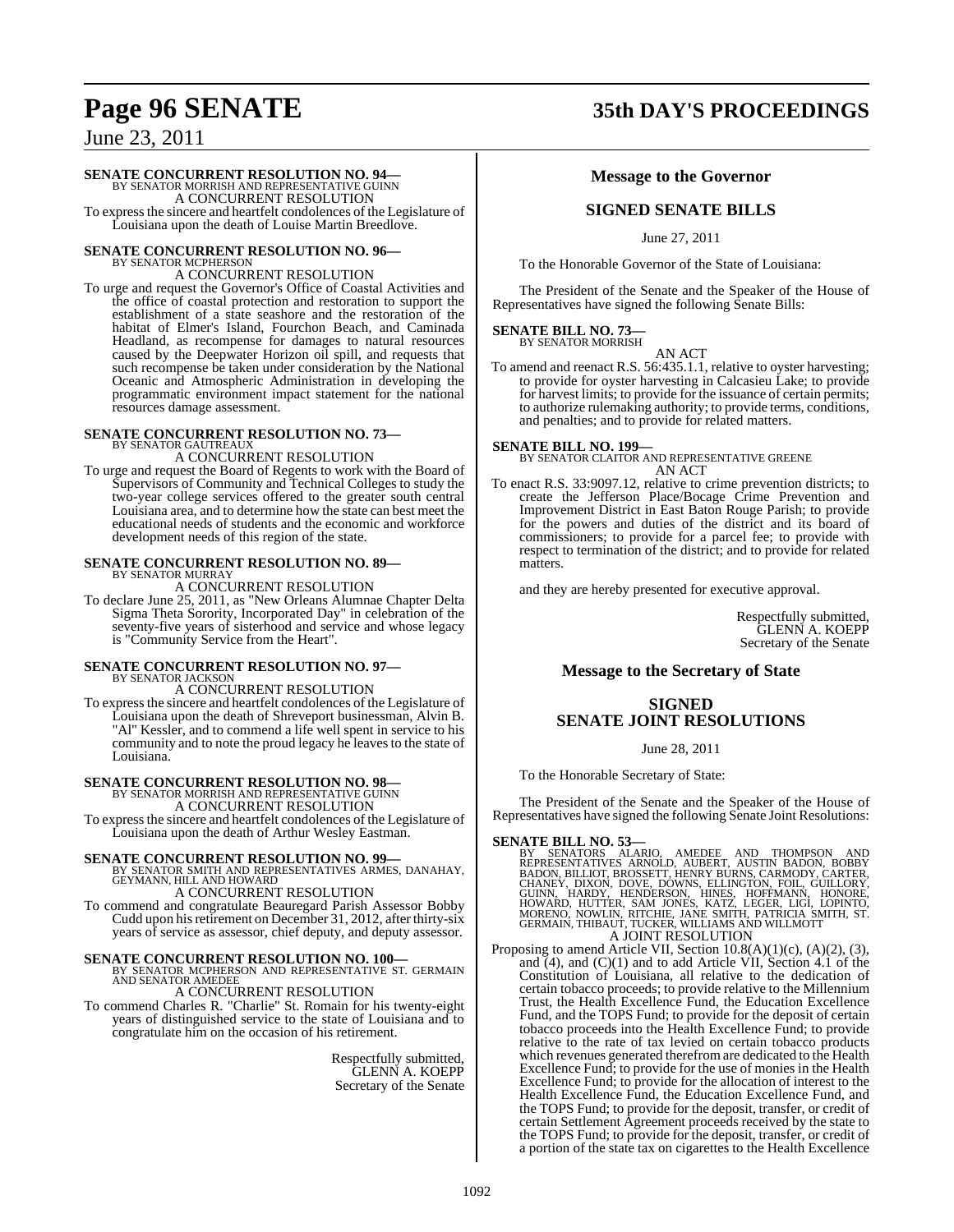**SENATE CONCURRENT RESOLUTION NO. 94—**
BY SENATOR MORRISH AND REPRESENTATIVE GUINN
A CONCURRENT RESOLUTION

To express the sincere and heartfelt condolences of the Legislature of Louisiana upon the death of Louise Martin Breedlove.

**SENATE CONCURRENT RESOLUTION NO. 96—**
BY SENATOR MCPHERSON
A CONCURRENT RESOLUTION

To urge and request the Governor's Office of Coastal Activities and the office of coastal protection and restoration to support the establishment of a state seashore and the restoration of the habitat of Elmer's Island, Fourchon Beach, and Caminada Headland, as recompense for damages to natural resources caused by the Deepwater Horizon oil spill, and requests that such recompense be taken under consideration by the National Oceanic and Atmospheric Administration in developing the programmatic environment impact statement for the national resources damage assessment.

**SENATE CONCURRENT RESOLUTION NO. 73—**
BY SENATOR GAUTREAUX
A CONCURRENT RESOLUTION

To urge and request the Board of Regents to work with the Board of Supervisors of Community and Technical Colleges to study the two-year college services offered to the greater south central Louisiana area, and to determine how the state can best meet the educational needs of students and the economic and workforce development needs of this region of the state.

**SENATE CONCURRENT RESOLUTION NO. 89—**
BY SENATOR MURRAY
A CONCURRENT RESOLUTION

To declare June 25, 2011, as "New Orleans Alumnae Chapter Delta Sigma Theta Sorority, Incorporated Day" in celebration of the seventy-five years of sisterhood and service and whose legacy is "Community Service from the Heart".

**SENATE CONCURRENT RESOLUTION NO. 97—**
BY SENATOR JACKSON
A CONCURRENT RESOLUTION

To express the sincere and heartfelt condolences of the Legislature of Louisiana upon the death of Shreveport businessman, Alvin B. "Al" Kessler, and to commend a life well spent in service to his community and to note the proud legacy he leaves to the state of Louisiana.

**SENATE CONCURRENT RESOLUTION NO. 98—**
BY SENATOR MORRISH AND REPRESENTATIVE GUINN
A CONCURRENT RESOLUTION

To express the sincere and heartfelt condolences of the Legislature of Louisiana upon the death of Arthur Wesley Eastman.

**SENATE CONCURRENT RESOLUTION NO. 99—**
BY SENATOR SMITH AND REPRESENTATIVES ARMES, DANAHAY, GEYMANN, HILL AND HOWARD
A CONCURRENT RESOLUTION

To commend and congratulate Beauregard Parish Assessor Bobby Cudd upon his retirement on December 31, 2012, after thirty-six years of service as assessor, chief deputy, and deputy assessor.

**SENATE CONCURRENT RESOLUTION NO. 100—**
BY SENATOR MCPHERSON AND REPRESENTATIVE ST. GERMAIN AND SENATOR AMEDEE
A CONCURRENT RESOLUTION

To commend Charles R. "Charlie" St. Romain for his twenty-eight years of distinguished service to the state of Louisiana and to congratulate him on the occasion of his retirement.

Respectfully submitted,
GLENN A. KOEPP
Secretary of the Senate

## Message to the Governor

## SIGNED SENATE BILLS

June 27, 2011

To the Honorable Governor of the State of Louisiana:

The President of the Senate and the Speaker of the House of Representatives have signed the following Senate Bills:

**SENATE BILL NO. 73—**
BY SENATOR MORRISH
AN ACT

To amend and reenact R.S. 56:435.1.1, relative to oyster harvesting; to provide for oyster harvesting in Calcasieu Lake; to provide for harvest limits; to provide for the issuance of certain permits; to authorize rulemaking authority; to provide terms, conditions, and penalties; and to provide for related matters.

**SENATE BILL NO. 199—**
BY SENATOR CLAITOR AND REPRESENTATIVE GREENE
AN ACT

To enact R.S. 33:9097.12, relative to crime prevention districts; to create the Jefferson Place/Bocage Crime Prevention and Improvement District in East Baton Rouge Parish; to provide for the powers and duties of the district and its board of commissioners; to provide for a parcel fee; to provide with respect to termination of the district; and to provide for related matters.

and they are hereby presented for executive approval.

Respectfully submitted,
GLENN A. KOEPP
Secretary of the Senate

## Message to the Secretary of State

## SIGNED SENATE JOINT RESOLUTIONS

June 28, 2011

To the Honorable Secretary of State:

The President of the Senate and the Speaker of the House of Representatives have signed the following Senate Joint Resolutions:

**SENATE BILL NO. 53—**
BY SENATORS ALARIO, AMEDEE AND THOMPSON AND REPRESENTATIVES ARNOLD, AUBERT, AUSTIN BADON, BOBBY BADON, BILLIOT, BROSSETT, HENRY BURNS, CARMODY, CARTER, CHANEY, DIXON, DOVE, DOWNS, ELLINGTON, FOIL, GUILLORY, GUINN, HARDY, HENDERSON, HINES, HOFFMANN, HONORE, HOWARD, HUTTER, SAM JONES, KATZ, LEGER, LIGI, LOPINTO, MORENO, NOWLIN, RITCHIE, JANE SMITH, PATRICIA SMITH, ST. GERMAIN, THIBAUT, TUCKER, WILLIAMS AND WILLMOTT
A JOINT RESOLUTION

Proposing to amend Article VII, Section 10.8(A)(1)(c), (A)(2), (3), and (4), and (C)(1) and to add Article VII, Section 4.1 of the Constitution of Louisiana, all relative to the dedication of certain tobacco proceeds; to provide relative to the Millennium Trust, the Health Excellence Fund, the Education Excellence Fund, and the TOPS Fund; to provide for the deposit of certain tobacco proceeds into the Health Excellence Fund; to provide relative to the rate of tax levied on certain tobacco products which revenues generated therefrom are dedicated to the Health Excellence Fund; to provide for the use of monies in the Health Excellence Fund; to provide for the allocation of interest to the Health Excellence Fund, the Education Excellence Fund, and the TOPS Fund; to provide for the deposit, transfer, or credit of certain Settlement Agreement proceeds received by the state to the TOPS Fund; to provide for the deposit, transfer, or credit of a portion of the state tax on cigarettes to the Health Excellence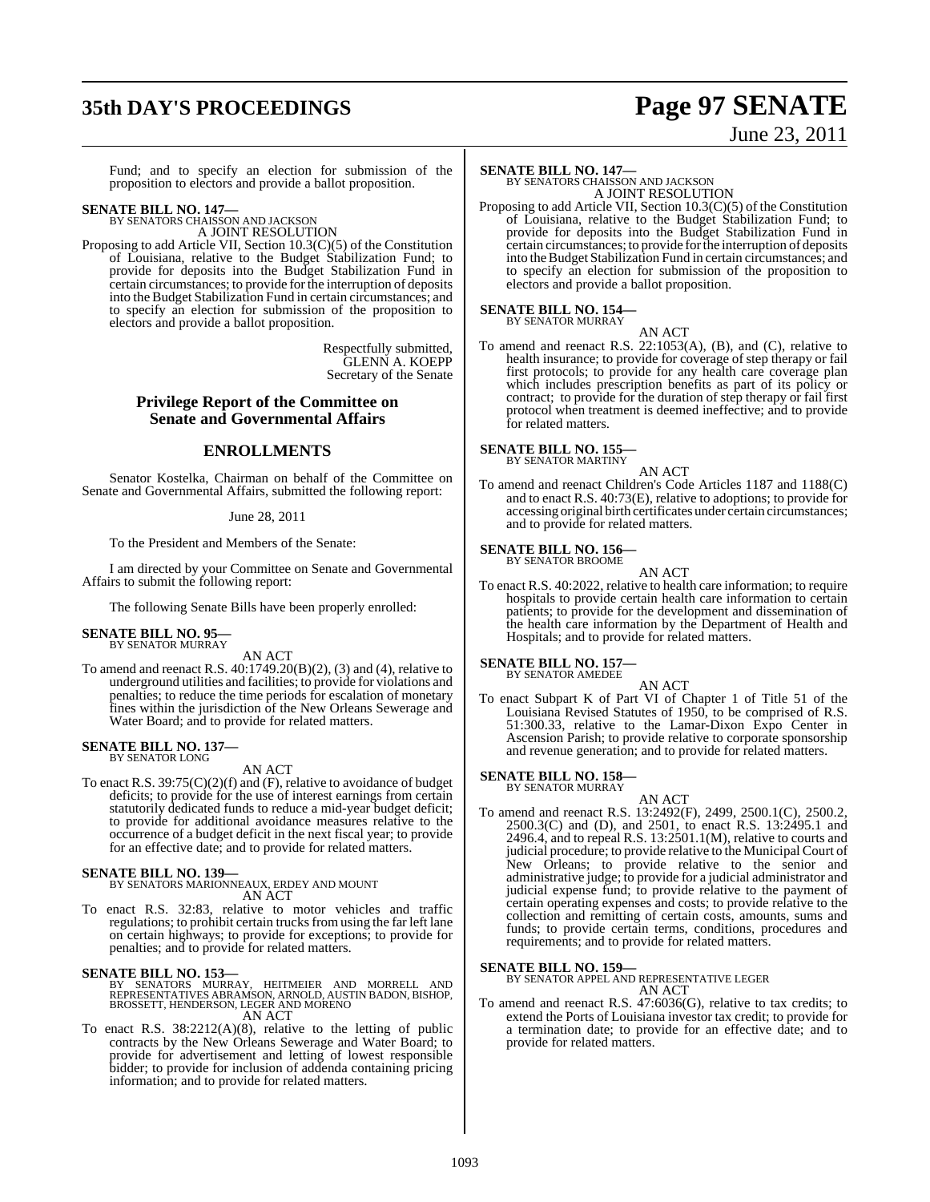Fund; and to specify an election for submission of the proposition to electors and provide a ballot proposition.

**SENATE BILL NO. 147—**
BY SENATORS CHAISSON AND JACKSON
A JOINT RESOLUTION

Proposing to add Article VII, Section 10.3(C)(5) of the Constitution of Louisiana, relative to the Budget Stabilization Fund; to provide for deposits into the Budget Stabilization Fund in certain circumstances; to provide for the interruption of deposits into the Budget Stabilization Fund in certain circumstances; and to specify an election for submission of the proposition to electors and provide a ballot proposition.

Respectfully submitted,
GLENN A. KOEPP
Secretary of the Senate

## Privilege Report of the Committee on Senate and Governmental Affairs

## ENROLLMENTS

Senator Kostelka, Chairman on behalf of the Committee on Senate and Governmental Affairs, submitted the following report:

June 28, 2011

To the President and Members of the Senate:

I am directed by your Committee on Senate and Governmental Affairs to submit the following report:

The following Senate Bills have been properly enrolled:

**SENATE BILL NO. 95—**
BY SENATOR MURRAY
AN ACT

To amend and reenact R.S. 40:1749.20(B)(2), (3) and (4), relative to underground utilities and facilities; to provide for violations and penalties; to reduce the time periods for escalation of monetary fines within the jurisdiction of the New Orleans Sewerage and Water Board; and to provide for related matters.

**SENATE BILL NO. 137—**
BY SENATOR LONG
AN ACT

To enact R.S. 39:75(C)(2)(f) and (F), relative to avoidance of budget deficits; to provide for the use of interest earnings from certain statutorily dedicated funds to reduce a mid-year budget deficit; to provide for additional avoidance measures relative to the occurrence of a budget deficit in the next fiscal year; to provide for an effective date; and to provide for related matters.

**SENATE BILL NO. 139—**
BY SENATORS MARIONNEAUX, ERDEY AND MOUNT
AN ACT

To enact R.S. 32:83, relative to motor vehicles and traffic regulations; to prohibit certain trucks from using the far left lane on certain highways; to provide for exceptions; to provide for penalties; and to provide for related matters.

**SENATE BILL NO. 153—**
BY SENATORS MURRAY, HEITMEIER AND MORRELL AND REPRESENTATIVES ABRAMSON, ARNOLD, AUSTIN BADON, BISHOP, BROSSETT, HENDERSON, LEGER AND MORENO
AN ACT

To enact R.S. 38:2212(A)(8), relative to the letting of public contracts by the New Orleans Sewerage and Water Board; to provide for advertisement and letting of lowest responsible bidder; to provide for inclusion of addenda containing pricing information; and to provide for related matters.

**SENATE BILL NO. 147—**
BY SENATORS CHAISSON AND JACKSON
A JOINT RESOLUTION

Proposing to add Article VII, Section 10.3(C)(5) of the Constitution of Louisiana, relative to the Budget Stabilization Fund; to provide for deposits into the Budget Stabilization Fund in certain circumstances; to provide for the interruption of deposits into the Budget Stabilization Fund in certain circumstances; and to specify an election for submission of the proposition to electors and provide a ballot proposition.

**SENATE BILL NO. 154—**
BY SENATOR MURRAY
AN ACT

To amend and reenact R.S. 22:1053(A), (B), and (C), relative to health insurance; to provide for coverage of step therapy or fail first protocols; to provide for any health care coverage plan which includes prescription benefits as part of its policy or contract; to provide for the duration of step therapy or fail first protocol when treatment is deemed ineffective; and to provide for related matters.

**SENATE BILL NO. 155—**
BY SENATOR MARTINY
AN ACT

To amend and reenact Children's Code Articles 1187 and 1188(C) and to enact R.S. 40:73(E), relative to adoptions; to provide for accessing original birth certificates under certain circumstances; and to provide for related matters.

**SENATE BILL NO. 156—**
BY SENATOR BROOME
AN ACT

To enact R.S. 40:2022, relative to health care information; to require hospitals to provide certain health care information to certain patients; to provide for the development and dissemination of the health care information by the Department of Health and Hospitals; and to provide for related matters.

**SENATE BILL NO. 157—**
BY SENATOR AMEDEE
AN ACT

To enact Subpart K of Part VI of Chapter 1 of Title 51 of the Louisiana Revised Statutes of 1950, to be comprised of R.S. 51:300.33, relative to the Lamar-Dixon Expo Center in Ascension Parish; to provide relative to corporate sponsorship and revenue generation; and to provide for related matters.

**SENATE BILL NO. 158—**
BY SENATOR MURRAY
AN ACT

To amend and reenact R.S. 13:2492(F), 2499, 2500.1(C), 2500.2, 2500.3(C) and (D), and 2501, to enact R.S. 13:2495.1 and 2496.4, and to repeal R.S. 13:2501.1(M), relative to courts and judicial procedure; to provide relative to the Municipal Court of New Orleans; to provide relative to the senior and administrative judge; to provide for a judicial administrator and judicial expense fund; to provide relative to the payment of certain operating expenses and costs; to provide relative to the collection and remitting of certain costs, amounts, sums and funds; to provide certain terms, conditions, procedures and requirements; and to provide for related matters.

**SENATE BILL NO. 159—**
BY SENATOR APPEL AND REPRESENTATIVE LEGER
AN ACT

To amend and reenact R.S. 47:6036(G), relative to tax credits; to extend the Ports of Louisiana investor tax credit; to provide for a termination date; to provide for an effective date; and to provide for related matters.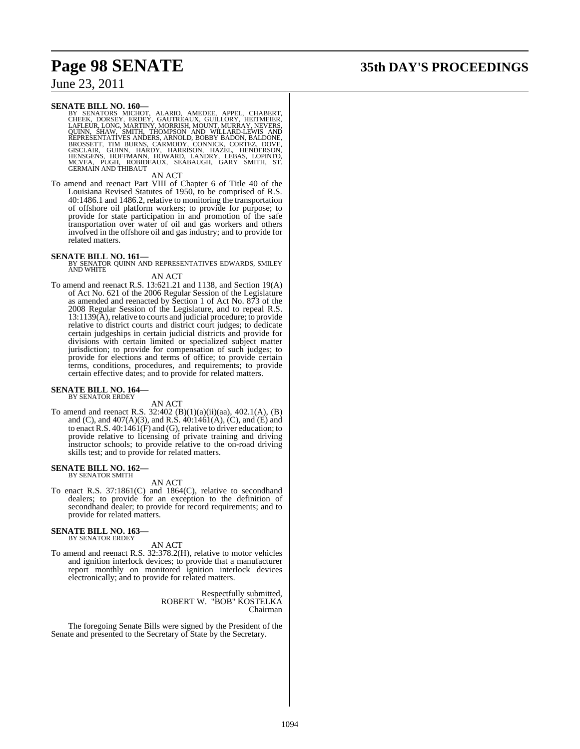**SENATE BILL NO. 160—**
BY SENATORS MICHOT, ALARIO, AMEDEE, APPEL, CHABERT, CHEEK, DORSEY, ERDEY, GAUTREAUX, GUILLORY, HEITMEIER, LAFLEUR, LONG, MARTINY, MORRISH, MOUNT, MURRAY, NEVERS, QUINN, SHAW, SMITH, THOMPSON AND WILLARD-LEWIS AND REPRESENTATIVES ANDERS, ARNOLD, BOBBY BADON, BALDONE, BROSSETT, TIM BURNS, CARMODY, CONNICK, CORTEZ, DOVE, GISCLAIR, GUINN, HARDY, HARRISON, HAZEL, HENDERSON, HENSGENS, HOFFMANN, HOWARD, LANDRY, LEBAS, LOPINTO, MCVEA, PUGH, ROBIDEAUX, SEABAUGH, GARY SMITH, ST. GERMAIN AND THIBAUT

AN ACT

To amend and reenact Part VIII of Chapter 6 of Title 40 of the Louisiana Revised Statutes of 1950, to be comprised of R.S. 40:1486.1 and 1486.2, relative to monitoring the transportation of offshore oil platform workers; to provide for purpose; to provide for state participation in and promotion of the safe transportation over water of oil and gas workers and others involved in the offshore oil and gas industry; and to provide for related matters.

**SENATE BILL NO. 161—**
BY SENATOR QUINN AND REPRESENTATIVES EDWARDS, SMILEY AND WHITE

AN ACT

To amend and reenact R.S. 13:621.21 and 1138, and Section 19(A) of Act No. 621 of the 2006 Regular Session of the Legislature as amended and reenacted by Section 1 of Act No. 873 of the 2008 Regular Session of the Legislature, and to repeal R.S. 13:1139(A), relative to courts and judicial procedure; to provide relative to district courts and district court judges; to dedicate certain judgeships in certain judicial districts and provide for divisions with certain limited or specialized subject matter jurisdiction; to provide for compensation of such judges; to provide for elections and terms of office; to provide certain terms, conditions, procedures, and requirements; to provide certain effective dates; and to provide for related matters.

**SENATE BILL NO. 164—**
BY SENATOR ERDEY

AN ACT

To amend and reenact R.S. 32:402 (B)(1)(a)(ii)(aa), 402.1(A), (B) and (C), and 407(A)(3), and R.S. 40:1461(A), (C), and (E) and to enact R.S. 40:1461(F) and (G), relative to driver education; to provide relative to licensing of private training and driving instructor schools; to provide relative to the on-road driving skills test; and to provide for related matters.

**SENATE BILL NO. 162—**
BY SENATOR SMITH

AN ACT

To enact R.S. 37:1861(C) and 1864(C), relative to secondhand dealers; to provide for an exception to the definition of secondhand dealer; to provide for record requirements; and to provide for related matters.

**SENATE BILL NO. 163—**
BY SENATOR ERDEY

AN ACT

To amend and reenact R.S. 32:378.2(H), relative to motor vehicles and ignition interlock devices; to provide that a manufacturer report monthly on monitored ignition interlock devices electronically; and to provide for related matters.

Respectfully submitted,
ROBERT W. "BOB" KOSTELKA
Chairman

The foregoing Senate Bills were signed by the President of the Senate and presented to the Secretary of State by the Secretary.